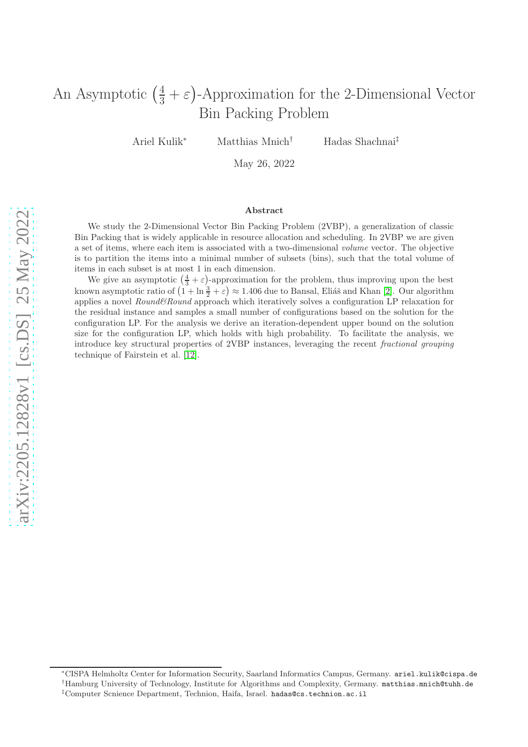# An Asymptotic $\left(\frac{4}{3}+\varepsilon\right)$-Approximation for the 2-Dimensional Vector Bin Packing Problem

Ariel Kulik[*] Matthias Mnich[†] Hadas Shachnai[‡]

May 26, 2022

## Abstract

We study the 2-Dimensional Vector Bin Packing Problem (2VBP), a generalization of classic Bin Packing that is widely applicable in resource allocation and scheduling. In 2VBP we are given a set of items, where each item is associated with a two-dimensional *volume* vector. The objective is to partition the items into a minimal number of subsets (bins), such that the total volume of items in each subset is at most 1 in each dimension.

We give an asymptotic $\left(\frac{4}{3}+\varepsilon\right)$-approximation for the problem, thus improving upon the best known asymptotic ratio of $\left(1+\ln\frac{3}{2}+\varepsilon\right) \approx 1.406$ due to Bansal, Eliáš and Khan [2]. Our algorithm applies a novel *Round&Round* approach which iteratively solves a configuration LP relaxation for the residual instance and samples a small number of configurations based on the solution for the configuration LP. For the analysis we derive an iteration-dependent upper bound on the solution size for the configuration LP, which holds with high probability. To facilitate the analysis, we introduce key structural properties of 2VBP instances, leveraging the recent *fractional grouping* technique of Fairstein et al. [12].

---

[*] CISPA Helmholtz Center for Information Security, Saarland Informatics Campus, Germany. ariel.kulik@cispa.de

[†] Hamburg University of Technology, Institute for Algorithms and Complexity, Germany. matthias.mnich@tuhh.de

[‡] Computer Scnience Department, Technion, Haifa, Israel. hadas@cs.technion.ac.il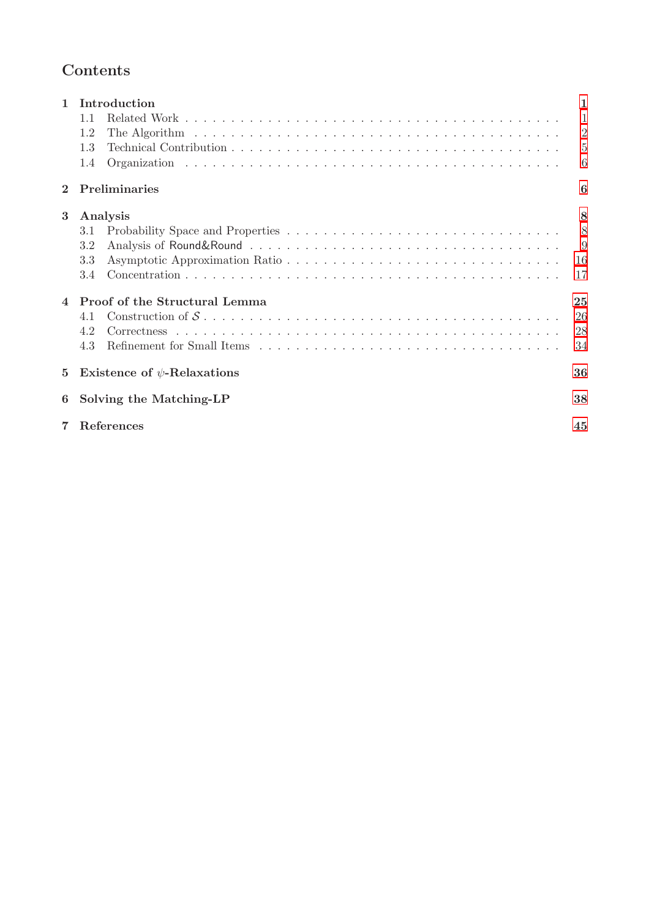# Contents

**1 Introduction** **1**
- 1.1 Related Work . . . . . . . . . . . . . . . . . . . . . . . . . . . . . . . . . . . . . 1
- 1.2 The Algorithm . . . . . . . . . . . . . . . . . . . . . . . . . . . . . . . . . . . . 2
- 1.3 Technical Contribution . . . . . . . . . . . . . . . . . . . . . . . . . . . . . . . . 5
- 1.4 Organization . . . . . . . . . . . . . . . . . . . . . . . . . . . . . . . . . . . . . 6

**2 Preliminaries** **6**

**3 Analysis** **8**
- 3.1 Probability Space and Properties . . . . . . . . . . . . . . . . . . . . . . . . . . 8
- 3.2 Analysis of Round&Round . . . . . . . . . . . . . . . . . . . . . . . . . . . . . . 9
- 3.3 Asymptotic Approximation Ratio . . . . . . . . . . . . . . . . . . . . . . . . . . 16
- 3.4 Concentration . . . . . . . . . . . . . . . . . . . . . . . . . . . . . . . . . . . . . 17

**4 Proof of the Structural Lemma** **25**
- 4.1 Construction of $\mathcal{S}$ . . . . . . . . . . . . . . . . . . . . . . . . . . . . . . . . . 26
- 4.2 Correctness . . . . . . . . . . . . . . . . . . . . . . . . . . . . . . . . . . . . . . 28
- 4.3 Refinement for Small Items . . . . . . . . . . . . . . . . . . . . . . . . . . . . . 34

**5 Existence of $\psi$-Relaxations** **36**

**6 Solving the Matching-LP** **38**

**7 References** **45**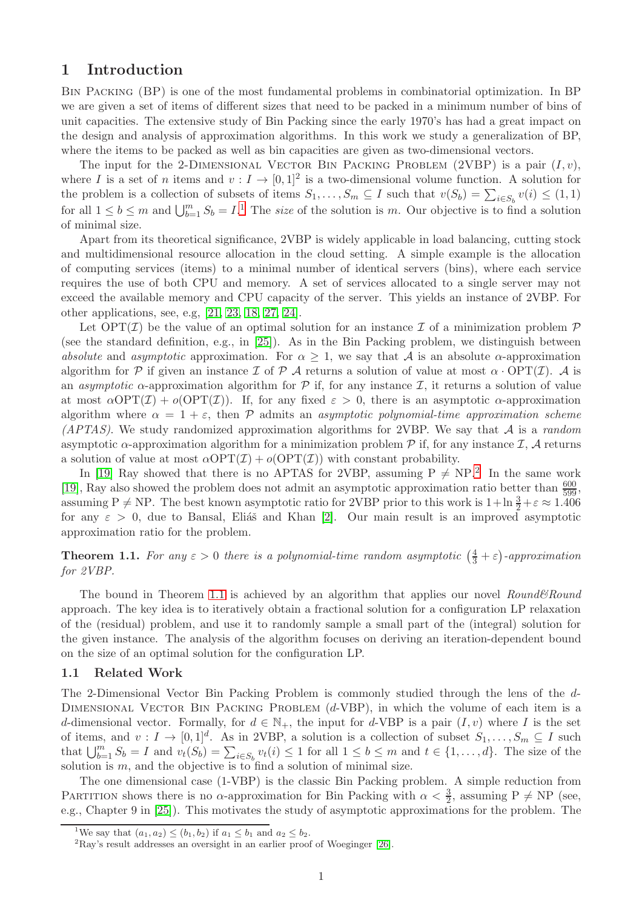# 1 Introduction

Bin Packing (BP) is one of the most fundamental problems in combinatorial optimization. In BP we are given a set of items of different sizes that need to be packed in a minimum number of bins of unit capacities. The extensive study of Bin Packing since the early 1970's has had a great impact on the design and analysis of approximation algorithms. In this work we study a generalization of BP, where the items to be packed as well as bin capacities are given as two-dimensional vectors.

The input for the 2-Dimensional Vector Bin Packing Problem (2VBP) is a pair $(I, v)$, where $I$ is a set of $n$ items and $v : I \to [0,1]^2$ is a two-dimensional volume function. A solution for the problem is a collection of subsets of items $S_1, \ldots, S_m \subseteq I$ such that $v(S_b) = \sum_{i \in S_b} v(i) \leq (1,1)$ for all $1 \leq b \leq m$ and $\bigcup_{b=1}^{m} S_b = I$.[1] The *size* of the solution is $m$. Our objective is to find a solution of minimal size.

Apart from its theoretical significance, 2VBP is widely applicable in load balancing, cutting stock and multidimensional resource allocation in the cloud setting. A simple example is the allocation of computing services (items) to a minimal number of identical servers (bins), where each service requires the use of both CPU and memory. A set of services allocated to a single server may not exceed the available memory and CPU capacity of the server. This yields an instance of 2VBP. For other applications, see, e.g, [21, 23, 18, 27, 24].

Let $\text{OPT}(\mathcal{I})$ be the value of an optimal solution for an instance $\mathcal{I}$ of a minimization problem $\mathcal{P}$ (see the standard definition, e.g., in [25]). As in the Bin Packing problem, we distinguish between *absolute* and *asymptotic* approximation. For $\alpha \geq 1$, we say that $\mathcal{A}$ is an absolute $\alpha$-approximation algorithm for $\mathcal{P}$ if given an instance $\mathcal{I}$ of $\mathcal{P}$ $\mathcal{A}$ returns a solution of value at most $\alpha \cdot \text{OPT}(\mathcal{I})$. $\mathcal{A}$ is an *asymptotic* $\alpha$-approximation algorithm for $\mathcal{P}$ if, for any instance $\mathcal{I}$, it returns a solution of value at most $\alpha\text{OPT}(\mathcal{I}) + o(\text{OPT}(\mathcal{I}))$. If, for any fixed $\varepsilon > 0$, there is an asymptotic $\alpha$-approximation algorithm where $\alpha = 1 + \varepsilon$, then $\mathcal{P}$ admits an *asymptotic polynomial-time approximation scheme (APTAS)*. We study randomized approximation algorithms for 2VBP. We say that $\mathcal{A}$ is a *random* asymptotic $\alpha$-approximation algorithm for a minimization problem $\mathcal{P}$ if, for any instance $\mathcal{I}$, $\mathcal{A}$ returns a solution of value at most $\alpha\text{OPT}(\mathcal{I}) + o(\text{OPT}(\mathcal{I}))$ with constant probability.

In [19] Ray showed that there is no APTAS for 2VBP, assuming P $\neq$ NP.[2] In the same work [19], Ray also showed the problem does not admit an asymptotic approximation ratio better than $\frac{600}{599}$, assuming P $\neq$ NP. The best known asymptotic ratio for 2VBP prior to this work is $1 + \ln\frac{3}{2} + \varepsilon \approx 1.406$ for any $\varepsilon > 0$, due to Bansal, Eliáš and Khan [2]. Our main result is an improved asymptotic approximation ratio for the problem.

**Theorem 1.1.** *For any $\varepsilon > 0$ there is a polynomial-time random asymptotic $\left(\frac{4}{3} + \varepsilon\right)$-approximation for 2VBP.*

The bound in Theorem 1.1 is achieved by an algorithm that applies our novel *Round&Round* approach. The key idea is to iteratively obtain a fractional solution for a configuration LP relaxation of the (residual) problem, and use it to randomly sample a small part of the (integral) solution for the given instance. The analysis of the algorithm focuses on deriving an iteration-dependent bound on the size of an optimal solution for the configuration LP.

## 1.1 Related Work

The 2-Dimensional Vector Bin Packing Problem is commonly studied through the lens of the $d$-Dimensional Vector Bin Packing Problem ($d$-VBP), in which the volume of each item is a $d$-dimensional vector. Formally, for $d \in \mathbb{N}_+$, the input for $d$-VBP is a pair $(I, v)$ where $I$ is the set of items, and $v : I \to [0,1]^d$. As in 2VBP, a solution is a collection of subset $S_1, \ldots, S_m \subseteq I$ such that $\bigcup_{b=1}^{m} S_b = I$ and $v_t(S_b) = \sum_{i \in S_b} v_t(i) \leq 1$ for all $1 \leq b \leq m$ and $t \in \{1, \ldots, d\}$. The size of the solution is $m$, and the objective is to find a solution of minimal size.

The one dimensional case (1-VBP) is the classic Bin Packing problem. A simple reduction from Partition shows there is no $\alpha$-approximation for Bin Packing with $\alpha < \frac{3}{2}$, assuming P $\neq$ NP (see, e.g., Chapter 9 in [25]). This motivates the study of asymptotic approximations for the problem. The

[1] We say that $(a_1, a_2) \leq (b_1, b_2)$ if $a_1 \leq b_1$ and $a_2 \leq b_2$.

[2] Ray's result addresses an oversight in an earlier proof of Woeginger [26].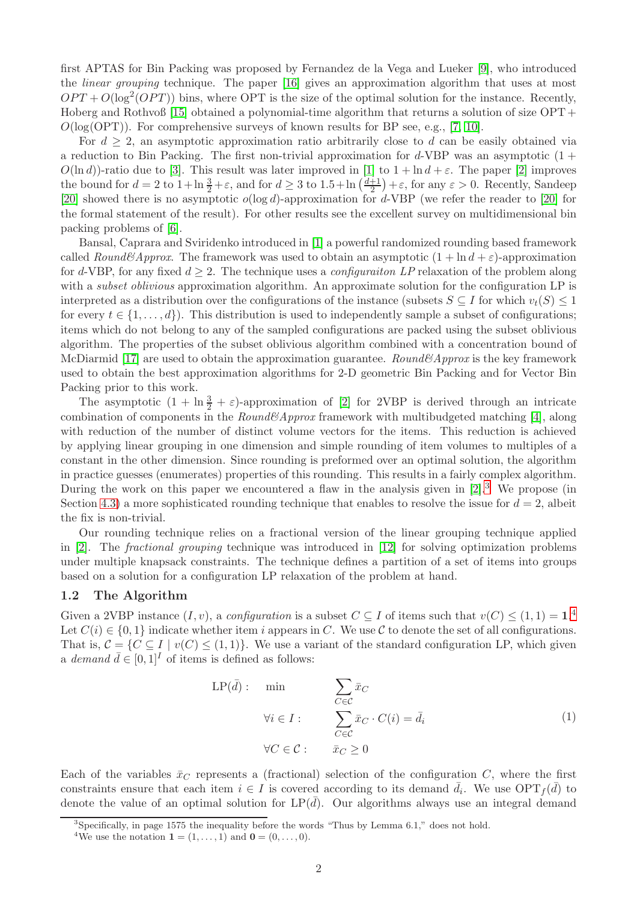first APTAS for Bin Packing was proposed by Fernandez de la Vega and Lueker [9], who introduced the *linear grouping* technique. The paper [16] gives an approximation algorithm that uses at most $OPT + O(\log^2(OPT))$ bins, where OPT is the size of the optimal solution for the instance. Recently, Hoberg and Rothvoß [15] obtained a polynomial-time algorithm that returns a solution of size $\text{OPT} + O(\log(\text{OPT}))$. For comprehensive surveys of known results for BP see, e.g., [7, 10].

For $d \geq 2$, an asymptotic approximation ratio arbitrarily close to $d$ can be easily obtained via a reduction to Bin Packing. The first non-trivial approximation for $d$-VBP was an asymptotic $(1 + O(\ln d))$-ratio due to [3]. This result was later improved in [1] to $1 + \ln d + \varepsilon$. The paper [2] improves the bound for $d = 2$ to $1 + \ln \frac{3}{2} + \varepsilon$, and for $d \geq 3$ to $1.5 + \ln\left(\frac{d+1}{2}\right) + \varepsilon$, for any $\varepsilon > 0$. Recently, Sandeep [20] showed there is no asymptotic $o(\log d)$-approximation for $d$-VBP (we refer the reader to [20] for the formal statement of the result). For other results see the excellent survey on multidimensional bin packing problems of [6].

Bansal, Caprara and Sviridenko introduced in [1] a powerful randomized rounding based framework called *Round&Approx*. The framework was used to obtain an asymptotic $(1 + \ln d + \varepsilon)$-approximation for $d$-VBP, for any fixed $d \geq 2$. The technique uses a *configuraiton LP* relaxation of the problem along with a *subset oblivious* approximation algorithm. An approximate solution for the configuration LP is interpreted as a distribution over the configurations of the instance (subsets $S \subseteq I$ for which $v_t(S) \leq 1$ for every $t \in \{1, \ldots, d\}$). This distribution is used to independently sample a subset of configurations; items which do not belong to any of the sampled configurations are packed using the subset oblivious algorithm. The properties of the subset oblivious algorithm combined with a concentration bound of McDiarmid [17] are used to obtain the approximation guarantee. *Round&Approx* is the key framework used to obtain the best approximation algorithms for 2-D geometric Bin Packing and for Vector Bin Packing prior to this work.

The asymptotic $(1 + \ln \frac{3}{2} + \varepsilon)$-approximation of [2] for 2VBP is derived through an intricate combination of components in the *Round&Approx* framework with multibudgeted matching [4], along with reduction of the number of distinct volume vectors for the items. This reduction is achieved by applying linear grouping in one dimension and simple rounding of item volumes to multiples of a constant in the other dimension. Since rounding is preformed over an optimal solution, the algorithm in practice guesses (enumerates) properties of this rounding. This results in a fairly complex algorithm. During the work on this paper we encountered a flaw in the analysis given in [2].[3] We propose (in Section 4.3) a more sophisticated rounding technique that enables to resolve the issue for $d = 2$, albeit the fix is non-trivial.

Our rounding technique relies on a fractional version of the linear grouping technique applied in [2]. The *fractional grouping* technique was introduced in [12] for solving optimization problems under multiple knapsack constraints. The technique defines a partition of a set of items into groups based on a solution for a configuration LP relaxation of the problem at hand.

### 1.2 The Algorithm

Given a 2VBP instance $(I, v)$, a *configuration* is a subset $C \subseteq I$ of items such that $v(C) \leq (1, 1) = \mathbf{1}$.[4] Let $C(i) \in \{0, 1\}$ indicate whether item $i$ appears in $C$. We use $\mathcal{C}$ to denote the set of all configurations. That is, $\mathcal{C} = \{C \subseteq I \mid v(C) \leq (1, 1)\}$. We use a variant of the standard configuration LP, which given a *demand* $\bar{d} \in [0, 1]^I$ of items is defined as follows:

$$
\begin{aligned}
\text{LP}(\bar{d}): \quad & \min & & \sum_{C \in \mathcal{C}} \bar{x}_C \\
& \forall i \in I: & & \sum_{C \in \mathcal{C}} \bar{x}_C \cdot C(i) = \bar{d}_i \\
& \forall C \in \mathcal{C}: & & \bar{x}_C \geq 0
\end{aligned}
\tag{1}
$$

Each of the variables $\bar{x}_C$ represents a (fractional) selection of the configuration $C$, where the first constraints ensure that each item $i \in I$ is covered according to its demand $\bar{d}_i$. We use $\text{OPT}_f(\bar{d})$ to denote the value of an optimal solution for $\text{LP}(\bar{d})$. Our algorithms always use an integral demand

[3] Specifically, in page 1575 the inequality before the words "Thus by Lemma 6.1," does not hold.

[4] We use the notation $\mathbf{1} = (1, \ldots, 1)$ and $\mathbf{0} = (0, \ldots, 0)$.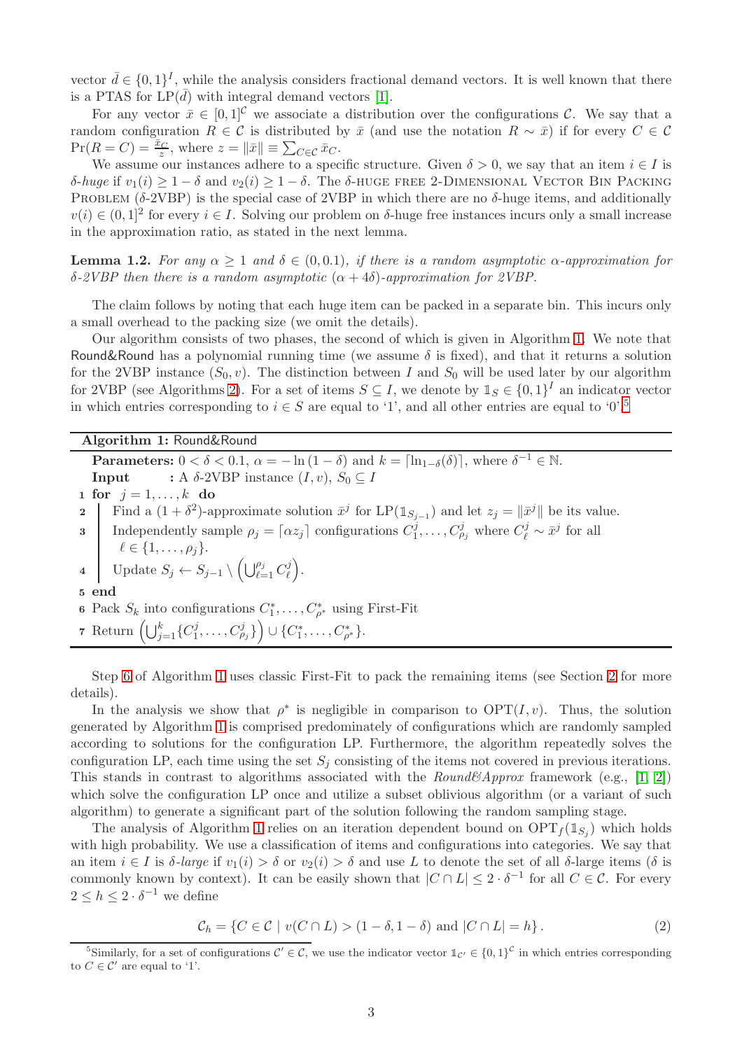vector $\bar{d} \in \{0,1\}^I$, while the analysis considers fractional demand vectors. It is well known that there is a PTAS for $\text{LP}(\bar{d})$ with integral demand vectors [1].

For any vector $\bar{x} \in [0,1]^{\mathcal{C}}$ we associate a distribution over the configurations $\mathcal{C}$. We say that a random configuration $R \in \mathcal{C}$ is distributed by $\bar{x}$ (and use the notation $R \sim \bar{x}$) if for every $C \in \mathcal{C}$ $\Pr(R = C) = \frac{\bar{x}_C}{z}$, where $z = \|\bar{x}\| \equiv \sum_{C \in \mathcal{C}} \bar{x}_C$.

We assume our instances adhere to a specific structure. Given $\delta > 0$, we say that an item $i \in I$ is *$\delta$-huge* if $v_1(i) \geq 1 - \delta$ and $v_2(i) \geq 1 - \delta$. The $\delta$-Huge Free 2-Dimensional Vector Bin Packing Problem ($\delta$-2VBP) is the special case of 2VBP in which there are no $\delta$-huge items, and additionally $v(i) \in (0,1]^2$ for every $i \in I$. Solving our problem on $\delta$-huge free instances incurs only a small increase in the approximation ratio, as stated in the next lemma.

**Lemma 1.2.** *For any $\alpha \geq 1$ and $\delta \in (0, 0.1)$, if there is a random asymptotic $\alpha$-approximation for $\delta$-2VBP then there is a random asymptotic $(\alpha + 4\delta)$-approximation for 2VBP.*

The claim follows by noting that each huge item can be packed in a separate bin. This incurs only a small overhead to the packing size (we omit the details).

Our algorithm consists of two phases, the second of which is given in Algorithm 1. We note that Round&Round has a polynomial running time (we assume $\delta$ is fixed), and that it returns a solution for the 2VBP instance $(S_0, v)$. The distinction between $I$ and $S_0$ will be used later by our algorithm for 2VBP (see Algorithms 2). For a set of items $S \subseteq I$, we denote by $\mathbb{1}_S \in \{0,1\}^I$ an indicator vector in which entries corresponding to $i \in S$ are equal to '1', and all other entries are equal to '0'.[5]

---

**Algorithm 1:** Round&Round

**Parameters:** $0 < \delta < 0.1$, $\alpha = -\ln(1-\delta)$ and $k = \lceil \ln_{1-\delta}(\delta) \rceil$, where $\delta^{-1} \in \mathbb{N}$.

**Input** : A $\delta$-2VBP instance $(I, v)$, $S_0 \subseteq I$

1. **for** $j = 1, \ldots, k$ **do**
2. &nbsp;&nbsp;&nbsp;&nbsp;Find a $(1+\delta^2)$-approximate solution $\bar{x}^j$ for $\text{LP}(\mathbb{1}_{S_{j-1}})$ and let $z_j = \|\bar{x}^j\|$ be its value.
3. &nbsp;&nbsp;&nbsp;&nbsp;Independently sample $\rho_j = \lceil \alpha z_j \rceil$ configurations $C_1^j, \ldots, C_{\rho_j}^j$ where $C_\ell^j \sim \bar{x}^j$ for all $\ell \in \{1, \ldots, \rho_j\}$.
4. &nbsp;&nbsp;&nbsp;&nbsp;Update $S_j \leftarrow S_{j-1} \setminus \left( \bigcup_{\ell=1}^{\rho_j} C_\ell^j \right)$.
5. **end**
6. Pack $S_k$ into configurations $C_1^*, \ldots, C_{\rho^*}^*$ using First-Fit
7. Return $\left( \bigcup_{j=1}^{k} \{C_1^j, \ldots, C_{\rho_j}^j\} \right) \cup \{C_1^*, \ldots, C_{\rho^*}^*\}$.

---

Step 6 of Algorithm 1 uses classic First-Fit to pack the remaining items (see Section 2 for more details).

In the analysis we show that $\rho^*$ is negligible in comparison to $\text{OPT}(I, v)$. Thus, the solution generated by Algorithm 1 is comprised predominately of configurations which are randomly sampled according to solutions for the configuration LP. Furthermore, the algorithm repeatedly solves the configuration LP, each time using the set $S_j$ consisting of the items not covered in previous iterations. This stands in contrast to algorithms associated with the *Round&Approx* framework (e.g., [1, 2]) which solve the configuration LP once and utilize a subset oblivious algorithm (or a variant of such algorithm) to generate a significant part of the solution following the random sampling stage.

The analysis of Algorithm 1 relies on an iteration dependent bound on $\text{OPT}_f(\mathbb{1}_{S_j})$ which holds with high probability. We use a classification of items and configurations into categories. We say that an item $i \in I$ is *$\delta$-large* if $v_1(i) > \delta$ or $v_2(i) > \delta$ and use $L$ to denote the set of all $\delta$-large items ($\delta$ is commonly known by context). It can be easily shown that $|C \cap L| \leq 2 \cdot \delta^{-1}$ for all $C \in \mathcal{C}$. For every $2 \leq h \leq 2 \cdot \delta^{-1}$ we define

$$\mathcal{C}_h = \{ C \in \mathcal{C} \mid v(C \cap L) > (1-\delta, 1-\delta) \text{ and } |C \cap L| = h \}. \tag{2}$$

[5] Similarly, for a set of configurations $\mathcal{C}' \in \mathcal{C}$, we use the indicator vector $\mathbb{1}_{\mathcal{C}'} \in \{0,1\}^{\mathcal{C}}$ in which entries corresponding to $C \in \mathcal{C}'$ are equal to '1'.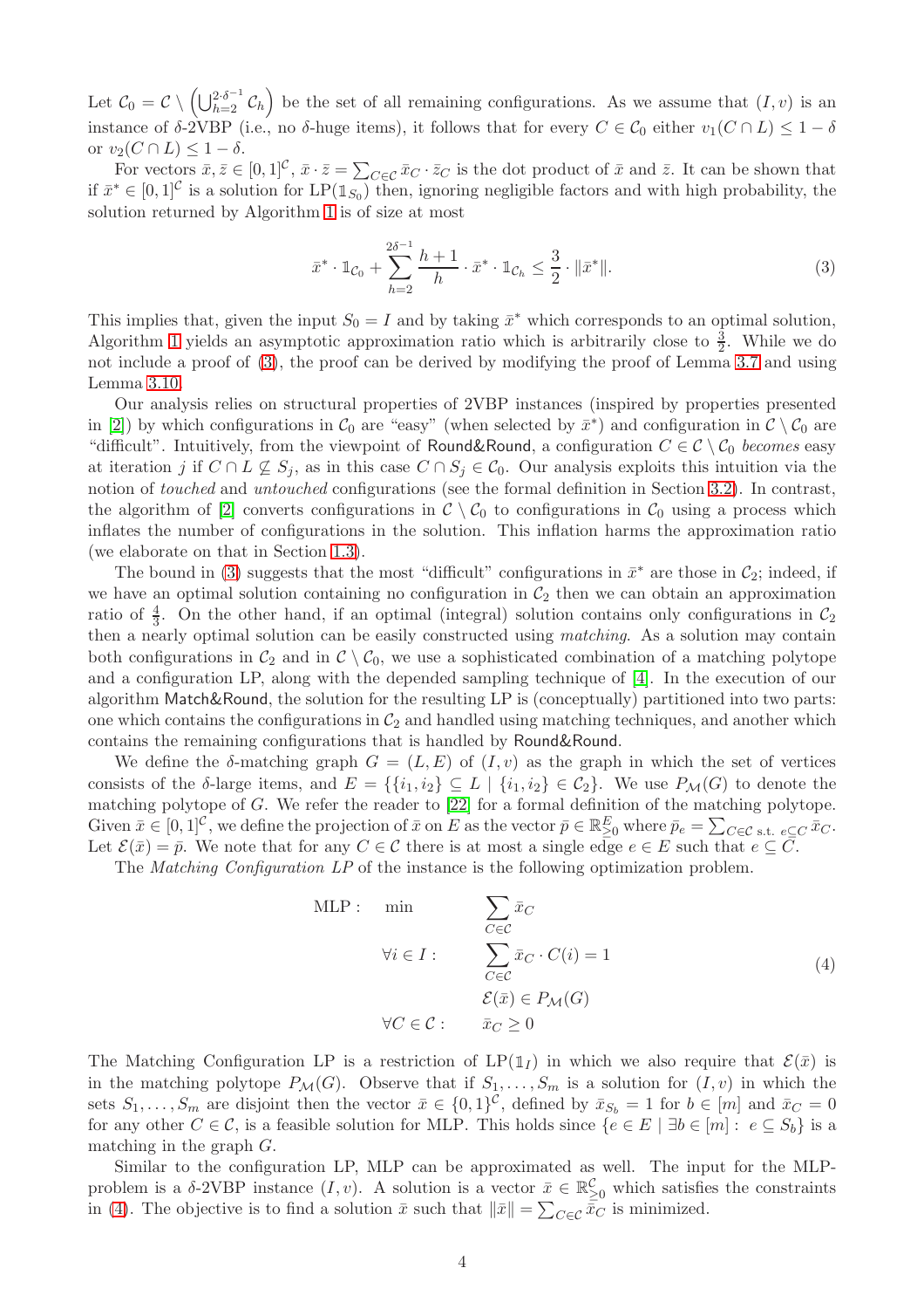Let $\mathcal{C}_0 = \mathcal{C} \setminus \left(\bigcup_{h=2}^{2\cdot\delta^{-1}} \mathcal{C}_h\right)$ be the set of all remaining configurations. As we assume that $(I, v)$ is an instance of $\delta$-2VBP (i.e., no $\delta$-huge items), it follows that for every $C \in \mathcal{C}_0$ either $v_1(C \cap L) \leq 1 - \delta$ or $v_2(C \cap L) \leq 1 - \delta$.

For vectors $\bar{x}, \bar{z} \in [0,1]^{\mathcal{C}}$, $\bar{x} \cdot \bar{z} = \sum_{C \in \mathcal{C}} \bar{x}_C \cdot \bar{z}_C$ is the dot product of $\bar{x}$ and $\bar{z}$. It can be shown that if $\bar{x}^* \in [0,1]^{\mathcal{C}}$ is a solution for $\text{LP}(\mathbb{1}_{S_0})$ then, ignoring negligible factors and with high probability, the solution returned by Algorithm 1 is of size at most

$$\bar{x}^* \cdot \mathbb{1}_{\mathcal{C}_0} + \sum_{h=2}^{2\delta^{-1}} \frac{h+1}{h} \cdot \bar{x}^* \cdot \mathbb{1}_{\mathcal{C}_h} \leq \frac{3}{2} \cdot \|\bar{x}^*\|. \tag{3}$$

This implies that, given the input $S_0 = I$ and by taking $\bar{x}^*$ which corresponds to an optimal solution, Algorithm 1 yields an asymptotic approximation ratio which is arbitrarily close to $\frac{3}{2}$. While we do not include a proof of (3), the proof can be derived by modifying the proof of Lemma 3.7 and using Lemma 3.10.

Our analysis relies on structural properties of 2VBP instances (inspired by properties presented in [2]) by which configurations in $\mathcal{C}_0$ are "easy" (when selected by $\bar{x}^*$) and configuration in $\mathcal{C} \setminus \mathcal{C}_0$ are "difficult". Intuitively, from the viewpoint of Round&Round, a configuration $C \in \mathcal{C} \setminus \mathcal{C}_0$ *becomes* easy at iteration $j$ if $C \cap L \not\subseteq S_j$, as in this case $C \cap S_j \in \mathcal{C}_0$. Our analysis exploits this intuition via the notion of *touched* and *untouched* configurations (see the formal definition in Section 3.2). In contrast, the algorithm of [2] converts configurations in $\mathcal{C} \setminus \mathcal{C}_0$ to configurations in $\mathcal{C}_0$ using a process which inflates the number of configurations in the solution. This inflation harms the approximation ratio (we elaborate on that in Section 1.3).

The bound in (3) suggests that the most "difficult" configurations in $\bar{x}^*$ are those in $\mathcal{C}_2$; indeed, if we have an optimal solution containing no configuration in $\mathcal{C}_2$ then we can obtain an approximation ratio of $\frac{4}{3}$. On the other hand, if an optimal (integral) solution contains only configurations in $\mathcal{C}_2$ then a nearly optimal solution can be easily constructed using *matching*. As a solution may contain both configurations in $\mathcal{C}_2$ and in $\mathcal{C} \setminus \mathcal{C}_0$, we use a sophisticated combination of a matching polytope and a configuration LP, along with the depended sampling technique of [4]. In the execution of our algorithm Match&Round, the solution for the resulting LP is (conceptually) partitioned into two parts: one which contains the configurations in $\mathcal{C}_2$ and handled using matching techniques, and another which contains the remaining configurations that is handled by Round&Round.

We define the $\delta$-matching graph $G = (L, E)$ of $(I, v)$ as the graph in which the set of vertices consists of the $\delta$-large items, and $E = \{\{i_1, i_2\} \subseteq L \mid \{i_1, i_2\} \in \mathcal{C}_2\}$. We use $P_{\mathcal{M}}(G)$ to denote the matching polytope of $G$. We refer the reader to [22] for a formal definition of the matching polytope. Given $\bar{x} \in [0,1]^{\mathcal{C}}$, we define the projection of $\bar{x}$ on $E$ as the vector $\bar{p} \in \mathbb{R}^E_{\geq 0}$ where $\bar{p}_e = \sum_{C \in \mathcal{C} \text{ s.t. } e \subseteq C} \bar{x}_C$. Let $\mathcal{E}(\bar{x}) = \bar{p}$. We note that for any $C \in \mathcal{C}$ there is at most a single edge $e \in E$ such that $e \subseteq C$.

The *Matching Configuration LP* of the instance is the following optimization problem.

$$\begin{aligned}
\text{MLP}: \quad & \min & & \sum_{C \in \mathcal{C}} \bar{x}_C \\
& \forall i \in I: & & \sum_{C \in \mathcal{C}} \bar{x}_C \cdot C(i) = 1 \\
& & & \mathcal{E}(\bar{x}) \in P_{\mathcal{M}}(G) \\
& \forall C \in \mathcal{C}: & & \bar{x}_C \geq 0
\end{aligned} \tag{4}$$

The Matching Configuration LP is a restriction of $\text{LP}(\mathbb{1}_I)$ in which we also require that $\mathcal{E}(\bar{x})$ is in the matching polytope $P_{\mathcal{M}}(G)$. Observe that if $S_1, \ldots, S_m$ is a solution for $(I, v)$ in which the sets $S_1, \ldots, S_m$ are disjoint then the vector $\bar{x} \in \{0,1\}^{\mathcal{C}}$, defined by $\bar{x}_{S_b} = 1$ for $b \in [m]$ and $\bar{x}_C = 0$ for any other $C \in \mathcal{C}$, is a feasible solution for MLP. This holds since $\{e \in E \mid \exists b \in [m]: \ e \subseteq S_b\}$ is a matching in the graph $G$.

Similar to the configuration LP, MLP can be approximated as well. The input for the MLP-problem is a $\delta$-2VBP instance $(I, v)$. A solution is a vector $\bar{x} \in \mathbb{R}^{\mathcal{C}}_{\geq 0}$ which satisfies the constraints in (4). The objective is to find a solution $\bar{x}$ such that $\|\bar{x}\| = \sum_{C \in \mathcal{C}} \bar{x}_C$ is minimized.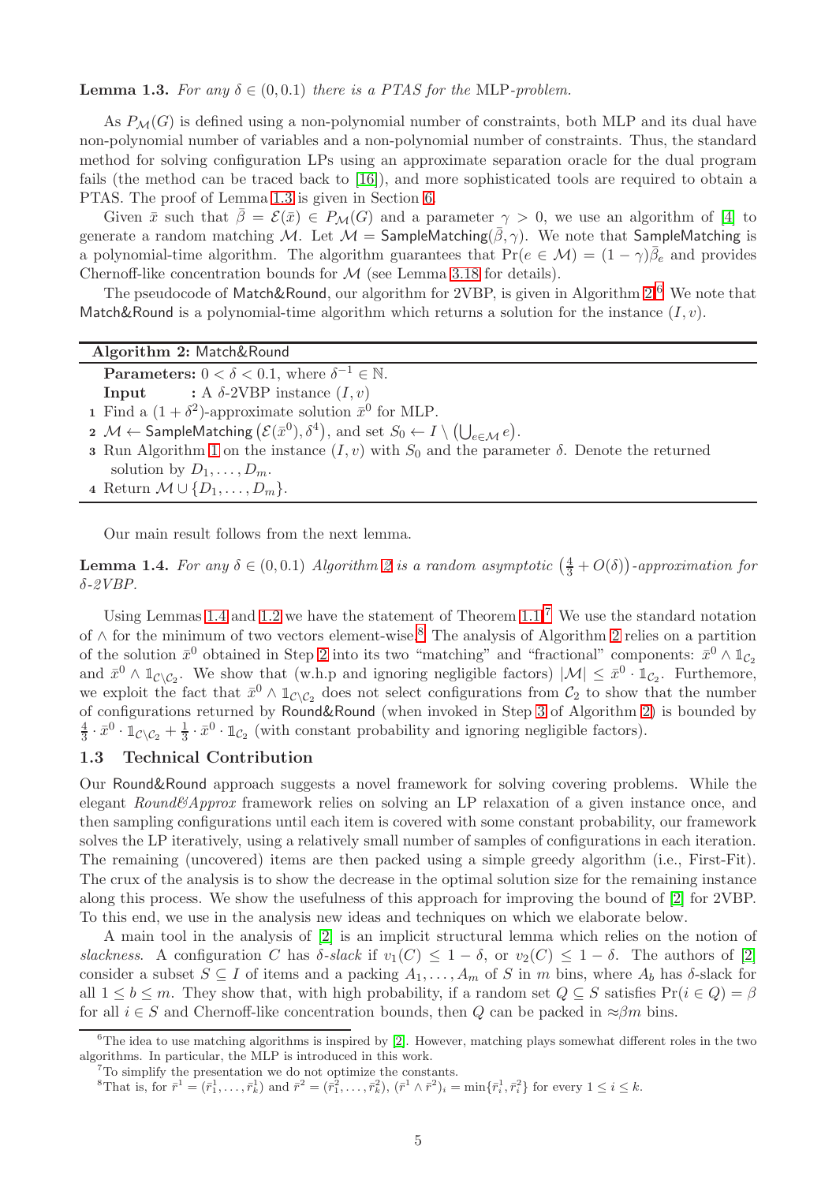**Lemma 1.3.** *For any $\delta \in (0, 0.1)$ there is a PTAS for the* MLP*-problem.*

As $P_{\mathcal{M}}(G)$ is defined using a non-polynomial number of constraints, both MLP and its dual have non-polynomial number of variables and a non-polynomial number of constraints. Thus, the standard method for solving configuration LPs using an approximate separation oracle for the dual program fails (the method can be traced back to [16]), and more sophisticated tools are required to obtain a PTAS. The proof of Lemma 1.3 is given in Section 6.

Given $\bar{x}$ such that $\bar{\beta} = \mathcal{E}(\bar{x}) \in P_{\mathcal{M}}(G)$ and a parameter $\gamma > 0$, we use an algorithm of [4] to generate a random matching $\mathcal{M}$. Let $\mathcal{M} = \mathsf{SampleMatching}(\bar{\beta}, \gamma)$. We note that $\mathsf{SampleMatching}$ is a polynomial-time algorithm. The algorithm guarantees that $\Pr(e \in \mathcal{M}) = (1-\gamma)\bar{\beta}_e$ and provides Chernoff-like concentration bounds for $\mathcal{M}$ (see Lemma 3.18 for details).

The pseudocode of $\mathsf{Match\&Round}$, our algorithm for 2VBP, is given in Algorithm 2.[6] We note that $\mathsf{Match\&Round}$ is a polynomial-time algorithm which returns a solution for the instance $(I, v)$.

---

**Algorithm 2:** $\mathsf{Match\&Round}$

---

**Parameters:** $0 < \delta < 0.1$, where $\delta^{-1} \in \mathbb{N}$.
**Input** : A $\delta$-2VBP instance $(I, v)$

1. Find a $(1+\delta^2)$-approximate solution $\bar{x}^0$ for MLP.
2. $\mathcal{M} \leftarrow \mathsf{SampleMatching}\left(\mathcal{E}(\bar{x}^0), \delta^4\right)$, and set $S_0 \leftarrow I \setminus \left(\bigcup_{e \in \mathcal{M}} e\right)$.
3. Run Algorithm 1 on the instance $(I, v)$ with $S_0$ and the parameter $\delta$. Denote the returned solution by $D_1, \ldots, D_m$.
4. Return $\mathcal{M} \cup \{D_1, \ldots, D_m\}$.

---

Our main result follows from the next lemma.

**Lemma 1.4.** *For any $\delta \in (0, 0.1)$ Algorithm 2 is a random asymptotic $\left(\frac{4}{3} + O(\delta)\right)$-approximation for $\delta$-2VBP.*

Using Lemmas 1.4 and 1.2 we have the statement of Theorem 1.1.[7] We use the standard notation of $\wedge$ for the minimum of two vectors element-wise.[8] The analysis of Algorithm 2 relies on a partition of the solution $\bar{x}^0$ obtained in Step 2 into its two "matching" and "fractional" components: $\bar{x}^0 \wedge \mathbb{1}_{\mathcal{C}_2}$ and $\bar{x}^0 \wedge \mathbb{1}_{\mathcal{C}\setminus\mathcal{C}_2}$. We show that (w.h.p and ignoring negligible factors) $|\mathcal{M}| \leq \bar{x}^0 \cdot \mathbb{1}_{\mathcal{C}_2}$. Furthemore, we exploit the fact that $\bar{x}^0 \wedge \mathbb{1}_{\mathcal{C}\setminus\mathcal{C}_2}$ does not select configurations from $\mathcal{C}_2$ to show that the number of configurations returned by $\mathsf{Round\&Round}$ (when invoked in Step 3 of Algorithm 2) is bounded by $\frac{4}{3} \cdot \bar{x}^0 \cdot \mathbb{1}_{\mathcal{C}\setminus\mathcal{C}_2} + \frac{1}{3} \cdot \bar{x}^0 \cdot \mathbb{1}_{\mathcal{C}_2}$ (with constant probability and ignoring negligible factors).

## 1.3 Technical Contribution

Our $\mathsf{Round\&Round}$ approach suggests a novel framework for solving covering problems. While the elegant *Round&Approx* framework relies on solving an LP relaxation of a given instance once, and then sampling configurations until each item is covered with some constant probability, our framework solves the LP iteratively, using a relatively small number of samples of configurations in each iteration. The remaining (uncovered) items are then packed using a simple greedy algorithm (i.e., First-Fit). The crux of the analysis is to show the decrease in the optimal solution size for the remaining instance along this process. We show the usefulness of this approach for improving the bound of [2] for 2VBP. To this end, we use in the analysis new ideas and techniques on which we elaborate below.

A main tool in the analysis of [2] is an implicit structural lemma which relies on the notion of *slackness*. A configuration $C$ has $\delta$*-slack* if $v_1(C) \leq 1-\delta$, or $v_2(C) \leq 1-\delta$. The authors of [2] consider a subset $S \subseteq I$ of items and a packing $A_1, \ldots, A_m$ of $S$ in $m$ bins, where $A_b$ has $\delta$-slack for all $1 \leq b \leq m$. They show that, with high probability, if a random set $Q \subseteq S$ satisfies $\Pr(i \in Q) = \beta$ for all $i \in S$ and Chernoff-like concentration bounds, then $Q$ can be packed in $\approx \beta m$ bins.

---

[6] The idea to use matching algorithms is inspired by [2]. However, matching plays somewhat different roles in the two algorithms. In particular, the MLP is introduced in this work.

[7] To simplify the presentation we do not optimize the constants.

[8] That is, for $\bar{r}^1 = (\bar{r}^1_1, \ldots, \bar{r}^1_k)$ and $\bar{r}^2 = (\bar{r}^2_1, \ldots, \bar{r}^2_k)$, $(\bar{r}^1 \wedge \bar{r}^2)_i = \min\{\bar{r}^1_i, \bar{r}^2_i\}$ for every $1 \leq i \leq k$.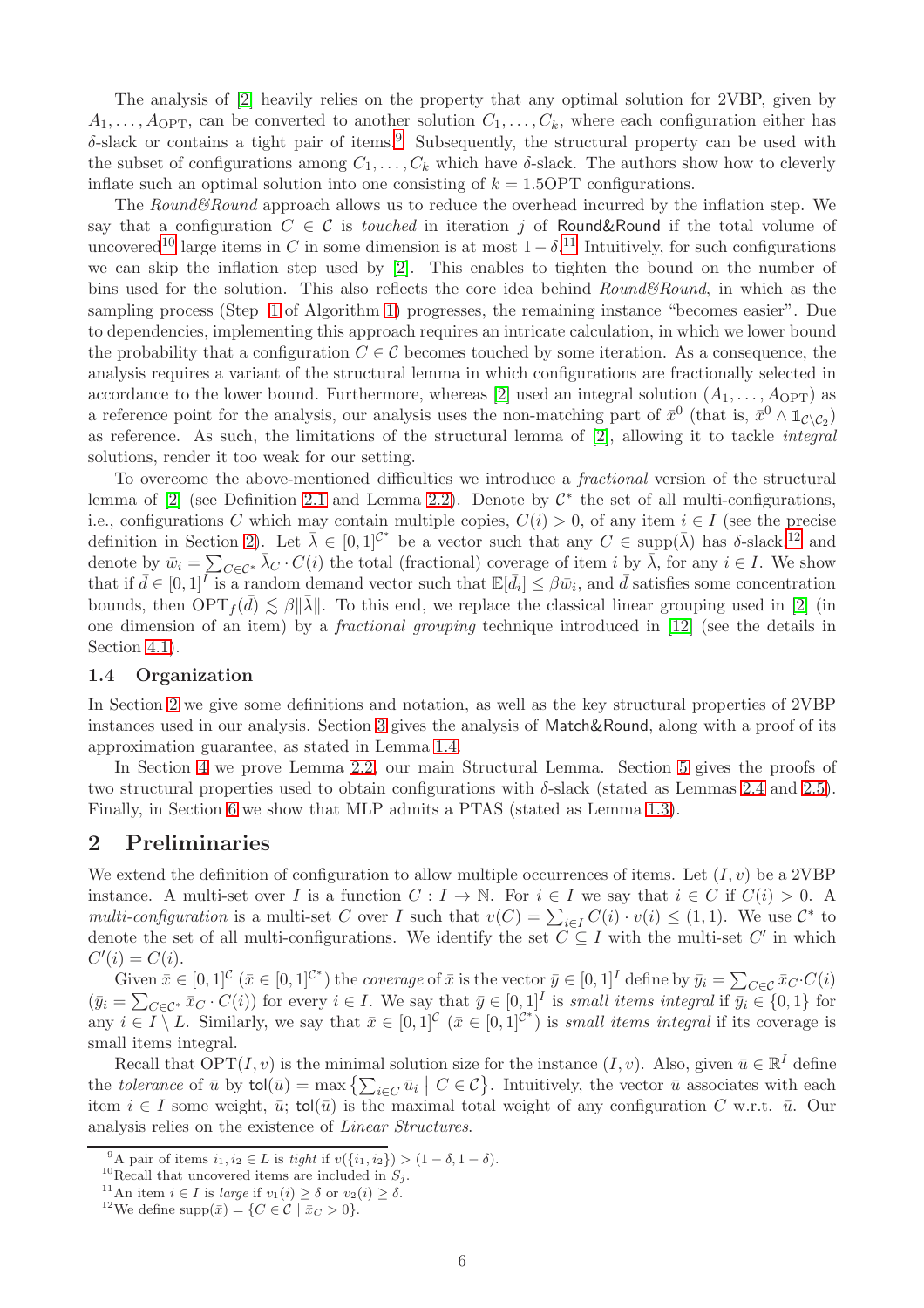The analysis of [2] heavily relies on the property that any optimal solution for 2VBP, given by $A_1, \ldots, A_{\text{OPT}}$, can be converted to another solution $C_1, \ldots, C_k$, where each configuration either has $\delta$-slack or contains a tight pair of items.[9] Subsequently, the structural property can be used with the subset of configurations among $C_1, \ldots, C_k$ which have $\delta$-slack. The authors show how to cleverly inflate such an optimal solution into one consisting of $k = 1.5\text{OPT}$ configurations.

The *Round&Round* approach allows us to reduce the overhead incurred by the inflation step. We say that a configuration $C \in \mathcal{C}$ is *touched* in iteration $j$ of Round&Round if the total volume of uncovered[10] large items in $C$ in some dimension is at most $1 - \delta$.[11] Intuitively, for such configurations we can skip the inflation step used by [2]. This enables to tighten the bound on the number of bins used for the solution. This also reflects the core idea behind *Round&Round*, in which as the sampling process (Step 1 of Algorithm 1) progresses, the remaining instance "becomes easier". Due to dependencies, implementing this approach requires an intricate calculation, in which we lower bound the probability that a configuration $C \in \mathcal{C}$ becomes touched by some iteration. As a consequence, the analysis requires a variant of the structural lemma in which configurations are fractionally selected in accordance to the lower bound. Furthermore, whereas [2] used an integral solution $(A_1, \ldots, A_{\text{OPT}})$ as a reference point for the analysis, our analysis uses the non-matching part of $\bar{x}^0$ (that is, $\bar{x}^0 \wedge \mathbb{1}_{\mathcal{C}\setminus\mathcal{C}_2}$) as reference. As such, the limitations of the structural lemma of [2], allowing it to tackle *integral* solutions, render it too weak for our setting.

To overcome the above-mentioned difficulties we introduce a *fractional* version of the structural lemma of [2] (see Definition 2.1 and Lemma 2.2). Denote by $\mathcal{C}^*$ the set of all multi-configurations, i.e., configurations $C$ which may contain multiple copies, $C(i) > 0$, of any item $i \in I$ (see the precise definition in Section 2). Let $\bar{\lambda} \in [0,1]^{\mathcal{C}^*}$ be a vector such that any $C \in \text{supp}(\bar{\lambda})$ has $\delta$-slack,[12] and denote by $\bar{w}_i = \sum_{C \in \mathcal{C}^*} \bar{\lambda}_C \cdot C(i)$ the total (fractional) coverage of item $i$ by $\bar{\lambda}$, for any $i \in I$. We show that if $\bar{d} \in [0,1]^I$ is a random demand vector such that $\mathbb{E}[\bar{d}_i] \leq \beta \bar{w}_i$, and $\bar{d}$ satisfies some concentration bounds, then $\text{OPT}_f(\bar{d}) \lesssim \beta \|\bar{\lambda}\|$. To this end, we replace the classical linear grouping used in [2] (in one dimension of an item) by a *fractional grouping* technique introduced in [12] (see the details in Section 4.1).

### 1.4 Organization

In Section 2 we give some definitions and notation, as well as the key structural properties of 2VBP instances used in our analysis. Section 3 gives the analysis of Match&Round, along with a proof of its approximation guarantee, as stated in Lemma 1.4.

In Section 4 we prove Lemma 2.2, our main Structural Lemma. Section 5 gives the proofs of two structural properties used to obtain configurations with $\delta$-slack (stated as Lemmas 2.4 and 2.5). Finally, in Section 6 we show that MLP admits a PTAS (stated as Lemma 1.3).

## 2 Preliminaries

We extend the definition of configuration to allow multiple occurrences of items. Let $(I, v)$ be a 2VBP instance. A multi-set over $I$ is a function $C : I \to \mathbb{N}$. For $i \in I$ we say that $i \in C$ if $C(i) > 0$. A *multi-configuration* is a multi-set $C$ over $I$ such that $v(C) = \sum_{i \in I} C(i) \cdot v(i) \leq (1,1)$. We use $\mathcal{C}^*$ to denote the set of all multi-configurations. We identify the set $C \subseteq I$ with the multi-set $C'$ in which $C'(i) = C(i)$.

Given $\bar{x} \in [0,1]^{\mathcal{C}}$ ($\bar{x} \in [0,1]^{\mathcal{C}^*}$) the *coverage* of $\bar{x}$ is the vector $\bar{y} \in [0,1]^I$ define by $\bar{y}_i = \sum_{C \in \mathcal{C}} \bar{x}_C \cdot C(i)$ ($\bar{y}_i = \sum_{C \in \mathcal{C}^*} \bar{x}_C \cdot C(i)$) for every $i \in I$. We say that $\bar{y} \in [0,1]^I$ is *small items integral* if $\bar{y}_i \in \{0,1\}$ for any $i \in I \setminus L$. Similarly, we say that $\bar{x} \in [0,1]^{\mathcal{C}}$ ($\bar{x} \in [0,1]^{\mathcal{C}^*}$) is *small items integral* if its coverage is small items integral.

Recall that $\text{OPT}(I, v)$ is the minimal solution size for the instance $(I, v)$. Also, given $\bar{u} \in \mathbb{R}^I$ define the *tolerance* of $\bar{u}$ by $\text{tol}(\bar{u}) = \max\left\{\sum_{i \in C} \bar{u}_i \mid C \in \mathcal{C}\right\}$. Intuitively, the vector $\bar{u}$ associates with each item $i \in I$ some weight, $\bar{u}$; $\text{tol}(\bar{u})$ is the maximal total weight of any configuration $C$ w.r.t. $\bar{u}$. Our analysis relies on the existence of *Linear Structures*.

---

[9] A pair of items $i_1, i_2 \in L$ is *tight* if $v(\{i_1, i_2\}) > (1 - \delta, 1 - \delta)$.

[10] Recall that uncovered items are included in $S_j$.

[11] An item $i \in I$ is *large* if $v_1(i) \geq \delta$ or $v_2(i) \geq \delta$.

[12] We define $\text{supp}(\bar{x}) = \{C \in \mathcal{C} \mid \bar{x}_C > 0\}$.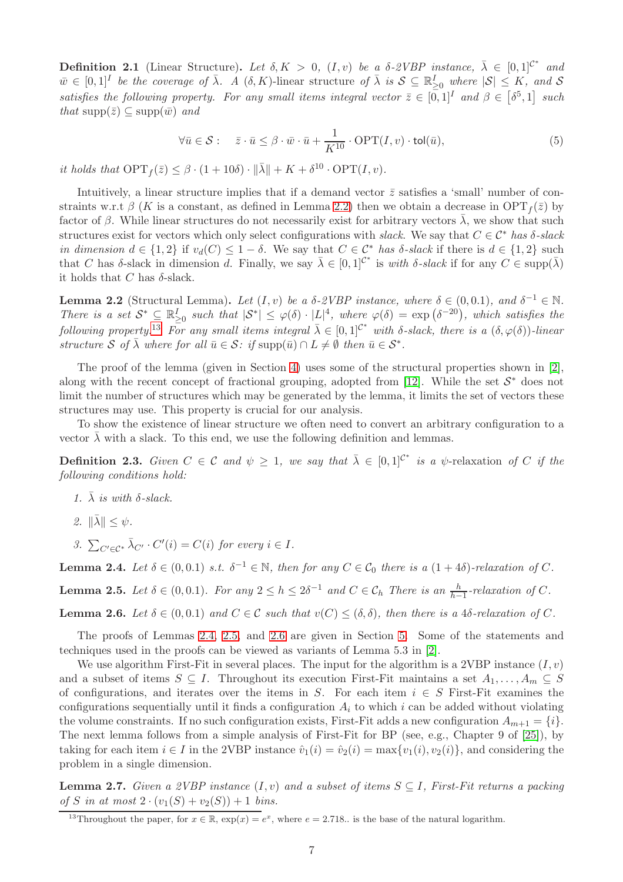**Definition 2.1** (Linear Structure)**.** *Let $\delta, K > 0$, $(I, v)$ be a $\delta$-2VBP instance, $\bar{\lambda} \in [0,1]^{\mathcal{C}^*}$ and $\bar{w} \in [0,1]^I$ be the coverage of $\bar{\lambda}$. A $(\delta, K)$-linear structure of $\bar{\lambda}$ is $\mathcal{S} \subseteq \mathbb{R}^I_{\geq 0}$ where $|\mathcal{S}| \leq K$, and $\mathcal{S}$ satisfies the following property. For any small items integral vector $\bar{z} \in [0,1]^I$ and $\beta \in [\delta^5, 1]$ such that $\text{supp}(\bar{z}) \subseteq \text{supp}(\bar{w})$ and*

$$\forall \bar{u} \in \mathcal{S} : \quad \bar{z} \cdot \bar{u} \leq \beta \cdot \bar{w} \cdot \bar{u} + \frac{1}{K^{10}} \cdot \text{OPT}(I, v) \cdot \text{tol}(\bar{u}), \tag{5}$$

*it holds that $\text{OPT}_f(\bar{z}) \leq \beta \cdot (1 + 10\delta) \cdot \|\bar{\lambda}\| + K + \delta^{10} \cdot \text{OPT}(I, v)$.*

Intuitively, a linear structure implies that if a demand vector $\bar{z}$ satisfies a 'small' number of constraints w.r.t $\beta$ ($K$ is a constant, as defined in Lemma 2.2) then we obtain a decrease in $\text{OPT}_f(\bar{z})$ by factor of $\beta$. While linear structures do not necessarily exist for arbitrary vectors $\bar{\lambda}$, we show that such structures exist for vectors which only select configurations with *slack*. We say that $C \in \mathcal{C}^*$ *has $\delta$-slack in dimension* $d \in \{1, 2\}$ if $v_d(C) \leq 1 - \delta$. We say that $C \in \mathcal{C}^*$ *has $\delta$-slack* if there is $d \in \{1, 2\}$ such that $C$ has $\delta$-slack in dimension $d$. Finally, we say $\bar{\lambda} \in [0,1]^{\mathcal{C}^*}$ is *with $\delta$-slack* if for any $C \in \text{supp}(\bar{\lambda})$ it holds that $C$ has $\delta$-slack.

**Lemma 2.2** (Structural Lemma)**.** *Let $(I, v)$ be a $\delta$-2VBP instance, where $\delta \in (0, 0.1)$, and $\delta^{-1} \in \mathbb{N}$. There is a set $\mathcal{S}^* \subseteq \mathbb{R}^I_{\geq 0}$ such that $|\mathcal{S}^*| \leq \varphi(\delta) \cdot |L|^4$, where $\varphi(\delta) = \exp(\delta^{-20})$, which satisfies the following property.*[13] *For any small items integral $\bar{\lambda} \in [0,1]^{\mathcal{C}^*}$ with $\delta$-slack, there is a $(\delta, \varphi(\delta))$-linear structure $\mathcal{S}$ of $\bar{\lambda}$ where for all $\bar{u} \in \mathcal{S}$: if $\text{supp}(\bar{u}) \cap L \neq \emptyset$ then $\bar{u} \in \mathcal{S}^*$.*

The proof of the lemma (given in Section 4) uses some of the structural properties shown in [2], along with the recent concept of fractional grouping, adopted from [12]. While the set $\mathcal{S}^*$ does not limit the number of structures which may be generated by the lemma, it limits the set of vectors these structures may use. This property is crucial for our analysis.

To show the existence of linear structure we often need to convert an arbitrary configuration to a vector $\bar{\lambda}$ with a slack. To this end, we use the following definition and lemmas.

**Definition 2.3.** *Given $C \in \mathcal{C}$ and $\psi \geq 1$, we say that $\bar{\lambda} \in [0,1]^{\mathcal{C}^*}$ is a $\psi$-relaxation of $C$ if the following conditions hold:*

1. *$\bar{\lambda}$ is with $\delta$-slack.*
2. *$\|\bar{\lambda}\| \leq \psi$.*
3. *$\sum_{C' \in \mathcal{C}^*} \bar{\lambda}_{C'} \cdot C'(i) = C(i)$ for every $i \in I$.*

**Lemma 2.4.** *Let $\delta \in (0, 0.1)$ s.t. $\delta^{-1} \in \mathbb{N}$, then for any $C \in \mathcal{C}_0$ there is a $(1 + 4\delta)$-relaxation of $C$.*

**Lemma 2.5.** *Let $\delta \in (0, 0.1)$. For any $2 \leq h \leq 2\delta^{-1}$ and $C \in \mathcal{C}_h$ There is an $\frac{h}{h-1}$-relaxation of $C$.*

**Lemma 2.6.** *Let $\delta \in (0, 0.1)$ and $C \in \mathcal{C}$ such that $v(C) \leq (\delta, \delta)$, then there is a $4\delta$-relaxation of $C$.*

The proofs of Lemmas 2.4, 2.5, and 2.6 are given in Section 5. Some of the statements and techniques used in the proofs can be viewed as variants of Lemma 5.3 in [2].

We use algorithm First-Fit in several places. The input for the algorithm is a 2VBP instance $(I, v)$ and a subset of items $S \subseteq I$. Throughout its execution First-Fit maintains a set $A_1, \ldots, A_m \subseteq S$ of configurations, and iterates over the items in $S$. For each item $i \in S$ First-Fit examines the configurations sequentially until it finds a configuration $A_i$ to which $i$ can be added without violating the volume constraints. If no such configuration exists, First-Fit adds a new configuration $A_{m+1} = \{i\}$. The next lemma follows from a simple analysis of First-Fit for BP (see, e.g., Chapter 9 of [25]), by taking for each item $i \in I$ in the 2VBP instance $\hat{v}_1(i) = \hat{v}_2(i) = \max\{v_1(i), v_2(i)\}$, and considering the problem in a single dimension.

**Lemma 2.7.** *Given a 2VBP instance $(I, v)$ and a subset of items $S \subseteq I$, First-Fit returns a packing of $S$ in at most $2 \cdot (v_1(S) + v_2(S)) + 1$ bins.*

[13] Throughout the paper, for $x \in \mathbb{R}$, $\exp(x) = e^x$, where $e = 2.718..$ is the base of the natural logarithm.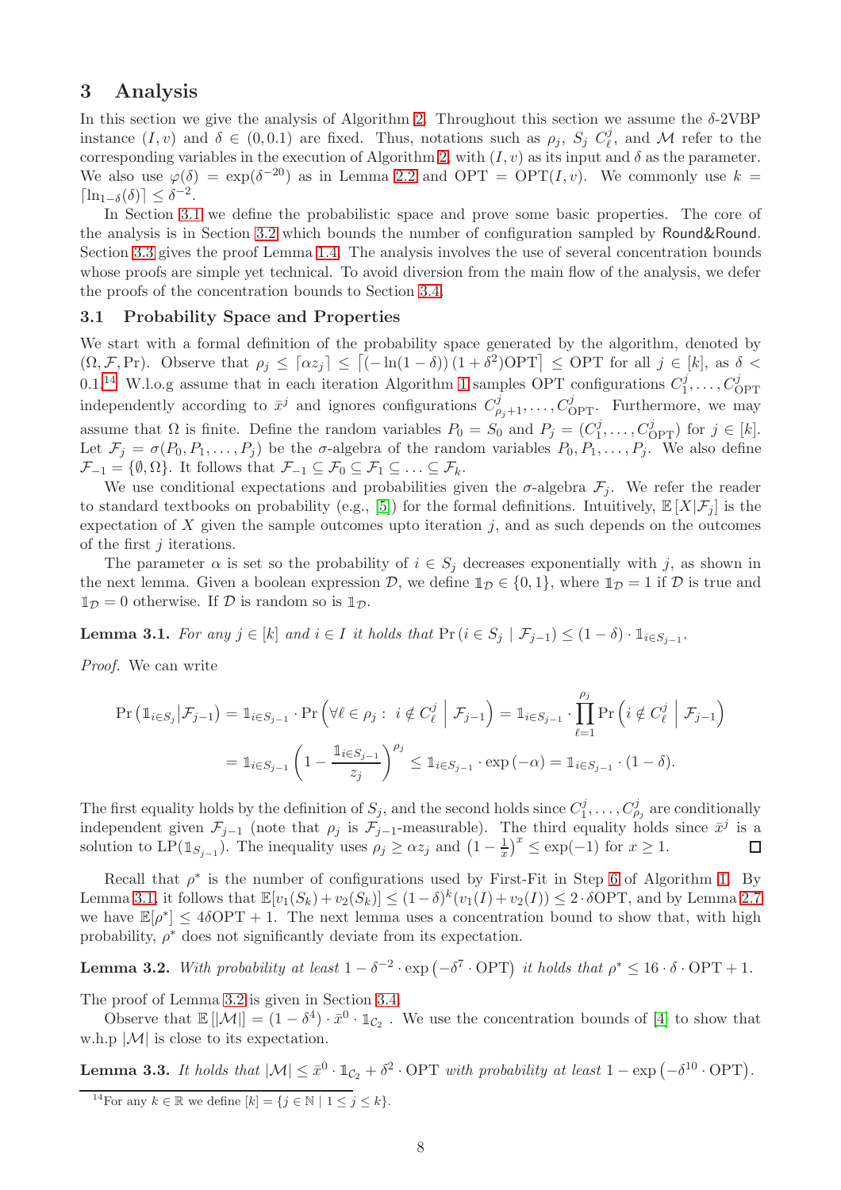## 3 Analysis

In this section we give the analysis of Algorithm 2. Throughout this section we assume the $\delta$-2VBP instance $(I, v)$ and $\delta \in (0, 0.1)$ are fixed. Thus, notations such as $\rho_j$, $S_j$ $C^j_\ell$, and $\mathcal{M}$ refer to the corresponding variables in the execution of Algorithm 2, with $(I, v)$ as its input and $\delta$ as the parameter. We also use $\varphi(\delta) = \exp(\delta^{-20})$ as in Lemma 2.2 and $\text{OPT} = \text{OPT}(I, v)$. We commonly use $k = \lceil \ln_{1-\delta}(\delta) \rceil \leq \delta^{-2}$.

In Section 3.1 we define the probabilistic space and prove some basic properties. The core of the analysis is in Section 3.2 which bounds the number of configuration sampled by Round&Round. Section 3.3 gives the proof Lemma 1.4. The analysis involves the use of several concentration bounds whose proofs are simple yet technical. To avoid diversion from the main flow of the analysis, we defer the proofs of the concentration bounds to Section 3.4.

### 3.1 Probability Space and Properties

We start with a formal definition of the probability space generated by the algorithm, denoted by $(\Omega, \mathcal{F}, \Pr)$. Observe that $\rho_j \leq \lceil \alpha z_j \rceil \leq \lceil (-\ln(1-\delta)) (1 + \delta^2) \text{OPT} \rceil \leq \text{OPT}$ for all $j \in [k]$, as $\delta < 0.1$.[14] W.l.o.g assume that in each iteration Algorithm 1 samples OPT configurations $C^j_1, \ldots, C^j_{\text{OPT}}$ independently according to $\bar{x}^j$ and ignores configurations $C^j_{\rho_j+1}, \ldots, C^j_{\text{OPT}}$. Furthermore, we may assume that $\Omega$ is finite. Define the random variables $P_0 = S_0$ and $P_j = (C^j_1, \ldots, C^j_{\text{OPT}})$ for $j \in [k]$. Let $\mathcal{F}_j = \sigma(P_0, P_1, \ldots, P_j)$ be the $\sigma$-algebra of the random variables $P_0, P_1, \ldots, P_j$. We also define $\mathcal{F}_{-1} = \{\emptyset, \Omega\}$. It follows that $\mathcal{F}_{-1} \subseteq \mathcal{F}_0 \subseteq \mathcal{F}_1 \subseteq \ldots \subseteq \mathcal{F}_k$.

We use conditional expectations and probabilities given the $\sigma$-algebra $\mathcal{F}_j$. We refer the reader to standard textbooks on probability (e.g., [5]) for the formal definitions. Intuitively, $\mathbb{E}[X|\mathcal{F}_j]$ is the expectation of $X$ given the sample outcomes upto iteration $j$, and as such depends on the outcomes of the first $j$ iterations.

The parameter $\alpha$ is set so the probability of $i \in S_j$ decreases exponentially with $j$, as shown in the next lemma. Given a boolean expression $\mathcal{D}$, we define $\mathbb{1}_{\mathcal{D}} \in \{0, 1\}$, where $\mathbb{1}_{\mathcal{D}} = 1$ if $\mathcal{D}$ is true and $\mathbb{1}_{\mathcal{D}} = 0$ otherwise. If $\mathcal{D}$ is random so is $\mathbb{1}_{\mathcal{D}}$.

**Lemma 3.1.** *For any $j \in [k]$ and $i \in I$ it holds that $\Pr(i \in S_j \mid \mathcal{F}_{j-1}) \leq (1 - \delta) \cdot \mathbb{1}_{i \in S_{j-1}}$.*

*Proof.* We can write

$$\Pr\left(\mathbb{1}_{i \in S_j} \middle| \mathcal{F}_{j-1}\right) = \mathbb{1}_{i \in S_{j-1}} \cdot \Pr\left(\forall \ell \in \rho_j : \ i \notin C^j_\ell \ \middle| \ \mathcal{F}_{j-1}\right) = \mathbb{1}_{i \in S_{j-1}} \cdot \prod_{\ell=1}^{\rho_j} \Pr\left(i \notin C^j_\ell \ \middle| \ \mathcal{F}_{j-1}\right)$$

$$= \mathbb{1}_{i \in S_{j-1}} \left(1 - \frac{\mathbb{1}_{i \in S_{j-1}}}{z_j}\right)^{\rho_j} \leq \mathbb{1}_{i \in S_{j-1}} \cdot \exp(-\alpha) = \mathbb{1}_{i \in S_{j-1}} \cdot (1 - \delta).$$

The first equality holds by the definition of $S_j$, and the second holds since $C^j_1, \ldots, C^j_{\rho_j}$ are conditionally independent given $\mathcal{F}_{j-1}$ (note that $\rho_j$ is $\mathcal{F}_{j-1}$-measurable). The third equality holds since $\bar{x}^j$ is a solution to $\text{LP}(\mathbb{1}_{S_{j-1}})$. The inequality uses $\rho_j \geq \alpha z_j$ and $\left(1 - \frac{1}{x}\right)^x \leq \exp(-1)$ for $x \geq 1$. $\square$

Recall that $\rho^*$ is the number of configurations used by First-Fit in Step 6 of Algorithm 1. By Lemma 3.1, it follows that $\mathbb{E}[v_1(S_k) + v_2(S_k)] \leq (1 - \delta)^k (v_1(I) + v_2(I)) \leq 2 \cdot \delta \text{OPT}$, and by Lemma 2.7 we have $\mathbb{E}[\rho^*] \leq 4\delta \text{OPT} + 1$. The next lemma uses a concentration bound to show that, with high probability, $\rho^*$ does not significantly deviate from its expectation.

**Lemma 3.2.** *With probability at least $1 - \delta^{-2} \cdot \exp\left(-\delta^7 \cdot \text{OPT}\right)$ it holds that $\rho^* \leq 16 \cdot \delta \cdot \text{OPT} + 1$.*

The proof of Lemma 3.2 is given in Section 3.4.

Observe that $\mathbb{E}[|\mathcal{M}|] = (1 - \delta^4) \cdot \bar{x}^0 \cdot \mathbb{1}_{\mathcal{C}_2}$. We use the concentration bounds of [4] to show that w.h.p $|\mathcal{M}|$ is close to its expectation.

**Lemma 3.3.** *It holds that $|\mathcal{M}| \leq \bar{x}^0 \cdot \mathbb{1}_{\mathcal{C}_2} + \delta^2 \cdot \text{OPT}$ with probability at least $1 - \exp\left(-\delta^{10} \cdot \text{OPT}\right)$.*

---

[14] For any $k \in \mathbb{R}$ we define $[k] = \{j \in \mathbb{N} \mid 1 \leq j \leq k\}$.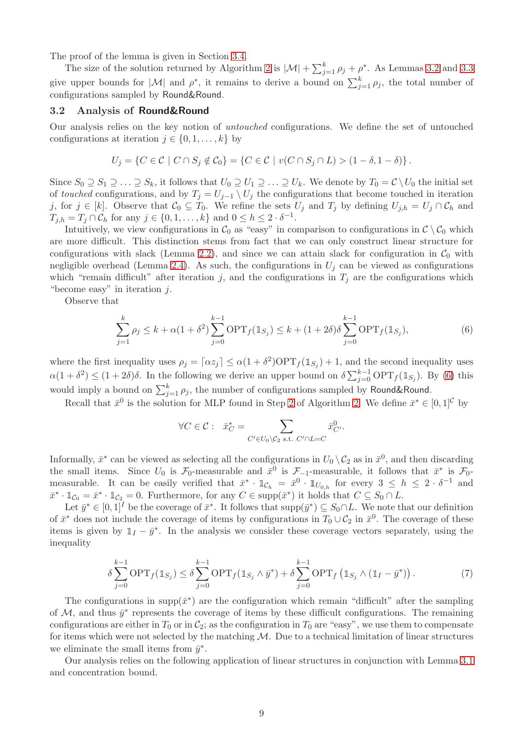The proof of the lemma is given in Section 3.4.

The size of the solution returned by Algorithm 2 is $|\mathcal{M}| + \sum_{j=1}^{k} \rho_j + \rho^*$. As Lemmas 3.2 and 3.3 give upper bounds for $|\mathcal{M}|$ and $\rho^*$, it remains to derive a bound on $\sum_{j=1}^{k} \rho_j$, the total number of configurations sampled by Round&Round.

### 3.2 Analysis of Round&Round

Our analysis relies on the key notion of *untouched* configurations. We define the set of untouched configurations at iteration $j \in \{0, 1, \ldots, k\}$ by

$$U_j = \{C \in \mathcal{C} \mid C \cap S_j \notin \mathcal{C}_0\} = \{C \in \mathcal{C} \mid v(C \cap S_j \cap L) > (1-\delta, 1-\delta)\}\,.$$

Since $S_0 \supseteq S_1 \supseteq \ldots \supseteq S_k$, it follows that $U_0 \supseteq U_1 \supseteq \ldots \supseteq U_k$. We denote by $T_0 = \mathcal{C} \setminus U_0$ the initial set of *touched* configurations, and by $T_j = U_{j-1} \setminus U_j$ the configurations that become touched in iteration $j$, for $j \in [k]$. Observe that $\mathcal{C}_0 \subseteq T_0$. We refine the sets $U_j$ and $T_j$ by defining $U_{j,h} = U_j \cap \mathcal{C}_h$ and $T_{j,h} = T_j \cap \mathcal{C}_h$ for any $j \in \{0, 1, \ldots, k\}$ and $0 \leq h \leq 2 \cdot \delta^{-1}$.

Intuitively, we view configurations in $\mathcal{C}_0$ as "easy" in comparison to configurations in $\mathcal{C} \setminus \mathcal{C}_0$ which are more difficult. This distinction stems from fact that we can only construct linear structure for configurations with slack (Lemma 2.2), and since we can attain slack for configuration in $\mathcal{C}_0$ with negligible overhead (Lemma 2.4). As such, the configurations in $U_j$ can be viewed as configurations which "remain difficult" after iteration $j$, and the configurations in $T_j$ are the configurations which "become easy" in iteration $j$.

Observe that

$$\sum_{j=1}^{k} \rho_j \leq k + \alpha(1+\delta^2) \sum_{j=0}^{k-1} \mathrm{OPT}_f(\mathbb{1}_{S_j}) \leq k + (1+2\delta)\delta \sum_{j=0}^{k-1} \mathrm{OPT}_f(\mathbb{1}_{S_j}), \tag{6}$$

where the first inequality uses $\rho_j = \lceil \alpha z_j \rceil \leq \alpha(1+\delta^2)\mathrm{OPT}_f(\mathbb{1}_{S_j}) + 1$, and the second inequality uses $\alpha(1+\delta^2) \leq (1+2\delta)\delta$. In the following we derive an upper bound on $\delta \sum_{j=0}^{k-1} \mathrm{OPT}_f(\mathbb{1}_{S_j})$. By (6) this would imply a bound on $\sum_{j=1}^{k} \rho_j$, the number of configurations sampled by Round&Round.

Recall that $\bar{x}^0$ is the solution for MLP found in Step 2 of Algorithm 2. We define $\bar{x}^* \in [0,1]^{\mathcal{C}}$ by

$$\forall C \in \mathcal{C}: \quad \bar{x}^*_C = \sum_{C' \in U_0 \setminus \mathcal{C}_2 \text{ s.t. } C' \cap L = C} \bar{x}^0_{C'}.$$

Informally, $\bar{x}^*$ can be viewed as selecting all the configurations in $U_0 \setminus \mathcal{C}_2$ as in $\bar{x}^0$, and then discarding the small items. Since $U_0$ is $\mathcal{F}_0$-measurable and $\bar{x}^0$ is $\mathcal{F}_{-1}$-measurable, it follows that $\bar{x}^*$ is $\mathcal{F}_0$-measurable. It can be easily verified that $\bar{x}^* \cdot \mathbb{1}_{\mathcal{C}_h} = \bar{x}^0 \cdot \mathbb{1}_{U_{0,h}}$ for every $3 \leq h \leq 2 \cdot \delta^{-1}$ and $\bar{x}^* \cdot \mathbb{1}_{\mathcal{C}_0} = \bar{x}^* \cdot \mathbb{1}_{\mathcal{C}_2} = 0$. Furthermore, for any $C \in \mathrm{supp}(\bar{x}^*)$ it holds that $C \subseteq S_0 \cap L$.

Let $\bar{y}^* \in [0,1]^I$ be the coverage of $\bar{x}^*$. It follows that $\mathrm{supp}(\bar{y}^*) \subseteq S_0 \cap L$. We note that our definition of $\bar{x}^*$ does not include the coverage of items by configurations in $T_0 \cup \mathcal{C}_2$ in $\bar{x}^0$. The coverage of these items is given by $\mathbb{1}_I - \bar{y}^*$. In the analysis we consider these coverage vectors separately, using the inequality

$$\delta \sum_{j=0}^{k-1} \mathrm{OPT}_f(\mathbb{1}_{S_j}) \leq \delta \sum_{j=0}^{k-1} \mathrm{OPT}_f(\mathbb{1}_{S_j} \wedge \bar{y}^*) + \delta \sum_{j=0}^{k-1} \mathrm{OPT}_f\left(\mathbb{1}_{S_j} \wedge (\mathbb{1}_I - \bar{y}^*)\right). \tag{7}$$

The configurations in $\mathrm{supp}(\bar{x}^*)$ are the configuration which remain "difficult" after the sampling of $\mathcal{M}$, and thus $\bar{y}^*$ represents the coverage of items by these difficult configurations. The remaining configurations are either in $T_0$ or in $\mathcal{C}_2$; as the configuration in $T_0$ are "easy", we use them to compensate for items which were not selected by the matching $\mathcal{M}$. Due to a technical limitation of linear structures we eliminate the small items from $\bar{y}^*$.

Our analysis relies on the following application of linear structures in conjunction with Lemma 3.1 and concentration bound.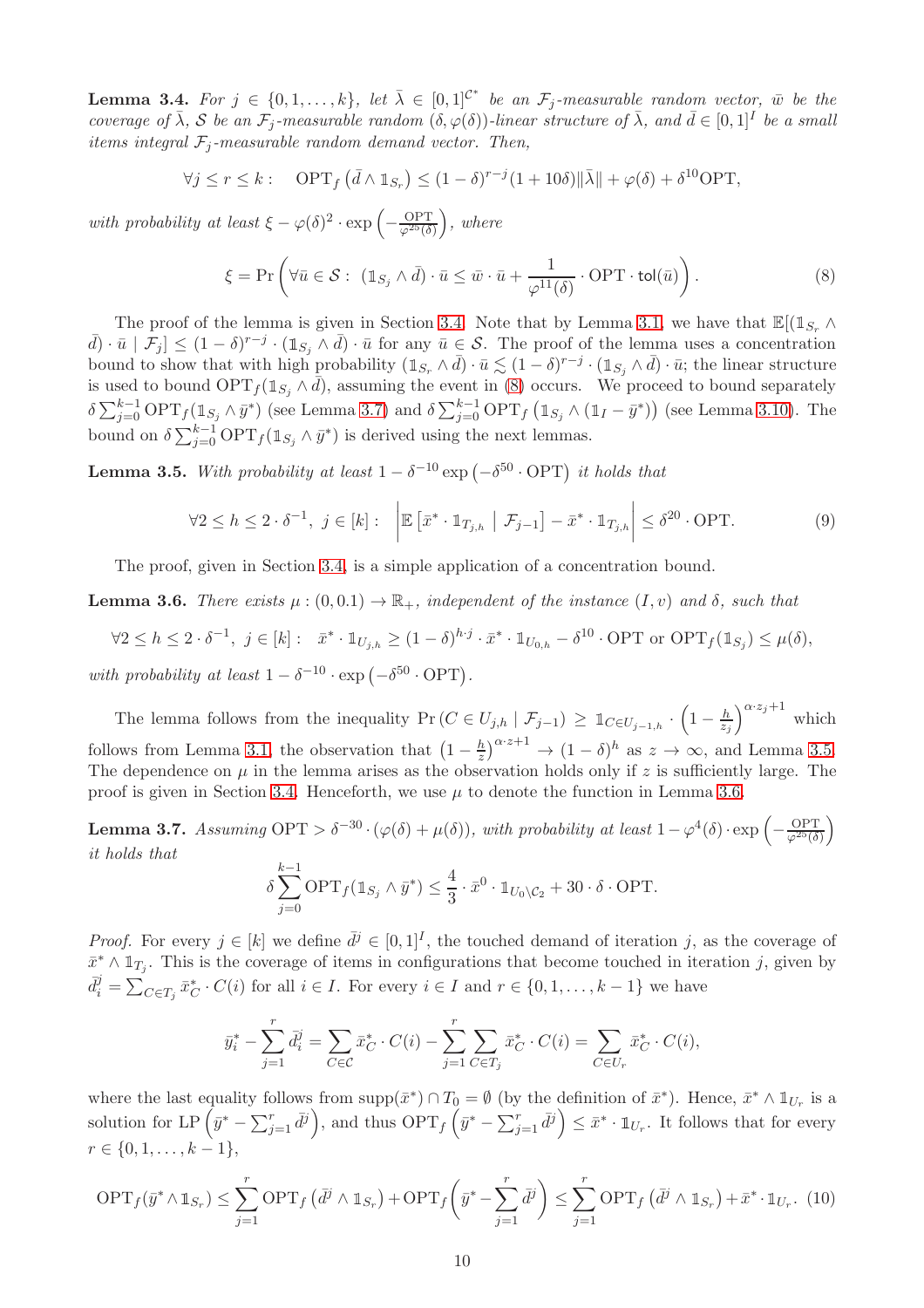**Lemma 3.4.** *For $j \in \{0, 1, \ldots, k\}$, let $\bar{\lambda} \in [0,1]^{\mathcal{C}^*}$ be an $\mathcal{F}_j$-measurable random vector, $\bar{w}$ be the coverage of $\bar{\lambda}$, $\mathcal{S}$ be an $\mathcal{F}_j$-measurable random $(\delta, \varphi(\delta))$-linear structure of $\bar{\lambda}$, and $\bar{d} \in [0,1]^I$ be a small items integral $\mathcal{F}_j$-measurable random demand vector. Then,*

$$\forall j \leq r \leq k : \quad \mathrm{OPT}_f\left(\bar{d} \wedge \mathbb{1}_{S_r}\right) \leq (1-\delta)^{r-j}(1+10\delta)\|\bar{\lambda}\| + \varphi(\delta) + \delta^{10}\mathrm{OPT},$$

*with probability at least $\xi - \varphi(\delta)^2 \cdot \exp\left(-\frac{\mathrm{OPT}}{\varphi^{25}(\delta)}\right)$, where*

$$\xi = \Pr\left(\forall \bar{u} \in \mathcal{S} : \ (\mathbb{1}_{S_j} \wedge \bar{d}) \cdot \bar{u} \leq \bar{w} \cdot \bar{u} + \frac{1}{\varphi^{11}(\delta)} \cdot \mathrm{OPT} \cdot \mathsf{tol}(\bar{u})\right). \tag{8}$$

The proof of the lemma is given in Section 3.4. Note that by Lemma 3.1, we have that $\mathbb{E}[(\mathbb{1}_{S_r} \wedge \bar{d}) \cdot \bar{u} \mid \mathcal{F}_j] \leq (1-\delta)^{r-j} \cdot (\mathbb{1}_{S_j} \wedge \bar{d}) \cdot \bar{u}$ for any $\bar{u} \in \mathcal{S}$. The proof of the lemma uses a concentration bound to show that with high probability $(\mathbb{1}_{S_r} \wedge \bar{d}) \cdot \bar{u} \lesssim (1-\delta)^{r-j} \cdot (\mathbb{1}_{S_j} \wedge \bar{d}) \cdot \bar{u}$; the linear structure is used to bound $\mathrm{OPT}_f(\mathbb{1}_{S_j} \wedge \bar{d})$, assuming the event in (8) occurs. We proceed to bound separately $\delta \sum_{j=0}^{k-1} \mathrm{OPT}_f(\mathbb{1}_{S_j} \wedge \bar{y}^*)$ (see Lemma 3.7) and $\delta \sum_{j=0}^{k-1} \mathrm{OPT}_f\left(\mathbb{1}_{S_j} \wedge (\mathbb{1}_I - \bar{y}^*)\right)$ (see Lemma 3.10). The bound on $\delta \sum_{j=0}^{k-1} \mathrm{OPT}_f(\mathbb{1}_{S_j} \wedge \bar{y}^*)$ is derived using the next lemmas.

**Lemma 3.5.** *With probability at least $1 - \delta^{-10} \exp\left(-\delta^{50} \cdot \mathrm{OPT}\right)$ it holds that*

$$\forall 2 \leq h \leq 2 \cdot \delta^{-1}, \ j \in [k] : \quad \left|\mathbb{E}\left[\bar{x}^* \cdot \mathbb{1}_{T_{j,h}} \mid \mathcal{F}_{j-1}\right] - \bar{x}^* \cdot \mathbb{1}_{T_{j,h}}\right| \leq \delta^{20} \cdot \mathrm{OPT}. \tag{9}$$

The proof, given in Section 3.4, is a simple application of a concentration bound.

**Lemma 3.6.** *There exists $\mu : (0, 0.1) \rightarrow \mathbb{R}_+$, independent of the instance $(I, v)$ and $\delta$, such that*

$$\forall 2 \leq h \leq 2 \cdot \delta^{-1}, \ j \in [k] : \ \ \bar{x}^* \cdot \mathbb{1}_{U_{j,h}} \geq (1-\delta)^{h \cdot j} \cdot \bar{x}^* \cdot \mathbb{1}_{U_{0,h}} - \delta^{10} \cdot \mathrm{OPT} \text{ or } \mathrm{OPT}_f(\mathbb{1}_{S_j}) \leq \mu(\delta),$$

*with probability at least $1 - \delta^{-10} \cdot \exp\left(-\delta^{50} \cdot \mathrm{OPT}\right)$.*

The lemma follows from the inequality $\Pr\left(C \in U_{j,h} \mid \mathcal{F}_{j-1}\right) \geq \mathbb{1}_{C \in U_{j-1,h}} \cdot \left(1 - \frac{h}{z_j}\right)^{\alpha \cdot z_j + 1}$ which follows from Lemma 3.1, the observation that $\left(1 - \frac{h}{z}\right)^{\alpha \cdot z + 1} \rightarrow (1-\delta)^h$ as $z \rightarrow \infty$, and Lemma 3.5. The dependence on $\mu$ in the lemma arises as the observation holds only if $z$ is sufficiently large. The proof is given in Section 3.4. Henceforth, we use $\mu$ to denote the function in Lemma 3.6.

**Lemma 3.7.** *Assuming $\mathrm{OPT} > \delta^{-30} \cdot (\varphi(\delta) + \mu(\delta))$, with probability at least $1 - \varphi^4(\delta) \cdot \exp\left(-\frac{\mathrm{OPT}}{\varphi^{25}(\delta)}\right)$ it holds that*

$$\delta \sum_{j=0}^{k-1} \mathrm{OPT}_f(\mathbb{1}_{S_j} \wedge \bar{y}^*) \leq \frac{4}{3} \cdot \bar{x}^0 \cdot \mathbb{1}_{U_0 \setminus \mathcal{C}_2} + 30 \cdot \delta \cdot \mathrm{OPT}.$$

*Proof.* For every $j \in [k]$ we define $\bar{d}^j \in [0,1]^I$, the touched demand of iteration $j$, as the coverage of $\bar{x}^* \wedge \mathbb{1}_{T_j}$. This is the coverage of items in configurations that become touched in iteration $j$, given by $\bar{d}^j_i = \sum_{C \in T_j} \bar{x}^*_C \cdot C(i)$ for all $i \in I$. For every $i \in I$ and $r \in \{0, 1, \ldots, k-1\}$ we have

$$\bar{y}^*_i - \sum_{j=1}^{r} \bar{d}^j_i = \sum_{C \in \mathcal{C}} \bar{x}^*_C \cdot C(i) - \sum_{j=1}^{r} \sum_{C \in T_j} \bar{x}^*_C \cdot C(i) = \sum_{C \in U_r} \bar{x}^*_C \cdot C(i),$$

where the last equality follows from $\mathrm{supp}(\bar{x}^*) \cap T_0 = \emptyset$ (by the definition of $\bar{x}^*$). Hence, $\bar{x}^* \wedge \mathbb{1}_{U_r}$ is a solution for LP $\left(\bar{y}^* - \sum_{j=1}^{r} \bar{d}^j\right)$, and thus $\mathrm{OPT}_f\left(\bar{y}^* - \sum_{j=1}^{r} \bar{d}^j\right) \leq \bar{x}^* \cdot \mathbb{1}_{U_r}$. It follows that for every $r \in \{0, 1, \ldots, k-1\}$,

$$\mathrm{OPT}_f(\bar{y}^* \wedge \mathbb{1}_{S_r}) \leq \sum_{j=1}^{r} \mathrm{OPT}_f\left(\bar{d}^j \wedge \mathbb{1}_{S_r}\right) + \mathrm{OPT}_f\left(\bar{y}^* - \sum_{j=1}^{r} \bar{d}^j\right) \leq \sum_{j=1}^{r} \mathrm{OPT}_f\left(\bar{d}^j \wedge \mathbb{1}_{S_r}\right) + \bar{x}^* \cdot \mathbb{1}_{U_r}. \tag{10}$$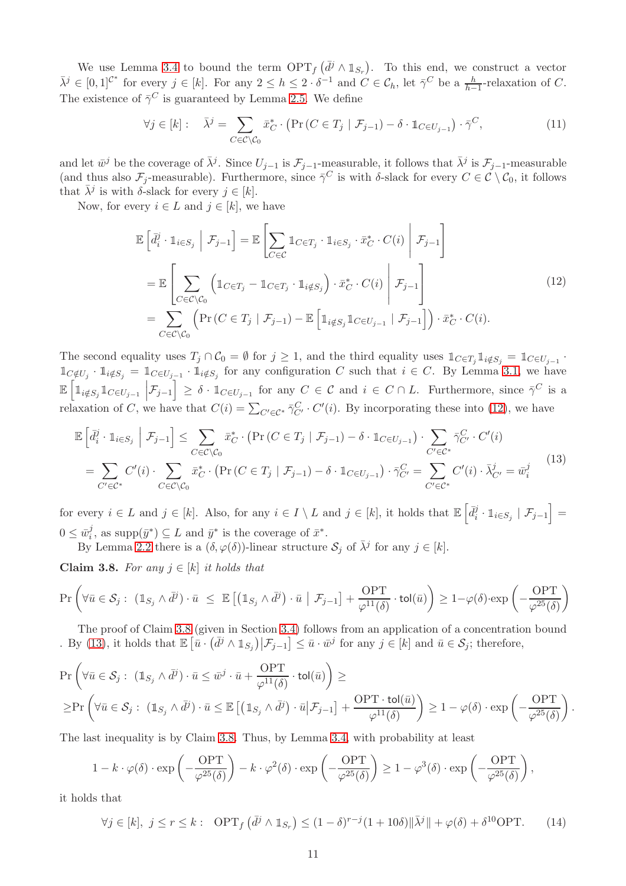We use Lemma 3.4 to bound the term $\text{OPT}_f\left(\bar{d}^j \wedge \mathbb{1}_{S_r}\right)$. To this end, we construct a vector $\bar{\lambda}^j \in [0,1]^{\mathcal{C}^*}$ for every $j \in [k]$. For any $2 \leq h \leq 2 \cdot \delta^{-1}$ and $C \in \mathcal{C}_h$, let $\bar{\gamma}^C$ be a $\frac{h}{h-1}$-relaxation of $C$. The existence of $\bar{\gamma}^C$ is guaranteed by Lemma 2.5. We define

$$\forall j \in [k]: \quad \bar{\lambda}^j = \sum_{C \in \mathcal{C} \setminus \mathcal{C}_0} \bar{x}^*_C \cdot \left(\Pr\left(C \in T_j \mid \mathcal{F}_{j-1}\right) - \delta \cdot \mathbb{1}_{C \in U_{j-1}}\right) \cdot \bar{\gamma}^C, \tag{11}$$

and let $\bar{w}^j$ be the coverage of $\bar{\lambda}^j$. Since $U_{j-1}$ is $\mathcal{F}_{j-1}$-measurable, it follows that $\bar{\lambda}^j$ is $\mathcal{F}_{j-1}$-measurable (and thus also $\mathcal{F}_j$-measurable). Furthermore, since $\bar{\gamma}^C$ is with $\delta$-slack for every $C \in \mathcal{C} \setminus \mathcal{C}_0$, it follows that $\bar{\lambda}^j$ is with $\delta$-slack for every $j \in [k]$.

Now, for every $i \in L$ and $j \in [k]$, we have

$$\begin{aligned}
\mathbb{E}\left[\bar{d}^j_i \cdot \mathbb{1}_{i \in S_j} \;\middle|\; \mathcal{F}_{j-1}\right] &= \mathbb{E}\left[\sum_{C \in \mathcal{C}} \mathbb{1}_{C \in T_j} \cdot \mathbb{1}_{i \in S_j} \cdot \bar{x}^*_C \cdot C(i) \;\middle|\; \mathcal{F}_{j-1}\right] \\
&= \mathbb{E}\left[\sum_{C \in \mathcal{C} \setminus \mathcal{C}_0} \left(\mathbb{1}_{C \in T_j} - \mathbb{1}_{C \in T_j} \cdot \mathbb{1}_{i \notin S_j}\right) \cdot \bar{x}^*_C \cdot C(i) \;\middle|\; \mathcal{F}_{j-1}\right] \\
&= \sum_{C \in \mathcal{C} \setminus \mathcal{C}_0} \left(\Pr\left(C \in T_j \mid \mathcal{F}_{j-1}\right) - \mathbb{E}\left[\mathbb{1}_{i \notin S_j} \mathbb{1}_{C \in U_{j-1}} \mid \mathcal{F}_{j-1}\right]\right) \cdot \bar{x}^*_C \cdot C(i).
\end{aligned} \tag{12}$$

The second equality uses $T_j \cap \mathcal{C}_0 = \emptyset$ for $j \geq 1$, and the third equality uses $\mathbb{1}_{C \in T_j} \mathbb{1}_{i \notin S_j} = \mathbb{1}_{C \in U_{j-1}} \cdot \mathbb{1}_{C \notin U_j} \cdot \mathbb{1}_{i \notin S_j} = \mathbb{1}_{C \in U_{j-1}} \cdot \mathbb{1}_{i \notin S_j}$ for any configuration $C$ such that $i \in C$. By Lemma 3.1, we have $\mathbb{E}\left[\mathbb{1}_{i \notin S_j} \mathbb{1}_{C \in U_{j-1}} \middle| \mathcal{F}_{j-1}\right] \geq \delta \cdot \mathbb{1}_{C \in U_{j-1}}$ for any $C \in \mathcal{C}$ and $i \in C \cap L$. Furthermore, since $\bar{\gamma}^C$ is a relaxation of $C$, we have that $C(i) = \sum_{C' \in \mathcal{C}^*} \bar{\gamma}^C_{C'} \cdot C'(i)$. By incorporating these into (12), we have

$$\begin{aligned}
\mathbb{E}\left[\bar{d}^j_i \cdot \mathbb{1}_{i \in S_j} \;\middle|\; \mathcal{F}_{j-1}\right] &\leq \sum_{C \in \mathcal{C} \setminus \mathcal{C}_0} \bar{x}^*_C \cdot \left(\Pr\left(C \in T_j \mid \mathcal{F}_{j-1}\right) - \delta \cdot \mathbb{1}_{C \in U_{j-1}}\right) \cdot \sum_{C' \in \mathcal{C}^*} \bar{\gamma}^C_{C'} \cdot C'(i) \\
&= \sum_{C' \in \mathcal{C}^*} C'(i) \cdot \sum_{C \in \mathcal{C} \setminus \mathcal{C}_0} \bar{x}^*_C \cdot \left(\Pr\left(C \in T_j \mid \mathcal{F}_{j-1}\right) - \delta \cdot \mathbb{1}_{C \in U_{j-1}}\right) \cdot \bar{\gamma}^C_{C'} = \sum_{C' \in \mathcal{C}^*} C'(i) \cdot \bar{\lambda}^j_{C'} = \bar{w}^j_i
\end{aligned} \tag{13}$$

for every $i \in L$ and $j \in [k]$. Also, for any $i \in I \setminus L$ and $j \in [k]$, it holds that $\mathbb{E}\left[\bar{d}^j_i \cdot \mathbb{1}_{i \in S_j} \mid \mathcal{F}_{j-1}\right] = 0 \leq \bar{w}^j_i$, as $\text{supp}(\bar{y}^*) \subseteq L$ and $\bar{y}^*$ is the coverage of $\bar{x}^*$.

By Lemma 2.2 there is a $(\delta, \varphi(\delta))$-linear structure $\mathcal{S}_j$ of $\bar{\lambda}^j$ for any $j \in [k]$.

**Claim 3.8.** *For any $j \in [k]$ it holds that*

$$\Pr\left(\forall \bar{u} \in \mathcal{S}_j: \; \left(\mathbb{1}_{S_j} \wedge \bar{d}^j\right) \cdot \bar{u} \;\leq\; \mathbb{E}\left[\left(\mathbb{1}_{S_j} \wedge \bar{d}^j\right) \cdot \bar{u} \mid \mathcal{F}_{j-1}\right] + \frac{\text{OPT}}{\varphi^{11}(\delta)} \cdot \mathsf{tol}(\bar{u})\right) \geq 1 - \varphi(\delta) \cdot \exp\left(-\frac{\text{OPT}}{\varphi^{25}(\delta)}\right)$$

The proof of Claim 3.8 (given in Section 3.4) follows from an application of a concentration bound . By (13), it holds that $\mathbb{E}\left[\bar{u} \cdot \left(\bar{d}^j \wedge \mathbb{1}_{S_j}\right) \middle| \mathcal{F}_{j-1}\right] \leq \bar{u} \cdot \bar{w}^j$ for any $j \in [k]$ and $\bar{u} \in \mathcal{S}_j$; therefore,

$$\begin{aligned}
&\Pr\left(\forall \bar{u} \in \mathcal{S}_j: \; \left(\mathbb{1}_{S_j} \wedge \bar{d}^j\right) \cdot \bar{u} \leq \bar{w}^j \cdot \bar{u} + \frac{\text{OPT}}{\varphi^{11}(\delta)} \cdot \mathsf{tol}(\bar{u})\right) \geq \\
&\geq \Pr\left(\forall \bar{u} \in \mathcal{S}_j: \; \left(\mathbb{1}_{S_j} \wedge \bar{d}^j\right) \cdot \bar{u} \leq \mathbb{E}\left[\left(\mathbb{1}_{S_j} \wedge \bar{d}^j\right) \cdot \bar{u} \middle| \mathcal{F}_{j-1}\right] + \frac{\text{OPT} \cdot \mathsf{tol}(\bar{u})}{\varphi^{11}(\delta)}\right) \geq 1 - \varphi(\delta) \cdot \exp\left(-\frac{\text{OPT}}{\varphi^{25}(\delta)}\right).
\end{aligned}$$

The last inequality is by Claim 3.8. Thus, by Lemma 3.4, with probability at least

$$1 - k \cdot \varphi(\delta) \cdot \exp\left(-\frac{\text{OPT}}{\varphi^{25}(\delta)}\right) - k \cdot \varphi^2(\delta) \cdot \exp\left(-\frac{\text{OPT}}{\varphi^{25}(\delta)}\right) \geq 1 - \varphi^3(\delta) \cdot \exp\left(-\frac{\text{OPT}}{\varphi^{25}(\delta)}\right),$$

it holds that

$$\forall j \in [k], \; j \leq r \leq k: \;\; \text{OPT}_f\left(\bar{d}^j \wedge \mathbb{1}_{S_r}\right) \leq (1-\delta)^{r-j}(1+10\delta)\|\bar{\lambda}^j\| + \varphi(\delta) + \delta^{10}\text{OPT}. \tag{14}$$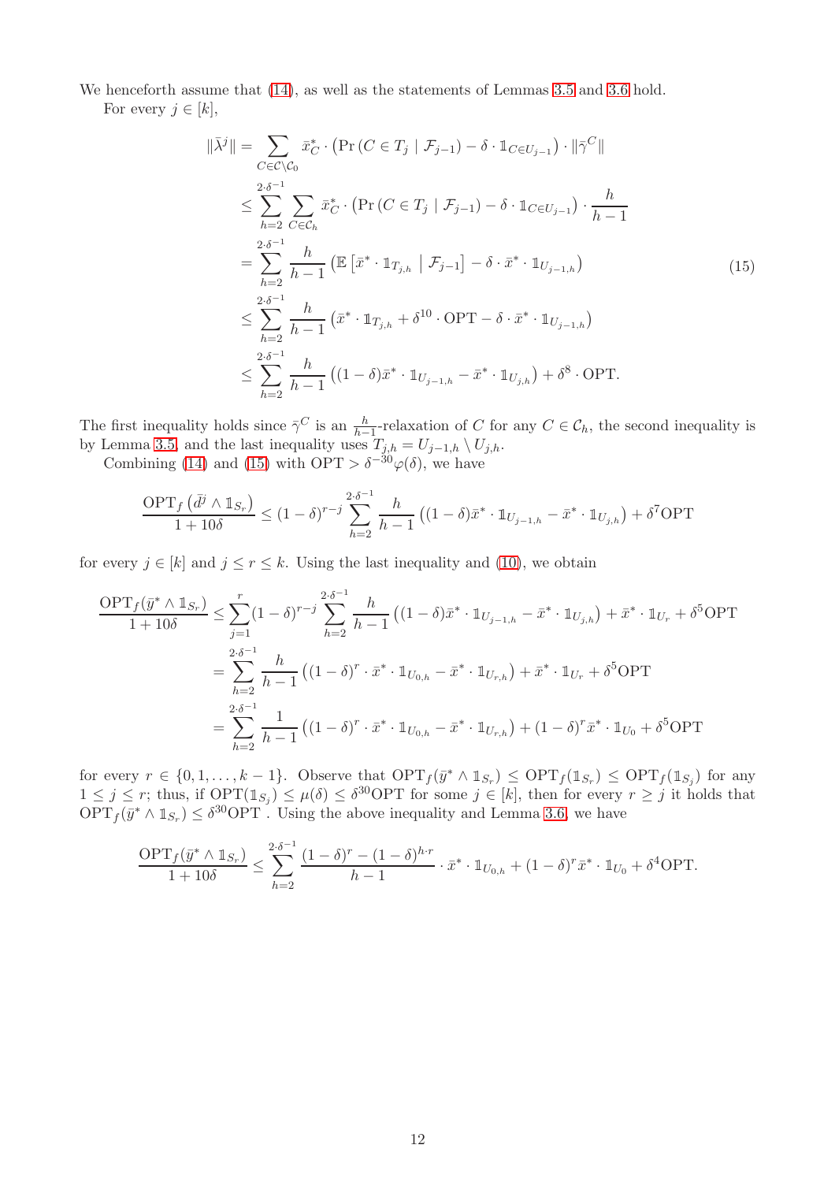We henceforth assume that (14), as well as the statements of Lemmas 3.5 and 3.6 hold.

For every $j \in [k]$,

$$
\begin{aligned}
\|\bar{\lambda}^j\| &= \sum_{C \in \mathcal{C} \setminus \mathcal{C}_0} \bar{x}^*_C \cdot \left( \Pr\left(C \in T_j \mid \mathcal{F}_{j-1}\right) - \delta \cdot \mathbb{1}_{C \in U_{j-1}} \right) \cdot \|\bar{\gamma}^C\| \\
&\leq \sum_{h=2}^{2 \cdot \delta^{-1}} \sum_{C \in \mathcal{C}_h} \bar{x}^*_C \cdot \left( \Pr\left(C \in T_j \mid \mathcal{F}_{j-1}\right) - \delta \cdot \mathbb{1}_{C \in U_{j-1}} \right) \cdot \frac{h}{h-1} \\
&= \sum_{h=2}^{2 \cdot \delta^{-1}} \frac{h}{h-1} \left( \mathbb{E}\left[ \bar{x}^* \cdot \mathbb{1}_{T_{j,h}} \mid \mathcal{F}_{j-1} \right] - \delta \cdot \bar{x}^* \cdot \mathbb{1}_{U_{j-1,h}} \right) \\
&\leq \sum_{h=2}^{2 \cdot \delta^{-1}} \frac{h}{h-1} \left( \bar{x}^* \cdot \mathbb{1}_{T_{j,h}} + \delta^{10} \cdot \mathrm{OPT} - \delta \cdot \bar{x}^* \cdot \mathbb{1}_{U_{j-1,h}} \right) \\
&\leq \sum_{h=2}^{2 \cdot \delta^{-1}} \frac{h}{h-1} \left( (1-\delta) \bar{x}^* \cdot \mathbb{1}_{U_{j-1,h}} - \bar{x}^* \cdot \mathbb{1}_{U_{j,h}} \right) + \delta^8 \cdot \mathrm{OPT}.
\end{aligned} \tag{15}
$$

The first inequality holds since $\bar{\gamma}^C$ is an $\frac{h}{h-1}$-relaxation of $C$ for any $C \in \mathcal{C}_h$, the second inequality is by Lemma 3.5, and the last inequality uses $T_{j,h} = U_{j-1,h} \setminus U_{j,h}$.

Combining (14) and (15) with $\mathrm{OPT} > \delta^{-30} \varphi(\delta)$, we have

$$
\frac{\mathrm{OPT}_f\left(\bar{d}^j \wedge \mathbb{1}_{S_r}\right)}{1+10\delta} \leq (1-\delta)^{r-j} \sum_{h=2}^{2 \cdot \delta^{-1}} \frac{h}{h-1} \left( (1-\delta) \bar{x}^* \cdot \mathbb{1}_{U_{j-1,h}} - \bar{x}^* \cdot \mathbb{1}_{U_{j,h}} \right) + \delta^7 \mathrm{OPT}
$$

for every $j \in [k]$ and $j \leq r \leq k$. Using the last inequality and (10), we obtain

$$
\begin{aligned}
\frac{\mathrm{OPT}_f(\bar{y}^* \wedge \mathbb{1}_{S_r})}{1+10\delta} &\leq \sum_{j=1}^{r} (1-\delta)^{r-j} \sum_{h=2}^{2 \cdot \delta^{-1}} \frac{h}{h-1} \left( (1-\delta) \bar{x}^* \cdot \mathbb{1}_{U_{j-1,h}} - \bar{x}^* \cdot \mathbb{1}_{U_{j,h}} \right) + \bar{x}^* \cdot \mathbb{1}_{U_r} + \delta^5 \mathrm{OPT} \\
&= \sum_{h=2}^{2 \cdot \delta^{-1}} \frac{h}{h-1} \left( (1-\delta)^r \cdot \bar{x}^* \cdot \mathbb{1}_{U_{0,h}} - \bar{x}^* \cdot \mathbb{1}_{U_{r,h}} \right) + \bar{x}^* \cdot \mathbb{1}_{U_r} + \delta^5 \mathrm{OPT} \\
&= \sum_{h=2}^{2 \cdot \delta^{-1}} \frac{1}{h-1} \left( (1-\delta)^r \cdot \bar{x}^* \cdot \mathbb{1}_{U_{0,h}} - \bar{x}^* \cdot \mathbb{1}_{U_{r,h}} \right) + (1-\delta)^r \bar{x}^* \cdot \mathbb{1}_{U_0} + \delta^5 \mathrm{OPT}
\end{aligned}
$$

for every $r \in \{0, 1, \ldots, k-1\}$. Observe that $\mathrm{OPT}_f(\bar{y}^* \wedge \mathbb{1}_{S_r}) \leq \mathrm{OPT}_f(\mathbb{1}_{S_r}) \leq \mathrm{OPT}_f(\mathbb{1}_{S_j})$ for any $1 \leq j \leq r$; thus, if $\mathrm{OPT}(\mathbb{1}_{S_j}) \leq \mu(\delta) \leq \delta^{30} \mathrm{OPT}$ for some $j \in [k]$, then for every $r \geq j$ it holds that $\mathrm{OPT}_f(\bar{y}^* \wedge \mathbb{1}_{S_r}) \leq \delta^{30} \mathrm{OPT}$ . Using the above inequality and Lemma 3.6, we have

$$
\frac{\mathrm{OPT}_f(\bar{y}^* \wedge \mathbb{1}_{S_r})}{1+10\delta} \leq \sum_{h=2}^{2 \cdot \delta^{-1}} \frac{(1-\delta)^r - (1-\delta)^{h \cdot r}}{h-1} \cdot \bar{x}^* \cdot \mathbb{1}_{U_{0,h}} + (1-\delta)^r \bar{x}^* \cdot \mathbb{1}_{U_0} + \delta^4 \mathrm{OPT}.
$$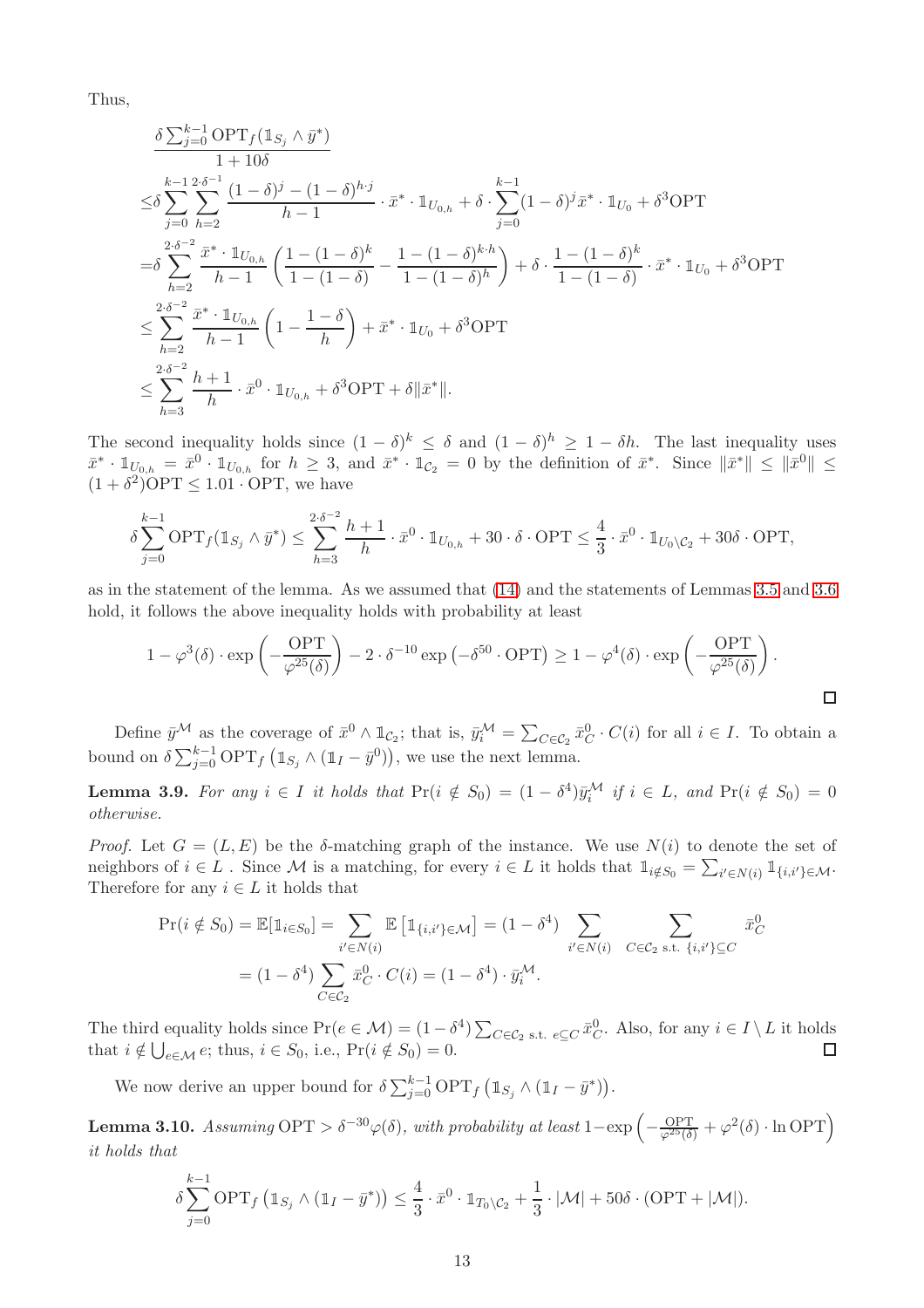Thus,

$$
\begin{aligned}
&\frac{\delta \sum_{j=0}^{k-1} \mathrm{OPT}_f(\mathbb{1}_{S_j} \wedge \bar{y}^*)}{1+10\delta} \\
\leq &\delta \sum_{j=0}^{k-1} \sum_{h=2}^{2\cdot\delta^{-1}} \frac{(1-\delta)^j - (1-\delta)^{h\cdot j}}{h-1} \cdot \bar{x}^* \cdot \mathbb{1}_{U_{0,h}} + \delta \cdot \sum_{j=0}^{k-1} (1-\delta)^j \bar{x}^* \cdot \mathbb{1}_{U_0} + \delta^3 \mathrm{OPT} \\
= &\delta \sum_{h=2}^{2\cdot\delta^{-2}} \frac{\bar{x}^* \cdot \mathbb{1}_{U_{0,h}}}{h-1} \left( \frac{1-(1-\delta)^k}{1-(1-\delta)} - \frac{1-(1-\delta)^{k\cdot h}}{1-(1-\delta)^h} \right) + \delta \cdot \frac{1-(1-\delta)^k}{1-(1-\delta)} \cdot \bar{x}^* \cdot \mathbb{1}_{U_0} + \delta^3 \mathrm{OPT} \\
\leq &\sum_{h=2}^{2\cdot\delta^{-2}} \frac{\bar{x}^* \cdot \mathbb{1}_{U_{0,h}}}{h-1} \left( 1 - \frac{1-\delta}{h} \right) + \bar{x}^* \cdot \mathbb{1}_{U_0} + \delta^3 \mathrm{OPT} \\
\leq &\sum_{h=3}^{2\cdot\delta^{-2}} \frac{h+1}{h} \cdot \bar{x}^0 \cdot \mathbb{1}_{U_{0,h}} + \delta^3 \mathrm{OPT} + \delta \|\bar{x}^*\|.
\end{aligned}
$$

The second inequality holds since $(1-\delta)^k \leq \delta$ and $(1-\delta)^h \geq 1 - \delta h$. The last inequality uses $\bar{x}^* \cdot \mathbb{1}_{U_{0,h}} = \bar{x}^0 \cdot \mathbb{1}_{U_{0,h}}$ for $h \geq 3$, and $\bar{x}^* \cdot \mathbb{1}_{\mathcal{C}_2} = 0$ by the definition of $\bar{x}^*$. Since $\|\bar{x}^*\| \leq \|\bar{x}^0\| \leq (1+\delta^2)\mathrm{OPT} \leq 1.01 \cdot \mathrm{OPT}$, we have

$$
\delta \sum_{j=0}^{k-1} \mathrm{OPT}_f(\mathbb{1}_{S_j} \wedge \bar{y}^*) \leq \sum_{h=3}^{2\cdot\delta^{-2}} \frac{h+1}{h} \cdot \bar{x}^0 \cdot \mathbb{1}_{U_{0,h}} + 30 \cdot \delta \cdot \mathrm{OPT} \leq \frac{4}{3} \cdot \bar{x}^0 \cdot \mathbb{1}_{U_0 \setminus \mathcal{C}_2} + 30\delta \cdot \mathrm{OPT},
$$

as in the statement of the lemma. As we assumed that (14) and the statements of Lemmas 3.5 and 3.6 hold, it follows the above inequality holds with probability at least

$$
1 - \varphi^3(\delta) \cdot \exp\left(-\frac{\mathrm{OPT}}{\varphi^{25}(\delta)}\right) - 2 \cdot \delta^{-10} \exp\left(-\delta^{50} \cdot \mathrm{OPT}\right) \geq 1 - \varphi^4(\delta) \cdot \exp\left(-\frac{\mathrm{OPT}}{\varphi^{25}(\delta)}\right).
$$

□

Define $\bar{y}^{\mathcal{M}}$ as the coverage of $\bar{x}^0 \wedge \mathbb{1}_{\mathcal{C}_2}$; that is, $\bar{y}^{\mathcal{M}}_i = \sum_{C \in \mathcal{C}_2} \bar{x}^0_C \cdot C(i)$ for all $i \in I$. To obtain a bound on $\delta \sum_{j=0}^{k-1} \mathrm{OPT}_f\left(\mathbb{1}_{S_j} \wedge (\mathbb{1}_I - \bar{y}^0)\right)$, we use the next lemma.

**Lemma 3.9.** *For any $i \in I$ it holds that $\Pr(i \notin S_0) = (1-\delta^4)\bar{y}^{\mathcal{M}}_i$ if $i \in L$, and $\Pr(i \notin S_0) = 0$ otherwise.*

*Proof.* Let $G = (L, E)$ be the $\delta$-matching graph of the instance. We use $N(i)$ to denote the set of neighbors of $i \in L$ . Since $\mathcal{M}$ is a matching, for every $i \in L$ it holds that $\mathbb{1}_{i \notin S_0} = \sum_{i' \in N(i)} \mathbb{1}_{\{i,i'\} \in \mathcal{M}}$. Therefore for any $i \in L$ it holds that

$$
\begin{aligned}
\Pr(i \notin S_0) = \mathbb{E}[\mathbb{1}_{i \in S_0}] &= \sum_{i' \in N(i)} \mathbb{E}\left[\mathbb{1}_{\{i,i'\} \in \mathcal{M}}\right] = (1-\delta^4) \sum_{i' \in N(i)} \sum_{C \in \mathcal{C}_2 \text{ s.t. } \{i,i'\} \subseteq C} \bar{x}^0_C \\
&= (1-\delta^4) \sum_{C \in \mathcal{C}_2} \bar{x}^0_C \cdot C(i) = (1-\delta^4) \cdot \bar{y}^{\mathcal{M}}_i.
\end{aligned}
$$

The third equality holds since $\Pr(e \in \mathcal{M}) = (1-\delta^4) \sum_{C \in \mathcal{C}_2 \text{ s.t. } e \subseteq C} \bar{x}^0_C$. Also, for any $i \in I \setminus L$ it holds that $i \notin \bigcup_{e \in \mathcal{M}} e$; thus, $i \in S_0$, i.e., $\Pr(i \notin S_0) = 0$. □

We now derive an upper bound for $\delta \sum_{j=0}^{k-1} \mathrm{OPT}_f\left(\mathbb{1}_{S_j} \wedge (\mathbb{1}_I - \bar{y}^*)\right)$.

**Lemma 3.10.** *Assuming $\mathrm{OPT} > \delta^{-30}\varphi(\delta)$, with probability at least $1 - \exp\left(-\frac{\mathrm{OPT}}{\varphi^{25}(\delta)} + \varphi^2(\delta) \cdot \ln \mathrm{OPT}\right)$ it holds that*

$$
\delta \sum_{j=0}^{k-1} \mathrm{OPT}_f\left(\mathbb{1}_{S_j} \wedge (\mathbb{1}_I - \bar{y}^*)\right) \leq \frac{4}{3} \cdot \bar{x}^0 \cdot \mathbb{1}_{T_0 \setminus \mathcal{C}_2} + \frac{1}{3} \cdot |\mathcal{M}| + 50\delta \cdot (\mathrm{OPT} + |\mathcal{M}|).
$$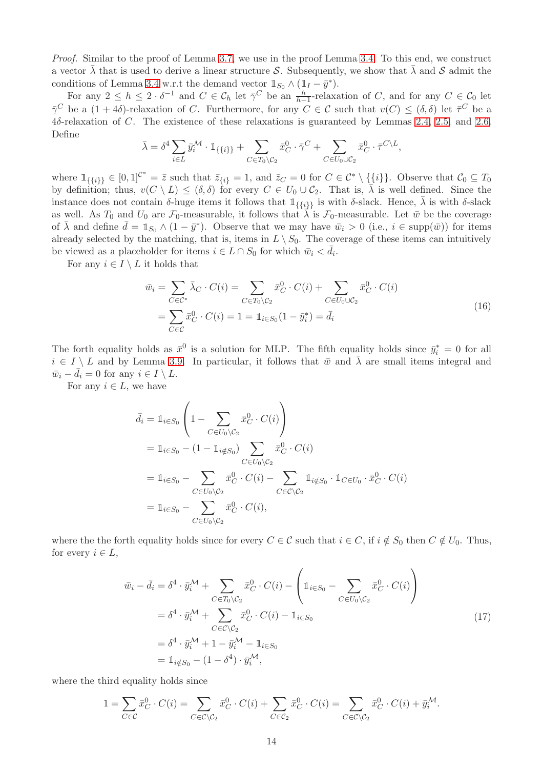*Proof.* Similar to the proof of Lemma 3.7, we use in the proof Lemma 3.4. To this end, we construct a vector $\bar{\lambda}$ that is used to derive a linear structure $\mathcal{S}$. Subsequently, we show that $\bar{\lambda}$ and $\mathcal{S}$ admit the conditions of Lemma 3.4 w.r.t the demand vector $\mathbb{1}_{S_0} \wedge (\mathbb{1}_I - \bar{y}^*)$.

For any $2 \leq h \leq 2 \cdot \delta^{-1}$ and $C \in \mathcal{C}_h$ let $\bar{\gamma}^C$ be an $\frac{h}{h-1}$-relaxation of $C$, and for any $C \in \mathcal{C}_0$ let $\bar{\gamma}^C$ be a $(1+4\delta)$-relaxation of $C$. Furthermore, for any $C \in \mathcal{C}$ such that $v(C) \leq (\delta, \delta)$ let $\bar{\tau}^C$ be a $4\delta$-relaxation of $C$. The existence of these relaxations is guaranteed by Lemmas 2.4, 2.5, and 2.6. Define

$$\bar{\lambda} = \delta^4 \sum_{i \in L} \bar{y}_i^{\mathcal{M}} \cdot \mathbb{1}_{\{\{i\}\}} + \sum_{C \in T_0 \setminus \mathcal{C}_2} \bar{x}_C^0 \cdot \bar{\gamma}^C + \sum_{C \in U_0 \cup \mathcal{C}_2} \bar{x}_C^0 \cdot \bar{\tau}^{C \setminus L},$$

where $\mathbb{1}_{\{\{i\}\}} \in [0,1]^{\mathcal{C}^*} = \bar{z}$ such that $\bar{z}_{\{i\}} = 1$, and $\bar{z}_C = 0$ for $C \in \mathcal{C}^* \setminus \{\{i\}\}$. Observe that $\mathcal{C}_0 \subseteq T_0$ by definition; thus, $v(C \setminus L) \leq (\delta, \delta)$ for every $C \in U_0 \cup \mathcal{C}_2$. That is, $\bar{\lambda}$ is well defined. Since the instance does not contain $\delta$-huge items it follows that $\mathbb{1}_{\{\{i\}\}}$ is with $\delta$-slack. Hence, $\bar{\lambda}$ is with $\delta$-slack as well. As $T_0$ and $U_0$ are $\mathcal{F}_0$-measurable, it follows that $\bar{\lambda}$ is $\mathcal{F}_0$-measurable. Let $\bar{w}$ be the coverage of $\bar{\lambda}$ and define $\bar{d} = \mathbb{1}_{S_0} \wedge (1 - \bar{y}^*)$. Observe that we may have $\bar{w}_i > 0$ (i.e., $i \in \text{supp}(\bar{w})$) for items already selected by the matching, that is, items in $L \setminus S_0$. The coverage of these items can intuitively be viewed as a placeholder for items $i \in L \cap S_0$ for which $\bar{w}_i < \bar{d}_i$.

For any $i \in I \setminus L$ it holds that

$$\begin{aligned}
\bar{w}_i &= \sum_{C \in \mathcal{C}^*} \bar{\lambda}_C \cdot C(i) = \sum_{C \in T_0 \setminus \mathcal{C}_2} \bar{x}_C^0 \cdot C(i) + \sum_{C \in U_0 \cup \mathcal{C}_2} \bar{x}_C^0 \cdot C(i) \\
&= \sum_{C \in \mathcal{C}} \bar{x}_C^0 \cdot C(i) = 1 = \mathbb{1}_{i \in S_0} (1 - \bar{y}_i^*) = \bar{d}_i
\end{aligned} \tag{16}$$

The forth equality holds as $\bar{x}^0$ is a solution for MLP. The fifth equality holds since $\bar{y}_i^* = 0$ for all $i \in I \setminus L$ and by Lemma 3.9. In particular, it follows that $\bar{w}$ and $\bar{\lambda}$ are small items integral and $\bar{w}_i - \bar{d}_i = 0$ for any $i \in I \setminus L$.

For any $i \in L$, we have

$$\begin{aligned}
\bar{d}_i &= \mathbb{1}_{i \in S_0} \left( 1 - \sum_{C \in U_0 \setminus \mathcal{C}_2} \bar{x}_C^0 \cdot C(i) \right) \\
&= \mathbb{1}_{i \in S_0} - (1 - \mathbb{1}_{i \notin S_0}) \sum_{C \in U_0 \setminus \mathcal{C}_2} \bar{x}_C^0 \cdot C(i) \\
&= \mathbb{1}_{i \in S_0} - \sum_{C \in U_0 \setminus \mathcal{C}_2} \bar{x}_C^0 \cdot C(i) - \sum_{C \in \mathcal{C} \setminus \mathcal{C}_2} \mathbb{1}_{i \notin S_0} \cdot \mathbb{1}_{C \in U_0} \cdot \bar{x}_C^0 \cdot C(i) \\
&= \mathbb{1}_{i \in S_0} - \sum_{C \in U_0 \setminus \mathcal{C}_2} \bar{x}_C^0 \cdot C(i),
\end{aligned}$$

where the the forth equality holds since for every $C \in \mathcal{C}$ such that $i \in C$, if $i \notin S_0$ then $C \notin U_0$. Thus, for every $i \in L$,

$$\begin{aligned}
\bar{w}_i - \bar{d}_i &= \delta^4 \cdot \bar{y}_i^{\mathcal{M}} + \sum_{C \in T_0 \setminus \mathcal{C}_2} \bar{x}_C^0 \cdot C(i) - \left( \mathbb{1}_{i \in S_0} - \sum_{C \in U_0 \setminus \mathcal{C}_2} \bar{x}_C^0 \cdot C(i) \right) \\
&= \delta^4 \cdot \bar{y}_i^{\mathcal{M}} + \sum_{C \in \mathcal{C} \setminus \mathcal{C}_2} \bar{x}_C^0 \cdot C(i) - \mathbb{1}_{i \in S_0} \\
&= \delta^4 \cdot \bar{y}_i^{\mathcal{M}} + 1 - \bar{y}_i^{\mathcal{M}} - \mathbb{1}_{i \in S_0} \\
&= \mathbb{1}_{i \notin S_0} - (1 - \delta^4) \cdot \bar{y}_i^{\mathcal{M}},
\end{aligned} \tag{17}$$

where the third equality holds since

$$1 = \sum_{C \in \mathcal{C}} \bar{x}_C^0 \cdot C(i) = \sum_{C \in \mathcal{C} \setminus \mathcal{C}_2} \bar{x}_C^0 \cdot C(i) + \sum_{C \in \mathcal{C}_2} \bar{x}_C^0 \cdot C(i) = \sum_{C \in \mathcal{C} \setminus \mathcal{C}_2} \bar{x}_C^0 \cdot C(i) + \bar{y}_i^{\mathcal{M}}.$$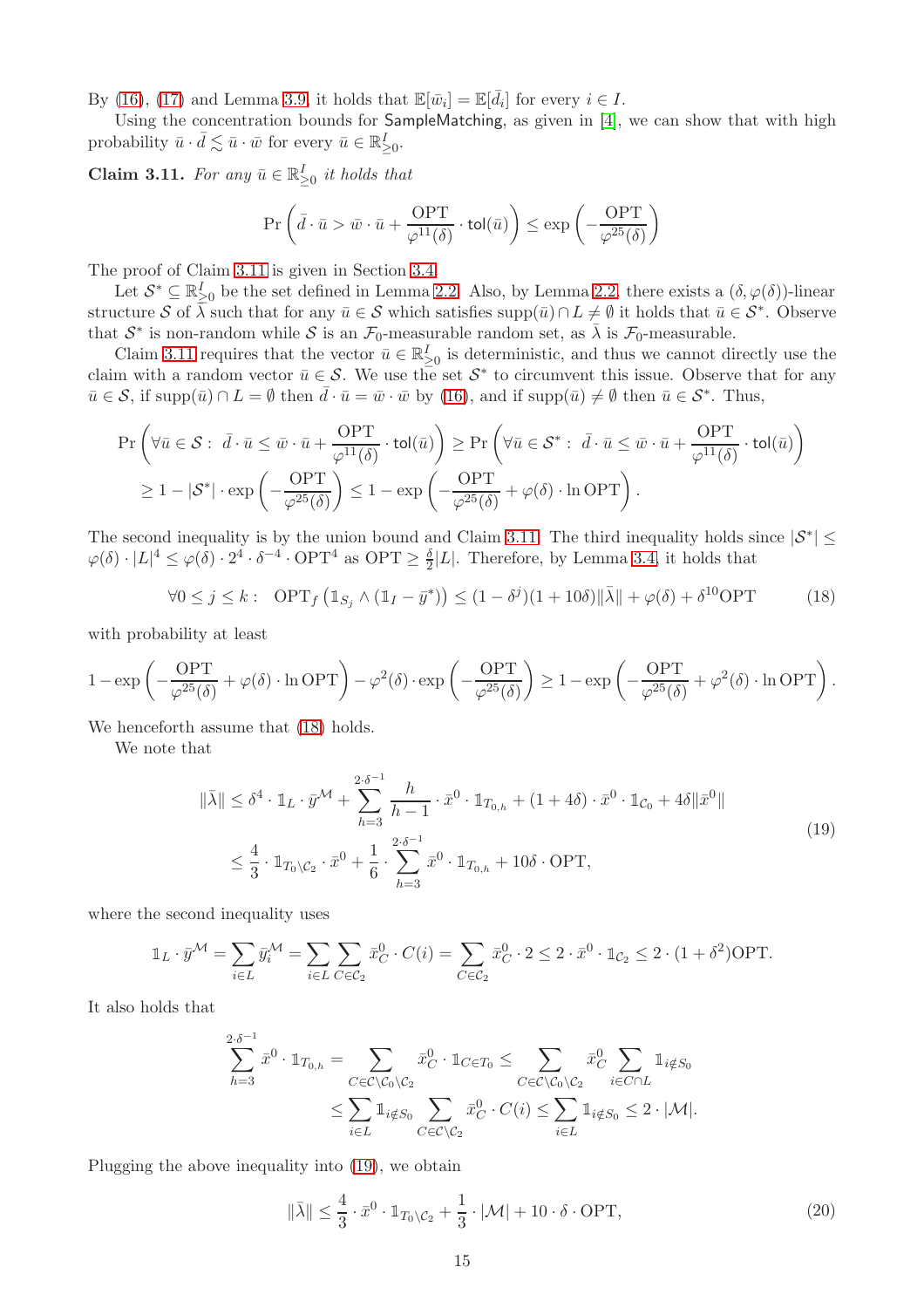By (16), (17) and Lemma 3.9, it holds that $\mathbb{E}[\bar{w}_i] = \mathbb{E}[\bar{d}_i]$ for every $i \in I$.

Using the concentration bounds for SampleMatching, as given in [4], we can show that with high probability $\bar{u} \cdot \bar{d} \lesssim \bar{u} \cdot \bar{w}$ for every $\bar{u} \in \mathbb{R}^I_{\geq 0}$.

**Claim 3.11.** *For any $\bar{u} \in \mathbb{R}^I_{\geq 0}$ it holds that*

$$\Pr\left(\bar{d} \cdot \bar{u} > \bar{w} \cdot \bar{u} + \frac{\mathrm{OPT}}{\varphi^{11}(\delta)} \cdot \mathsf{tol}(\bar{u})\right) \leq \exp\left(-\frac{\mathrm{OPT}}{\varphi^{25}(\delta)}\right)$$

The proof of Claim 3.11 is given in Section 3.4.

Let $\mathcal{S}^* \subseteq \mathbb{R}^I_{\geq 0}$ be the set defined in Lemma 2.2. Also, by Lemma 2.2, there exists a $(\delta, \varphi(\delta))$-linear structure $\mathcal{S}$ of $\bar{\lambda}$ such that for any $\bar{u} \in \mathcal{S}$ which satisfies $\mathrm{supp}(\bar{u}) \cap L \neq \emptyset$ it holds that $\bar{u} \in \mathcal{S}^*$. Observe that $\mathcal{S}^*$ is non-random while $\mathcal{S}$ is an $\mathcal{F}_0$-measurable random set, as $\bar{\lambda}$ is $\mathcal{F}_0$-measurable.

Claim 3.11 requires that the vector $\bar{u} \in \mathbb{R}^I_{\geq 0}$ is deterministic, and thus we cannot directly use the claim with a random vector $\bar{u} \in \mathcal{S}$. We use the set $\mathcal{S}^*$ to circumvent this issue. Observe that for any $\bar{u} \in \mathcal{S}$, if $\mathrm{supp}(\bar{u}) \cap L = \emptyset$ then $\bar{d} \cdot \bar{u} = \bar{w} \cdot \bar{w}$ by (16), and if $\mathrm{supp}(\bar{u}) \neq \emptyset$ then $\bar{u} \in \mathcal{S}^*$. Thus,

$$\begin{aligned}
&\Pr\left(\forall \bar{u} \in \mathcal{S}: \ \bar{d} \cdot \bar{u} \leq \bar{w} \cdot \bar{u} + \frac{\mathrm{OPT}}{\varphi^{11}(\delta)} \cdot \mathsf{tol}(\bar{u})\right) \geq \Pr\left(\forall \bar{u} \in \mathcal{S}^*: \ \bar{d} \cdot \bar{u} \leq \bar{w} \cdot \bar{u} + \frac{\mathrm{OPT}}{\varphi^{11}(\delta)} \cdot \mathsf{tol}(\bar{u})\right) \\
&\geq 1 - |\mathcal{S}^*| \cdot \exp\left(-\frac{\mathrm{OPT}}{\varphi^{25}(\delta)}\right) \leq 1 - \exp\left(-\frac{\mathrm{OPT}}{\varphi^{25}(\delta)} + \varphi(\delta) \cdot \ln \mathrm{OPT}\right).
\end{aligned}$$

The second inequality is by the union bound and Claim 3.11. The third inequality holds since $|\mathcal{S}^*| \leq \varphi(\delta) \cdot |L|^4 \leq \varphi(\delta) \cdot 2^4 \cdot \delta^{-4} \cdot \mathrm{OPT}^4$ as $\mathrm{OPT} \geq \frac{\delta}{2}|L|$. Therefore, by Lemma 3.4, it holds that

$$\forall 0 \leq j \leq k: \ \ \mathrm{OPT}_f\left(\mathbb{1}_{S_j} \wedge (\mathbb{1}_I - \bar{y}^*)\right) \leq (1 - \delta^j)(1 + 10\delta)\|\bar{\lambda}\| + \varphi(\delta) + \delta^{10}\mathrm{OPT} \tag{18}$$

with probability at least

$$1 - \exp\left(-\frac{\mathrm{OPT}}{\varphi^{25}(\delta)} + \varphi(\delta) \cdot \ln \mathrm{OPT}\right) - \varphi^2(\delta) \cdot \exp\left(-\frac{\mathrm{OPT}}{\varphi^{25}(\delta)}\right) \geq 1 - \exp\left(-\frac{\mathrm{OPT}}{\varphi^{25}(\delta)} + \varphi^2(\delta) \cdot \ln \mathrm{OPT}\right).$$

We henceforth assume that (18) holds.

We note that

$$\begin{aligned}
\|\bar{\lambda}\| &\leq \delta^4 \cdot \mathbb{1}_L \cdot \bar{y}^{\mathcal{M}} + \sum_{h=3}^{2\cdot\delta^{-1}} \frac{h}{h-1} \cdot \bar{x}^0 \cdot \mathbb{1}_{T_{0,h}} + (1 + 4\delta) \cdot \bar{x}^0 \cdot \mathbb{1}_{\mathcal{C}_0} + 4\delta\|\bar{x}^0\| \\
&\leq \frac{4}{3} \cdot \mathbb{1}_{T_0 \setminus \mathcal{C}_2} \cdot \bar{x}^0 + \frac{1}{6} \cdot \sum_{h=3}^{2\cdot\delta^{-1}} \bar{x}^0 \cdot \mathbb{1}_{T_{0,h}} + 10\delta \cdot \mathrm{OPT},
\end{aligned} \tag{19}$$

where the second inequality uses

$$\mathbb{1}_L \cdot \bar{y}^{\mathcal{M}} = \sum_{i \in L} \bar{y}_i^{\mathcal{M}} = \sum_{i \in L} \sum_{C \in \mathcal{C}_2} \bar{x}_C^0 \cdot C(i) = \sum_{C \in \mathcal{C}_2} \bar{x}_C^0 \cdot 2 \leq 2 \cdot \bar{x}^0 \cdot \mathbb{1}_{\mathcal{C}_2} \leq 2 \cdot (1 + \delta^2)\mathrm{OPT}.$$

It also holds that

$$\begin{aligned}
\sum_{h=3}^{2\cdot\delta^{-1}} \bar{x}^0 \cdot \mathbb{1}_{T_{0,h}} &= \sum_{C \in \mathcal{C} \setminus \mathcal{C}_0 \setminus \mathcal{C}_2} \bar{x}_C^0 \cdot \mathbb{1}_{C \in T_0} \leq \sum_{C \in \mathcal{C} \setminus \mathcal{C}_0 \setminus \mathcal{C}_2} \bar{x}_C^0 \sum_{i \in C \cap L} \mathbb{1}_{i \notin S_0} \\
&\leq \sum_{i \in L} \mathbb{1}_{i \notin S_0} \sum_{C \in \mathcal{C} \setminus \mathcal{C}_2} \bar{x}_C^0 \cdot C(i) \leq \sum_{i \in L} \mathbb{1}_{i \notin S_0} \leq 2 \cdot |\mathcal{M}|.
\end{aligned}$$

Plugging the above inequality into (19), we obtain

$$\|\bar{\lambda}\| \leq \frac{4}{3} \cdot \bar{x}^0 \cdot \mathbb{1}_{T_0 \setminus \mathcal{C}_2} + \frac{1}{3} \cdot |\mathcal{M}| + 10 \cdot \delta \cdot \mathrm{OPT}, \tag{20}$$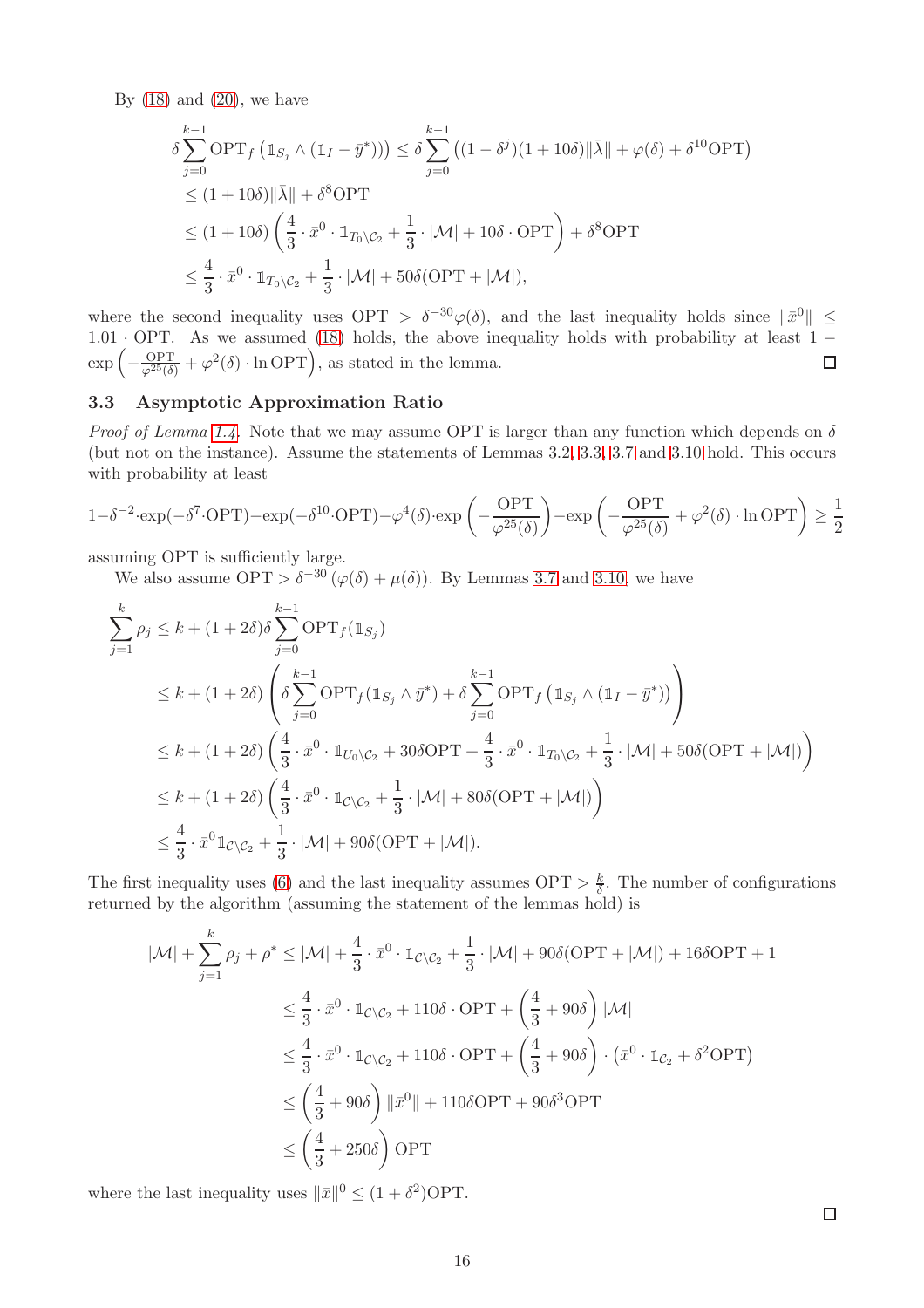By (18) and (20), we have

$$
\begin{aligned}
\delta \sum_{j=0}^{k-1} \mathrm{OPT}_f\left(\mathbb{1}_{S_j} \wedge (\mathbb{1}_I - \bar{y}^*)\right) &\leq \delta \sum_{j=0}^{k-1} \left((1-\delta^j)(1+10\delta)\|\bar{\lambda}\| + \varphi(\delta) + \delta^{10}\mathrm{OPT}\right) \\
&\leq (1+10\delta)\|\bar{\lambda}\| + \delta^8 \mathrm{OPT} \\
&\leq (1+10\delta)\left(\frac{4}{3} \cdot \bar{x}^0 \cdot \mathbb{1}_{T_0 \setminus \mathcal{C}_2} + \frac{1}{3} \cdot |\mathcal{M}| + 10\delta \cdot \mathrm{OPT}\right) + \delta^8 \mathrm{OPT} \\
&\leq \frac{4}{3} \cdot \bar{x}^0 \cdot \mathbb{1}_{T_0 \setminus \mathcal{C}_2} + \frac{1}{3} \cdot |\mathcal{M}| + 50\delta(\mathrm{OPT} + |\mathcal{M}|),
\end{aligned}
$$

where the second inequality uses $\mathrm{OPT} > \delta^{-30}\varphi(\delta)$, and the last inequality holds since $\|\bar{x}^0\| \leq 1.01 \cdot \mathrm{OPT}$. As we assumed (18) holds, the above inequality holds with probability at least $1 - \exp\left(-\frac{\mathrm{OPT}}{\varphi^{25}(\delta)} + \varphi^2(\delta) \cdot \ln \mathrm{OPT}\right)$, as stated in the lemma. ◻

### 3.3 Asymptotic Approximation Ratio

*Proof of Lemma 1.4.* Note that we may assume OPT is larger than any function which depends on $\delta$ (but not on the instance). Assume the statements of Lemmas 3.2, 3.3, 3.7 and 3.10 hold. This occurs with probability at least

$$
1 - \delta^{-2} \cdot \exp(-\delta^7 \cdot \mathrm{OPT}) - \exp(-\delta^{10} \cdot \mathrm{OPT}) - \varphi^4(\delta) \cdot \exp\left(-\frac{\mathrm{OPT}}{\varphi^{25}(\delta)}\right) - \exp\left(-\frac{\mathrm{OPT}}{\varphi^{25}(\delta)} + \varphi^2(\delta) \cdot \ln \mathrm{OPT}\right) \geq \frac{1}{2}
$$

assuming OPT is sufficiently large.

We also assume $\mathrm{OPT} > \delta^{-30}\left(\varphi(\delta) + \mu(\delta)\right)$. By Lemmas 3.7 and 3.10, we have

$$
\begin{aligned}
\sum_{j=1}^{k} \rho_j &\leq k + (1+2\delta)\delta \sum_{j=0}^{k-1} \mathrm{OPT}_f(\mathbb{1}_{S_j}) \\
&\leq k + (1+2\delta)\left(\delta \sum_{j=0}^{k-1} \mathrm{OPT}_f(\mathbb{1}_{S_j} \wedge \bar{y}^*) + \delta \sum_{j=0}^{k-1} \mathrm{OPT}_f\left(\mathbb{1}_{S_j} \wedge (\mathbb{1}_I - \bar{y}^*)\right)\right) \\
&\leq k + (1+2\delta)\left(\frac{4}{3} \cdot \bar{x}^0 \cdot \mathbb{1}_{U_0 \setminus \mathcal{C}_2} + 30\delta \mathrm{OPT} + \frac{4}{3} \cdot \bar{x}^0 \cdot \mathbb{1}_{T_0 \setminus \mathcal{C}_2} + \frac{1}{3} \cdot |\mathcal{M}| + 50\delta(\mathrm{OPT} + |\mathcal{M}|)\right) \\
&\leq k + (1+2\delta)\left(\frac{4}{3} \cdot \bar{x}^0 \cdot \mathbb{1}_{\mathcal{C} \setminus \mathcal{C}_2} + \frac{1}{3} \cdot |\mathcal{M}| + 80\delta(\mathrm{OPT} + |\mathcal{M}|)\right) \\
&\leq \frac{4}{3} \cdot \bar{x}^0 \mathbb{1}_{\mathcal{C} \setminus \mathcal{C}_2} + \frac{1}{3} \cdot |\mathcal{M}| + 90\delta(\mathrm{OPT} + |\mathcal{M}|).
\end{aligned}
$$

The first inequality uses (6) and the last inequality assumes $\mathrm{OPT} > \frac{k}{\delta}$. The number of configurations returned by the algorithm (assuming the statement of the lemmas hold) is

$$
\begin{aligned}
|\mathcal{M}| + \sum_{j=1}^{k} \rho_j + \rho^* &\leq |\mathcal{M}| + \frac{4}{3} \cdot \bar{x}^0 \cdot \mathbb{1}_{\mathcal{C} \setminus \mathcal{C}_2} + \frac{1}{3} \cdot |\mathcal{M}| + 90\delta(\mathrm{OPT} + |\mathcal{M}|) + 16\delta \mathrm{OPT} + 1 \\
&\leq \frac{4}{3} \cdot \bar{x}^0 \cdot \mathbb{1}_{\mathcal{C} \setminus \mathcal{C}_2} + 110\delta \cdot \mathrm{OPT} + \left(\frac{4}{3} + 90\delta\right)|\mathcal{M}| \\
&\leq \frac{4}{3} \cdot \bar{x}^0 \cdot \mathbb{1}_{\mathcal{C} \setminus \mathcal{C}_2} + 110\delta \cdot \mathrm{OPT} + \left(\frac{4}{3} + 90\delta\right) \cdot \left(\bar{x}^0 \cdot \mathbb{1}_{\mathcal{C}_2} + \delta^2 \mathrm{OPT}\right) \\
&\leq \left(\frac{4}{3} + 90\delta\right)\|\bar{x}^0\| + 110\delta \mathrm{OPT} + 90\delta^3 \mathrm{OPT} \\
&\leq \left(\frac{4}{3} + 250\delta\right)\mathrm{OPT}
\end{aligned}
$$

where the last inequality uses $\|\bar{x}\|^0 \leq (1+\delta^2)\mathrm{OPT}$.

◻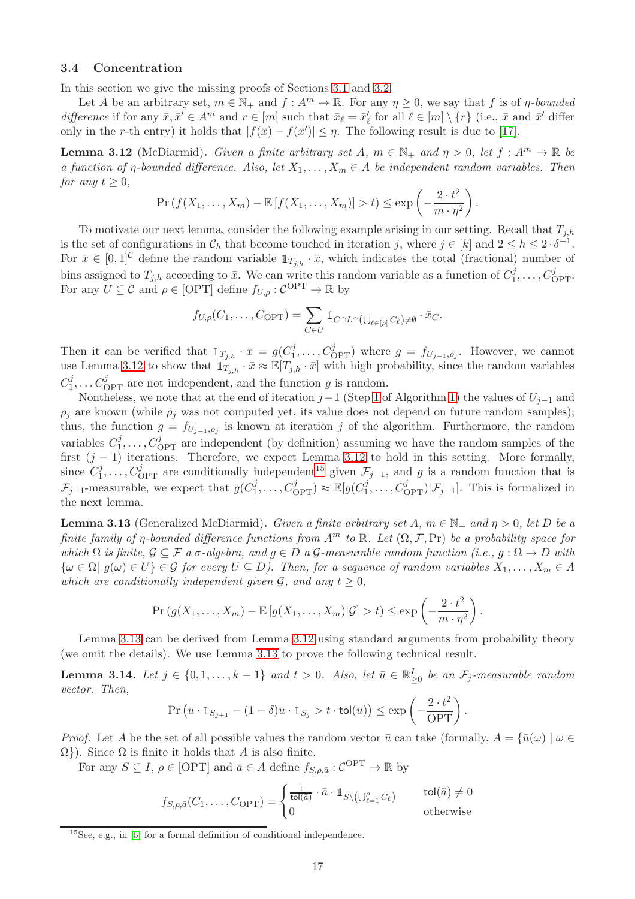### 3.4 Concentration

In this section we give the missing proofs of Sections 3.1 and 3.2.

Let $A$ be an arbitrary set, $m \in \mathbb{N}_+$ and $f : A^m \to \mathbb{R}$. For any $\eta \geq 0$, we say that $f$ is of *$\eta$-bounded difference* if for any $\bar{x}, \bar{x}' \in A^m$ and $r \in [m]$ such that $\bar{x}_\ell = \bar{x}'_\ell$ for all $\ell \in [m] \setminus \{r\}$ (i.e., $\bar{x}$ and $\bar{x}'$ differ only in the $r$-th entry) it holds that $|f(\bar{x}) - f(\bar{x}')| \leq \eta$. The following result is due to [17].

**Lemma 3.12** (McDiarmid)**.** *Given a finite arbitrary set $A$, $m \in \mathbb{N}_+$ and $\eta > 0$, let $f : A^m \to \mathbb{R}$ be a function of $\eta$-bounded difference. Also, let $X_1, \ldots, X_m \in A$ be independent random variables. Then for any $t \geq 0$,*

$$\Pr\left(f(X_1, \ldots, X_m) - \mathbb{E}\left[f(X_1, \ldots, X_m)\right] > t\right) \leq \exp\left(-\frac{2 \cdot t^2}{m \cdot \eta^2}\right).$$

To motivate our next lemma, consider the following example arising in our setting. Recall that $T_{j,h}$ is the set of configurations in $\mathcal{C}_h$ that become touched in iteration $j$, where $j \in [k]$ and $2 \leq h \leq 2 \cdot \delta^{-1}$. For $\bar{x} \in [0,1]^{\mathcal{C}}$ define the random variable $\mathbb{1}_{T_{j,h}} \cdot \bar{x}$, which indicates the total (fractional) number of bins assigned to $T_{j,h}$ according to $\bar{x}$. We can write this random variable as a function of $C_1^j, \ldots, C_{\text{OPT}}^j$. For any $U \subseteq \mathcal{C}$ and $\rho \in [\text{OPT}]$ define $f_{U,\rho} : \mathcal{C}^{\text{OPT}} \to \mathbb{R}$ by

$$f_{U,\rho}(C_1, \ldots, C_{\text{OPT}}) = \sum_{C \in U} \mathbb{1}_{C \cap L \cap \left(\bigcup_{\ell \in [\rho]} C_\ell\right) \neq \emptyset} \cdot \bar{x}_C.$$

Then it can be verified that $\mathbb{1}_{T_{j,h}} \cdot \bar{x} = g(C_1^j, \ldots, C_{\text{OPT}}^j)$ where $g = f_{U_{j-1}, \rho_j}$. However, we cannot use Lemma 3.12 to show that $\mathbb{1}_{T_{j,h}} \cdot \bar{x} \approx \mathbb{E}[T_{j,h} \cdot \bar{x}]$ with high probability, since the random variables $C_1^j, \ldots C_{\text{OPT}}^j$ are not independent, and the function $g$ is random.

Nontheless, we note that at the end of iteration $j-1$ (Step 1 of Algorithm 1) the values of $U_{j-1}$ and $\rho_j$ are known (while $\rho_j$ was not computed yet, its value does not depend on future random samples); thus, the function $g = f_{U_{j-1}, \rho_j}$ is known at iteration $j$ of the algorithm. Furthermore, the random variables $C_1^j, \ldots, C_{\text{OPT}}^j$ are independent (by definition) assuming we have the random samples of the first $(j-1)$ iterations. Therefore, we expect Lemma 3.12 to hold in this setting. More formally, since $C_1^j, \ldots, C_{\text{OPT}}^j$ are conditionally independent[15] given $\mathcal{F}_{j-1}$, and $g$ is a random function that is $\mathcal{F}_{j-1}$-measurable, we expect that $g(C_1^j, \ldots, C_{\text{OPT}}^j) \approx \mathbb{E}[g(C_1^j, \ldots, C_{\text{OPT}}^j) | \mathcal{F}_{j-1}]$. This is formalized in the next lemma.

**Lemma 3.13** (Generalized McDiarmid)**.** *Given a finite arbitrary set $A$, $m \in \mathbb{N}_+$ and $\eta > 0$, let $D$ be a finite family of $\eta$-bounded difference functions from $A^m$ to $\mathbb{R}$. Let $(\Omega, \mathcal{F}, \Pr)$ be a probability space for which $\Omega$ is finite, $\mathcal{G} \subseteq \mathcal{F}$ a $\sigma$-algebra, and $g \in D$ a $\mathcal{G}$-measurable random function (i.e., $g : \Omega \to D$ with $\{\omega \in \Omega |\ g(\omega) \in U\} \in \mathcal{G}$ for every $U \subseteq D$). Then, for a sequence of random variables $X_1, \ldots, X_m \in A$ which are conditionally independent given $\mathcal{G}$, and any $t \geq 0$,*

$$\Pr\left(g(X_1, \ldots, X_m) - \mathbb{E}\left[g(X_1, \ldots, X_m) | \mathcal{G}\right] > t\right) \leq \exp\left(-\frac{2 \cdot t^2}{m \cdot \eta^2}\right).$$

Lemma 3.13 can be derived from Lemma 3.12 using standard arguments from probability theory (we omit the details). We use Lemma 3.13 to prove the following technical result.

**Lemma 3.14.** *Let $j \in \{0, 1, \ldots, k-1\}$ and $t > 0$. Also, let $\bar{u} \in \mathbb{R}^I_{\geq 0}$ be an $\mathcal{F}_j$-measurable random vector. Then,*

$$\Pr\left(\bar{u} \cdot \mathbb{1}_{S_{j+1}} - (1-\delta)\bar{u} \cdot \mathbb{1}_{S_j} > t \cdot \mathsf{tol}(\bar{u})\right) \leq \exp\left(-\frac{2 \cdot t^2}{\text{OPT}}\right).$$

*Proof.* Let $A$ be the set of all possible values the random vector $\bar{u}$ can take (formally, $A = \{\bar{u}(\omega) \mid \omega \in \Omega\}$). Since $\Omega$ is finite it holds that $A$ is also finite.

For any $S \subseteq I$, $\rho \in [\text{OPT}]$ and $\bar{a} \in A$ define $f_{S,\rho,\bar{a}} : \mathcal{C}^{\text{OPT}} \to \mathbb{R}$ by

$$f_{S,\rho,\bar{a}}(C_1, \ldots, C_{\text{OPT}}) = \begin{cases} \frac{1}{\mathsf{tol}(\bar{a})} \cdot \bar{a} \cdot \mathbb{1}_{S \setminus \left(\bigcup_{\ell=1}^{\rho} C_\ell\right)} & \mathsf{tol}(\bar{a}) \neq 0 \\ 0 & \text{otherwise} \end{cases}$$

[15] See, e.g., in [5] for a formal definition of conditional independence.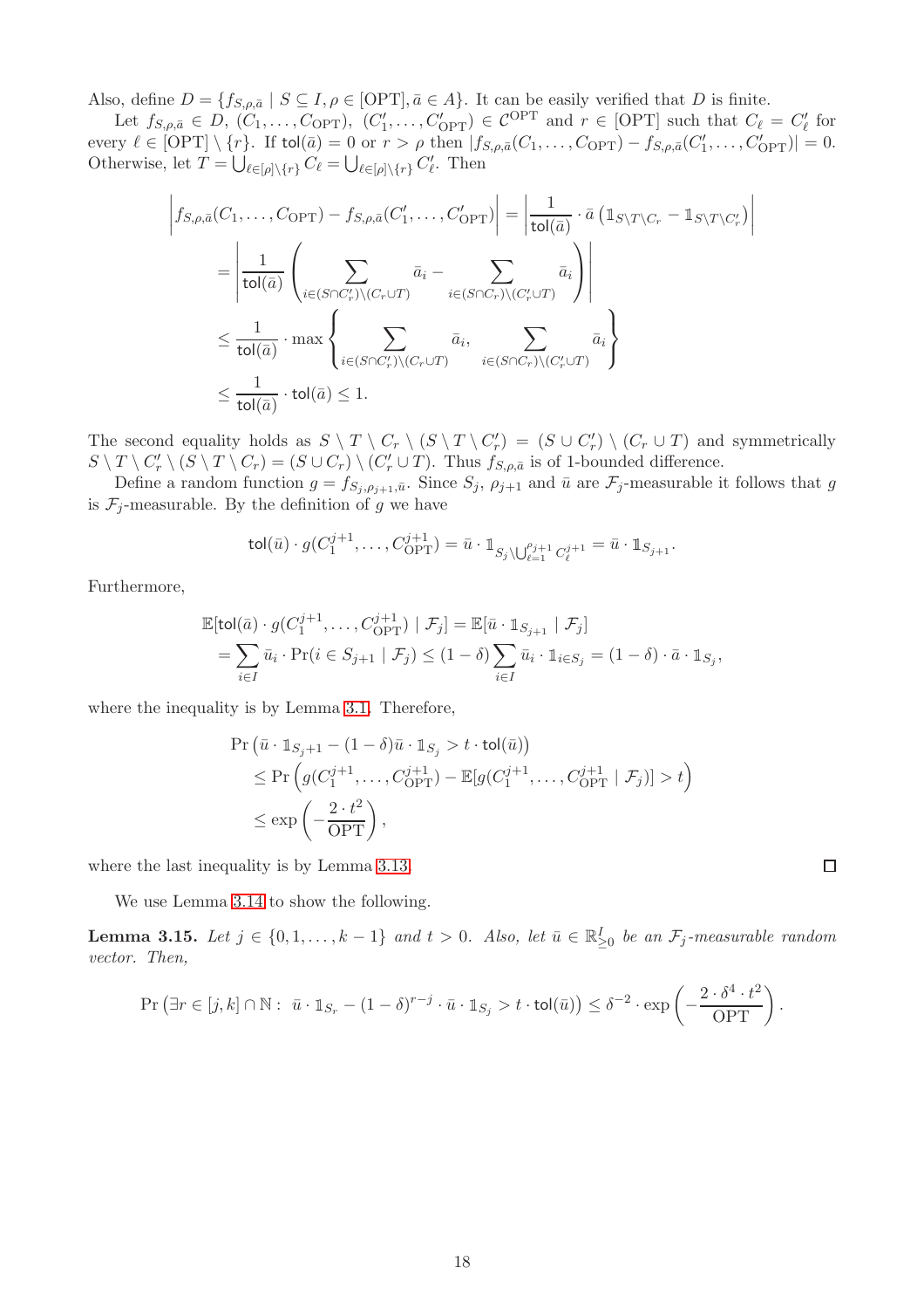Also, define $D = \{f_{S,\rho,\bar{a}} \mid S \subseteq I, \rho \in [\mathrm{OPT}], \bar{a} \in A\}$. It can be easily verified that $D$ is finite.

Let $f_{S,\rho,\bar{a}} \in D$, $(C_1, \ldots, C_{\mathrm{OPT}})$, $(C'_1, \ldots, C'_{\mathrm{OPT}}) \in \mathcal{C}^{\mathrm{OPT}}$ and $r \in [\mathrm{OPT}]$ such that $C_\ell = C'_\ell$ for every $\ell \in [\mathrm{OPT}] \setminus \{r\}$. If $\mathsf{tol}(\bar{a}) = 0$ or $r > \rho$ then $|f_{S,\rho,\bar{a}}(C_1, \ldots, C_{\mathrm{OPT}}) - f_{S,\rho,\bar{a}}(C'_1, \ldots, C'_{\mathrm{OPT}})| = 0$. Otherwise, let $T = \bigcup_{\ell \in [\rho] \setminus \{r\}} C_\ell = \bigcup_{\ell \in [\rho] \setminus \{r\}} C'_\ell$. Then

$$
\begin{aligned}
\left| f_{S,\rho,\bar{a}}(C_1, \ldots, C_{\mathrm{OPT}}) - f_{S,\rho,\bar{a}}(C'_1, \ldots, C'_{\mathrm{OPT}}) \right| &= \left| \frac{1}{\mathsf{tol}(\bar{a})} \cdot \bar{a} \left( \mathbb{1}_{S \setminus T \setminus C_r} - \mathbb{1}_{S \setminus T \setminus C'_r} \right) \right| \\
&= \left| \frac{1}{\mathsf{tol}(\bar{a})} \left( \sum_{i \in (S \cap C'_r) \setminus (C_r \cup T)} \bar{a}_i - \sum_{i \in (S \cap C_r) \setminus (C'_r \cup T)} \bar{a}_i \right) \right| \\
&\leq \frac{1}{\mathsf{tol}(\bar{a})} \cdot \max \left\{ \sum_{i \in (S \cap C'_r) \setminus (C_r \cup T)} \bar{a}_i, \sum_{i \in (S \cap C_r) \setminus (C'_r \cup T)} \bar{a}_i \right\} \\
&\leq \frac{1}{\mathsf{tol}(\bar{a})} \cdot \mathsf{tol}(\bar{a}) \leq 1.
\end{aligned}
$$

The second equality holds as $S \setminus T \setminus C_r \setminus (S \setminus T \setminus C'_r) = (S \cup C'_r) \setminus (C_r \cup T)$ and symmetrically $S \setminus T \setminus C'_r \setminus (S \setminus T \setminus C_r) = (S \cup C_r) \setminus (C'_r \cup T)$. Thus $f_{S,\rho,\bar{a}}$ is of 1-bounded difference.

Define a random function $g = f_{S_j, \rho_{j+1}, \bar{u}}$. Since $S_j$, $\rho_{j+1}$ and $\bar{u}$ are $\mathcal{F}_j$-measurable it follows that $g$ is $\mathcal{F}_j$-measurable. By the definition of $g$ we have

$$
\mathsf{tol}(\bar{u}) \cdot g(C_1^{j+1}, \ldots, C_{\mathrm{OPT}}^{j+1}) = \bar{u} \cdot \mathbb{1}_{S_j \setminus \bigcup_{\ell=1}^{\rho_{j+1}} C_\ell^{j+1}} = \bar{u} \cdot \mathbb{1}_{S_{j+1}}.
$$

Furthermore,

$$
\begin{aligned}
&\mathbb{E}[\mathsf{tol}(\bar{a}) \cdot g(C_1^{j+1}, \ldots, C_{\mathrm{OPT}}^{j+1}) \mid \mathcal{F}_j] = \mathbb{E}[\bar{u} \cdot \mathbb{1}_{S_{j+1}} \mid \mathcal{F}_j] \\
&\quad = \sum_{i \in I} \bar{u}_i \cdot \Pr(i \in S_{j+1} \mid \mathcal{F}_j) \leq (1 - \delta) \sum_{i \in I} \bar{u}_i \cdot \mathbb{1}_{i \in S_j} = (1 - \delta) \cdot \bar{a} \cdot \mathbb{1}_{S_j},
\end{aligned}
$$

where the inequality is by Lemma 3.1. Therefore,

$$
\begin{aligned}
&\Pr\left( \bar{u} \cdot \mathbb{1}_{S_j + 1} - (1 - \delta) \bar{u} \cdot \mathbb{1}_{S_j} > t \cdot \mathsf{tol}(\bar{u}) \right) \\
&\quad \leq \Pr\left( g(C_1^{j+1}, \ldots, C_{\mathrm{OPT}}^{j+1}) - \mathbb{E}[g(C_1^{j+1}, \ldots, C_{\mathrm{OPT}}^{j+1} \mid \mathcal{F}_j)] > t \right) \\
&\quad \leq \exp\left( -\frac{2 \cdot t^2}{\mathrm{OPT}} \right),
\end{aligned}
$$

where the last inequality is by Lemma 3.13. $\square$

We use Lemma 3.14 to show the following.

**Lemma 3.15.** *Let $j \in \{0, 1, \ldots, k-1\}$ and $t > 0$. Also, let $\bar{u} \in \mathbb{R}^I_{\geq 0}$ be an $\mathcal{F}_j$-measurable random vector. Then,*

$$
\Pr\left( \exists r \in [j, k] \cap \mathbb{N} : \ \bar{u} \cdot \mathbb{1}_{S_r} - (1 - \delta)^{r-j} \cdot \bar{u} \cdot \mathbb{1}_{S_j} > t \cdot \mathsf{tol}(\bar{u}) \right) \leq \delta^{-2} \cdot \exp\left( -\frac{2 \cdot \delta^4 \cdot t^2}{\mathrm{OPT}} \right).
$$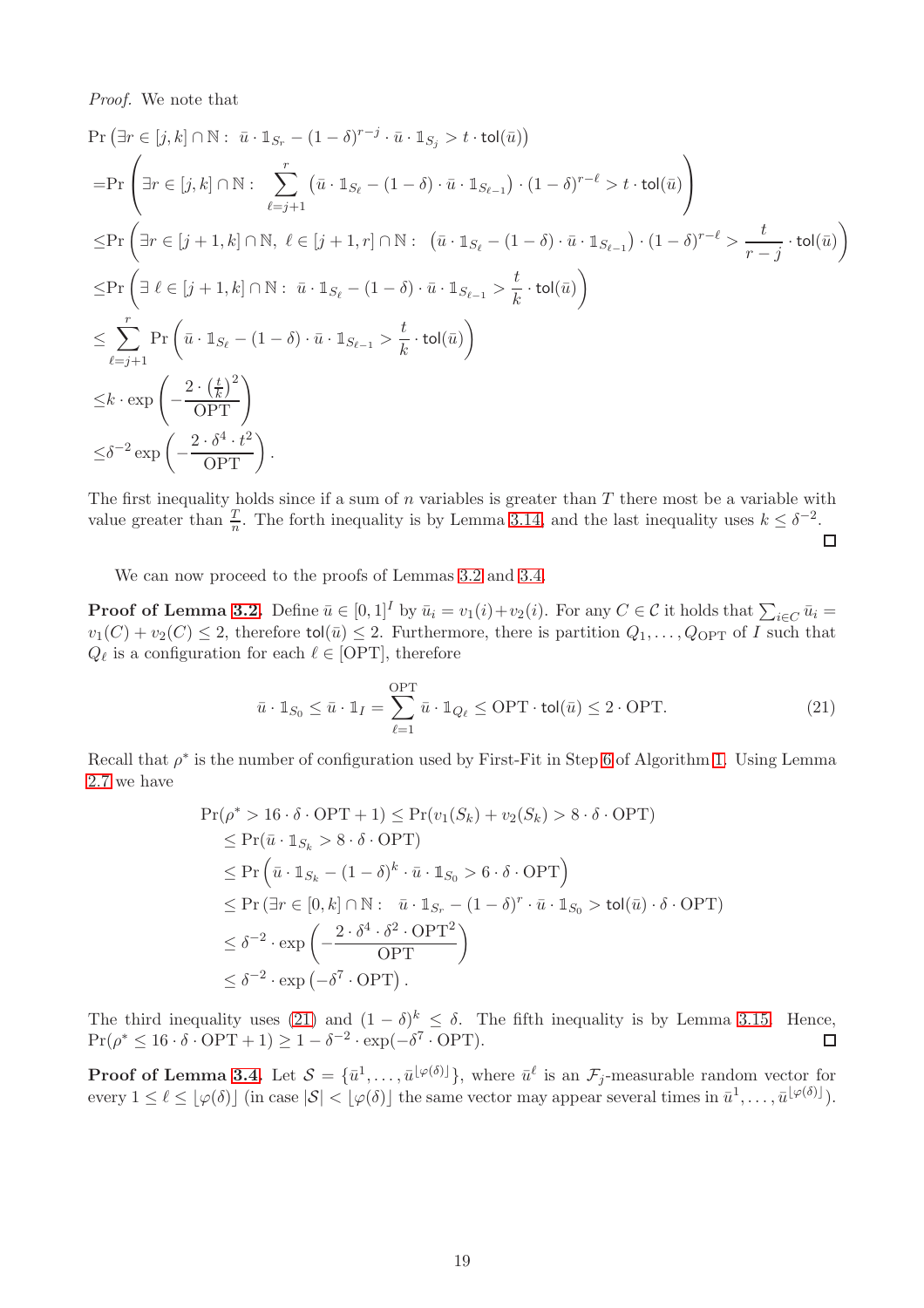*Proof.* We note that

$$
\begin{aligned}
&\Pr\left(\exists r \in [j,k]\cap \mathbb{N}:\ \bar{u}\cdot \mathbb{1}_{S_r} - (1-\delta)^{r-j}\cdot \bar{u}\cdot \mathbb{1}_{S_j} > t\cdot \mathsf{tol}(\bar{u})\right)\\
=&\Pr\left(\exists r \in [j,k]\cap \mathbb{N}:\ \sum_{\ell=j+1}^{r}\left(\bar{u}\cdot \mathbb{1}_{S_\ell} - (1-\delta)\cdot \bar{u}\cdot \mathbb{1}_{S_{\ell-1}}\right)\cdot (1-\delta)^{r-\ell} > t\cdot \mathsf{tol}(\bar{u})\right)\\
\leq&\Pr\left(\exists r \in [j+1,k]\cap \mathbb{N},\ \ell\in[j+1,r]\cap\mathbb{N}:\ \left(\bar{u}\cdot \mathbb{1}_{S_\ell} - (1-\delta)\cdot \bar{u}\cdot \mathbb{1}_{S_{\ell-1}}\right)\cdot (1-\delta)^{r-\ell} > \frac{t}{r-j}\cdot \mathsf{tol}(\bar{u})\right)\\
\leq&\Pr\left(\exists\ \ell \in [j+1,k]\cap \mathbb{N}:\ \bar{u}\cdot \mathbb{1}_{S_\ell} - (1-\delta)\cdot \bar{u}\cdot \mathbb{1}_{S_{\ell-1}} > \frac{t}{k}\cdot \mathsf{tol}(\bar{u})\right)\\
\leq&\sum_{\ell=j+1}^{r}\Pr\left(\bar{u}\cdot \mathbb{1}_{S_\ell} - (1-\delta)\cdot \bar{u}\cdot \mathbb{1}_{S_{\ell-1}} > \frac{t}{k}\cdot \mathsf{tol}(\bar{u})\right)\\
\leq& k\cdot \exp\left(-\frac{2\cdot\left(\frac{t}{k}\right)^2}{\mathrm{OPT}}\right)\\
\leq&\delta^{-2}\exp\left(-\frac{2\cdot\delta^4\cdot t^2}{\mathrm{OPT}}\right).
\end{aligned}
$$

The first inequality holds since if a sum of $n$ variables is greater than $T$ there most be a variable with value greater than $\frac{T}{n}$. The forth inequality is by Lemma 3.14, and the last inequality uses $k \leq \delta^{-2}$. ◻

We can now proceed to the proofs of Lemmas 3.2 and 3.4.

**Proof of Lemma 3.2.** Define $\bar{u}\in[0,1]^I$ by $\bar{u}_i = v_1(i)+v_2(i)$. For any $C\in\mathcal{C}$ it holds that $\sum_{i\in C}\bar{u}_i = v_1(C)+v_2(C)\leq 2$, therefore $\mathsf{tol}(\bar{u})\leq 2$. Furthermore, there is partition $Q_1,\ldots,Q_{\mathrm{OPT}}$ of $I$ such that $Q_\ell$ is a configuration for each $\ell\in[\mathrm{OPT}]$, therefore

$$
\bar{u}\cdot \mathbb{1}_{S_0} \leq \bar{u}\cdot \mathbb{1}_I = \sum_{\ell=1}^{\mathrm{OPT}} \bar{u}\cdot \mathbb{1}_{Q_\ell} \leq \mathrm{OPT}\cdot \mathsf{tol}(\bar{u}) \leq 2\cdot \mathrm{OPT}. \tag{21}
$$

Recall that $\rho^*$ is the number of configuration used by First-Fit in Step 6 of Algorithm 1. Using Lemma 2.7 we have

$$
\begin{aligned}
\Pr(\rho^* > 16\cdot\delta\cdot\mathrm{OPT}+1) &\leq \Pr(v_1(S_k)+v_2(S_k) > 8\cdot\delta\cdot\mathrm{OPT})\\
&\leq \Pr(\bar{u}\cdot\mathbb{1}_{S_k} > 8\cdot\delta\cdot\mathrm{OPT})\\
&\leq \Pr\left(\bar{u}\cdot\mathbb{1}_{S_k} - (1-\delta)^k\cdot\bar{u}\cdot\mathbb{1}_{S_0} > 6\cdot\delta\cdot\mathrm{OPT}\right)\\
&\leq \Pr\left(\exists r\in[0,k]\cap\mathbb{N}:\ \ \bar{u}\cdot\mathbb{1}_{S_r} - (1-\delta)^r\cdot\bar{u}\cdot\mathbb{1}_{S_0} > \mathsf{tol}(\bar{u})\cdot\delta\cdot\mathrm{OPT}\right)\\
&\leq \delta^{-2}\cdot\exp\left(-\frac{2\cdot\delta^4\cdot\delta^2\cdot\mathrm{OPT}^2}{\mathrm{OPT}}\right)\\
&\leq \delta^{-2}\cdot\exp\left(-\delta^7\cdot\mathrm{OPT}\right).
\end{aligned}
$$

The third inequality uses (21) and $(1-\delta)^k \leq \delta$. The fifth inequality is by Lemma 3.15. Hence, $\Pr(\rho^* \leq 16\cdot\delta\cdot\mathrm{OPT}+1) \geq 1-\delta^{-2}\cdot\exp(-\delta^7\cdot\mathrm{OPT})$. ◻

**Proof of Lemma 3.4.** Let $\mathcal{S} = \{\bar{u}^1,\ldots,\bar{u}^{\lfloor\varphi(\delta)\rfloor}\}$, where $\bar{u}^\ell$ is an $\mathcal{F}_j$-measurable random vector for every $1\leq\ell\leq\lfloor\varphi(\delta)\rfloor$ (in case $|\mathcal{S}| < \lfloor\varphi(\delta)\rfloor$ the same vector may appear several times in $\bar{u}^1,\ldots,\bar{u}^{\lfloor\varphi(\delta)\rfloor}$).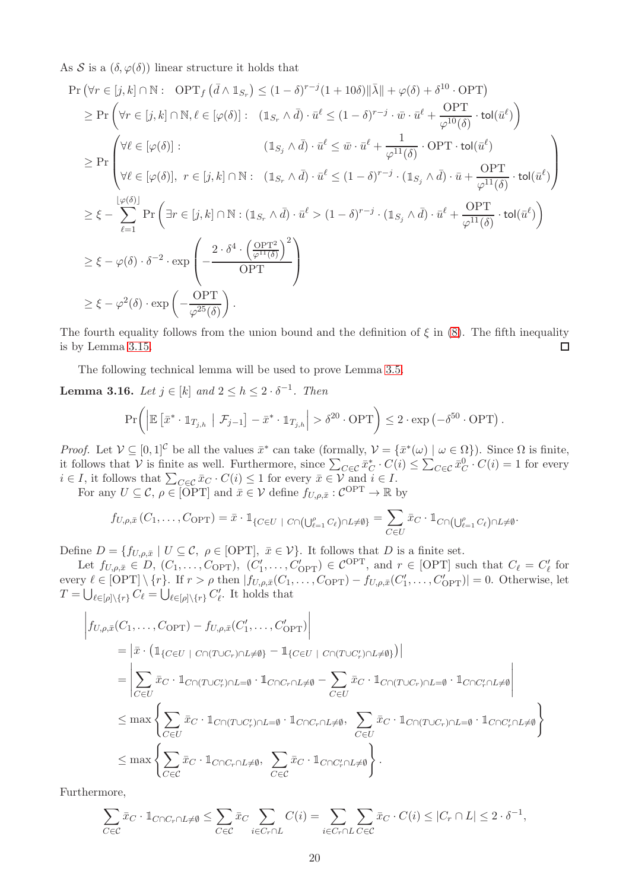As $\mathcal{S}$ is a $(\delta, \varphi(\delta))$ linear structure it holds that

$$
\begin{aligned}
&\Pr\left(\forall r \in [j,k]\cap \mathbb{N}: \quad \mathrm{OPT}_f\left(\bar{d} \wedge \mathbb{1}_{S_r}\right) \leq (1-\delta)^{r-j}(1+10\delta)\|\bar{\lambda}\| + \varphi(\delta) + \delta^{10}\cdot \mathrm{OPT}\right) \\
&\geq \Pr\left(\forall r \in [j,k]\cap \mathbb{N}, \ell \in [\varphi(\delta)]: \quad (\mathbb{1}_{S_r} \wedge \bar{d})\cdot \bar{u}^{\ell} \leq (1-\delta)^{r-j}\cdot \bar{w}\cdot \bar{u}^{\ell} + \frac{\mathrm{OPT}}{\varphi^{10}(\delta)}\cdot \mathsf{tol}(\bar{u}^{\ell})\right) \\
&\geq \Pr\left(\begin{array}{ll}\forall \ell \in [\varphi(\delta)]: & (\mathbb{1}_{S_j} \wedge \bar{d})\cdot \bar{u}^{\ell} \leq \bar{w}\cdot \bar{u}^{\ell} + \dfrac{1}{\varphi^{11}(\delta)}\cdot \mathrm{OPT}\cdot \mathsf{tol}(\bar{u}^{\ell}) \\ \forall \ell \in [\varphi(\delta)],\ r \in [j,k]\cap\mathbb{N}: & (\mathbb{1}_{S_r} \wedge \bar{d})\cdot \bar{u}^{\ell} \leq (1-\delta)^{r-j}\cdot (\mathbb{1}_{S_j}\wedge \bar{d})\cdot \bar{u} + \dfrac{\mathrm{OPT}}{\varphi^{11}(\delta)}\cdot \mathsf{tol}(\bar{u}^{\ell})\end{array}\right) \\
&\geq \xi - \sum_{\ell=1}^{\lfloor \varphi(\delta)\rfloor} \Pr\left(\exists r \in [j,k]\cap \mathbb{N}: (\mathbb{1}_{S_r}\wedge \bar{d})\cdot \bar{u}^{\ell} > (1-\delta)^{r-j}\cdot (\mathbb{1}_{S_j}\wedge \bar{d})\cdot \bar{u}^{\ell} + \frac{\mathrm{OPT}}{\varphi^{11}(\delta)}\cdot \mathsf{tol}(\bar{u}^{\ell})\right) \\
&\geq \xi - \varphi(\delta)\cdot \delta^{-2}\cdot \exp\left(-\frac{2\cdot \delta^4\cdot \left(\frac{\mathrm{OPT}^2}{\varphi^{11}(\delta)}\right)^2}{\mathrm{OPT}}\right) \\
&\geq \xi - \varphi^2(\delta)\cdot \exp\left(-\frac{\mathrm{OPT}}{\varphi^{25}(\delta)}\right).
\end{aligned}
$$

The fourth equality follows from the union bound and the definition of $\xi$ in (8). The fifth inequality is by Lemma 3.15. ◻

The following technical lemma will be used to prove Lemma 3.5.

**Lemma 3.16.** *Let $j \in [k]$ and $2 \leq h \leq 2\cdot \delta^{-1}$. Then*

$$
\Pr\left(\left|\mathbb{E}\left[\bar{x}^*\cdot \mathbb{1}_{T_{j,h}} \mid \mathcal{F}_{j-1}\right] - \bar{x}^*\cdot \mathbb{1}_{T_{j,h}}\right| > \delta^{20}\cdot \mathrm{OPT}\right) \leq 2\cdot \exp\left(-\delta^{50}\cdot \mathrm{OPT}\right).
$$

*Proof.* Let $\mathcal{V} \subseteq [0,1]^{\mathcal{C}}$ be all the values $\bar{x}^*$ can take (formally, $\mathcal{V} = \{\bar{x}^*(\omega) \mid \omega \in \Omega\}$). Since $\Omega$ is finite, it follows that $\mathcal{V}$ is finite as well. Furthermore, since $\sum_{C\in\mathcal{C}} \bar{x}^*_C \cdot C(i) \leq \sum_{C\in\mathcal{C}} \bar{x}^0_C\cdot C(i) = 1$ for every $i \in I$, it follows that $\sum_{C\in\mathcal{C}} \bar{x}_C \cdot C(i) \leq 1$ for every $\bar{x}\in\mathcal{V}$ and $i \in I$.

For any $U \subseteq \mathcal{C}$, $\rho \in [\mathrm{OPT}]$ and $\bar{x}\in\mathcal{V}$ define $f_{U,\rho,\bar{x}}: \mathcal{C}^{\mathrm{OPT}} \to \mathbb{R}$ by

$$
f_{U,\rho,\bar{x}}\left(C_1,\ldots,C_{\mathrm{OPT}}\right) = \bar{x}\cdot \mathbb{1}_{\{C\in U \mid C\cap\left(\bigcup_{\ell=1}^{\rho} C_\ell\right)\cap L \neq \emptyset\}} = \sum_{C\in U} \bar{x}_C \cdot \mathbb{1}_{C\cap\left(\bigcup_{\ell=1}^{\rho} C_\ell\right)\cap L\neq\emptyset}.
$$

Define $D = \{f_{U,\rho,\bar{x}} \mid U\subseteq \mathcal{C},\ \rho\in[\mathrm{OPT}],\ \bar{x}\in\mathcal{V}\}$. It follows that $D$ is a finite set.

Let $f_{U,\rho,\bar{x}} \in D$, $(C_1,\ldots,C_{\mathrm{OPT}})$, $(C'_1,\ldots,C'_{\mathrm{OPT}}) \in \mathcal{C}^{\mathrm{OPT}}$, and $r\in[\mathrm{OPT}]$ such that $C_\ell = C'_\ell$ for every $\ell \in [\mathrm{OPT}]\setminus\{r\}$. If $r > \rho$ then $|f_{U,\rho,\bar{x}}(C_1,\ldots,C_{\mathrm{OPT}}) - f_{U,\rho,\bar{x}}(C'_1,\ldots,C'_{\mathrm{OPT}})| = 0$. Otherwise, let $T = \bigcup_{\ell\in[\rho]\setminus\{r\}} C_\ell = \bigcup_{\ell\in[\rho]\setminus\{r\}} C'_\ell$. It holds that

$$
\begin{aligned}
&\left| f_{U,\rho,\bar{x}}(C_1,\ldots,C_{\mathrm{OPT}}) - f_{U,\rho,\bar{x}}(C'_1,\ldots,C'_{\mathrm{OPT}})\right| \\
&= \left|\bar{x}\cdot\left(\mathbb{1}_{\{C\in U \mid C\cap(T\cup C_r)\cap L\neq\emptyset\}} - \mathbb{1}_{\{C\in U \mid C\cap(T\cup C'_r)\cap L\neq\emptyset\}}\right)\right| \\
&= \left|\sum_{C\in U}\bar{x}_C\cdot \mathbb{1}_{C\cap(T\cup C'_r)\cap L=\emptyset}\cdot \mathbb{1}_{C\cap C_r\cap L\neq\emptyset} - \sum_{C\in U}\bar{x}_C\cdot \mathbb{1}_{C\cap(T\cup C_r)\cap L=\emptyset}\cdot \mathbb{1}_{C\cap C'_r\cap L\neq\emptyset}\right| \\
&\leq \max\left\{\sum_{C\in U}\bar{x}_C\cdot \mathbb{1}_{C\cap(T\cup C'_r)\cap L=\emptyset}\cdot \mathbb{1}_{C\cap C_r\cap L\neq\emptyset},\ \sum_{C\in U}\bar{x}_C\cdot \mathbb{1}_{C\cap(T\cup C_r)\cap L=\emptyset}\cdot \mathbb{1}_{C\cap C'_r\cap L\neq\emptyset}\right\} \\
&\leq \max\left\{\sum_{C\in\mathcal{C}}\bar{x}_C\cdot \mathbb{1}_{C\cap C_r\cap L\neq\emptyset},\ \sum_{C\in\mathcal{C}}\bar{x}_C\cdot \mathbb{1}_{C\cap C'_r\cap L\neq\emptyset}\right\}.
\end{aligned}
$$

Furthermore,

$$
\sum_{C\in\mathcal{C}}\bar{x}_C\cdot \mathbb{1}_{C\cap C_r\cap L\neq\emptyset} \leq \sum_{C\in\mathcal{C}}\bar{x}_C\sum_{i\in C_r\cap L} C(i) = \sum_{i\in C_r\cap L}\sum_{C\in\mathcal{C}}\bar{x}_C\cdot C(i) \leq |C_r\cap L| \leq 2\cdot\delta^{-1},
$$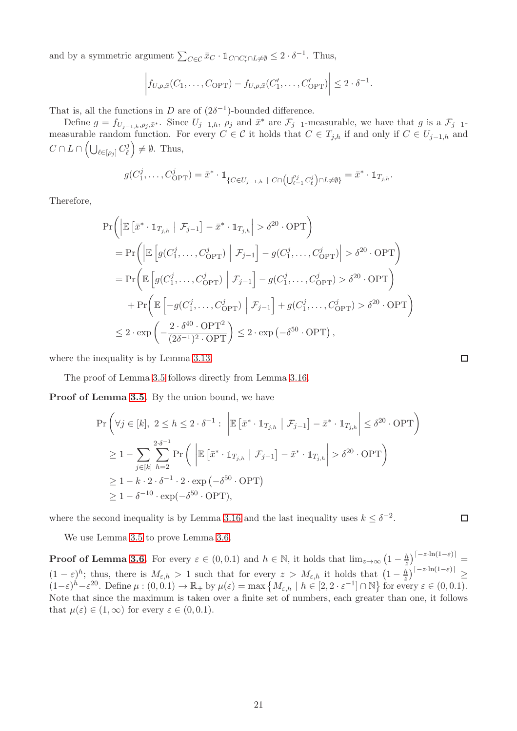and by a symmetric argument $\sum_{C\in\mathcal{C}} \bar{x}_C \cdot \mathbb{1}_{C\cap C'_r\cap L\neq\emptyset} \leq 2\cdot\delta^{-1}$. Thus,

$$\left| f_{U,\rho,\bar{x}}(C_1,\ldots,C_{\text{OPT}}) - f_{U,\rho,\bar{x}}(C'_1,\ldots,C'_{\text{OPT}})\right| \leq 2\cdot\delta^{-1}.$$

That is, all the functions in $D$ are of $(2\delta^{-1})$-bounded difference.

Define $g = f_{U_{j-1,h},\rho_j,\bar{x}^*}$. Since $U_{j-1,h}$, $\rho_j$ and $\bar{x}^*$ are $\mathcal{F}_{j-1}$-measurable, we have that $g$ is a $\mathcal{F}_{j-1}$-measurable random function. For every $C\in\mathcal{C}$ it holds that $C\in T_{j,h}$ if and only if $C\in U_{j-1,h}$ and $C\cap L\cap\left(\bigcup_{\ell\in[\rho_j]} C^j_\ell\right)\neq\emptyset$. Thus,

$$g(C^j_1,\ldots,C^j_{\text{OPT}}) = \bar{x}^*\cdot\mathbb{1}_{\left\{C\in U_{j-1,h}~\mid~C\cap\left(\bigcup_{\ell=1}^{\rho_j} C^j_\ell\right)\cap L\neq\emptyset\right\}} = \bar{x}^*\cdot\mathbb{1}_{T_{j,h}}.$$

Therefore,

$$\begin{aligned}
&\Pr\left(\left|\mathbb{E}\left[\bar{x}^*\cdot\mathbb{1}_{T_{j,h}}~\middle|~\mathcal{F}_{j-1}\right] - \bar{x}^*\cdot\mathbb{1}_{T_{j,h}}\right| > \delta^{20}\cdot\text{OPT}\right)\\
&= \Pr\left(\left|\mathbb{E}\left[g(C^j_1,\ldots,C^j_{\text{OPT}})~\middle|~\mathcal{F}_{j-1}\right] - g(C^j_1,\ldots,C^j_{\text{OPT}})\right| > \delta^{20}\cdot\text{OPT}\right)\\
&= \Pr\left(\mathbb{E}\left[g(C^j_1,\ldots,C^j_{\text{OPT}})~\middle|~\mathcal{F}_{j-1}\right] - g(C^j_1,\ldots,C^j_{\text{OPT}}) > \delta^{20}\cdot\text{OPT}\right)\\
&\quad + \Pr\left(\mathbb{E}\left[-g(C^j_1,\ldots,C^j_{\text{OPT}})~\middle|~\mathcal{F}_{j-1}\right] + g(C^j_1,\ldots,C^j_{\text{OPT}}) > \delta^{20}\cdot\text{OPT}\right)\\
&\leq 2\cdot\exp\left(-\frac{2\cdot\delta^{40}\cdot\text{OPT}^2}{(2\delta^{-1})^2\cdot\text{OPT}}\right) \leq 2\cdot\exp\left(-\delta^{50}\cdot\text{OPT}\right),
\end{aligned}$$

where the inequality is by Lemma 3.13. ◻

The proof of Lemma 3.5 follows directly from Lemma 3.16.

**Proof of Lemma 3.5.** By the union bound, we have

$$\begin{aligned}
&\Pr\left(\forall j\in[k],~2\leq h\leq 2\cdot\delta^{-1}:~\left|\mathbb{E}\left[\bar{x}^*\cdot\mathbb{1}_{T_{j,h}}~\middle|~\mathcal{F}_{j-1}\right] - \bar{x}^*\cdot\mathbb{1}_{T_{j,h}}\right| \leq \delta^{20}\cdot\text{OPT}\right)\\
&\geq 1 - \sum_{j\in[k]}\sum_{h=2}^{2\cdot\delta^{-1}} \Pr\left(\left|\mathbb{E}\left[\bar{x}^*\cdot\mathbb{1}_{T_{j,h}}~\middle|~\mathcal{F}_{j-1}\right] - \bar{x}^*\cdot\mathbb{1}_{T_{j,h}}\right| > \delta^{20}\cdot\text{OPT}\right)\\
&\geq 1 - k\cdot 2\cdot\delta^{-1}\cdot 2\cdot\exp\left(-\delta^{50}\cdot\text{OPT}\right)\\
&\geq 1 - \delta^{-10}\cdot\exp(-\delta^{50}\cdot\text{OPT}),
\end{aligned}$$

where the second inequality is by Lemma 3.16 and the last inequality uses $k\leq\delta^{-2}$. ◻

We use Lemma 3.5 to prove Lemma 3.6.

**Proof of Lemma 3.6.** For every $\varepsilon\in(0,0.1)$ and $h\in\mathbb{N}$, it holds that $\lim_{z\to\infty}\left(1-\frac{h}{z}\right)^{\lceil -z\cdot\ln(1-\varepsilon)\rceil} = (1-\varepsilon)^h$; thus, there is $M_{\varepsilon,h}>1$ such that for every $z>M_{\varepsilon,h}$ it holds that $\left(1-\frac{h}{z}\right)^{\lceil -z\cdot\ln(1-\varepsilon)\rceil} \geq (1-\varepsilon)^h - \varepsilon^{20}$. Define $\mu:(0,0.1)\to\mathbb{R}_+$ by $\mu(\varepsilon) = \max\left\{M_{\varepsilon,h}~\middle|~h\in[2,2\cdot\varepsilon^{-1}]\cap\mathbb{N}\right\}$ for every $\varepsilon\in(0,0.1)$. Note that since the maximum is taken over a finite set of numbers, each greater than one, it follows that $\mu(\varepsilon)\in(1,\infty)$ for every $\varepsilon\in(0,0.1)$.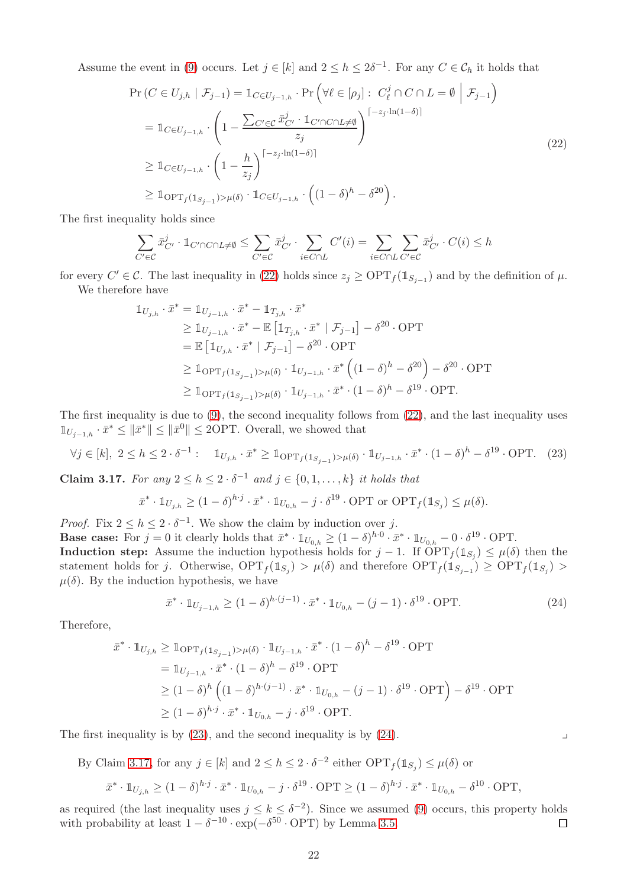Assume the event in (9) occurs. Let $j \in [k]$ and $2 \leq h \leq 2\delta^{-1}$. For any $C \in \mathcal{C}_h$ it holds that

$$
\begin{aligned}
\Pr\left(C \in U_{j,h} \mid \mathcal{F}_{j-1}\right) &= \mathbb{1}_{C \in U_{j-1,h}} \cdot \Pr\left(\forall \ell \in [\rho_j] : \; C^j_\ell \cap C \cap L = \emptyset \;\middle|\; \mathcal{F}_{j-1}\right) \\
&= \mathbb{1}_{C \in U_{j-1,h}} \cdot \left(1 - \frac{\sum_{C' \in \mathcal{C}} \bar{x}^j_{C'} \cdot \mathbb{1}_{C' \cap C \cap L \neq \emptyset}}{z_j}\right)^{\lceil -z_j \cdot \ln(1-\delta) \rceil} \\
&\geq \mathbb{1}_{C \in U_{j-1,h}} \cdot \left(1 - \frac{h}{z_j}\right)^{\lceil -z_j \cdot \ln(1-\delta) \rceil} \\
&\geq \mathbb{1}_{\mathrm{OPT}_f(\mathbb{1}_{S_{j-1}}) > \mu(\delta)} \cdot \mathbb{1}_{C \in U_{j-1,h}} \cdot \left((1-\delta)^h - \delta^{20}\right).
\end{aligned}
\tag{22}
$$

The first inequality holds since

$$
\sum_{C' \in \mathcal{C}} \bar{x}^j_{C'} \cdot \mathbb{1}_{C' \cap C \cap L \neq \emptyset} \leq \sum_{C' \in \mathcal{C}} \bar{x}^j_{C'} \cdot \sum_{i \in C \cap L} C'(i) = \sum_{i \in C \cap L} \sum_{C' \in \mathcal{C}} \bar{x}^j_{C'} \cdot C(i) \leq h
$$

for every $C' \in \mathcal{C}$. The last inequality in (22) holds since $z_j \geq \mathrm{OPT}_f(\mathbb{1}_{S_{j-1}})$ and by the definition of $\mu$.

We therefore have

$$
\begin{aligned}
\mathbb{1}_{U_{j,h}} \cdot \bar{x}^* &= \mathbb{1}_{U_{j-1,h}} \cdot \bar{x}^* - \mathbb{1}_{T_{j,h}} \cdot \bar{x}^* \\
&\geq \mathbb{1}_{U_{j-1,h}} \cdot \bar{x}^* - \mathbb{E}\left[\mathbb{1}_{T_{j,h}} \cdot \bar{x}^* \mid \mathcal{F}_{j-1}\right] - \delta^{20} \cdot \mathrm{OPT} \\
&= \mathbb{E}\left[\mathbb{1}_{U_{j,h}} \cdot \bar{x}^* \mid \mathcal{F}_{j-1}\right] - \delta^{20} \cdot \mathrm{OPT} \\
&\geq \mathbb{1}_{\mathrm{OPT}_f(\mathbb{1}_{S_{j-1}}) > \mu(\delta)} \cdot \mathbb{1}_{U_{j-1,h}} \cdot \bar{x}^* \left((1-\delta)^h - \delta^{20}\right) - \delta^{20} \cdot \mathrm{OPT} \\
&\geq \mathbb{1}_{\mathrm{OPT}_f(\mathbb{1}_{S_{j-1}}) > \mu(\delta)} \cdot \mathbb{1}_{U_{j-1,h}} \cdot \bar{x}^* \cdot (1-\delta)^h - \delta^{19} \cdot \mathrm{OPT}.
\end{aligned}
$$

The first inequality is due to (9), the second inequality follows from (22), and the last inequality uses $\mathbb{1}_{U_{j-1,h}} \cdot \bar{x}^* \leq \|\bar{x}^*\| \leq \|\bar{x}^0\| \leq 2\mathrm{OPT}$. Overall, we showed that

$$
\forall j \in [k],\; 2 \leq h \leq 2 \cdot \delta^{-1} : \quad \mathbb{1}_{U_{j,h}} \cdot \bar{x}^* \geq \mathbb{1}_{\mathrm{OPT}_f(\mathbb{1}_{S_{j-1}}) > \mu(\delta)} \cdot \mathbb{1}_{U_{j-1,h}} \cdot \bar{x}^* \cdot (1-\delta)^h - \delta^{19} \cdot \mathrm{OPT}. \tag{23}
$$

**Claim 3.17.** *For any $2 \leq h \leq 2 \cdot \delta^{-1}$ and $j \in \{0, 1, \ldots, k\}$ it holds that*

$$
\bar{x}^* \cdot \mathbb{1}_{U_{j,h}} \geq (1-\delta)^{h \cdot j} \cdot \bar{x}^* \cdot \mathbb{1}_{U_{0,h}} - j \cdot \delta^{19} \cdot \mathrm{OPT} \text{ or } \mathrm{OPT}_f(\mathbb{1}_{S_j}) \leq \mu(\delta).
$$

*Proof.* Fix $2 \leq h \leq 2 \cdot \delta^{-1}$. We show the claim by induction over $j$.

**Base case:** For $j = 0$ it clearly holds that $\bar{x}^* \cdot \mathbb{1}_{U_{0,h}} \geq (1-\delta)^{h \cdot 0} \cdot \bar{x}^* \cdot \mathbb{1}_{U_{0,h}} - 0 \cdot \delta^{19} \cdot \mathrm{OPT}$.

**Induction step:** Assume the induction hypothesis holds for $j-1$. If $\mathrm{OPT}_f(\mathbb{1}_{S_j}) \leq \mu(\delta)$ then the statement holds for $j$. Otherwise, $\mathrm{OPT}_f(\mathbb{1}_{S_j}) > \mu(\delta)$ and therefore $\mathrm{OPT}_f(\mathbb{1}_{S_{j-1}}) \geq \mathrm{OPT}_f(\mathbb{1}_{S_j}) > \mu(\delta)$. By the induction hypothesis, we have

$$
\bar{x}^* \cdot \mathbb{1}_{U_{j-1,h}} \geq (1-\delta)^{h \cdot (j-1)} \cdot \bar{x}^* \cdot \mathbb{1}_{U_{0,h}} - (j-1) \cdot \delta^{19} \cdot \mathrm{OPT}. \tag{24}
$$

Therefore,

$$
\begin{aligned}
\bar{x}^* \cdot \mathbb{1}_{U_{j,h}} &\geq \mathbb{1}_{\mathrm{OPT}_f(\mathbb{1}_{S_{j-1}}) > \mu(\delta)} \cdot \mathbb{1}_{U_{j-1,h}} \cdot \bar{x}^* \cdot (1-\delta)^h - \delta^{19} \cdot \mathrm{OPT} \\
&= \mathbb{1}_{U_{j-1,h}} \cdot \bar{x}^* \cdot (1-\delta)^h - \delta^{19} \cdot \mathrm{OPT} \\
&\geq (1-\delta)^h \left((1-\delta)^{h \cdot (j-1)} \cdot \bar{x}^* \cdot \mathbb{1}_{U_{0,h}} - (j-1) \cdot \delta^{19} \cdot \mathrm{OPT}\right) - \delta^{19} \cdot \mathrm{OPT} \\
&\geq (1-\delta)^{h \cdot j} \cdot \bar{x}^* \cdot \mathbb{1}_{U_{0,h}} - j \cdot \delta^{19} \cdot \mathrm{OPT}.
\end{aligned}
$$

The first inequality is by (23), and the second inequality is by (24). ⌟

By Claim 3.17, for any $j \in [k]$ and $2 \leq h \leq 2 \cdot \delta^{-2}$ either $\mathrm{OPT}_f(\mathbb{1}_{S_j}) \leq \mu(\delta)$ or

$$
\bar{x}^* \cdot \mathbb{1}_{U_{j,h}} \geq (1-\delta)^{h \cdot j} \cdot \bar{x}^* \cdot \mathbb{1}_{U_{0,h}} - j \cdot \delta^{19} \cdot \mathrm{OPT} \geq (1-\delta)^{h \cdot j} \cdot \bar{x}^* \cdot \mathbb{1}_{U_{0,h}} - \delta^{10} \cdot \mathrm{OPT},
$$

as required (the last inequality uses $j \leq k \leq \delta^{-2}$). Since we assumed (9) occurs, this property holds with probability at least $1 - \delta^{-10} \cdot \exp(-\delta^{50} \cdot \mathrm{OPT})$ by Lemma 3.5. □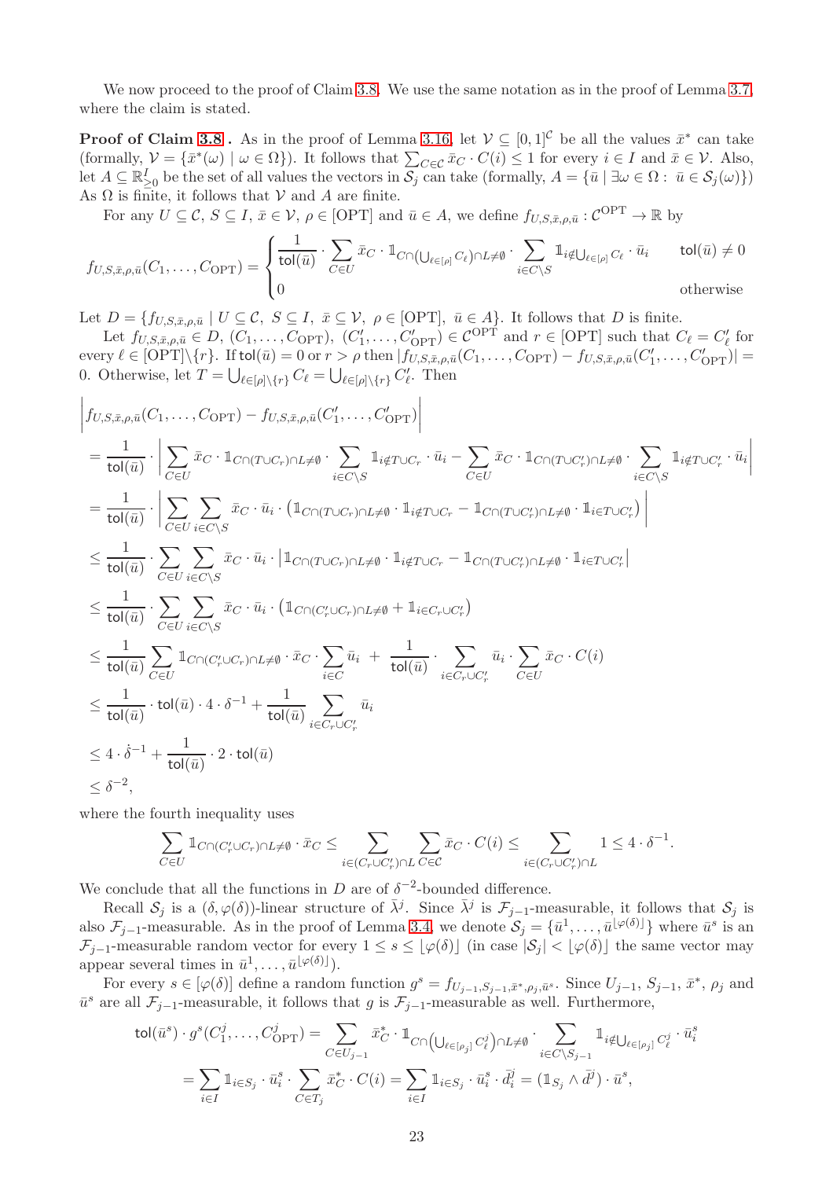We now proceed to the proof of Claim 3.8. We use the same notation as in the proof of Lemma 3.7, where the claim is stated.

**Proof of Claim 3.8 .** As in the proof of Lemma 3.16, let $\mathcal{V} \subseteq [0,1]^{\mathcal{C}}$ be all the values $\bar{x}^*$ can take (formally, $\mathcal{V} = \{\bar{x}^*(\omega) \mid \omega \in \Omega\}$). It follows that $\sum_{C\in\mathcal{C}} \bar{x}_C \cdot C(i) \leq 1$ for every $i \in I$ and $\bar{x} \in \mathcal{V}$. Also, let $A \subseteq \mathbb{R}^I_{\geq 0}$ be the set of all values the vectors in $\mathcal{S}_j$ can take (formally, $A = \{\bar{u} \mid \exists \omega \in \Omega: \ \bar{u} \in \mathcal{S}_j(\omega)\}$) As $\Omega$ is finite, it follows that $\mathcal{V}$ and $A$ are finite.

For any $U \subseteq \mathcal{C}$, $S \subseteq I$, $\bar{x} \in \mathcal{V}$, $\rho \in [\text{OPT}]$ and $\bar{u} \in A$, we define $f_{U,S,\bar{x},\rho,\bar{u}} : \mathcal{C}^{\text{OPT}} \to \mathbb{R}$ by

$$
f_{U,S,\bar{x},\rho,\bar{u}}(C_1,\ldots,C_{\text{OPT}}) = \begin{cases} \dfrac{1}{\mathsf{tol}(\bar{u})} \cdot \displaystyle\sum_{C\in U} \bar{x}_C \cdot \mathbb{1}_{C\cap\left(\bigcup_{\ell\in[\rho]} C_\ell\right)\cap L \neq \emptyset} \cdot \sum_{i\in C\setminus S} \mathbb{1}_{i\notin \bigcup_{\ell\in[\rho]} C_\ell} \cdot \bar{u}_i & \mathsf{tol}(\bar{u}) \neq 0 \\ 0 & \text{otherwise} \end{cases}
$$

Let $D = \{f_{U,S,\bar{x},\rho,\bar{u}} \mid U \subseteq \mathcal{C}, \ S \subseteq I, \ \bar{x} \subseteq \mathcal{V}, \ \rho \in [\text{OPT}], \ \bar{u} \in A\}$. It follows that $D$ is finite.

Let $f_{U,S,\bar{x},\rho,\bar{u}} \in D$, $(C_1,\ldots,C_{\text{OPT}})$, $(C'_1,\ldots,C'_{\text{OPT}}) \in \mathcal{C}^{\text{OPT}}$ and $r \in [\text{OPT}]$ such that $C_\ell = C'_\ell$ for every $\ell \in [\text{OPT}]\setminus\{r\}$. If $\mathsf{tol}(\bar{u}) = 0$ or $r > \rho$ then $|f_{U,S,\bar{x},\rho,\bar{u}}(C_1,\ldots,C_{\text{OPT}}) - f_{U,S,\bar{x},\rho,\bar{u}}(C'_1,\ldots,C'_{\text{OPT}})| = 0$. Otherwise, let $T = \bigcup_{\ell\in[\rho]\setminus\{r\}} C_\ell = \bigcup_{\ell\in[\rho]\setminus\{r\}} C'_\ell$. Then

$$
\begin{aligned}
&\left| f_{U,S,\bar{x},\rho,\bar{u}}(C_1,\ldots,C_{\text{OPT}}) - f_{U,S,\bar{x},\rho,\bar{u}}(C'_1,\ldots,C'_{\text{OPT}}) \right| \\
&= \frac{1}{\mathsf{tol}(\bar{u})} \cdot \left| \sum_{C\in U} \bar{x}_C \cdot \mathbb{1}_{C\cap(T\cup C_r)\cap L\neq\emptyset} \cdot \sum_{i\in C\setminus S} \mathbb{1}_{i\notin T\cup C_r} \cdot \bar{u}_i - \sum_{C\in U} \bar{x}_C \cdot \mathbb{1}_{C\cap(T\cup C'_r)\cap L\neq\emptyset} \cdot \sum_{i\in C\setminus S} \mathbb{1}_{i\notin T\cup C'_r} \cdot \bar{u}_i \right| \\
&= \frac{1}{\mathsf{tol}(\bar{u})} \cdot \left| \sum_{C\in U} \sum_{i\in C\setminus S} \bar{x}_C \cdot \bar{u}_i \cdot \left( \mathbb{1}_{C\cap(T\cup C_r)\cap L\neq\emptyset} \cdot \mathbb{1}_{i\notin T\cup C_r} - \mathbb{1}_{C\cap(T\cup C'_r)\cap L\neq\emptyset} \cdot \mathbb{1}_{i\in T\cup C'_r} \right) \right| \\
&\leq \frac{1}{\mathsf{tol}(\bar{u})} \cdot \sum_{C\in U} \sum_{i\in C\setminus S} \bar{x}_C \cdot \bar{u}_i \cdot \left| \mathbb{1}_{C\cap(T\cup C_r)\cap L\neq\emptyset} \cdot \mathbb{1}_{i\notin T\cup C_r} - \mathbb{1}_{C\cap(T\cup C'_r)\cap L\neq\emptyset} \cdot \mathbb{1}_{i\in T\cup C'_r} \right| \\
&\leq \frac{1}{\mathsf{tol}(\bar{u})} \cdot \sum_{C\in U} \sum_{i\in C\setminus S} \bar{x}_C \cdot \bar{u}_i \cdot \left( \mathbb{1}_{C\cap(C'_r\cup C_r)\cap L\neq\emptyset} + \mathbb{1}_{i\in C_r\cup C'_r} \right) \\
&\leq \frac{1}{\mathsf{tol}(\bar{u})} \sum_{C\in U} \mathbb{1}_{C\cap(C'_r\cup C_r)\cap L\neq\emptyset} \cdot \bar{x}_C \cdot \sum_{i\in C} \bar{u}_i \ + \ \frac{1}{\mathsf{tol}(\bar{u})} \cdot \sum_{i\in C_r\cup C'_r} \bar{u}_i \cdot \sum_{C\in U} \bar{x}_C \cdot C(i) \\
&\leq \frac{1}{\mathsf{tol}(\bar{u})} \cdot \mathsf{tol}(\bar{u}) \cdot 4 \cdot \delta^{-1} + \frac{1}{\mathsf{tol}(\bar{u})} \sum_{i\in C_r\cup C'_r} \bar{u}_i \\
&\leq 4 \cdot \dot{\delta}^{-1} + \frac{1}{\mathsf{tol}(\bar{u})} \cdot 2 \cdot \mathsf{tol}(\bar{u}) \\
&\leq \delta^{-2},
\end{aligned}
$$

where the fourth inequality uses

$$
\sum_{C\in U} \mathbb{1}_{C\cap(C'_r\cup C_r)\cap L\neq\emptyset} \cdot \bar{x}_C \leq \sum_{i\in(C_r\cup C'_r)\cap L} \sum_{C\in\mathcal{C}} \bar{x}_C \cdot C(i) \leq \sum_{i\in(C_r\cup C'_r)\cap L} 1 \leq 4 \cdot \delta^{-1}.
$$

We conclude that all the functions in $D$ are of $\delta^{-2}$-bounded difference.

Recall $\mathcal{S}_j$ is a $(\delta, \varphi(\delta))$-linear structure of $\bar{\lambda}^j$. Since $\bar{\lambda}^j$ is $\mathcal{F}_{j-1}$-measurable, it follows that $\mathcal{S}_j$ is also $\mathcal{F}_{j-1}$-measurable. As in the proof of Lemma 3.4, we denote $\mathcal{S}_j = \{\bar{u}^1, \ldots, \bar{u}^{\lfloor\varphi(\delta)\rfloor}\}$ where $\bar{u}^s$ is an $\mathcal{F}_{j-1}$-measurable random vector for every $1 \leq s \leq \lfloor\varphi(\delta)\rfloor$ (in case $|\mathcal{S}_j| < \lfloor\varphi(\delta)\rfloor$ the same vector may appear several times in $\bar{u}^1, \ldots, \bar{u}^{\lfloor\varphi(\delta)\rfloor}$).

For every $s \in [\varphi(\delta)]$ define a random function $g^s = f_{U_{j-1},S_{j-1},\bar{x}^*,\rho_j,\bar{u}^s}$. Since $U_{j-1}$, $S_{j-1}$, $\bar{x}^*$, $\rho_j$ and $\bar{u}^s$ are all $\mathcal{F}_{j-1}$-measurable, it follows that $g$ is $\mathcal{F}_{j-1}$-measurable as well. Furthermore,

$$
\begin{aligned}
\mathsf{tol}(\bar{u}^s) \cdot g^s(C^j_1, \ldots, C^j_{\text{OPT}}) &= \sum_{C\in U_{j-1}} \bar{x}^*_C \cdot \mathbb{1}_{C\cap\left(\bigcup_{\ell\in[\rho_j]} C^j_\ell\right)\cap L\neq\emptyset} \cdot \sum_{i\in C\setminus S_{j-1}} \mathbb{1}_{i\notin\bigcup_{\ell\in[\rho_j]} C^j_\ell} \cdot \bar{u}^s_i \\
&= \sum_{i\in I} \mathbb{1}_{i\in S_j} \cdot \bar{u}^s_i \cdot \sum_{C\in T_j} \bar{x}^*_C \cdot C(i) = \sum_{i\in I} \mathbb{1}_{i\in S_j} \cdot \bar{u}^s_i \cdot \bar{d}^j_i = (\mathbb{1}_{S_j} \wedge \bar{d}^j) \cdot \bar{u}^s,
\end{aligned}
$$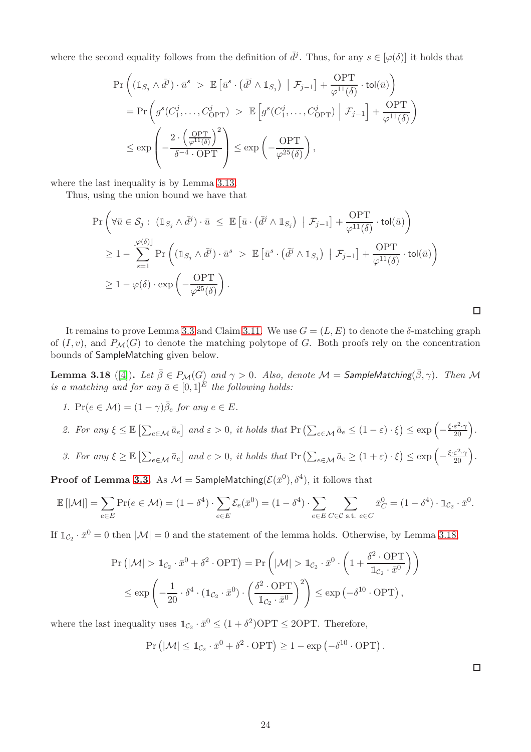where the second equality follows from the definition of $\bar{d}^j$. Thus, for any $s \in [\varphi(\delta)]$ it holds that

$$\begin{aligned}
&\Pr\left( (\mathbb{1}_{S_j} \wedge \bar{d}^j) \cdot \bar{u}^s \ > \ \mathbb{E}\left[\bar{u}^s \cdot \left(\bar{d}^j \wedge \mathbb{1}_{S_j}\right) \ \middle| \ \mathcal{F}_{j-1}\right] + \frac{\mathrm{OPT}}{\varphi^{11}(\delta)} \cdot \mathsf{tol}(\bar{u}) \right) \\
&= \Pr\left( g^s(C_1^j, \ldots, C_{\mathrm{OPT}}^j) \ > \ \mathbb{E}\left[ g^s(C_1^j, \ldots, C_{\mathrm{OPT}}^j) \ \middle| \ \mathcal{F}_{j-1}\right] + \frac{\mathrm{OPT}}{\varphi^{11}(\delta)} \right) \\
&\leq \exp\left( - \frac{2 \cdot \left(\frac{\mathrm{OPT}}{\varphi^{11}(\delta)}\right)^2}{\delta^{-4} \cdot \mathrm{OPT}} \right) \leq \exp\left( - \frac{\mathrm{OPT}}{\varphi^{25}(\delta)} \right),
\end{aligned}$$

where the last inequality is by Lemma 3.13.

Thus, using the union bound we have that

$$\begin{aligned}
&\Pr\left( \forall \bar{u} \in \mathcal{S}_j : \ (\mathbb{1}_{S_j} \wedge \bar{d}^j) \cdot \bar{u} \ \leq \ \mathbb{E}\left[\bar{u} \cdot \left(\bar{d}^j \wedge \mathbb{1}_{S_j}\right) \ \middle| \ \mathcal{F}_{j-1}\right] + \frac{\mathrm{OPT}}{\varphi^{11}(\delta)} \cdot \mathsf{tol}(\bar{u}) \right) \\
&\geq 1 - \sum_{s=1}^{\lfloor \varphi(\delta) \rfloor} \Pr\left( (\mathbb{1}_{S_j} \wedge \bar{d}^j) \cdot \bar{u}^s \ > \ \mathbb{E}\left[\bar{u}^s \cdot \left(\bar{d}^j \wedge \mathbb{1}_{S_j}\right) \ \middle| \ \mathcal{F}_{j-1}\right] + \frac{\mathrm{OPT}}{\varphi^{11}(\delta)} \cdot \mathsf{tol}(\bar{u}) \right) \\
&\geq 1 - \varphi(\delta) \cdot \exp\left( - \frac{\mathrm{OPT}}{\varphi^{25}(\delta)} \right).
\end{aligned}$$

□

It remains to prove Lemma 3.3 and Claim 3.11. We use $G = (L, E)$ to denote the $\delta$-matching graph of $(I, v)$, and $P_{\mathcal{M}}(G)$ to denote the matching polytope of $G$. Both proofs rely on the concentration bounds of SampleMatching given below.

**Lemma 3.18** ([4]). *Let $\bar{\beta} \in P_{\mathcal{M}}(G)$ and $\gamma > 0$. Also, denote $\mathcal{M} = \mathsf{SampleMatching}(\bar{\beta}, \gamma)$. Then $\mathcal{M}$ is a matching and for any $\bar{a} \in [0,1]^E$ the following holds:*

1. *$\Pr(e \in \mathcal{M}) = (1 - \gamma)\bar{\beta}_e$ for any $e \in E$.*
2. *For any $\xi \leq \mathbb{E}\left[\sum_{e \in \mathcal{M}} \bar{a}_e\right]$ and $\varepsilon > 0$, it holds that $\Pr\left(\sum_{e \in \mathcal{M}} \bar{a}_e \leq (1 - \varepsilon) \cdot \xi\right) \leq \exp\left(-\frac{\xi \cdot \varepsilon^2 \cdot \gamma}{20}\right)$.*
3. *For any $\xi \geq \mathbb{E}\left[\sum_{e \in \mathcal{M}} \bar{a}_e\right]$ and $\varepsilon > 0$, it holds that $\Pr\left(\sum_{e \in \mathcal{M}} \bar{a}_e \geq (1 + \varepsilon) \cdot \xi\right) \leq \exp\left(-\frac{\xi \cdot \varepsilon^2 \cdot \gamma}{20}\right)$.*

**Proof of Lemma 3.3.** As $\mathcal{M} = \mathsf{SampleMatching}(\mathcal{E}(\bar{x}^0), \delta^4)$, it follows that

$$\mathbb{E}\left[|\mathcal{M}|\right] = \sum_{e \in E} \Pr(e \in \mathcal{M}) = (1 - \delta^4) \cdot \sum_{e \in E} \mathcal{E}_e(\bar{x}^0) = (1 - \delta^4) \cdot \sum_{e \in E} \sum_{C \in \mathcal{C} \text{ s.t. } e \in C} \bar{x}^0_C = (1 - \delta^4) \cdot \mathbb{1}_{\mathcal{C}_2} \cdot \bar{x}^0.$$

If $\mathbb{1}_{\mathcal{C}_2} \cdot \bar{x}^0 = 0$ then $|\mathcal{M}| = 0$ and the statement of the lemma holds. Otherwise, by Lemma 3.18,

$$\begin{aligned}
\Pr\left(|\mathcal{M}| > \mathbb{1}_{\mathcal{C}_2} \cdot \bar{x}^0 + \delta^2 \cdot \mathrm{OPT}\right) &= \Pr\left( |\mathcal{M}| > \mathbb{1}_{\mathcal{C}_2} \cdot \bar{x}^0 \cdot \left(1 + \frac{\delta^2 \cdot \mathrm{OPT}}{\mathbb{1}_{\mathcal{C}_2} \cdot \bar{x}^0}\right)\right) \\
&\leq \exp\left( -\frac{1}{20} \cdot \delta^4 \cdot (\mathbb{1}_{\mathcal{C}_2} \cdot \bar{x}^0) \cdot \left(\frac{\delta^2 \cdot \mathrm{OPT}}{\mathbb{1}_{\mathcal{C}_2} \cdot \bar{x}^0}\right)^2 \right) \leq \exp\left(-\delta^{10} \cdot \mathrm{OPT}\right),
\end{aligned}$$

where the last inequality uses $\mathbb{1}_{\mathcal{C}_2} \cdot \bar{x}^0 \leq (1 + \delta^2)\mathrm{OPT} \leq 2\mathrm{OPT}$. Therefore,

$$\Pr\left(|\mathcal{M}| \leq \mathbb{1}_{\mathcal{C}_2} \cdot \bar{x}^0 + \delta^2 \cdot \mathrm{OPT}\right) \geq 1 - \exp\left(-\delta^{10} \cdot \mathrm{OPT}\right).$$

□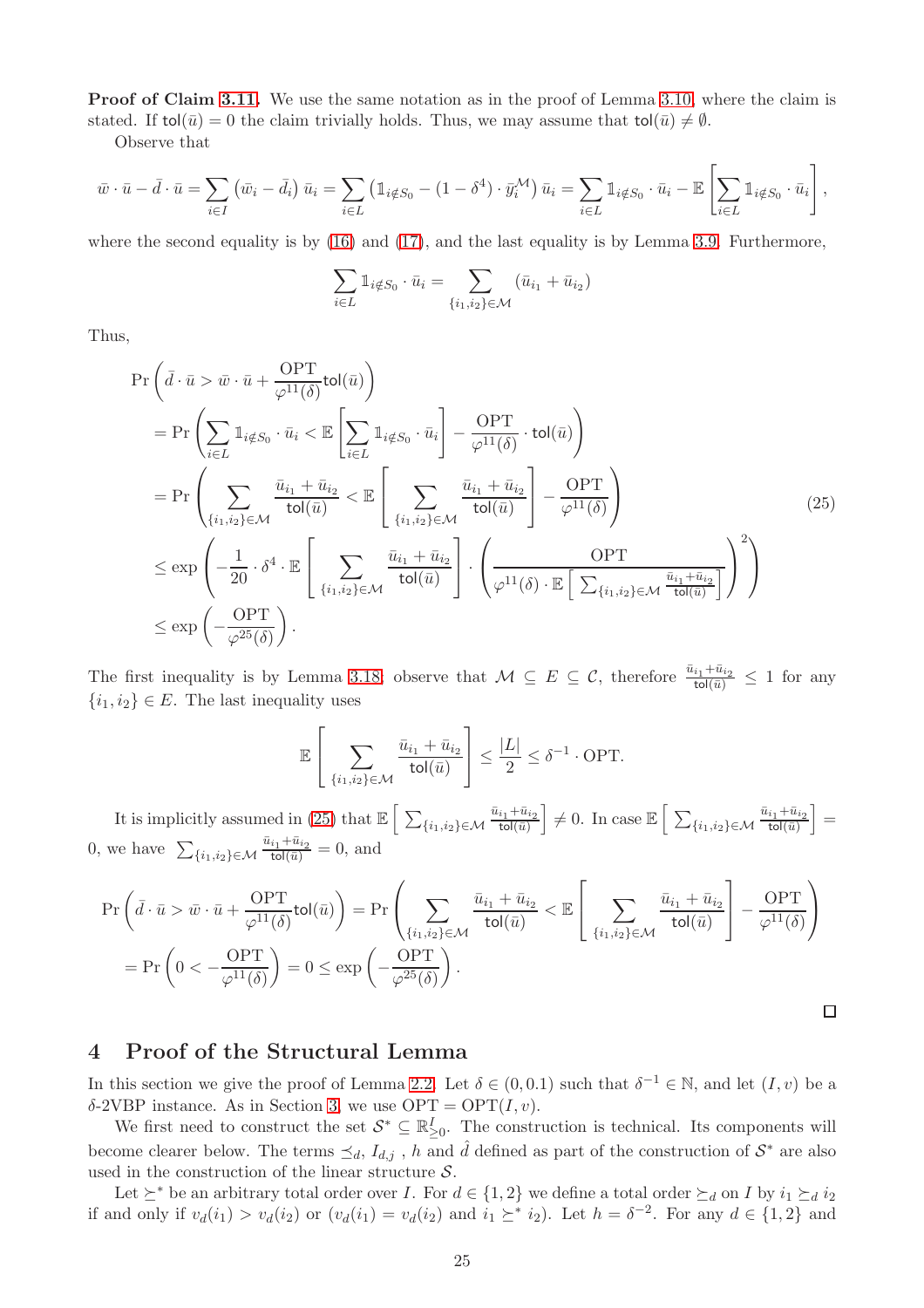**Proof of Claim 3.11.** We use the same notation as in the proof of Lemma 3.10, where the claim is stated. If $\mathsf{tol}(\bar{u}) = 0$ the claim trivially holds. Thus, we may assume that $\mathsf{tol}(\bar{u}) \neq \emptyset$.

Observe that

$$\bar{w} \cdot \bar{u} - \bar{d} \cdot \bar{u} = \sum_{i \in I} \left( \bar{w}_i - \bar{d}_i \right) \bar{u}_i = \sum_{i \in L} \left( \mathbb{1}_{i \notin S_0} - (1 - \delta^4) \cdot \bar{y}_i^{\mathcal{M}} \right) \bar{u}_i = \sum_{i \in L} \mathbb{1}_{i \notin S_0} \cdot \bar{u}_i - \mathbb{E}\left[ \sum_{i \in L} \mathbb{1}_{i \notin S_0} \cdot \bar{u}_i \right],$$

where the second equality is by (16) and (17), and the last equality is by Lemma 3.9. Furthermore,

$$\sum_{i \in L} \mathbb{1}_{i \notin S_0} \cdot \bar{u}_i = \sum_{\{i_1, i_2\} \in \mathcal{M}} \left( \bar{u}_{i_1} + \bar{u}_{i_2} \right)$$

Thus,

$$\begin{aligned}
&\Pr\left( \bar{d} \cdot \bar{u} > \bar{w} \cdot \bar{u} + \frac{\mathrm{OPT}}{\varphi^{11}(\delta)} \mathsf{tol}(\bar{u}) \right) \\
&= \Pr\left( \sum_{i \in L} \mathbb{1}_{i \notin S_0} \cdot \bar{u}_i < \mathbb{E}\left[ \sum_{i \in L} \mathbb{1}_{i \notin S_0} \cdot \bar{u}_i \right] - \frac{\mathrm{OPT}}{\varphi^{11}(\delta)} \cdot \mathsf{tol}(\bar{u}) \right) \\
&= \Pr\left( \sum_{\{i_1, i_2\} \in \mathcal{M}} \frac{\bar{u}_{i_1} + \bar{u}_{i_2}}{\mathsf{tol}(\bar{u})} < \mathbb{E}\left[ \sum_{\{i_1, i_2\} \in \mathcal{M}} \frac{\bar{u}_{i_1} + \bar{u}_{i_2}}{\mathsf{tol}(\bar{u})} \right] - \frac{\mathrm{OPT}}{\varphi^{11}(\delta)} \right) \qquad (25) \\
&\leq \exp\left( -\frac{1}{20} \cdot \delta^4 \cdot \mathbb{E}\left[ \sum_{\{i_1, i_2\} \in \mathcal{M}} \frac{\bar{u}_{i_1} + \bar{u}_{i_2}}{\mathsf{tol}(\bar{u})} \right] \cdot \left( \frac{\mathrm{OPT}}{\varphi^{11}(\delta) \cdot \mathbb{E}\left[ \sum_{\{i_1, i_2\} \in \mathcal{M}} \frac{\bar{u}_{i_1} + \bar{u}_{i_2}}{\mathsf{tol}(\bar{u})} \right]} \right)^2 \right) \\
&\leq \exp\left( -\frac{\mathrm{OPT}}{\varphi^{25}(\delta)} \right).
\end{aligned}$$

The first inequality is by Lemma 3.18; observe that $\mathcal{M} \subseteq E \subseteq \mathcal{C}$, therefore $\frac{\bar{u}_{i_1} + \bar{u}_{i_2}}{\mathsf{tol}(\bar{u})} \leq 1$ for any $\{i_1, i_2\} \in E$. The last inequality uses

$$\mathbb{E}\left[ \sum_{\{i_1, i_2\} \in \mathcal{M}} \frac{\bar{u}_{i_1} + \bar{u}_{i_2}}{\mathsf{tol}(\bar{u})} \right] \leq \frac{|L|}{2} \leq \delta^{-1} \cdot \mathrm{OPT}.$$

It is implicitly assumed in (25) that $\mathbb{E}\left[ \sum_{\{i_1, i_2\} \in \mathcal{M}} \frac{\bar{u}_{i_1} + \bar{u}_{i_2}}{\mathsf{tol}(\bar{u})} \right] \neq 0$. In case $\mathbb{E}\left[ \sum_{\{i_1, i_2\} \in \mathcal{M}} \frac{\bar{u}_{i_1} + \bar{u}_{i_2}}{\mathsf{tol}(\bar{u})} \right] = 0$, we have $\sum_{\{i_1, i_2\} \in \mathcal{M}} \frac{\bar{u}_{i_1} + \bar{u}_{i_2}}{\mathsf{tol}(\bar{u})} = 0$, and

$$\begin{aligned}
\Pr\left( \bar{d} \cdot \bar{u} > \bar{w} \cdot \bar{u} + \frac{\mathrm{OPT}}{\varphi^{11}(\delta)} \mathsf{tol}(\bar{u}) \right) &= \Pr\left( \sum_{\{i_1, i_2\} \in \mathcal{M}} \frac{\bar{u}_{i_1} + \bar{u}_{i_2}}{\mathsf{tol}(\bar{u})} < \mathbb{E}\left[ \sum_{\{i_1, i_2\} \in \mathcal{M}} \frac{\bar{u}_{i_1} + \bar{u}_{i_2}}{\mathsf{tol}(\bar{u})} \right] - \frac{\mathrm{OPT}}{\varphi^{11}(\delta)} \right) \\
&= \Pr\left( 0 < -\frac{\mathrm{OPT}}{\varphi^{11}(\delta)} \right) = 0 \leq \exp\left( -\frac{\mathrm{OPT}}{\varphi^{25}(\delta)} \right).
\end{aligned}$$

$\square$

# 4 Proof of the Structural Lemma

In this section we give the proof of Lemma 2.2. Let $\delta \in (0, 0.1)$ such that $\delta^{-1} \in \mathbb{N}$, and let $(I, v)$ be a $\delta$-2VBP instance. As in Section 3, we use $\mathrm{OPT} = \mathrm{OPT}(I, v)$.

We first need to construct the set $\mathcal{S}^* \subseteq \mathbb{R}_{\geq 0}^I$. The construction is technical. Its components will become clearer below. The terms $\preceq_d$, $I_{d,j}$, $h$ and $\hat{d}$ defined as part of the construction of $\mathcal{S}^*$ are also used in the construction of the linear structure $\mathcal{S}$.

Let $\succeq^*$ be an arbitrary total order over $I$. For $d \in \{1, 2\}$ we define a total order $\succeq_d$ on $I$ by $i_1 \succeq_d i_2$ if and only if $v_d(i_1) > v_d(i_2)$ or $(v_d(i_1) = v_d(i_2)$ and $i_1 \succeq^* i_2)$. Let $h = \delta^{-2}$. For any $d \in \{1, 2\}$ and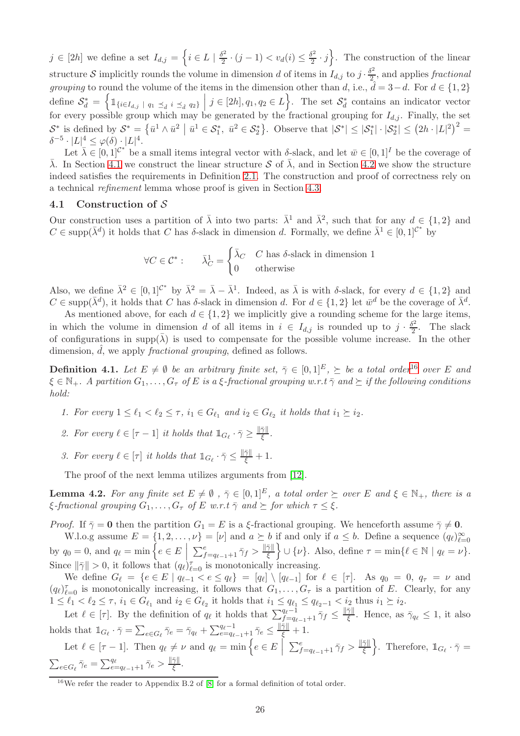$j \in [2h]$ we define a set $I_{d,j} = \left\{ i \in L \mid \frac{\delta^2}{2} \cdot (j-1) < v_d(i) \leq \frac{\delta^2}{2} \cdot j \right\}$. The construction of the linear structure $\mathcal{S}$ implicitly rounds the volume in dimension $d$ of items in $I_{d,j}$ to $j \cdot \frac{\delta^2}{2}$, and applies *fractional grouping* to round the volume of the items in the dimension other than $d$, i.e., $\hat{d} = 3 - d$. For $d \in \{1,2\}$ define $\mathcal{S}^*_d = \left\{ \mathbb{1}_{\{i \in I_{d,j} \mid q_1 \preceq_{\hat{d}} i \preceq_{\hat{d}} q_2\}} \;\middle|\; j \in [2h], q_1, q_2 \in L \right\}$. The set $\mathcal{S}^*_d$ contains an indicator vector for every possible group which may be generated by the fractional grouping for $I_{d,j}$. Finally, the set $\mathcal{S}^*$ is defined by $\mathcal{S}^* = \left\{ \bar{u}^1 \wedge \bar{u}^2 \mid \bar{u}^1 \in \mathcal{S}^*_1, \; \bar{u}^2 \in \mathcal{S}^*_2 \right\}$. Observe that $|\mathcal{S}^*| \leq |\mathcal{S}^*_1| \cdot |\mathcal{S}^*_2| \leq \left(2h \cdot |L|^2\right)^2 = \delta^{-5} \cdot |L|^4 \leq \varphi(\delta) \cdot |L|^4$.

Let $\bar{\lambda} \in [0,1]^{\mathcal{C}^*}$ be a small items integral vector with $\delta$-slack, and let $\bar{w} \in [0,1]^I$ be the coverage of $\bar{\lambda}$. In Section 4.1 we construct the linear structure $\mathcal{S}$ of $\bar{\lambda}$, and in Section 4.2 we show the structure indeed satisfies the requirements in Definition 2.1. The construction and proof of correctness rely on a technical *refinement* lemma whose proof is given in Section 4.3.

## 4.1 Construction of $\mathcal{S}$

Our construction uses a partition of $\bar{\lambda}$ into two parts: $\bar{\lambda}^1$ and $\bar{\lambda}^2$, such that for any $d \in \{1,2\}$ and $C \in \text{supp}(\bar{\lambda}^d)$ it holds that $C$ has $\delta$-slack in dimension $d$. Formally, we define $\bar{\lambda}^1 \in [0,1]^{\mathcal{C}^*}$ by

$$\forall C \in \mathcal{C}^*: \qquad \bar{\lambda}^1_C = \begin{cases} \bar{\lambda}_C & C \text{ has } \delta\text{-slack in dimension } 1 \\ 0 & \text{otherwise} \end{cases}$$

Also, we define $\bar{\lambda}^2 \in [0,1]^{\mathcal{C}^*}$ by $\bar{\lambda}^2 = \bar{\lambda} - \bar{\lambda}^1$. Indeed, as $\bar{\lambda}$ is with $\delta$-slack, for every $d \in \{1,2\}$ and $C \in \text{supp}(\bar{\lambda}^d)$, it holds that $C$ has $\delta$-slack in dimension $d$. For $d \in \{1,2\}$ let $\bar{w}^d$ be the coverage of $\bar{\lambda}^d$.

As mentioned above, for each $d \in \{1,2\}$ we implicitly give a rounding scheme for the large items, in which the volume in dimension $d$ of all items in $i \in I_{d,j}$ is rounded up to $j \cdot \frac{\delta^2}{2}$. The slack of configurations in $\text{supp}(\bar{\lambda})$ is used to compensate for the possible volume increase. In the other dimension, $\hat{d}$, we apply *fractional grouping*, defined as follows.

**Definition 4.1.** *Let $E \neq \emptyset$ be an arbitrary finite set, $\bar{\gamma} \in [0,1]^E$, $\succeq$ be a total order*[16] *over $E$ and $\xi \in \mathbb{N}_+$. A partition $G_1, \ldots, G_\tau$ of $E$ is a $\xi$-fractional grouping w.r.t $\bar{\gamma}$ and $\succeq$ if the following conditions hold:*

1. *For every $1 \leq \ell_1 < \ell_2 \leq \tau$, $i_1 \in G_{\ell_1}$ and $i_2 \in G_{\ell_2}$ it holds that $i_1 \succeq i_2$.*
2. *For every $\ell \in [\tau - 1]$ it holds that $\mathbb{1}_{G_\ell} \cdot \bar{\gamma} \geq \frac{\|\bar{\gamma}\|}{\xi}$.*
3. *For every $\ell \in [\tau]$ it holds that $\mathbb{1}_{G_\ell} \cdot \bar{\gamma} \leq \frac{\|\bar{\gamma}\|}{\xi} + 1$.*

The proof of the next lemma utilizes arguments from [12].

**Lemma 4.2.** *For any finite set $E \neq \emptyset$ , $\bar{\gamma} \in [0,1]^E$, a total order $\succeq$ over $E$ and $\xi \in \mathbb{N}_+$, there is a $\xi$-fractional grouping $G_1, \ldots, G_\tau$ of $E$ w.r.t $\bar{\gamma}$ and $\succeq$ for which $\tau \leq \xi$.*

*Proof.* If $\bar{\gamma} = \mathbf{0}$ then the partition $G_1 = E$ is a $\xi$-fractional grouping. We henceforth assume $\bar{\gamma} \neq \mathbf{0}$.

W.l.o.g assume $E = \{1, 2, \ldots, \nu\} = [\nu]$ and $a \succeq b$ if and only if $a \leq b$. Define a sequence $(q_\ell)_{\ell=0}^\infty$ by $q_0 = 0$, and $q_\ell = \min \left\{ e \in E \;\middle|\; \sum_{f=q_{\ell-1}+1}^{e} \bar{\gamma}_f > \frac{\|\bar{\gamma}\|}{\xi} \right\} \cup \{\nu\}$. Also, define $\tau = \min\{\ell \in \mathbb{N} \mid q_\ell = \nu\}$. Since $\|\bar{\gamma}\| > 0$, it follows that $(q_\ell)_{\ell=0}^\tau$ is monotonically increasing.

We define $G_\ell = \{e \in E \mid q_{\ell-1} < e \leq q_\ell\} = [q_\ell] \setminus [q_{\ell-1}]$ for $\ell \in [\tau]$. As $q_0 = 0$, $q_\tau = \nu$ and $(q_\ell)_{\ell=0}^\tau$ is monotonically increasing, it follows that $G_1, \ldots, G_\tau$ is a partition of $E$. Clearly, for any $1 \leq \ell_1 < \ell_2 \leq \tau$, $i_1 \in G_{\ell_1}$ and $i_2 \in G_{\ell_2}$ it holds that $i_1 \leq q_{\ell_1} \leq q_{\ell_2 - 1} < i_2$ thus $i_1 \succeq i_2$.

Let $\ell \in [\tau]$. By the definition of $q_\ell$ it holds that $\sum_{f=q_{\ell-1}+1}^{q_\ell - 1} \bar{\gamma}_f \leq \frac{\|\bar{\gamma}\|}{\xi}$. Hence, as $\bar{\gamma}_{q_\ell} \leq 1$, it also holds that $\mathbb{1}_{G_\ell} \cdot \bar{\gamma} = \sum_{e \in G_\ell} \bar{\gamma}_e = \bar{\gamma}_{q_\ell} + \sum_{e=q_{\ell-1}+1}^{q_\ell - 1} \bar{\gamma}_e \leq \frac{\|\bar{\gamma}\|}{\xi} + 1$.

Let $\ell \in [\tau - 1]$. Then $q_\ell \neq \nu$ and $q_\ell = \min \left\{ e \in E \;\middle|\; \sum_{f=q_{\ell-1}+1}^{e} \bar{\gamma}_f > \frac{\|\bar{\gamma}\|}{\xi} \right\}$. Therefore, $\mathbb{1}_{G_\ell} \cdot \bar{\gamma} = \sum_{e \in G_\ell} \bar{\gamma}_e = \sum_{e=q_{\ell-1}+1}^{q_\ell} \bar{\gamma}_e > \frac{\|\bar{\gamma}\|}{\xi}$.

[16] We refer the reader to Appendix B.2 of [8] for a formal definition of total order.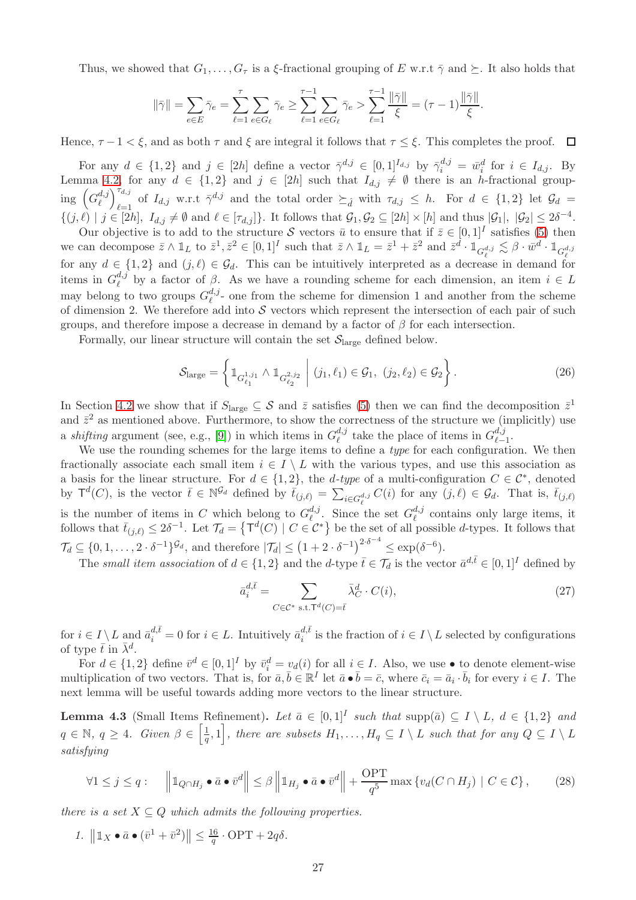Thus, we showed that $G_1, \ldots, G_\tau$ is a $\xi$-fractional grouping of $E$ w.r.t $\bar{\gamma}$ and $\succeq$. It also holds that

$$\|\bar{\gamma}\| = \sum_{e \in E} \bar{\gamma}_e = \sum_{\ell=1}^{\tau} \sum_{e \in G_\ell} \bar{\gamma}_e \geq \sum_{\ell=1}^{\tau-1} \sum_{e \in G_\ell} \bar{\gamma}_e > \sum_{\ell=1}^{\tau-1} \frac{\|\bar{\gamma}\|}{\xi} = (\tau - 1)\frac{\|\bar{\gamma}\|}{\xi}.$$

Hence, $\tau - 1 < \xi$, and as both $\tau$ and $\xi$ are integral it follows that $\tau \leq \xi$. This completes the proof. $\square$

For any $d \in \{1, 2\}$ and $j \in [2h]$ define a vector $\bar{\gamma}^{d,j} \in [0,1]^{I_{d,j}}$ by $\bar{\gamma}^{d,j}_i = \bar{w}^d_i$ for $i \in I_{d,j}$. By Lemma 4.2, for any $d \in \{1, 2\}$ and $j \in [2h]$ such that $I_{d,j} \neq \emptyset$ there is an $h$-fractional grouping $\left(G^{d,j}_\ell\right)_{\ell=1}^{\tau_{d,j}}$ of $I_{d,j}$ w.r.t $\bar{\gamma}^{d,j}$ and the total order $\succeq_{\hat{d}}$ with $\tau_{d,j} \leq h$. For $d \in \{1, 2\}$ let $\mathcal{G}_d = \{(j, \ell) \mid j \in [2h],\ I_{d,j} \neq \emptyset \text{ and } \ell \in [\tau_{d,j}]\}$. It follows that $\mathcal{G}_1, \mathcal{G}_2 \subseteq [2h] \times [h]$ and thus $|\mathcal{G}_1|,\ |\mathcal{G}_2| \leq 2\delta^{-4}$.

Our objective is to add to the structure $\mathcal{S}$ vectors $\bar{u}$ to ensure that if $\bar{z} \in [0,1]^I$ satisfies (5) then we can decompose $\bar{z} \wedge \mathbb{1}_L$ to $\bar{z}^1, \bar{z}^2 \in [0,1]^I$ such that $\bar{z} \wedge \mathbb{1}_L = \bar{z}^1 + \bar{z}^2$ and $\bar{z}^d \cdot \mathbb{1}_{G^{d,j}_\ell} \lesssim \beta \cdot \bar{w}^d \cdot \mathbb{1}_{G^{d,j}_\ell}$ for any $d \in \{1, 2\}$ and $(j, \ell) \in \mathcal{G}_d$. This can be intuitively interpreted as a decrease in demand for items in $G^{d,j}_\ell$ by a factor of $\beta$. As we have a rounding scheme for each dimension, an item $i \in L$ may belong to two groups $G^{d,j}_\ell$- one from the scheme for dimension 1 and another from the scheme of dimension 2. We therefore add into $\mathcal{S}$ vectors which represent the intersection of each pair of such groups, and therefore impose a decrease in demand by a factor of $\beta$ for each intersection.

Formally, our linear structure will contain the set $\mathcal{S}_{\text{large}}$ defined below.

$$\mathcal{S}_{\text{large}} = \left\{ \mathbb{1}_{G^{1,j_1}_{\ell_1}} \wedge \mathbb{1}_{G^{2,j_2}_{\ell_2}} \;\middle|\; (j_1, \ell_1) \in \mathcal{G}_1,\ (j_2, \ell_2) \in \mathcal{G}_2 \right\}. \tag{26}$$

In Section 4.2 we show that if $S_{\text{large}} \subseteq \mathcal{S}$ and $\bar{z}$ satisfies (5) then we can find the decomposition $\bar{z}^1$ and $\bar{z}^2$ as mentioned above. Furthermore, to show the correctness of the structure we (implicitly) use a *shifting* argument (see, e.g., [9]) in which items in $G^{d,j}_\ell$ take the place of items in $G^{d,j}_{\ell-1}$.

We use the rounding schemes for the large items to define a *type* for each configuration. We then fractionally associate each small item $i \in I \setminus L$ with the various types, and use this association as a basis for the linear structure. For $d \in \{1, 2\}$, the *d-type* of a multi-configuration $C \in \mathcal{C}^*$, denoted by $\mathsf{T}^d(C)$, is the vector $\bar{t} \in \mathbb{N}^{\mathcal{G}_d}$ defined by $\bar{t}_{(j,\ell)} = \sum_{i \in G^{d,j}_\ell} C(i)$ for any $(j, \ell) \in \mathcal{G}_d$. That is, $\bar{t}_{(j,\ell)}$ is the number of items in $C$ which belong to $G^{d,j}_\ell$. Since the set $G^{d,j}_\ell$ contains only large items, it follows that $\bar{t}_{(j,\ell)} \leq 2\delta^{-1}$. Let $\mathcal{T}_d = \left\{\mathsf{T}^d(C) \mid C \in \mathcal{C}^*\right\}$ be the set of all possible $d$-types. It follows that $\mathcal{T}_d \subseteq \{0, 1, \ldots, 2 \cdot \delta^{-1}\}^{\mathcal{G}_d}$, and therefore $|\mathcal{T}_d| \leq \left(1 + 2 \cdot \delta^{-1}\right)^{2 \cdot \delta^{-4}} \leq \exp(\delta^{-6})$.

The *small item association* of $d \in \{1, 2\}$ and the $d$-type $\bar{t} \in \mathcal{T}_d$ is the vector $\bar{a}^{d,\bar{t}} \in [0,1]^I$ defined by

$$\bar{a}^{d,\bar{t}}_i = \sum_{C \in \mathcal{C}^* \text{ s.t. } \mathsf{T}^d(C) = \bar{t}} \bar{\lambda}^d_C \cdot C(i), \tag{27}$$

for $i \in I \setminus L$ and $\bar{a}^{d,\bar{t}}_i = 0$ for $i \in L$. Intuitively $\bar{a}^{d,\bar{t}}_i$ is the fraction of $i \in I \setminus L$ selected by configurations of type $\bar{t}$ in $\bar{\lambda}^d$.

For $d \in \{1, 2\}$ define $\bar{v}^d \in [0,1]^I$ by $\bar{v}^d_i = v_d(i)$ for all $i \in I$. Also, we use $\bullet$ to denote element-wise multiplication of two vectors. That is, for $\bar{a}, \bar{b} \in \mathbb{R}^I$ let $\bar{a} \bullet \bar{b} = \bar{c}$, where $\bar{c}_i = \bar{a}_i \cdot \bar{b}_i$ for every $i \in I$. The next lemma will be useful towards adding more vectors to the linear structure.

**Lemma 4.3** (Small Items Refinement). *Let $\bar{a} \in [0,1]^I$ such that $\text{supp}(\bar{a}) \subseteq I \setminus L$, $d \in \{1, 2\}$ and $q \in \mathbb{N}$, $q \geq 4$. Given $\beta \in \left[\frac{1}{q}, 1\right]$, there are subsets $H_1, \ldots, H_q \subseteq I \setminus L$ such that for any $Q \subseteq I \setminus L$ satisfying*

$$\forall 1 \leq j \leq q: \quad \left\|\mathbb{1}_{Q \cap H_j} \bullet \bar{a} \bullet \bar{v}^d\right\| \leq \beta \left\|\mathbb{1}_{H_j} \bullet \bar{a} \bullet \bar{v}^d\right\| + \frac{\text{OPT}}{q^5} \max\left\{v_d(C \cap H_j) \mid C \in \mathcal{C}\right\}, \tag{28}$$

*there is a set $X \subseteq Q$ which admits the following properties.*

1. $\left\|\mathbb{1}_X \bullet \bar{a} \bullet (\bar{v}^1 + \bar{v}^2)\right\| \leq \frac{16}{q} \cdot \text{OPT} + 2q\delta$.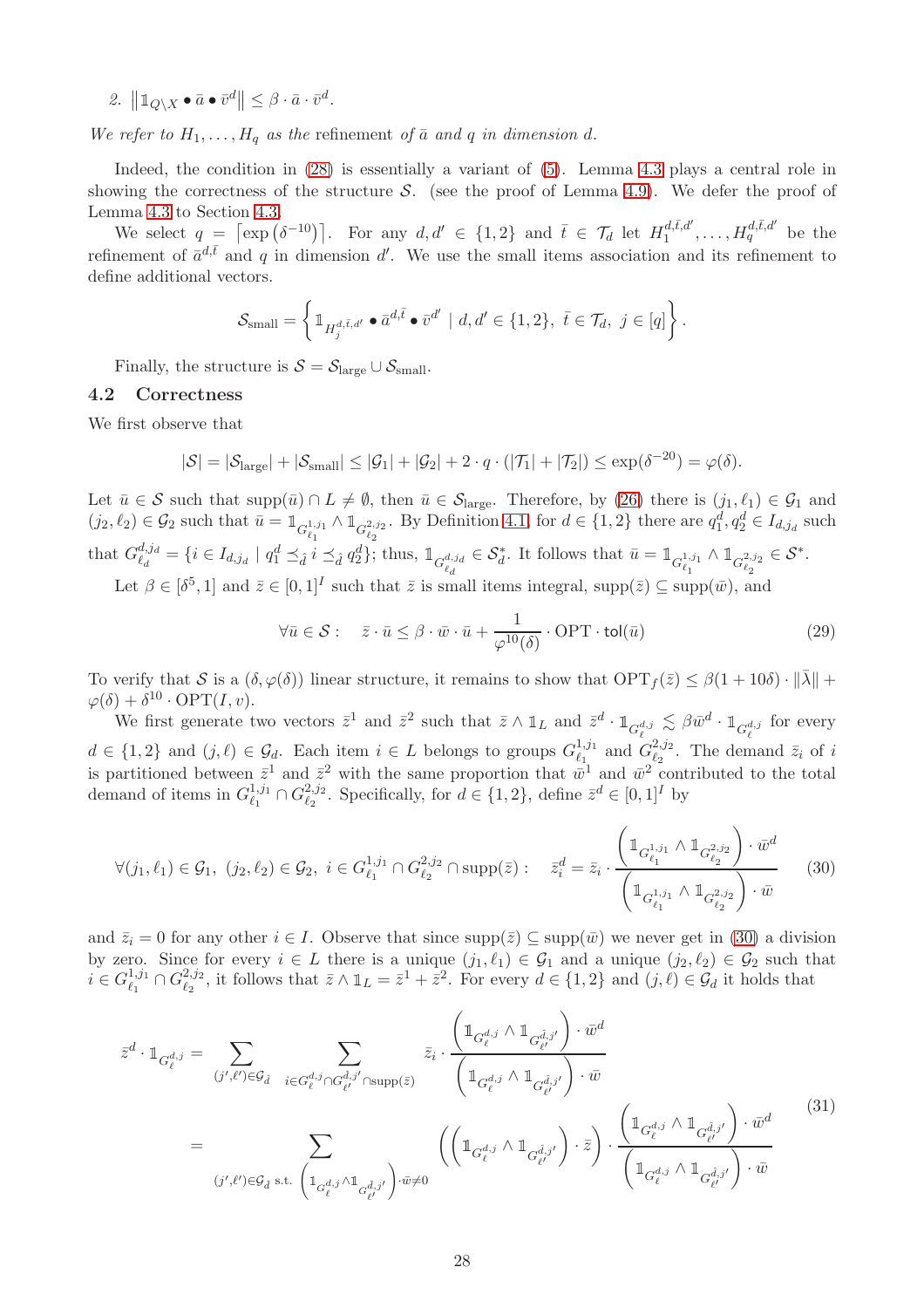2. $\left\| \mathbb{1}_{Q\setminus X} \bullet \bar{a} \bullet \bar{v}^d \right\| \leq \beta \cdot \bar{a} \cdot \bar{v}^d$.

*We refer to $H_1, \ldots, H_q$ as the* refinement *of $\bar{a}$ and $q$ in dimension $d$.*

Indeed, the condition in (28) is essentially a variant of (5). Lemma 4.3 plays a central role in showing the correctness of the structure $\mathcal{S}$. (see the proof of Lemma 4.9). We defer the proof of Lemma 4.3 to Section 4.3.

We select $q = \lceil \exp(\delta^{-10}) \rceil$. For any $d, d' \in \{1,2\}$ and $\bar{t} \in \mathcal{T}_d$ let $H_1^{d,\bar{t},d'}, \ldots, H_q^{d,\bar{t},d'}$ be the refinement of $\bar{a}^{d,\bar{t}}$ and $q$ in dimension $d'$. We use the small items association and its refinement to define additional vectors.

$$\mathcal{S}_{\text{small}} = \left\{ \mathbb{1}_{H_j^{d,\bar{t},d'}} \bullet \bar{a}^{d,\bar{t}} \bullet \bar{v}^{d'} \mid d, d' \in \{1,2\},\ \bar{t} \in \mathcal{T}_d,\ j \in [q] \right\}.$$

Finally, the structure is $\mathcal{S} = \mathcal{S}_{\text{large}} \cup \mathcal{S}_{\text{small}}$.

### 4.2 Correctness

We first observe that

$$|\mathcal{S}| = |\mathcal{S}_{\text{large}}| + |\mathcal{S}_{\text{small}}| \leq |\mathcal{G}_1| + |\mathcal{G}_2| + 2 \cdot q \cdot (|\mathcal{T}_1| + |\mathcal{T}_2|) \leq \exp(\delta^{-20}) = \varphi(\delta).$$

Let $\bar{u} \in \mathcal{S}$ such that $\text{supp}(\bar{u}) \cap L \neq \emptyset$, then $\bar{u} \in \mathcal{S}_{\text{large}}$. Therefore, by (26) there is $(j_1, \ell_1) \in \mathcal{G}_1$ and $(j_2, \ell_2) \in \mathcal{G}_2$ such that $\bar{u} = \mathbb{1}_{G_{\ell_1}^{1,j_1}} \wedge \mathbb{1}_{G_{\ell_2}^{2,j_2}}$. By Definition 4.1, for $d \in \{1,2\}$ there are $q_1^d, q_2^d \in I_{d,j_d}$ such that $G_{\ell_d}^{d,j_d} = \{ i \in I_{d,j_d} \mid q_1^d \preceq_{\bar{d}} i \preceq_{\bar{d}} q_2^d \}$; thus, $\mathbb{1}_{G_{\ell_d}^{d,j_d}} \in \mathcal{S}_d^*$. It follows that $\bar{u} = \mathbb{1}_{G_{\ell_1}^{1,j_1}} \wedge \mathbb{1}_{G_{\ell_2}^{2,j_2}} \in \mathcal{S}^*$.

Let $\beta \in [\delta^5, 1]$ and $\bar{z} \in [0,1]^I$ such that $\bar{z}$ is small items integral, $\text{supp}(\bar{z}) \subseteq \text{supp}(\bar{w})$, and

$$\forall \bar{u} \in \mathcal{S}: \quad \bar{z} \cdot \bar{u} \leq \beta \cdot \bar{w} \cdot \bar{u} + \frac{1}{\varphi^{10}(\delta)} \cdot \text{OPT} \cdot \mathsf{tol}(\bar{u}) \tag{29}$$

To verify that $\mathcal{S}$ is a $(\delta, \varphi(\delta))$ linear structure, it remains to show that $\text{OPT}_f(\bar{z}) \leq \beta(1+10\delta) \cdot \|\bar{\lambda}\| + \varphi(\delta) + \delta^{10} \cdot \text{OPT}(I,v)$.

We first generate two vectors $\bar{z}^1$ and $\bar{z}^2$ such that $\bar{z} \wedge \mathbb{1}_L$ and $\bar{z}^d \cdot \mathbb{1}_{G_\ell^{d,j}} \lesssim \beta \bar{w}^d \cdot \mathbb{1}_{G_\ell^{d,j}}$ for every $d \in \{1,2\}$ and $(j,\ell) \in \mathcal{G}_d$. Each item $i \in L$ belongs to groups $G_{\ell_1}^{1,j_1}$ and $G_{\ell_2}^{2,j_2}$. The demand $\bar{z}_i$ of $i$ is partitioned between $\bar{z}^1$ and $\bar{z}^2$ with the same proportion that $\bar{w}^1$ and $\bar{w}^2$ contributed to the total demand of items in $G_{\ell_1}^{1,j_1} \cap G_{\ell_2}^{2,j_2}$. Specifically, for $d \in \{1,2\}$, define $\bar{z}^d \in [0,1]^I$ by

$$\forall (j_1,\ell_1) \in \mathcal{G}_1,\ (j_2,\ell_2) \in \mathcal{G}_2,\ i \in G_{\ell_1}^{1,j_1} \cap G_{\ell_2}^{2,j_2} \cap \text{supp}(\bar{z}): \quad \bar{z}_i^d = \bar{z}_i \cdot \frac{\left( \mathbb{1}_{G_{\ell_1}^{1,j_1}} \wedge \mathbb{1}_{G_{\ell_2}^{2,j_2}} \right) \cdot \bar{w}^d}{\left( \mathbb{1}_{G_{\ell_1}^{1,j_1}} \wedge \mathbb{1}_{G_{\ell_2}^{2,j_2}} \right) \cdot \bar{w}} \tag{30}$$

and $\bar{z}_i = 0$ for any other $i \in I$. Observe that since $\text{supp}(\bar{z}) \subseteq \text{supp}(\bar{w})$ we never get in (30) a division by zero. Since for every $i \in L$ there is a unique $(j_1,\ell_1) \in \mathcal{G}_1$ and a unique $(j_2,\ell_2) \in \mathcal{G}_2$ such that $i \in G_{\ell_1}^{1,j_1} \cap G_{\ell_2}^{2,j_2}$, it follows that $\bar{z} \wedge \mathbb{1}_L = \bar{z}^1 + \bar{z}^2$. For every $d \in \{1,2\}$ and $(j,\ell) \in \mathcal{G}_d$ it holds that

$$\begin{aligned}
\bar{z}^d \cdot \mathbb{1}_{G_\ell^{d,j}} &= \sum_{(j',\ell') \in \mathcal{G}_{\hat{d}}} \ \sum_{i \in G_\ell^{d,j} \cap G_{\ell'}^{\hat{d},j'} \cap \text{supp}(\bar{z})} \bar{z}_i \cdot \frac{\left( \mathbb{1}_{G_\ell^{d,j}} \wedge \mathbb{1}_{G_{\ell'}^{\hat{d},j'}} \right) \cdot \bar{w}^d}{\left( \mathbb{1}_{G_\ell^{d,j}} \wedge \mathbb{1}_{G_{\ell'}^{\hat{d},j'}} \right) \cdot \bar{w}} \\
&= \sum_{(j',\ell') \in \mathcal{G}_d \text{ s.t. } \left( \mathbb{1}_{G_\ell^{d,j}} \wedge \mathbb{1}_{G_{\ell'}^{\hat{d},j'}} \right) \cdot \bar{w} \neq 0} \left( \left( \mathbb{1}_{G_\ell^{d,j}} \wedge \mathbb{1}_{G_{\ell'}^{\hat{d},j'}} \right) \cdot \bar{z} \right) \cdot \frac{\left( \mathbb{1}_{G_\ell^{d,j}} \wedge \mathbb{1}_{G_{\ell'}^{\hat{d},j'}} \right) \cdot \bar{w}^d}{\left( \mathbb{1}_{G_\ell^{d,j}} \wedge \mathbb{1}_{G_{\ell'}^{\hat{d},j'}} \right) \cdot \bar{w}}
\end{aligned} \tag{31}$$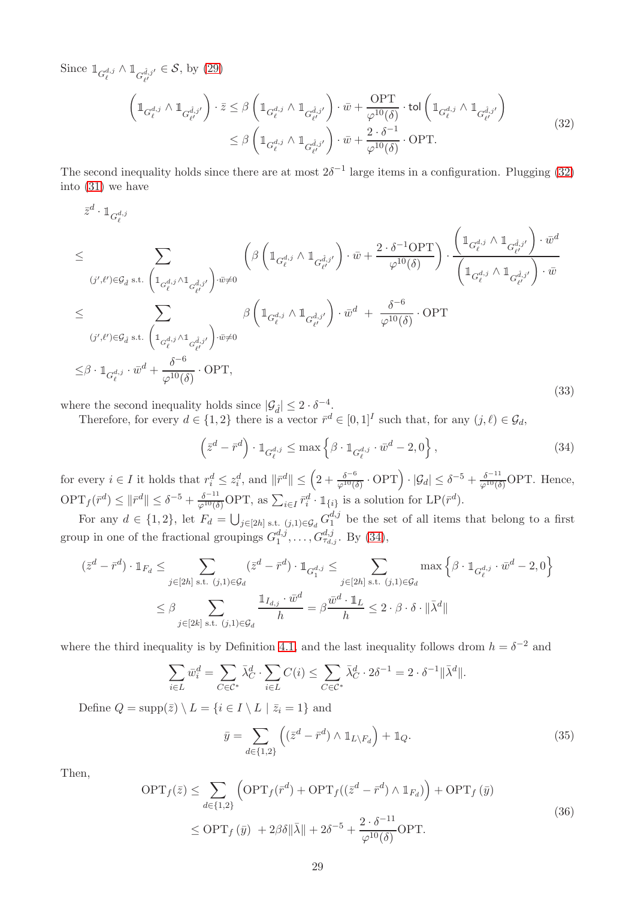Since $\mathbb{1}_{G^{d,j}_\ell} \wedge \mathbb{1}_{G^{\hat{d},j'}_{\ell'}} \in \mathcal{S}$, by (29)

$$
\begin{aligned}
\left(\mathbb{1}_{G^{d,j}_\ell} \wedge \mathbb{1}_{G^{\hat{d},j'}_{\ell'}}\right) \cdot \bar{z} &\leq \beta\left(\mathbb{1}_{G^{d,j}_\ell} \wedge \mathbb{1}_{G^{\hat{d},j'}_{\ell'}}\right) \cdot \bar{w} + \frac{\mathrm{OPT}}{\varphi^{10}(\delta)} \cdot \mathsf{tol}\left(\mathbb{1}_{G^{d,j}_\ell} \wedge \mathbb{1}_{G^{\hat{d},j'}_{\ell'}}\right) \\
&\leq \beta\left(\mathbb{1}_{G^{d,j}_\ell} \wedge \mathbb{1}_{G^{\hat{d},j'}_{\ell'}}\right) \cdot \bar{w} + \frac{2 \cdot \delta^{-1}}{\varphi^{10}(\delta)} \cdot \mathrm{OPT}.
\end{aligned}
\tag{32}
$$

The second inequality holds since there are at most $2\delta^{-1}$ large items in a configuration. Plugging (32) into (31) we have

$$
\begin{aligned}
&\bar{z}^d \cdot \mathbb{1}_{G^{d,j}_\ell} \\
\leq &\sum_{(j',\ell') \in \mathcal{G}_{\hat{d}} \text{ s.t. } \left(\mathbb{1}_{G^{d,j}_\ell} \wedge \mathbb{1}_{G^{\hat{d},j'}_{\ell'}}\right) \cdot \bar{w} \neq 0} \left(\beta\left(\mathbb{1}_{G^{d,j}_\ell} \wedge \mathbb{1}_{G^{\hat{d},j'}_{\ell'}}\right) \cdot \bar{w} + \frac{2 \cdot \delta^{-1}\mathrm{OPT}}{\varphi^{10}(\delta)}\right) \cdot \frac{\left(\mathbb{1}_{G^{d,j}_\ell} \wedge \mathbb{1}_{G^{\hat{d},j'}_{\ell'}}\right) \cdot \bar{w}^d}{\left(\mathbb{1}_{G^{d,j}_\ell} \wedge \mathbb{1}_{G^{\hat{d},j'}_{\ell'}}\right) \cdot \bar{w}} \\
\leq &\sum_{(j',\ell') \in \mathcal{G}_{\hat{d}} \text{ s.t. } \left(\mathbb{1}_{G^{d,j}_\ell} \wedge \mathbb{1}_{G^{\hat{d},j'}_{\ell'}}\right) \cdot \bar{w} \neq 0} \beta\left(\mathbb{1}_{G^{d,j}_\ell} \wedge \mathbb{1}_{G^{\hat{d},j'}_{\ell'}}\right) \cdot \bar{w}^d \ + \ \frac{\delta^{-6}}{\varphi^{10}(\delta)} \cdot \mathrm{OPT} \\
\leq &\beta \cdot \mathbb{1}_{G^{d,j}_\ell} \cdot \bar{w}^d + \frac{\delta^{-6}}{\varphi^{10}(\delta)} \cdot \mathrm{OPT},
\end{aligned}
\tag{33}
$$

where the second inequality holds since $|\mathcal{G}_{\hat{d}}| \leq 2 \cdot \delta^{-4}$.

Therefore, for every $d \in \{1,2\}$ there is a vector $\bar{r}^d \in [0,1]^I$ such that, for any $(j,\ell) \in \mathcal{G}_d$,

$$
\left(\bar{z}^d - \bar{r}^d\right) \cdot \mathbb{1}_{G^{d,j}_\ell} \leq \max\left\{\beta \cdot \mathbb{1}_{G^{d,j}_\ell} \cdot \bar{w}^d - 2, 0\right\},
\tag{34}
$$

for every $i \in I$ it holds that $r^d_i \leq z^d_i$, and $\|\bar{r}^d\| \leq \left(2 + \frac{\delta^{-6}}{\varphi^{10}(\delta)} \cdot \mathrm{OPT}\right) \cdot |\mathcal{G}_d| \leq \delta^{-5} + \frac{\delta^{-11}}{\varphi^{10}(\delta)}\mathrm{OPT}$. Hence, $\mathrm{OPT}_f(\bar{r}^d) \leq \|\bar{r}^d\| \leq \delta^{-5} + \frac{\delta^{-11}}{\varphi^{10}(\delta)}\mathrm{OPT}$, as $\sum_{i \in I} \bar{r}^d_i \cdot \mathbb{1}_{\{i\}}$ is a solution for $\mathrm{LP}(\bar{r}^d)$.

For any $d \in \{1,2\}$, let $F_d = \bigcup_{j \in [2h] \text{ s.t. } (j,1) \in \mathcal{G}_d} G^{d,j}_1$ be the set of all items that belong to a first group in one of the fractional groupings $G^{d,j}_1, \ldots, G^{d,j}_{\tau_{d,j}}$. By (34),

$$
\begin{aligned}
(\bar{z}^d - \bar{r}^d) \cdot \mathbb{1}_{F_d} &\leq \sum_{j \in [2h] \text{ s.t. } (j,1) \in \mathcal{G}_d} (\bar{z}^d - \bar{r}^d) \cdot \mathbb{1}_{G^{d,j}_1} \leq \sum_{j \in [2h] \text{ s.t. } (j,1) \in \mathcal{G}_d} \max\left\{\beta \cdot \mathbb{1}_{G^{d,j}_\ell} \cdot \bar{w}^d - 2, 0\right\} \\
&\leq \beta \sum_{j \in [2k] \text{ s.t. } (j,1) \in \mathcal{G}_d} \frac{\mathbb{1}_{I_{d,j}} \cdot \bar{w}^d}{h} = \beta \frac{\bar{w}^d \cdot \mathbb{1}_L}{h} \leq 2 \cdot \beta \cdot \delta \cdot \|\bar{\lambda}^d\|
\end{aligned}
$$

where the third inequality is by Definition 4.1, and the last inequality follows drom $h = \delta^{-2}$ and

$$
\sum_{i \in L} \bar{w}^d_i = \sum_{C \in \mathcal{C}^*} \bar{\lambda}^d_C \cdot \sum_{i \in L} C(i) \leq \sum_{C \in \mathcal{C}^*} \bar{\lambda}^d_C \cdot 2\delta^{-1} = 2 \cdot \delta^{-1}\|\bar{\lambda}^d\|.
$$

Define $Q = \mathrm{supp}(\bar{z}) \setminus L = \{i \in I \setminus L \mid \bar{z}_i = 1\}$ and

$$
\bar{y} = \sum_{d \in \{1,2\}} \left((\bar{z}^d - \bar{r}^d) \wedge \mathbb{1}_{L \setminus F_d}\right) + \mathbb{1}_Q.
\tag{35}
$$

Then,

$$
\begin{aligned}
\mathrm{OPT}_f(\bar{z}) &\leq \sum_{d \in \{1,2\}} \left(\mathrm{OPT}_f(\bar{r}^d) + \mathrm{OPT}_f((\bar{z}^d - \bar{r}^d) \wedge \mathbb{1}_{F_d})\right) + \mathrm{OPT}_f(\bar{y}) \\
&\leq \mathrm{OPT}_f(\bar{y}) \ + 2\beta\delta\|\bar{\lambda}\| + 2\delta^{-5} + \frac{2 \cdot \delta^{-11}}{\varphi^{10}(\delta)}\mathrm{OPT}.
\end{aligned}
\tag{36}
$$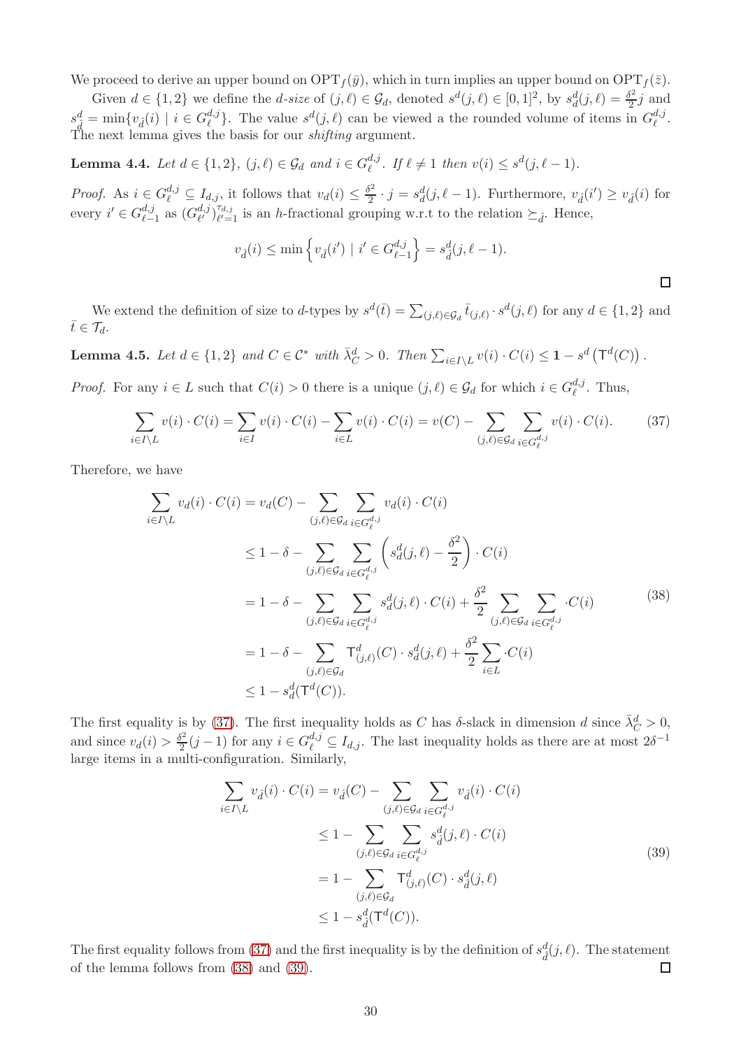We proceed to derive an upper bound on $\text{OPT}_f(\bar{y})$, which in turn implies an upper bound on $\text{OPT}_f(\bar{z})$.

Given $d \in \{1,2\}$ we define the *d-size* of $(j,\ell) \in \mathcal{G}_d$, denoted $s^d(j,\ell) \in [0,1]^2$, by $s^d_d(j,\ell) = \frac{\delta^2}{2} j$ and $s^d_{\hat{d}} = \min\{v_{\hat{d}}(i) \mid i \in G^{d,j}_\ell\}$. The value $s^d(j,\ell)$ can be viewed a the rounded volume of items in $G^{d,j}_\ell$. The next lemma gives the basis for our *shifting* argument.

**Lemma 4.4.** *Let $d \in \{1,2\}$, $(j,\ell) \in \mathcal{G}_d$ and $i \in G^{d,j}_\ell$. If $\ell \neq 1$ then $v(i) \leq s^d(j,\ell-1)$.*

*Proof.* As $i \in G^{d,j}_\ell \subseteq I_{d,j}$, it follows that $v_d(i) \leq \frac{\delta^2}{2} \cdot j = s^d_d(j,\ell-1)$. Furthermore, $v_{\hat{d}}(i') \geq v_{\hat{d}}(i)$ for every $i' \in G^{d,j}_{\ell-1}$ as $(G^{d,j}_{\ell'})^{\tau_{d,j}}_{\ell'=1}$ is an $h$-fractional grouping w.r.t to the relation $\succeq_{\hat{d}}$. Hence,

$$v_{\hat{d}}(i) \leq \min\left\{ v_{\hat{d}}(i') \mid i' \in G^{d,j}_{\ell-1} \right\} = s^d_{\hat{d}}(j,\ell-1).$$

$\square$

We extend the definition of size to $d$-types by $s^d(\bar{t}) = \sum_{(j,\ell)\in\mathcal{G}_d} \bar{t}_{(j,\ell)} \cdot s^d(j,\ell)$ for any $d \in \{1,2\}$ and $\bar{t} \in \mathcal{T}_d$.

**Lemma 4.5.** *Let $d \in \{1,2\}$ and $C \in \mathcal{C}^*$ with $\bar{\lambda}^d_C > 0$. Then $\sum_{i\in I\setminus L} v(i) \cdot C(i) \leq \mathbf{1} - s^d\left(\mathsf{T}^d(C)\right)$.*

*Proof.* For any $i \in L$ such that $C(i) > 0$ there is a unique $(j,\ell) \in \mathcal{G}_d$ for which $i \in G^{d,j}_\ell$. Thus,

$$\sum_{i\in I\setminus L} v(i)\cdot C(i) = \sum_{i\in I} v(i)\cdot C(i) - \sum_{i\in L} v(i)\cdot C(i) = v(C) - \sum_{(j,\ell)\in\mathcal{G}_d} \sum_{i\in G^{d,j}_\ell} v(i)\cdot C(i). \tag{37}$$

Therefore, we have

$$\begin{aligned}
\sum_{i\in I\setminus L} v_d(i)\cdot C(i) &= v_d(C) - \sum_{(j,\ell)\in\mathcal{G}_d} \sum_{i\in G^{d,j}_\ell} v_d(i)\cdot C(i) \\
&\leq 1-\delta - \sum_{(j,\ell)\in\mathcal{G}_d} \sum_{i\in G^{d,j}_\ell} \left(s^d_d(j,\ell) - \frac{\delta^2}{2}\right)\cdot C(i) \\
&= 1-\delta - \sum_{(j,\ell)\in\mathcal{G}_d} \sum_{i\in G^{d,j}_\ell} s^d_d(j,\ell)\cdot C(i) + \frac{\delta^2}{2} \sum_{(j,\ell)\in\mathcal{G}_d} \sum_{i\in G^{d,j}_\ell} \cdot C(i) \\
&= 1-\delta - \sum_{(j,\ell)\in\mathcal{G}_d} \mathsf{T}^d_{(j,\ell)}(C)\cdot s^d_d(j,\ell) + \frac{\delta^2}{2}\sum_{i\in L} \cdot C(i) \\
&\leq 1 - s^d_d(\mathsf{T}^d(C)).
\end{aligned} \tag{38}$$

The first equality is by (37). The first inequality holds as $C$ has $\delta$-slack in dimension $d$ since $\bar{\lambda}^d_C > 0$, and since $v_d(i) > \frac{\delta^2}{2}(j-1)$ for any $i \in G^{d,j}_\ell \subseteq I_{d,j}$. The last inequality holds as there are at most $2\delta^{-1}$ large items in a multi-configuration. Similarly,

$$\begin{aligned}
\sum_{i\in I\setminus L} v_{\hat{d}}(i)\cdot C(i) &= v_{\hat{d}}(C) - \sum_{(j,\ell)\in\mathcal{G}_d} \sum_{i\in G^{d,j}_\ell} v_{\hat{d}}(i)\cdot C(i) \\
&\leq 1 - \sum_{(j,\ell)\in\mathcal{G}_d} \sum_{i\in G^{d,j}_\ell} s^d_{\hat{d}}(j,\ell)\cdot C(i) \\
&= 1 - \sum_{(j,\ell)\in\mathcal{G}_d} \mathsf{T}^d_{(j,\ell)}(C)\cdot s^d_{\hat{d}}(j,\ell) \\
&\leq 1 - s^d_{\hat{d}}(\mathsf{T}^d(C)).
\end{aligned} \tag{39}$$

The first equality follows from (37) and the first inequality is by the definition of $s^d_{\hat{d}}(j,\ell)$. The statement of the lemma follows from (38) and (39). $\square$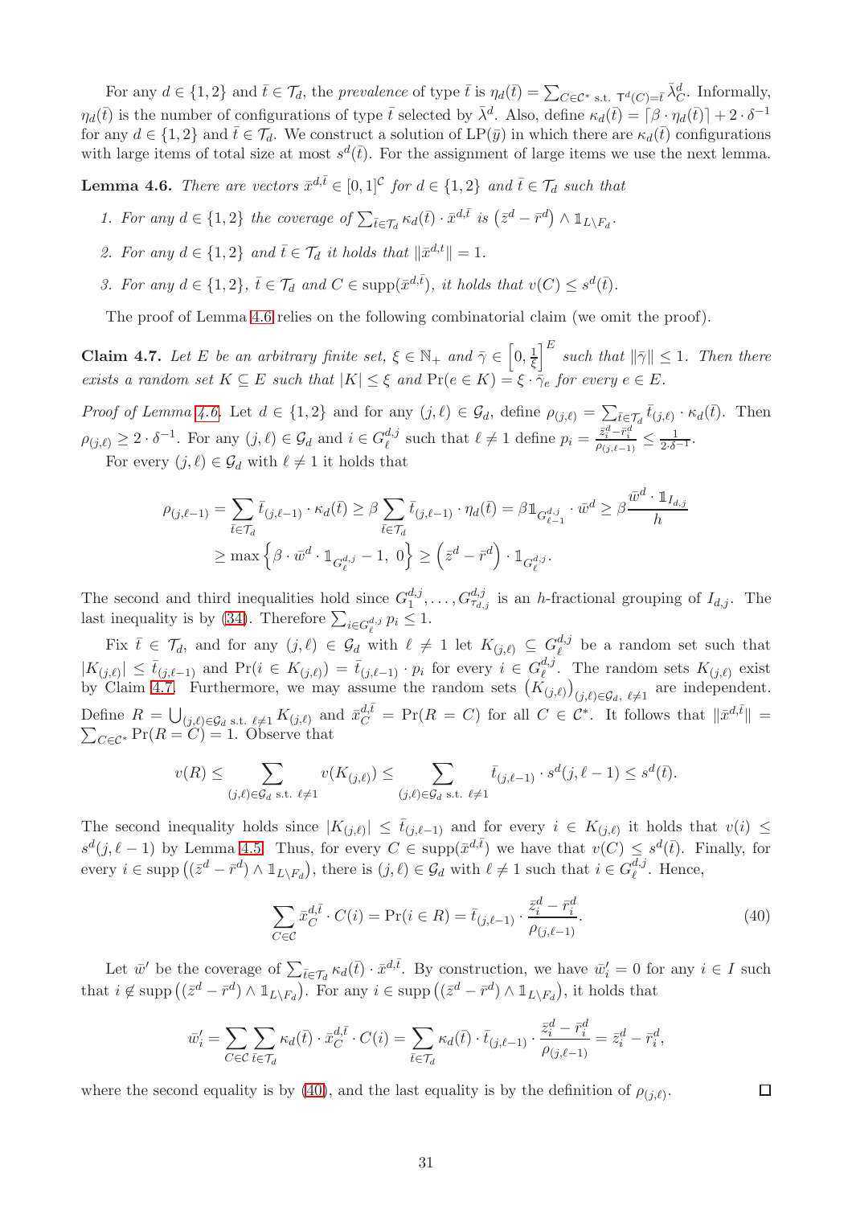For any $d \in \{1,2\}$ and $\bar{t} \in \mathcal{T}_d$, the *prevalence* of type $\bar{t}$ is $\eta_d(\bar{t}) = \sum_{C \in \mathcal{C}^* \text{ s.t. } \mathsf{T}^d(C)=\bar{t}} \bar{\lambda}^d_C$. Informally, $\eta_d(\bar{t})$ is the number of configurations of type $\bar{t}$ selected by $\bar{\lambda}^d$. Also, define $\kappa_d(\bar{t}) = \lceil \beta \cdot \eta_d(\bar{t}) \rceil + 2 \cdot \delta^{-1}$ for any $d \in \{1,2\}$ and $\bar{t} \in \mathcal{T}_d$. We construct a solution of $\text{LP}(\bar{y})$ in which there are $\kappa_d(\bar{t})$ configurations with large items of total size at most $s^d(\bar{t})$. For the assignment of large items we use the next lemma.

**Lemma 4.6.** *There are vectors $\bar{x}^{d,\bar{t}} \in [0,1]^{\mathcal{C}}$ for $d \in \{1,2\}$ and $\bar{t} \in \mathcal{T}_d$ such that*

1. *For any $d \in \{1,2\}$ the coverage of $\sum_{\bar{t} \in \mathcal{T}_d} \kappa_d(\bar{t}) \cdot \bar{x}^{d,\bar{t}}$ is $\left(\bar{z}^d - \bar{r}^d\right) \wedge \mathbb{1}_{L \setminus F_d}$.*
2. *For any $d \in \{1,2\}$ and $\bar{t} \in \mathcal{T}_d$ it holds that $\|\bar{x}^{d,t}\| = 1$.*
3. *For any $d \in \{1,2\}$, $\bar{t} \in \mathcal{T}_d$ and $C \in \operatorname{supp}(\bar{x}^{d,\bar{t}})$, it holds that $v(C) \leq s^d(\bar{t})$.*

The proof of Lemma 4.6 relies on the following combinatorial claim (we omit the proof).

**Claim 4.7.** *Let $E$ be an arbitrary finite set, $\xi \in \mathbb{N}_+$ and $\bar{\gamma} \in \left[0, \frac{1}{\xi}\right]^E$ such that $\|\bar{\gamma}\| \leq 1$. Then there exists a random set $K \subseteq E$ such that $|K| \leq \xi$ and $\Pr(e \in K) = \xi \cdot \bar{\gamma}_e$ for every $e \in E$.*

*Proof of Lemma 4.6.* Let $d \in \{1,2\}$ and for any $(j,\ell) \in \mathcal{G}_d$, define $\rho_{(j,\ell)} = \sum_{\bar{t} \in \mathcal{T}_d} \bar{t}_{(j,\ell)} \cdot \kappa_d(\bar{t})$. Then $\rho_{(j,\ell)} \geq 2 \cdot \delta^{-1}$. For any $(j,\ell) \in \mathcal{G}_d$ and $i \in G^{d,j}_\ell$ such that $\ell \neq 1$ define $p_i = \frac{\bar{z}^d_i - \bar{r}^d_i}{\rho_{(j,\ell-1)}} \leq \frac{1}{2 \cdot \delta^{-1}}$.

For every $(j,\ell) \in \mathcal{G}_d$ with $\ell \neq 1$ it holds that

$$
\begin{aligned}
\rho_{(j,\ell-1)} &= \sum_{\bar{t} \in \mathcal{T}_d} \bar{t}_{(j,\ell-1)} \cdot \kappa_d(\bar{t}) \geq \beta \sum_{\bar{t} \in \mathcal{T}_d} \bar{t}_{(j,\ell-1)} \cdot \eta_d(\bar{t}) = \beta \mathbb{1}_{G^{d,j}_{\ell-1}} \cdot \bar{w}^d \geq \beta \frac{\bar{w}^d \cdot \mathbb{1}_{I_{d,j}}}{h} \\
&\geq \max\left\{\beta \cdot \bar{w}^d \cdot \mathbb{1}_{G^{d,j}_\ell} - 1,\ 0\right\} \geq \left(\bar{z}^d - \bar{r}^d\right) \cdot \mathbb{1}_{G^{d,j}_\ell}.
\end{aligned}
$$

The second and third inequalities hold since $G^{d,j}_1, \ldots, G^{d,j}_{\tau_{d,j}}$ is an $h$-fractional grouping of $I_{d,j}$. The last inequality is by (34). Therefore $\sum_{i \in G^{d,j}_\ell} p_i \leq 1$.

Fix $\bar{t} \in \mathcal{T}_d$, and for any $(j,\ell) \in \mathcal{G}_d$ with $\ell \neq 1$ let $K_{(j,\ell)} \subseteq G^{d,j}_\ell$ be a random set such that $|K_{(j,\ell)}| \leq \bar{t}_{(j,\ell-1)}$ and $\Pr(i \in K_{(j,\ell)}) = \bar{t}_{(j,\ell-1)} \cdot p_i$ for every $i \in G^{d,j}_\ell$. The random sets $K_{(j,\ell)}$ exist by Claim 4.7. Furthermore, we may assume the random sets $\left(K_{(j,\ell)}\right)_{(j,\ell) \in \mathcal{G}_d,\ \ell \neq 1}$ are independent. Define $R = \bigcup_{(j,\ell) \in \mathcal{G}_d \text{ s.t. } \ell \neq 1} K_{(j,\ell)}$ and $\bar{x}^{d,\bar{t}}_C = \Pr(R = C)$ for all $C \in \mathcal{C}^*$. It follows that $\|\bar{x}^{d,\bar{t}}\| = \sum_{C \in \mathcal{C}^*} \Pr(R = C) = 1$. Observe that

$$
v(R) \leq \sum_{(j,\ell) \in \mathcal{G}_d \text{ s.t. } \ell \neq 1} v(K_{(j,\ell)}) \leq \sum_{(j,\ell) \in \mathcal{G}_d \text{ s.t. } \ell \neq 1} \bar{t}_{(j,\ell-1)} \cdot s^d(j,\ell-1) \leq s^d(\bar{t}).
$$

The second inequality holds since $|K_{(j,\ell)}| \leq \bar{t}_{(j,\ell-1)}$ and for every $i \in K_{(j,\ell)}$ it holds that $v(i) \leq s^d(j,\ell-1)$ by Lemma 4.5. Thus, for every $C \in \operatorname{supp}(\bar{x}^{d,\bar{t}})$ we have that $v(C) \leq s^d(\bar{t})$. Finally, for every $i \in \operatorname{supp}\left((\bar{z}^d - \bar{r}^d) \wedge \mathbb{1}_{L \setminus F_d}\right)$, there is $(j,\ell) \in \mathcal{G}_d$ with $\ell \neq 1$ such that $i \in G^{d,j}_\ell$. Hence,

$$
\sum_{C \in \mathcal{C}} \bar{x}^{d,\bar{t}}_C \cdot C(i) = \Pr(i \in R) = \bar{t}_{(j,\ell-1)} \cdot \frac{\bar{z}^d_i - \bar{r}^d_i}{\rho_{(j,\ell-1)}}. \tag{40}
$$

Let $\bar{w}'$ be the coverage of $\sum_{\bar{t} \in \mathcal{T}_d} \kappa_d(\bar{t}) \cdot \bar{x}^{d,\bar{t}}$. By construction, we have $\bar{w}'_i = 0$ for any $i \in I$ such that $i \notin \operatorname{supp}\left((\bar{z}^d - \bar{r}^d) \wedge \mathbb{1}_{L \setminus F_d}\right)$. For any $i \in \operatorname{supp}\left((\bar{z}^d - \bar{r}^d) \wedge \mathbb{1}_{L \setminus F_d}\right)$, it holds that

$$
\bar{w}'_i = \sum_{C \in \mathcal{C}} \sum_{\bar{t} \in \mathcal{T}_d} \kappa_d(\bar{t}) \cdot \bar{x}^{d,\bar{t}}_C \cdot C(i) = \sum_{\bar{t} \in \mathcal{T}_d} \kappa_d(\bar{t}) \cdot \bar{t}_{(j,\ell-1)} \cdot \frac{\bar{z}^d_i - \bar{r}^d_i}{\rho_{(j,\ell-1)}} = \bar{z}^d_i - \bar{r}^d_i,
$$

where the second equality is by (40), and the last equality is by the definition of $\rho_{(j,\ell)}$. $\square$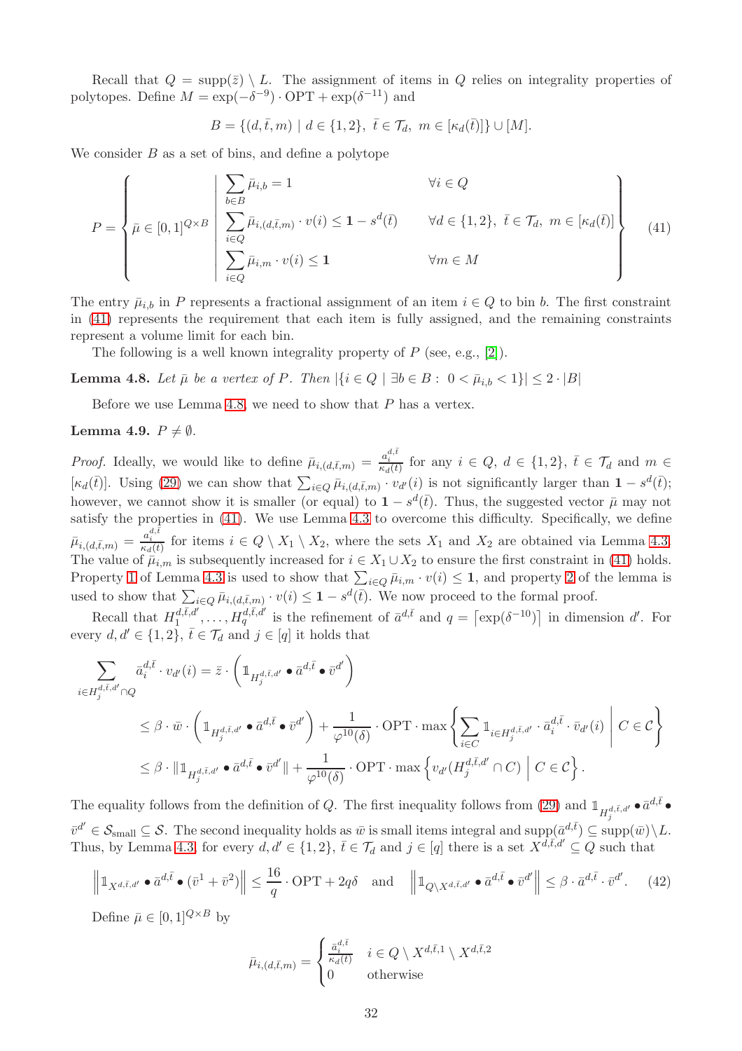Recall that $Q = \text{supp}(\bar{z}) \setminus L$. The assignment of items in $Q$ relies on integrality properties of polytopes. Define $M = \exp(-\delta^{-9}) \cdot \text{OPT} + \exp(\delta^{-11})$ and

$$B = \{(d, \bar{t}, m) \mid d \in \{1,2\},\ \bar{t} \in \mathcal{T}_d,\ m \in [\kappa_d(\bar{t})]\} \cup [M].$$

We consider $B$ as a set of bins, and define a polytope

$$P = \left\{ \bar{\mu} \in [0,1]^{Q \times B} \;\middle|\; \begin{array}{ll} \sum_{b \in B} \bar{\mu}_{i,b} = 1 & \forall i \in Q \\ \sum_{i \in Q} \bar{\mu}_{i,(d,\bar{t},m)} \cdot v(i) \leq \mathbf{1} - s^d(\bar{t}) & \forall d \in \{1,2\},\ \bar{t} \in \mathcal{T}_d,\ m \in [\kappa_d(\bar{t})] \\ \sum_{i \in Q} \bar{\mu}_{i,m} \cdot v(i) \leq \mathbf{1} & \forall m \in M \end{array} \right\} \tag{41}$$

The entry $\bar{\mu}_{i,b}$ in $P$ represents a fractional assignment of an item $i \in Q$ to bin $b$. The first constraint in (41) represents the requirement that each item is fully assigned, and the remaining constraints represent a volume limit for each bin.

The following is a well known integrality property of $P$ (see, e.g., [2]).

**Lemma 4.8.** *Let $\bar{\mu}$ be a vertex of $P$. Then $|\{i \in Q \mid \exists b \in B :\ 0 < \bar{\mu}_{i,b} < 1\}| \leq 2 \cdot |B|$*

Before we use Lemma 4.8, we need to show that $P$ has a vertex.

**Lemma 4.9.** $P \neq \emptyset$.

*Proof.* Ideally, we would like to define $\bar{\mu}_{i,(d,\bar{t},m)} = \frac{a_i^{d,\bar{t}}}{\kappa_d(\bar{t})}$ for any $i \in Q$, $d \in \{1,2\}$, $\bar{t} \in \mathcal{T}_d$ and $m \in [\kappa_d(\bar{t})]$. Using (29) we can show that $\sum_{i \in Q} \bar{\mu}_{i,(d,\bar{t},m)} \cdot v_{d'}(i)$ is not significantly larger than $\mathbf{1} - s^d(\bar{t})$; however, we cannot show it is smaller (or equal) to $\mathbf{1} - s^d(\bar{t})$. Thus, the suggested vector $\bar{\mu}$ may not satisfy the properties in (41). We use Lemma 4.3 to overcome this difficulty. Specifically, we define $\bar{\mu}_{i,(d,\bar{t},m)} = \frac{a_i^{d,\bar{t}}}{\kappa_d(\bar{t})}$ for items $i \in Q \setminus X_1 \setminus X_2$, where the sets $X_1$ and $X_2$ are obtained via Lemma 4.3. The value of $\bar{\mu}_{i,m}$ is subsequently increased for $i \in X_1 \cup X_2$ to ensure the first constraint in (41) holds. Property 1 of Lemma 4.3 is used to show that $\sum_{i \in Q} \bar{\mu}_{i,m} \cdot v(i) \leq \mathbf{1}$, and property 2 of the lemma is used to show that $\sum_{i \in Q} \bar{\mu}_{i,(d,\bar{t},m)} \cdot v(i) \leq \mathbf{1} - s^d(\bar{t})$. We now proceed to the formal proof.

Recall that $H_1^{d,\bar{t},d'}, \ldots, H_q^{d,\bar{t},d'}$ is the refinement of $\bar{a}^{d,\bar{t}}$ and $q = \lceil \exp(\delta^{-10}) \rceil$ in dimension $d'$. For every $d, d' \in \{1,2\}$, $\bar{t} \in \mathcal{T}_d$ and $j \in [q]$ it holds that

$$\begin{aligned}
\sum_{i \in H_j^{d,\bar{t},d'} \cap Q} \bar{a}_i^{d,\bar{t}} \cdot v_{d'}(i) &= \bar{z} \cdot \left( \mathbb{1}_{H_j^{d,\bar{t},d'}} \bullet \bar{a}^{d,\bar{t}} \bullet \bar{v}^{d'} \right) \\
&\leq \beta \cdot \bar{w} \cdot \left( \mathbb{1}_{H_j^{d,\bar{t},d'}} \bullet \bar{a}^{d,\bar{t}} \bullet \bar{v}^{d'} \right) + \frac{1}{\varphi^{10}(\delta)} \cdot \text{OPT} \cdot \max \left\{ \sum_{i \in C} \mathbb{1}_{i \in H_j^{d,\bar{t},d'}} \cdot \bar{a}_i^{d,\bar{t}} \cdot \bar{v}_{d'}(i) \;\middle|\; C \in \mathcal{C} \right\} \\
&\leq \beta \cdot \left\| \mathbb{1}_{H_j^{d,\bar{t},d'}} \bullet \bar{a}^{d,\bar{t}} \bullet \bar{v}^{d'} \right\| + \frac{1}{\varphi^{10}(\delta)} \cdot \text{OPT} \cdot \max \left\{ v_{d'}(H_j^{d,\bar{t},d'} \cap C) \;\middle|\; C \in \mathcal{C} \right\}.
\end{aligned}$$

The equality follows from the definition of $Q$. The first inequality follows from (29) and $\mathbb{1}_{H_j^{d,\bar{t},d'}} \bullet \bar{a}^{d,\bar{t}} \bullet \bar{v}^{d'} \in \mathcal{S}_{\text{small}} \subseteq \mathcal{S}$. The second inequality holds as $\bar{w}$ is small items integral and $\text{supp}(\bar{a}^{d,\bar{t}}) \subseteq \text{supp}(\bar{w}) \setminus L$. Thus, by Lemma 4.3, for every $d, d' \in \{1,2\}$, $\bar{t} \in \mathcal{T}_d$ and $j \in [q]$ there is a set $X^{d,\bar{t},d'} \subseteq Q$ such that

$$\left\| \mathbb{1}_{X^{d,\bar{t},d'}} \bullet \bar{a}^{d,\bar{t}} \bullet (\bar{v}^1 + \bar{v}^2) \right\| \leq \frac{16}{q} \cdot \text{OPT} + 2q\delta \quad \text{and} \quad \left\| \mathbb{1}_{Q \setminus X^{d,\bar{t},d'}} \bullet \bar{a}^{d,\bar{t}} \bullet \bar{v}^{d'} \right\| \leq \beta \cdot \bar{a}^{d,\bar{t}} \cdot \bar{v}^{d'}. \tag{42}$$

Define $\bar{\mu} \in [0,1]^{Q \times B}$ by

$$\bar{\mu}_{i,(d,\bar{t},m)} = \begin{cases} \frac{\bar{a}_i^{d,\bar{t}}}{\kappa_d(t)} & i \in Q \setminus X^{d,\bar{t},1} \setminus X^{d,\bar{t},2} \\ 0 & \text{otherwise} \end{cases}$$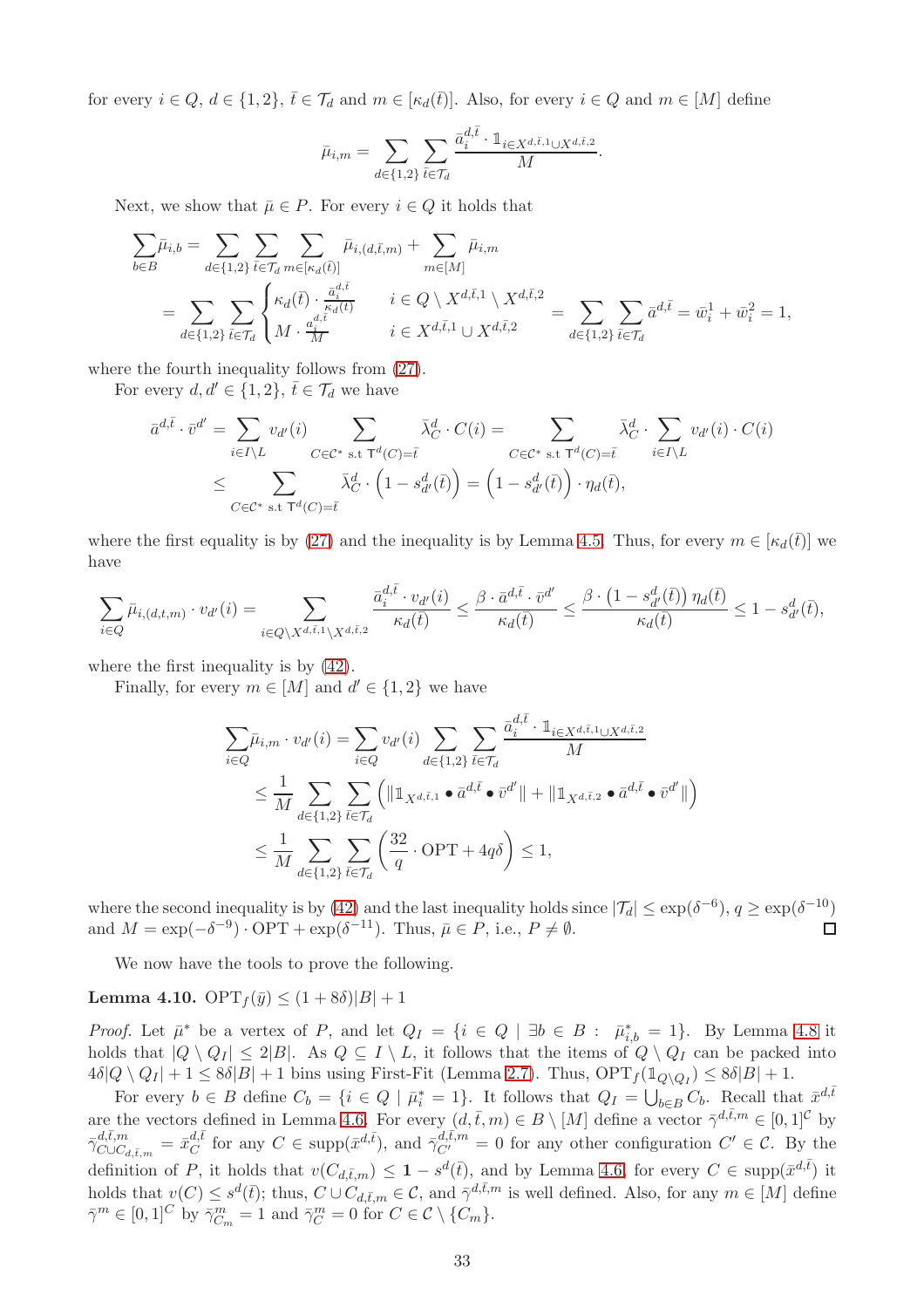for every $i \in Q$, $d \in \{1,2\}$, $\bar{t} \in \mathcal{T}_d$ and $m \in [\kappa_d(\bar{t})]$. Also, for every $i \in Q$ and $m \in [M]$ define

$$\bar{\mu}_{i,m} = \sum_{d \in \{1,2\}} \sum_{\bar{t} \in \mathcal{T}_d} \frac{\bar{a}_i^{d,\bar{t}} \cdot \mathbb{1}_{i \in X^{d,\bar{t},1} \cup X^{d,\bar{t},2}}}{M}.$$

Next, we show that $\bar{\mu} \in P$. For every $i \in Q$ it holds that

$$\begin{aligned}
\sum_{b \in B} \bar{\mu}_{i,b} &= \sum_{d \in \{1,2\}} \sum_{\bar{t} \in \mathcal{T}_d} \sum_{m \in [\kappa_d(\bar{t})]} \bar{\mu}_{i,(d,\bar{t},m)} + \sum_{m \in [M]} \bar{\mu}_{i,m} \\
&= \sum_{d \in \{1,2\}} \sum_{\bar{t} \in \mathcal{T}_d} \begin{cases} \kappa_d(\bar{t}) \cdot \frac{\bar{a}_i^{d,\bar{t}}}{\kappa_d(\bar{t})} & i \in Q \setminus X^{d,\bar{t},1} \setminus X^{d,\bar{t},2} \\ M \cdot \frac{a_i^{d,\bar{t}}}{M} & i \in X^{d,\bar{t},1} \cup X^{d,\bar{t},2} \end{cases} = \sum_{d \in \{1,2\}} \sum_{\bar{t} \in \mathcal{T}_d} \bar{a}^{d,\bar{t}} = \bar{w}_i^1 + \bar{w}_i^2 = 1,
\end{aligned}$$

where the fourth inequality follows from (27).

For every $d, d' \in \{1,2\}$, $\bar{t} \in \mathcal{T}_d$ we have

$$\begin{aligned}
\bar{a}^{d,\bar{t}} \cdot \bar{v}^{d'} &= \sum_{i \in I \setminus L} v_{d'}(i) \sum_{C \in \mathcal{C}^* \text{ s.t } \mathsf{T}^d(C) = \bar{t}} \bar{\lambda}_C^d \cdot C(i) = \sum_{C \in \mathcal{C}^* \text{ s.t } \mathsf{T}^d(C) = \bar{t}} \bar{\lambda}_C^d \cdot \sum_{i \in I \setminus L} v_{d'}(i) \cdot C(i) \\
&\leq \sum_{C \in \mathcal{C}^* \text{ s.t } \mathsf{T}^d(C) = \bar{t}} \bar{\lambda}_C^d \cdot \left(1 - s_{d'}^d(\bar{t})\right) = \left(1 - s_{d'}^d(\bar{t})\right) \cdot \eta_d(\bar{t}),
\end{aligned}$$

where the first equality is by (27) and the inequality is by Lemma 4.5. Thus, for every $m \in [\kappa_d(\bar{t})]$ we have

$$\sum_{i \in Q} \bar{\mu}_{i,(d,t,m)} \cdot v_{d'}(i) = \sum_{i \in Q \setminus X^{d,\bar{t},1} \setminus X^{d,\bar{t},2}} \frac{\bar{a}_i^{d,\bar{t}} \cdot v_{d'}(i)}{\kappa_d(\bar{t})} \leq \frac{\beta \cdot \bar{a}^{d,\bar{t}} \cdot \bar{v}^{d'}}{\kappa_d(\bar{t})} \leq \frac{\beta \cdot \left(1 - s_{d'}^d(\bar{t})\right) \eta_d(\bar{t})}{\kappa_d(\bar{t})} \leq 1 - s_{d'}^d(\bar{t}),$$

where the first inequality is by (42).

Finally, for every $m \in [M]$ and $d' \in \{1,2\}$ we have

$$\begin{aligned}
\sum_{i \in Q} \bar{\mu}_{i,m} \cdot v_{d'}(i) &= \sum_{i \in Q} v_{d'}(i) \sum_{d \in \{1,2\}} \sum_{\bar{t} \in \mathcal{T}_d} \frac{\bar{a}_i^{d,\bar{t}} \cdot \mathbb{1}_{i \in X^{d,\bar{t},1} \cup X^{d,\bar{t},2}}}{M} \\
&\leq \frac{1}{M} \sum_{d \in \{1,2\}} \sum_{\bar{t} \in \mathcal{T}_d} \left( \|\mathbb{1}_{X^{d,\bar{t},1}} \bullet \bar{a}^{d,\bar{t}} \bullet \bar{v}^{d'}\| + \|\mathbb{1}_{X^{d,\bar{t},2}} \bullet \bar{a}^{d,\bar{t}} \bullet \bar{v}^{d'}\| \right) \\
&\leq \frac{1}{M} \sum_{d \in \{1,2\}} \sum_{\bar{t} \in \mathcal{T}_d} \left( \frac{32}{q} \cdot \mathrm{OPT} + 4q\delta \right) \leq 1,
\end{aligned}$$

where the second inequality is by (42) and the last inequality holds since $|\mathcal{T}_d| \leq \exp(\delta^{-6})$, $q \geq \exp(\delta^{-10})$ and $M = \exp(-\delta^{-9}) \cdot \mathrm{OPT} + \exp(\delta^{-11})$. Thus, $\bar{\mu} \in P$, i.e., $P \neq \emptyset$. ◻

We now have the tools to prove the following.

**Lemma 4.10.** $\mathrm{OPT}_f(\bar{y}) \leq (1 + 8\delta)|B| + 1$

*Proof.* Let $\bar{\mu}^*$ be a vertex of $P$, and let $Q_I = \{i \in Q \mid \exists b \in B : \ \bar{\mu}_{i,b}^* = 1\}$. By Lemma 4.8 it holds that $|Q \setminus Q_I| \leq 2|B|$. As $Q \subseteq I \setminus L$, it follows that the items of $Q \setminus Q_I$ can be packed into $4\delta|Q \setminus Q_I| + 1 \leq 8\delta|B| + 1$ bins using First-Fit (Lemma 2.7). Thus, $\mathrm{OPT}_f(\mathbb{1}_{Q \setminus Q_I}) \leq 8\delta|B| + 1$.

For every $b \in B$ define $C_b = \{i \in Q \mid \bar{\mu}_i^* = 1\}$. It follows that $Q_I = \bigcup_{b \in B} C_b$. Recall that $\bar{x}^{d,\bar{t}}$ are the vectors defined in Lemma 4.6. For every $(d, \bar{t}, m) \in B \setminus [M]$ define a vector $\bar{\gamma}^{d,\bar{t},m} \in [0,1]^{\mathcal{C}}$ by $\bar{\gamma}^{d,\bar{t},m}_{C \cup C_{d,\bar{t},m}} = \bar{x}_C^{d,\bar{t}}$ for any $C \in \mathrm{supp}(\bar{x}^{d,\bar{t}})$, and $\bar{\gamma}^{d,\bar{t},m}_{C'} = 0$ for any other configuration $C' \in \mathcal{C}$. By the definition of $P$, it holds that $v(C_{d,\bar{t},m}) \leq \mathbf{1} - s^d(\bar{t})$, and by Lemma 4.6, for every $C \in \mathrm{supp}(\bar{x}^{d,\bar{t}})$ it holds that $v(C) \leq s^d(\bar{t})$; thus, $C \cup C_{d,\bar{t},m} \in \mathcal{C}$, and $\bar{\gamma}^{d,\bar{t},m}$ is well defined. Also, for any $m \in [M]$ define $\bar{\gamma}^m \in [0,1]^{\mathcal{C}}$ by $\bar{\gamma}^m_{C_m} = 1$ and $\bar{\gamma}^m_C = 0$ for $C \in \mathcal{C} \setminus \{C_m\}$.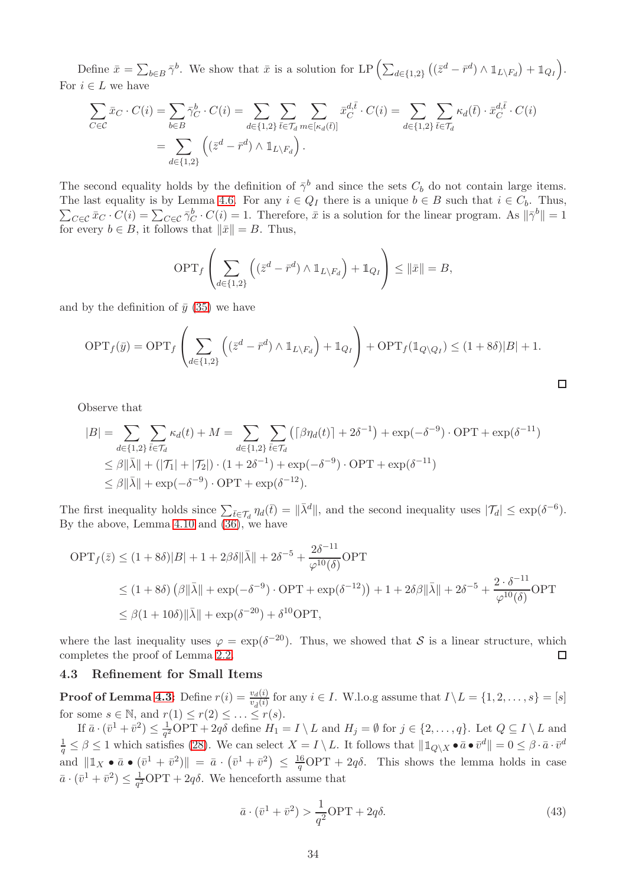Define $\bar{x} = \sum_{b \in B} \bar{\gamma}^b$. We show that $\bar{x}$ is a solution for LP $\left(\sum_{d \in \{1,2\}} \left( (\bar{z}^d - \bar{r}^d) \wedge \mathbb{1}_{L \setminus F_d} \right) + \mathbb{1}_{Q_I} \right)$. For $i \in L$ we have

$$\sum_{C \in \mathcal{C}} \bar{x}_C \cdot C(i) = \sum_{b \in B} \bar{\gamma}^b_C \cdot C(i) = \sum_{d \in \{1,2\}} \sum_{\bar{t} \in \mathcal{T}_d} \sum_{m \in [\kappa_d(\bar{t})]} \bar{x}^{d,\bar{t}}_C \cdot C(i) = \sum_{d \in \{1,2\}} \sum_{\bar{t} \in \mathcal{T}_d} \kappa_d(\bar{t}) \cdot \bar{x}^{d,\bar{t}}_C \cdot C(i)$$
$$= \sum_{d \in \{1,2\}} \left( (\bar{z}^d - \bar{r}^d) \wedge \mathbb{1}_{L \setminus F_d} \right).$$

The second equality holds by the definition of $\bar{\gamma}^b$ and since the sets $C_b$ do not contain large items. The last equality is by Lemma 4.6. For any $i \in Q_I$ there is a unique $b \in B$ such that $i \in C_b$. Thus, $\sum_{C \in \mathcal{C}} \bar{x}_C \cdot C(i) = \sum_{C \in \mathcal{C}} \bar{\gamma}^b_C \cdot C(i) = 1$. Therefore, $\bar{x}$ is a solution for the linear program. As $\|\bar{\gamma}^b\| = 1$ for every $b \in B$, it follows that $\|\bar{x}\| = B$. Thus,

$$\mathrm{OPT}_f \left( \sum_{d \in \{1,2\}} \left( (\bar{z}^d - \bar{r}^d) \wedge \mathbb{1}_{L \setminus F_d} \right) + \mathbb{1}_{Q_I} \right) \leq \|\bar{x}\| = B,$$

and by the definition of $\bar{y}$ (35) we have

$$\mathrm{OPT}_f(\bar{y}) = \mathrm{OPT}_f \left( \sum_{d \in \{1,2\}} \left( (\bar{z}^d - \bar{r}^d) \wedge \mathbb{1}_{L \setminus F_d} \right) + \mathbb{1}_{Q_I} \right) + \mathrm{OPT}_f(\mathbb{1}_{Q \setminus Q_I}) \leq (1+8\delta)|B| + 1.$$

□

Observe that

$$\begin{aligned}
|B| &= \sum_{d \in \{1,2\}} \sum_{\bar{t} \in \mathcal{T}_d} \kappa_d(t) + M = \sum_{d \in \{1,2\}} \sum_{\bar{t} \in \mathcal{T}_d} \left( \lceil \beta \eta_d(t) \rceil + 2\delta^{-1} \right) + \exp(-\delta^{-9}) \cdot \mathrm{OPT} + \exp(\delta^{-11}) \\
&\leq \beta \|\bar{\lambda}\| + (|\mathcal{T}_1| + |\mathcal{T}_2|) \cdot (1 + 2\delta^{-1}) + \exp(-\delta^{-9}) \cdot \mathrm{OPT} + \exp(\delta^{-11}) \\
&\leq \beta \|\bar{\lambda}\| + \exp(-\delta^{-9}) \cdot \mathrm{OPT} + \exp(\delta^{-12}).
\end{aligned}$$

The first inequality holds since $\sum_{\bar{t} \in \mathcal{T}_d} \eta_d(\bar{t}) = \|\bar{\lambda}^d\|$, and the second inequality uses $|\mathcal{T}_d| \leq \exp(\delta^{-6})$. By the above, Lemma 4.10 and (36), we have

$$\begin{aligned}
\mathrm{OPT}_f(\bar{z}) &\leq (1+8\delta)|B| + 1 + 2\beta\delta\|\bar{\lambda}\| + 2\delta^{-5} + \frac{2\delta^{-11}}{\varphi^{10}(\delta)}\mathrm{OPT} \\
&\leq (1+8\delta)\left( \beta\|\bar{\lambda}\| + \exp(-\delta^{-9}) \cdot \mathrm{OPT} + \exp(\delta^{-12}) \right) + 1 + 2\delta\beta\|\bar{\lambda}\| + 2\delta^{-5} + \frac{2 \cdot \delta^{-11}}{\varphi^{10}(\delta)}\mathrm{OPT} \\
&\leq \beta(1+10\delta)\|\bar{\lambda}\| + \exp(\delta^{-20}) + \delta^{10}\mathrm{OPT},
\end{aligned}$$

where the last inequality uses $\varphi = \exp(\delta^{-20})$. Thus, we showed that $\mathcal{S}$ is a linear structure, which completes the proof of Lemma 2.2. □

### 4.3 Refinement for Small Items

**Proof of Lemma 4.3:** Define $r(i) = \frac{v_d(i)}{v_{\bar{d}}(i)}$ for any $i \in I$. W.l.o.g assume that $I \setminus L = \{1, 2, \ldots, s\} = [s]$ for some $s \in \mathbb{N}$, and $r(1) \leq r(2) \leq \ldots \leq r(s)$.

If $\bar{a} \cdot (\bar{v}^1 + \bar{v}^2) \leq \frac{1}{q^2}\mathrm{OPT} + 2q\delta$ define $H_1 = I \setminus L$ and $H_j = \emptyset$ for $j \in \{2, \ldots, q\}$. Let $Q \subseteq I \setminus L$ and $\frac{1}{q} \leq \beta \leq 1$ which satisfies (28). We can select $X = I \setminus L$. It follows that $\|\mathbb{1}_{Q \setminus X} \bullet \bar{a} \bullet \bar{v}^d\| = 0 \leq \beta \cdot \bar{a} \cdot \bar{v}^d$ and $\|\mathbb{1}_X \bullet \bar{a} \bullet (\bar{v}^1 + \bar{v}^2)\| = \bar{a} \cdot (\bar{v}^1 + \bar{v}^2) \leq \frac{16}{q}\mathrm{OPT} + 2q\delta$. This shows the lemma holds in case $\bar{a} \cdot (\bar{v}^1 + \bar{v}^2) \leq \frac{1}{q^2}\mathrm{OPT} + 2q\delta$. We henceforth assume that

$$\bar{a} \cdot (\bar{v}^1 + \bar{v}^2) > \frac{1}{q^2}\mathrm{OPT} + 2q\delta. \tag{43}$$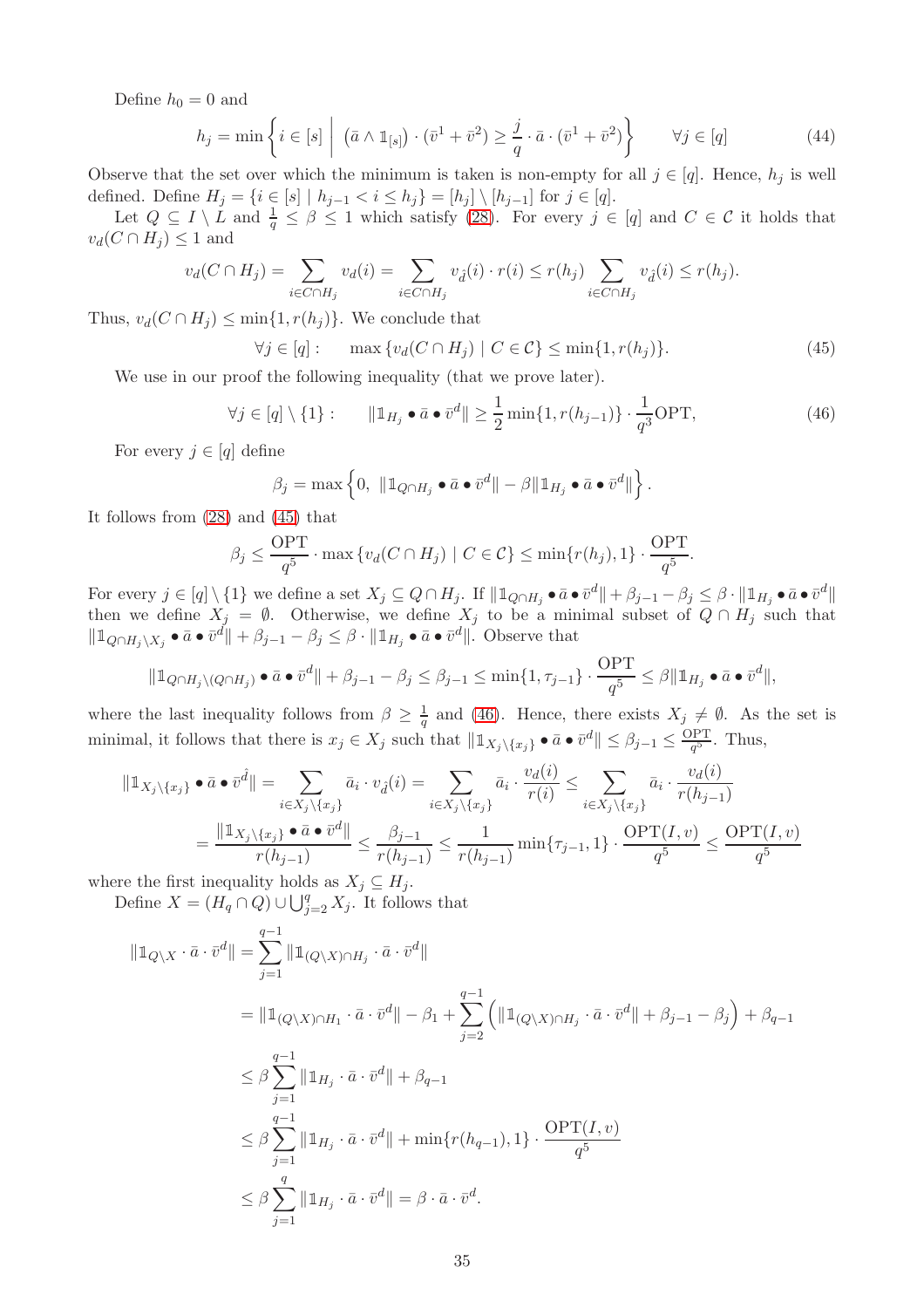Define $h_0 = 0$ and

$$h_j = \min\left\{ i \in [s] \;\middle|\; \left(\bar{a} \wedge \mathbb{1}_{[s]}\right) \cdot (\bar{v}^1 + \bar{v}^2) \geq \frac{j}{q} \cdot \bar{a} \cdot (\bar{v}^1 + \bar{v}^2) \right\} \qquad \forall j \in [q] \tag{44}$$

Observe that the set over which the minimum is taken is non-empty for all $j \in [q]$. Hence, $h_j$ is well defined. Define $H_j = \{i \in [s] \mid h_{j-1} < i \leq h_j\} = [h_j] \setminus [h_{j-1}]$ for $j \in [q]$.

Let $Q \subseteq I \setminus L$ and $\frac{1}{q} \leq \beta \leq 1$ which satisfy (28). For every $j \in [q]$ and $C \in \mathcal{C}$ it holds that $v_d(C \cap H_j) \leq 1$ and

$$v_d(C \cap H_j) = \sum_{i \in C \cap H_j} v_d(i) = \sum_{i \in C \cap H_j} v_{\hat{d}}(i) \cdot r(i) \leq r(h_j) \sum_{i \in C \cap H_j} v_{\hat{d}}(i) \leq r(h_j).$$

Thus, $v_d(C \cap H_j) \leq \min\{1, r(h_j)\}$. We conclude that

$$\forall j \in [q]: \qquad \max\left\{v_d(C \cap H_j) \mid C \in \mathcal{C}\right\} \leq \min\{1, r(h_j)\}. \tag{45}$$

We use in our proof the following inequality (that we prove later).

$$\forall j \in [q] \setminus \{1\}: \qquad \|\mathbb{1}_{H_j} \bullet \bar{a} \bullet \bar{v}^d\| \geq \frac{1}{2} \min\{1, r(h_{j-1})\} \cdot \frac{1}{q^3} \text{OPT}, \tag{46}$$

For every $j \in [q]$ define

$$\beta_j = \max\left\{0,\; \|\mathbb{1}_{Q \cap H_j} \bullet \bar{a} \bullet \bar{v}^d\| - \beta \|\mathbb{1}_{H_j} \bullet \bar{a} \bullet \bar{v}^d\|\right\}.$$

It follows from (28) and (45) that

$$\beta_j \leq \frac{\text{OPT}}{q^5} \cdot \max\left\{v_d(C \cap H_j) \mid C \in \mathcal{C}\right\} \leq \min\{r(h_j), 1\} \cdot \frac{\text{OPT}}{q^5}.$$

For every $j \in [q] \setminus \{1\}$ we define a set $X_j \subseteq Q \cap H_j$. If $\|\mathbb{1}_{Q \cap H_j} \bullet \bar{a} \bullet \bar{v}^d\| + \beta_{j-1} - \beta_j \leq \beta \cdot \|\mathbb{1}_{H_j} \bullet \bar{a} \bullet \bar{v}^d\|$ then we define $X_j = \emptyset$. Otherwise, we define $X_j$ to be a minimal subset of $Q \cap H_j$ such that $\|\mathbb{1}_{Q \cap H_j \setminus X_j} \bullet \bar{a} \bullet \bar{v}^d\| + \beta_{j-1} - \beta_j \leq \beta \cdot \|\mathbb{1}_{H_j} \bullet \bar{a} \bullet \bar{v}^d\|$. Observe that

$$\|\mathbb{1}_{Q \cap H_j \setminus (Q \cap H_j)} \bullet \bar{a} \bullet \bar{v}^d\| + \beta_{j-1} - \beta_j \leq \beta_{j-1} \leq \min\{1, \tau_{j-1}\} \cdot \frac{\text{OPT}}{q^5} \leq \beta \|\mathbb{1}_{H_j} \bullet \bar{a} \bullet \bar{v}^d\|,$$

where the last inequality follows from $\beta \geq \frac{1}{q}$ and (46). Hence, there exists $X_j \neq \emptyset$. As the set is minimal, it follows that there is $x_j \in X_j$ such that $\|\mathbb{1}_{X_j \setminus \{x_j\}} \bullet \bar{a} \bullet \bar{v}^d\| \leq \beta_{j-1} \leq \frac{\text{OPT}}{q^5}$. Thus,

$$\begin{aligned}
\|\mathbb{1}_{X_j \setminus \{x_j\}} \bullet \bar{a} \bullet \bar{v}^{\hat{d}}\| &= \sum_{i \in X_j \setminus \{x_j\}} \bar{a}_i \cdot v_{\hat{d}}(i) = \sum_{i \in X_j \setminus \{x_j\}} \bar{a}_i \cdot \frac{v_d(i)}{r(i)} \leq \sum_{i \in X_j \setminus \{x_j\}} \bar{a}_i \cdot \frac{v_d(i)}{r(h_{j-1})} \\
&= \frac{\|\mathbb{1}_{X_j \setminus \{x_j\}} \bullet \bar{a} \bullet \bar{v}^d\|}{r(h_{j-1})} \leq \frac{\beta_{j-1}}{r(h_{j-1})} \leq \frac{1}{r(h_{j-1})} \min\{\tau_{j-1}, 1\} \cdot \frac{\text{OPT}(I, v)}{q^5} \leq \frac{\text{OPT}(I, v)}{q^5}
\end{aligned}$$

where the first inequality holds as $X_j \subseteq H_j$.

Define $X = (H_q \cap Q) \cup \bigcup_{j=2}^{q} X_j$. It follows that

$$\begin{aligned}
\|\mathbb{1}_{Q \setminus X} \cdot \bar{a} \cdot \bar{v}^d\| &= \sum_{j=1}^{q-1} \|\mathbb{1}_{(Q \setminus X) \cap H_j} \cdot \bar{a} \cdot \bar{v}^d\| \\
&= \|\mathbb{1}_{(Q \setminus X) \cap H_1} \cdot \bar{a} \cdot \bar{v}^d\| - \beta_1 + \sum_{j=2}^{q-1} \left(\|\mathbb{1}_{(Q \setminus X) \cap H_j} \cdot \bar{a} \cdot \bar{v}^d\| + \beta_{j-1} - \beta_j\right) + \beta_{q-1} \\
&\leq \beta \sum_{j=1}^{q-1} \|\mathbb{1}_{H_j} \cdot \bar{a} \cdot \bar{v}^d\| + \beta_{q-1} \\
&\leq \beta \sum_{j=1}^{q-1} \|\mathbb{1}_{H_j} \cdot \bar{a} \cdot \bar{v}^d\| + \min\{r(h_{q-1}), 1\} \cdot \frac{\text{OPT}(I, v)}{q^5} \\
&\leq \beta \sum_{j=1}^{q} \|\mathbb{1}_{H_j} \cdot \bar{a} \cdot \bar{v}^d\| = \beta \cdot \bar{a} \cdot \bar{v}^d.
\end{aligned}$$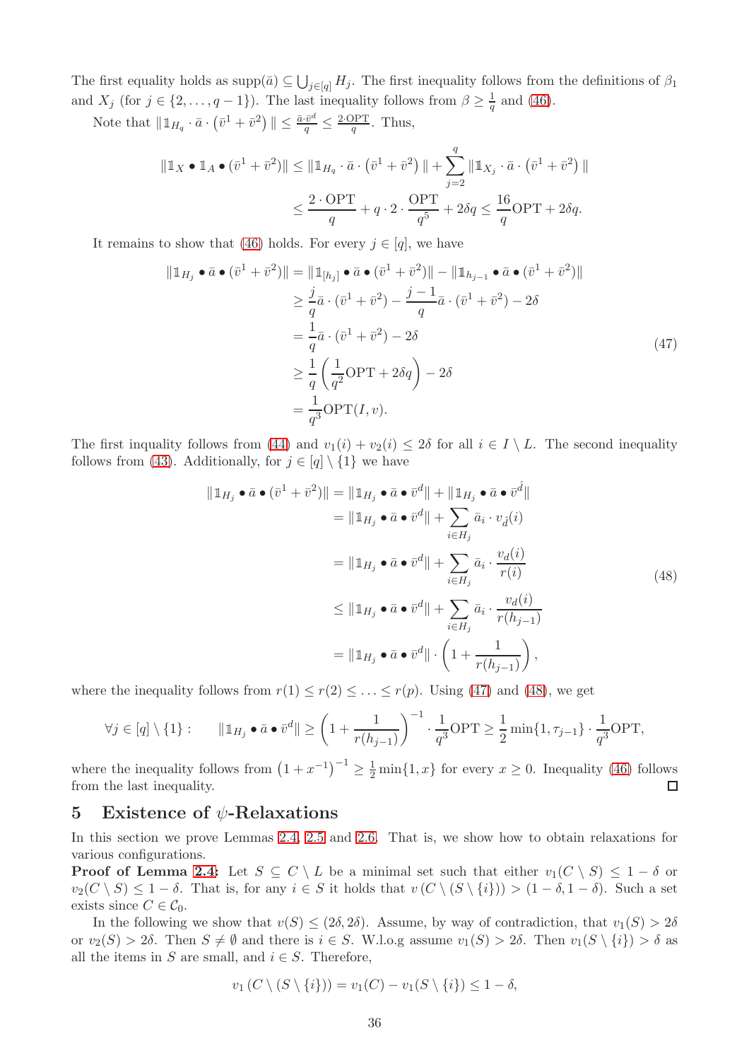The first equality holds as $\text{supp}(\bar{a}) \subseteq \bigcup_{j\in[q]} H_j$. The first inequality follows from the definitions of $\beta_1$ and $X_j$ (for $j \in \{2, \ldots, q-1\}$). The last inequality follows from $\beta \geq \frac{1}{q}$ and (46).

Note that $\|\mathbb{1}_{H_q} \cdot \bar{a} \cdot (\bar{v}^1 + \bar{v}^2)\| \leq \frac{\bar{a}\cdot\bar{v}^d}{q} \leq \frac{2\cdot\text{OPT}}{q}$. Thus,

$$\|\mathbb{1}_X \bullet \mathbb{1}_A \bullet (\bar{v}^1 + \bar{v}^2)\| \leq \|\mathbb{1}_{H_q} \cdot \bar{a} \cdot (\bar{v}^1 + \bar{v}^2)\| + \sum_{j=2}^{q} \|\mathbb{1}_{X_j} \cdot \bar{a} \cdot (\bar{v}^1 + \bar{v}^2)\|$$
$$\leq \frac{2\cdot\text{OPT}}{q} + q \cdot 2 \cdot \frac{\text{OPT}}{q^5} + 2\delta q \leq \frac{16}{q}\text{OPT} + 2\delta q.$$

It remains to show that (46) holds. For every $j \in [q]$, we have

$$\begin{aligned}
\|\mathbb{1}_{H_j} \bullet \bar{a} \bullet (\bar{v}^1 + \bar{v}^2)\| &= \|\mathbb{1}_{[h_j]} \bullet \bar{a} \bullet (\bar{v}^1 + \bar{v}^2)\| - \|\mathbb{1}_{h_{j-1}} \bullet \bar{a} \bullet (\bar{v}^1 + \bar{v}^2)\| \\
&\geq \frac{j}{q}\bar{a} \cdot (\bar{v}^1 + \bar{v}^2) - \frac{j-1}{q}\bar{a} \cdot (\bar{v}^1 + \bar{v}^2) - 2\delta \\
&= \frac{1}{q}\bar{a} \cdot (\bar{v}^1 + \bar{v}^2) - 2\delta \\
&\geq \frac{1}{q}\left(\frac{1}{q^2}\text{OPT} + 2\delta q\right) - 2\delta \\
&= \frac{1}{q^3}\text{OPT}(I, v).
\end{aligned} \tag{47}$$

The first inequality follows from (44) and $v_1(i) + v_2(i) \leq 2\delta$ for all $i \in I \setminus L$. The second inequality follows from (43). Additionally, for $j \in [q] \setminus \{1\}$ we have

$$\begin{aligned}
\|\mathbb{1}_{H_j} \bullet \bar{a} \bullet (\bar{v}^1 + \bar{v}^2)\| &= \|\mathbb{1}_{H_j} \bullet \bar{a} \bullet \bar{v}^d\| + \|\mathbb{1}_{H_j} \bullet \bar{a} \bullet \bar{v}^{\hat{d}}\| \\
&= \|\mathbb{1}_{H_j} \bullet \bar{a} \bullet \bar{v}^d\| + \sum_{i\in H_j} \bar{a}_i \cdot v_{\hat{d}}(i) \\
&= \|\mathbb{1}_{H_j} \bullet \bar{a} \bullet \bar{v}^d\| + \sum_{i\in H_j} \bar{a}_i \cdot \frac{v_d(i)}{r(i)} \\
&\leq \|\mathbb{1}_{H_j} \bullet \bar{a} \bullet \bar{v}^d\| + \sum_{i\in H_j} \bar{a}_i \cdot \frac{v_d(i)}{r(h_{j-1})} \\
&= \|\mathbb{1}_{H_j} \bullet \bar{a} \bullet \bar{v}^d\| \cdot \left(1 + \frac{1}{r(h_{j-1})}\right),
\end{aligned} \tag{48}$$

where the inequality follows from $r(1) \leq r(2) \leq \ldots \leq r(p)$. Using (47) and (48), we get

$$\forall j \in [q] \setminus \{1\} : \qquad \|\mathbb{1}_{H_j} \bullet \bar{a} \bullet \bar{v}^d\| \geq \left(1 + \frac{1}{r(h_{j-1})}\right)^{-1} \cdot \frac{1}{q^3}\text{OPT} \geq \frac{1}{2}\min\{1, \tau_{j-1}\} \cdot \frac{1}{q^3}\text{OPT},$$

where the inequality follows from $\left(1 + x^{-1}\right)^{-1} \geq \frac{1}{2}\min\{1, x\}$ for every $x \geq 0$. Inequality (46) follows from the last inequality. □

# 5 Existence of $\psi$-Relaxations

In this section we prove Lemmas 2.4, 2.5 and 2.6. That is, we show how to obtain relaxations for various configurations.

**Proof of Lemma 2.4:** Let $S \subseteq C \setminus L$ be a minimal set such that either $v_1(C \setminus S) \leq 1 - \delta$ or $v_2(C \setminus S) \leq 1 - \delta$. That is, for any $i \in S$ it holds that $v(C \setminus (S \setminus \{i\})) > (1 - \delta, 1 - \delta)$. Such a set exists since $C \in \mathcal{C}_0$.

In the following we show that $v(S) \leq (2\delta, 2\delta)$. Assume, by way of contradiction, that $v_1(S) > 2\delta$ or $v_2(S) > 2\delta$. Then $S \neq \emptyset$ and there is $i \in S$. W.l.o.g assume $v_1(S) > 2\delta$. Then $v_1(S \setminus \{i\}) > \delta$ as all the items in $S$ are small, and $i \in S$. Therefore,

$$v_1(C \setminus (S \setminus \{i\})) = v_1(C) - v_1(S \setminus \{i\}) \leq 1 - \delta,$$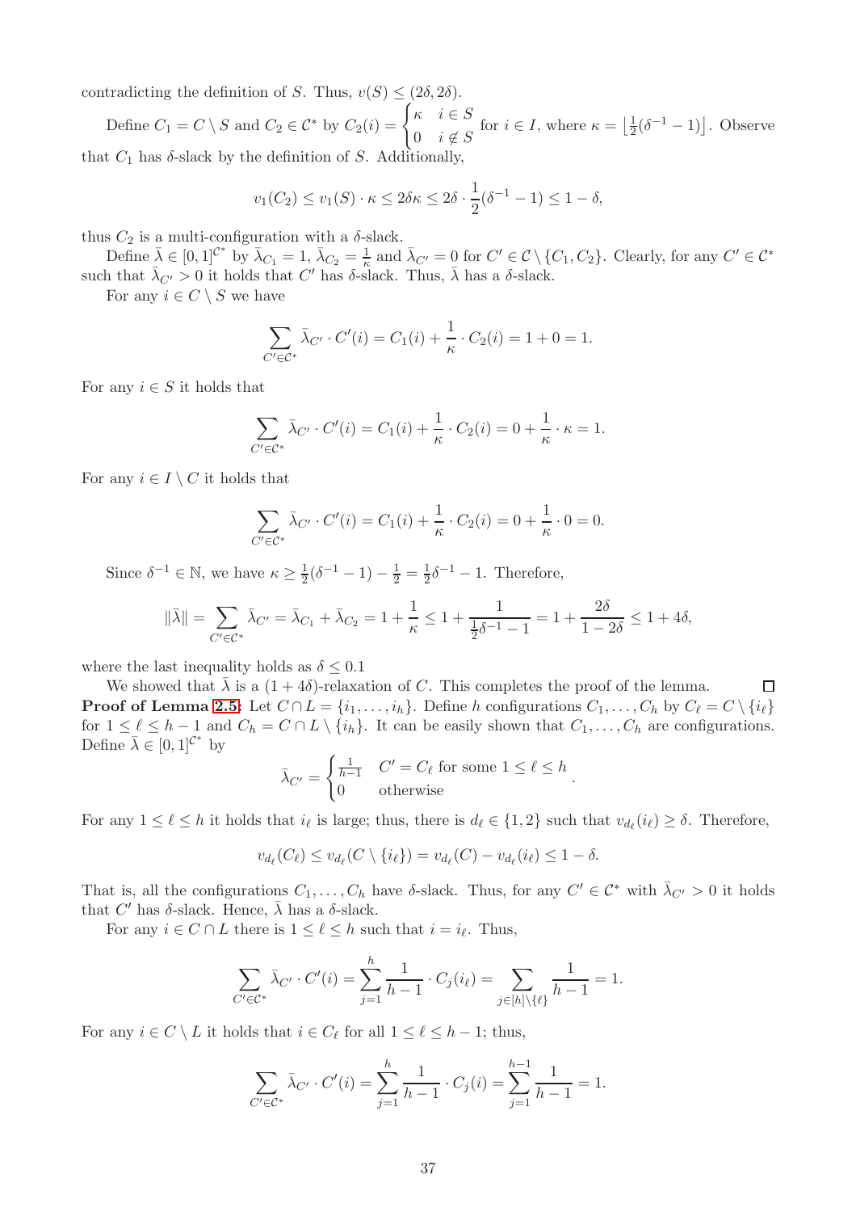contradicting the definition of $S$. Thus, $v(S) \leq (2\delta, 2\delta)$.

Define $C_1 = C \setminus S$ and $C_2 \in \mathcal{C}^*$ by $C_2(i) = \begin{cases} \kappa & i \in S \\ 0 & i \notin S \end{cases}$ for $i \in I$, where $\kappa = \left\lfloor \frac{1}{2}(\delta^{-1} - 1) \right\rfloor$. Observe that $C_1$ has $\delta$-slack by the definition of $S$. Additionally,

$$v_1(C_2) \leq v_1(S) \cdot \kappa \leq 2\delta\kappa \leq 2\delta \cdot \frac{1}{2}(\delta^{-1} - 1) \leq 1 - \delta,$$

thus $C_2$ is a multi-configuration with a $\delta$-slack.

Define $\bar{\lambda} \in [0,1]^{\mathcal{C}^*}$ by $\bar{\lambda}_{C_1} = 1$, $\bar{\lambda}_{C_2} = \frac{1}{\kappa}$ and $\bar{\lambda}_{C'} = 0$ for $C' \in \mathcal{C} \setminus \{C_1, C_2\}$. Clearly, for any $C' \in \mathcal{C}^*$ such that $\bar{\lambda}_{C'} > 0$ it holds that $C'$ has $\delta$-slack. Thus, $\bar{\lambda}$ has a $\delta$-slack.

For any $i \in C \setminus S$ we have

$$\sum_{C' \in \mathcal{C}^*} \bar{\lambda}_{C'} \cdot C'(i) = C_1(i) + \frac{1}{\kappa} \cdot C_2(i) = 1 + 0 = 1.$$

For any $i \in S$ it holds that

$$\sum_{C' \in \mathcal{C}^*} \bar{\lambda}_{C'} \cdot C'(i) = C_1(i) + \frac{1}{\kappa} \cdot C_2(i) = 0 + \frac{1}{\kappa} \cdot \kappa = 1.$$

For any $i \in I \setminus C$ it holds that

$$\sum_{C' \in \mathcal{C}^*} \bar{\lambda}_{C'} \cdot C'(i) = C_1(i) + \frac{1}{\kappa} \cdot C_2(i) = 0 + \frac{1}{\kappa} \cdot 0 = 0.$$

Since $\delta^{-1} \in \mathbb{N}$, we have $\kappa \geq \frac{1}{2}(\delta^{-1} - 1) - \frac{1}{2} = \frac{1}{2}\delta^{-1} - 1$. Therefore,

$$\|\bar{\lambda}\| = \sum_{C' \in \mathcal{C}^*} \bar{\lambda}_{C'} = \bar{\lambda}_{C_1} + \bar{\lambda}_{C_2} = 1 + \frac{1}{\kappa} \leq 1 + \frac{1}{\frac{1}{2}\delta^{-1} - 1} = 1 + \frac{2\delta}{1 - 2\delta} \leq 1 + 4\delta,$$

where the last inequality holds as $\delta \leq 0.1$

We showed that $\bar{\lambda}$ is a $(1 + 4\delta)$-relaxation of $C$. This completes the proof of the lemma. $\square$

**Proof of Lemma 2.5:** Let $C \cap L = \{i_1, \ldots, i_h\}$. Define $h$ configurations $C_1, \ldots, C_h$ by $C_\ell = C \setminus \{i_\ell\}$ for $1 \leq \ell \leq h - 1$ and $C_h = C \cap L \setminus \{i_h\}$. It can be easily shown that $C_1, \ldots, C_h$ are configurations. Define $\bar{\lambda} \in [0,1]^{\mathcal{C}^*}$ by

$$\bar{\lambda}_{C'} = \begin{cases} \frac{1}{h-1} & C' = C_\ell \text{ for some } 1 \leq \ell \leq h \\ 0 & \text{otherwise} \end{cases}.$$

For any $1 \leq \ell \leq h$ it holds that $i_\ell$ is large; thus, there is $d_\ell \in \{1, 2\}$ such that $v_{d_\ell}(i_\ell) \geq \delta$. Therefore,

$$v_{d_\ell}(C_\ell) \leq v_{d_\ell}(C \setminus \{i_\ell\}) = v_{d_\ell}(C) - v_{d_\ell}(i_\ell) \leq 1 - \delta.$$

That is, all the configurations $C_1, \ldots, C_h$ have $\delta$-slack. Thus, for any $C' \in \mathcal{C}^*$ with $\bar{\lambda}_{C'} > 0$ it holds that $C'$ has $\delta$-slack. Hence, $\bar{\lambda}$ has a $\delta$-slack.

For any $i \in C \cap L$ there is $1 \leq \ell \leq h$ such that $i = i_\ell$. Thus,

$$\sum_{C' \in \mathcal{C}^*} \bar{\lambda}_{C'} \cdot C'(i) = \sum_{j=1}^{h} \frac{1}{h-1} \cdot C_j(i_\ell) = \sum_{j \in [h] \setminus \{\ell\}} \frac{1}{h-1} = 1.$$

For any $i \in C \setminus L$ it holds that $i \in C_\ell$ for all $1 \leq \ell \leq h - 1$; thus,

$$\sum_{C' \in \mathcal{C}^*} \bar{\lambda}_{C'} \cdot C'(i) = \sum_{j=1}^{h} \frac{1}{h-1} \cdot C_j(i) = \sum_{j=1}^{h-1} \frac{1}{h-1} = 1.$$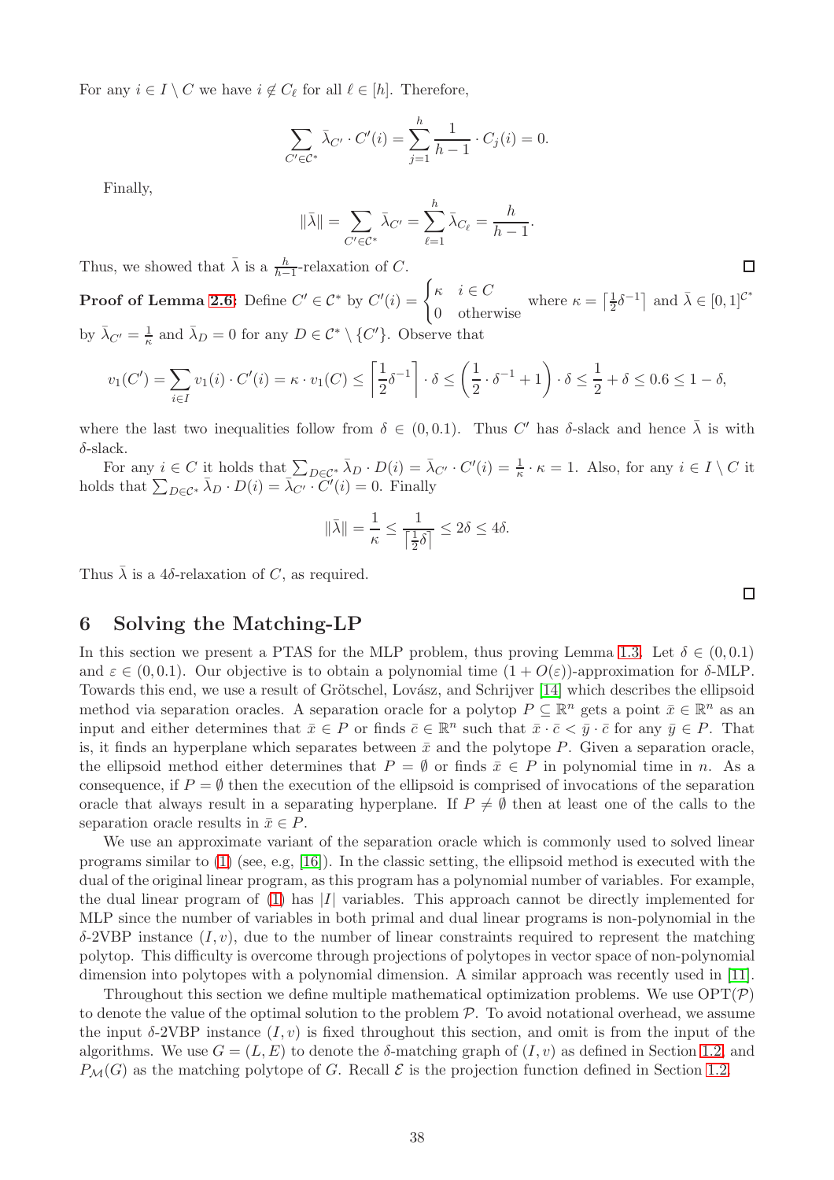For any $i \in I \setminus C$ we have $i \notin C_\ell$ for all $\ell \in [h]$. Therefore,

$$\sum_{C' \in \mathcal{C}^*} \bar{\lambda}_{C'} \cdot C'(i) = \sum_{j=1}^{h} \frac{1}{h-1} \cdot C_j(i) = 0.$$

Finally,

$$\|\bar{\lambda}\| = \sum_{C' \in \mathcal{C}^*} \bar{\lambda}_{C'} = \sum_{\ell=1}^{h} \bar{\lambda}_{C_\ell} = \frac{h}{h-1}.$$

Thus, we showed that $\bar{\lambda}$ is a $\frac{h}{h-1}$-relaxation of $C$. ◻

**Proof of Lemma 2.6:** Define $C' \in \mathcal{C}^*$ by $C'(i) = \begin{cases} \kappa & i \in C \\ 0 & \text{otherwise} \end{cases}$ where $\kappa = \left\lceil \frac{1}{2}\delta^{-1} \right\rceil$ and $\bar{\lambda} \in [0,1]^{\mathcal{C}^*}$ by $\bar{\lambda}_{C'} = \frac{1}{\kappa}$ and $\bar{\lambda}_D = 0$ for any $D \in \mathcal{C}^* \setminus \{C'\}$. Observe that

$$v_1(C') = \sum_{i \in I} v_1(i) \cdot C'(i) = \kappa \cdot v_1(C) \leq \left\lceil \frac{1}{2}\delta^{-1} \right\rceil \cdot \delta \leq \left( \frac{1}{2} \cdot \delta^{-1} + 1 \right) \cdot \delta \leq \frac{1}{2} + \delta \leq 0.6 \leq 1 - \delta,$$

where the last two inequalities follow from $\delta \in (0, 0.1)$. Thus $C'$ has $\delta$-slack and hence $\bar{\lambda}$ is with $\delta$-slack.

For any $i \in C$ it holds that $\sum_{D \in \mathcal{C}^*} \bar{\lambda}_D \cdot D(i) = \bar{\lambda}_{C'} \cdot C'(i) = \frac{1}{\kappa} \cdot \kappa = 1$. Also, for any $i \in I \setminus C$ it holds that $\sum_{D \in \mathcal{C}^*} \bar{\lambda}_D \cdot D(i) = \bar{\lambda}_{C'} \cdot C'(i) = 0$. Finally

$$\|\bar{\lambda}\| = \frac{1}{\kappa} \leq \frac{1}{\left\lceil \frac{1}{2}\delta \right\rceil} \leq 2\delta \leq 4\delta.$$

Thus $\bar{\lambda}$ is a $4\delta$-relaxation of $C$, as required. ◻

## 6 Solving the Matching-LP

In this section we present a PTAS for the MLP problem, thus proving Lemma 1.3. Let $\delta \in (0, 0.1)$ and $\varepsilon \in (0, 0.1)$. Our objective is to obtain a polynomial time $(1 + O(\varepsilon))$-approximation for $\delta$-MLP. Towards this end, we use a result of Grötschel, Lovász, and Schrijver [14] which describes the ellipsoid method via separation oracles. A separation oracle for a polytop $P \subseteq \mathbb{R}^n$ gets a point $\bar{x} \in \mathbb{R}^n$ as an input and either determines that $\bar{x} \in P$ or finds $\bar{c} \in \mathbb{R}^n$ such that $\bar{x} \cdot \bar{c} < \bar{y} \cdot \bar{c}$ for any $\bar{y} \in P$. That is, it finds an hyperplane which separates between $\bar{x}$ and the polytope $P$. Given a separation oracle, the ellipsoid method either determines that $P = \emptyset$ or finds $\bar{x} \in P$ in polynomial time in $n$. As a consequence, if $P = \emptyset$ then the execution of the ellipsoid is comprised of invocations of the separation oracle that always result in a separating hyperplane. If $P \neq \emptyset$ then at least one of the calls to the separation oracle results in $\bar{x} \in P$.

We use an approximate variant of the separation oracle which is commonly used to solved linear programs similar to (1) (see, e.g, [16]). In the classic setting, the ellipsoid method is executed with the dual of the original linear program, as this program has a polynomial number of variables. For example, the dual linear program of (1) has $|I|$ variables. This approach cannot be directly implemented for MLP since the number of variables in both primal and dual linear programs is non-polynomial in the $\delta$-2VBP instance $(I, v)$, due to the number of linear constraints required to represent the matching polytop. This difficulty is overcome through projections of polytopes in vector space of non-polynomial dimension into polytopes with a polynomial dimension. A similar approach was recently used in [11].

Throughout this section we define multiple mathematical optimization problems. We use $\text{OPT}(\mathcal{P})$ to denote the value of the optimal solution to the problem $\mathcal{P}$. To avoid notational overhead, we assume the input $\delta$-2VBP instance $(I, v)$ is fixed throughout this section, and omit is from the input of the algorithms. We use $G = (L, E)$ to denote the $\delta$-matching graph of $(I, v)$ as defined in Section 1.2, and $P_{\mathcal{M}}(G)$ as the matching polytope of $G$. Recall $\mathcal{E}$ is the projection function defined in Section 1.2.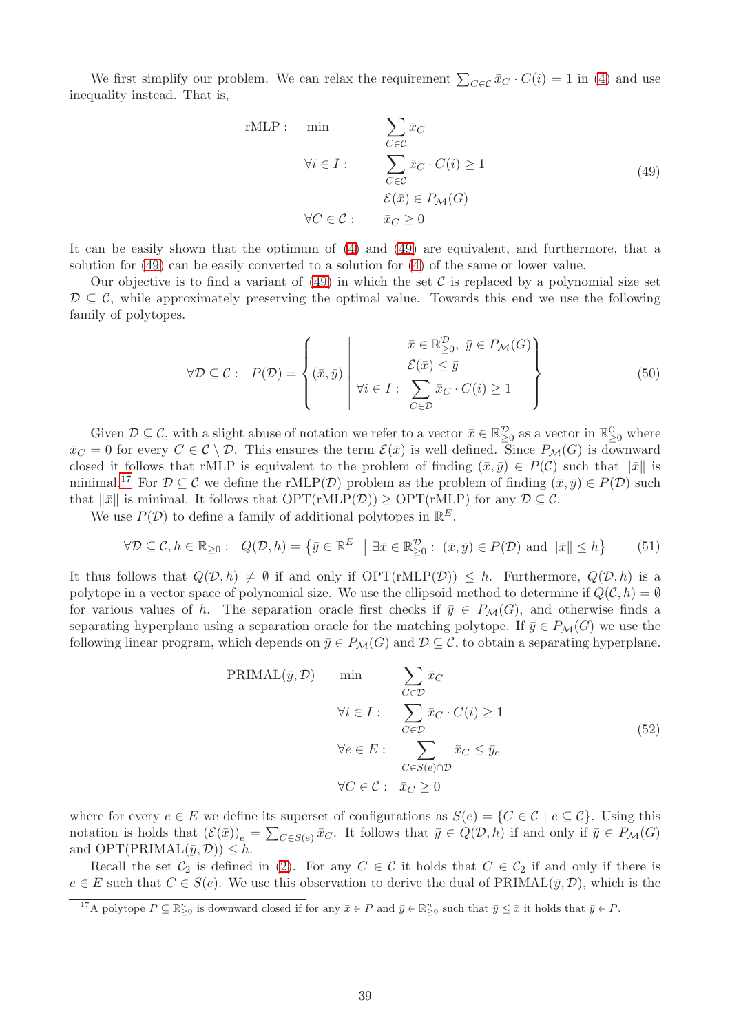We first simplify our problem. We can relax the requirement $\sum_{C\in\mathcal{C}} \bar{x}_C \cdot C(i) = 1$ in (4) and use inequality instead. That is,

$$\begin{aligned}
\text{rMLP}: \quad \min \quad & \sum_{C\in\mathcal{C}} \bar{x}_C \\
\forall i \in I: \quad & \sum_{C\in\mathcal{C}} \bar{x}_C \cdot C(i) \geq 1 \\
& \mathcal{E}(\bar{x}) \in P_{\mathcal{M}}(G) \\
\forall C \in \mathcal{C}: \quad & \bar{x}_C \geq 0
\end{aligned} \tag{49}$$

It can be easily shown that the optimum of (4) and (49) are equivalent, and furthermore, that a solution for (49) can be easily converted to a solution for (4) of the same or lower value.

Our objective is to find a variant of (49) in which the set $\mathcal{C}$ is replaced by a polynomial size set $\mathcal{D} \subseteq \mathcal{C}$, while approximately preserving the optimal value. Towards this end we use the following family of polytopes.

$$\forall \mathcal{D} \subseteq \mathcal{C}: \quad P(\mathcal{D}) = \left\{ (\bar{x}, \bar{y}) \;\middle|\; \begin{array}{c} \bar{x} \in \mathbb{R}^{\mathcal{D}}_{\geq 0},\ \bar{y} \in P_{\mathcal{M}}(G) \\ \mathcal{E}(\bar{x}) \leq \bar{y} \\ \forall i \in I: \ \sum_{C\in\mathcal{D}} \bar{x}_C \cdot C(i) \geq 1 \end{array} \right\} \tag{50}$$

Given $\mathcal{D} \subseteq \mathcal{C}$, with a slight abuse of notation we refer to a vector $\bar{x} \in \mathbb{R}^{\mathcal{D}}_{\geq 0}$ as a vector in $\mathbb{R}^{\mathcal{C}}_{\geq 0}$ where $\bar{x}_C = 0$ for every $C \in \mathcal{C} \setminus \mathcal{D}$. This ensures the term $\mathcal{E}(\bar{x})$ is well defined. Since $P_{\mathcal{M}}(G)$ is downward closed it follows that rMLP is equivalent to the problem of finding $(\bar{x}, \bar{y}) \in P(\mathcal{C})$ such that $\|\bar{x}\|$ is minimal.[17] For $\mathcal{D} \subseteq \mathcal{C}$ we define the rMLP($\mathcal{D}$) problem as the problem of finding $(\bar{x}, \bar{y}) \in P(\mathcal{D})$ such that $\|\bar{x}\|$ is minimal. It follows that $\text{OPT}(\text{rMLP}(\mathcal{D})) \geq \text{OPT}(\text{rMLP})$ for any $\mathcal{D} \subseteq \mathcal{C}$.

We use $P(\mathcal{D})$ to define a family of additional polytopes in $\mathbb{R}^E$.

$$\forall \mathcal{D} \subseteq \mathcal{C}, h \in \mathbb{R}_{\geq 0}: \quad Q(\mathcal{D}, h) = \left\{ \bar{y} \in \mathbb{R}^E \;\middle|\; \exists \bar{x} \in \mathbb{R}^{\mathcal{D}}_{\geq 0}: \ (\bar{x}, \bar{y}) \in P(\mathcal{D}) \text{ and } \|\bar{x}\| \leq h \right\} \tag{51}$$

It thus follows that $Q(\mathcal{D}, h) \neq \emptyset$ if and only if $\text{OPT}(\text{rMLP}(\mathcal{D})) \leq h$. Furthermore, $Q(\mathcal{D}, h)$ is a polytope in a vector space of polynomial size. We use the ellipsoid method to determine if $Q(\mathcal{C}, h) = \emptyset$ for various values of $h$. The separation oracle first checks if $\bar{y} \in P_{\mathcal{M}}(G)$, and otherwise finds a separating hyperplane using a separation oracle for the matching polytope. If $\bar{y} \in P_{\mathcal{M}}(G)$ we use the following linear program, which depends on $\bar{y} \in P_{\mathcal{M}}(G)$ and $\mathcal{D} \subseteq \mathcal{C}$, to obtain a separating hyperplane.

$$\begin{aligned}
\text{PRIMAL}(\bar{y}, \mathcal{D}) \quad \min \quad & \sum_{C\in\mathcal{D}} \bar{x}_C \\
\forall i \in I: \quad & \sum_{C\in\mathcal{D}} \bar{x}_C \cdot C(i) \geq 1 \\
\forall e \in E: \quad & \sum_{C\in S(e)\cap\mathcal{D}} \bar{x}_C \leq \bar{y}_e \\
\forall C \in \mathcal{C}: \quad & \bar{x}_C \geq 0
\end{aligned} \tag{52}$$

where for every $e \in E$ we define its superset of configurations as $S(e) = \{C \in \mathcal{C} \mid e \subseteq C\}$. Using this notation is holds that $(\mathcal{E}(\bar{x}))_e = \sum_{C\in S(e)} \bar{x}_C$. It follows that $\bar{y} \in Q(\mathcal{D}, h)$ if and only if $\bar{y} \in P_{\mathcal{M}}(G)$ and $\text{OPT}(\text{PRIMAL}(\bar{y}, \mathcal{D})) \leq h$.

Recall the set $\mathcal{C}_2$ is defined in (2). For any $C \in \mathcal{C}$ it holds that $C \in \mathcal{C}_2$ if and only if there is $e \in E$ such that $C \in S(e)$. We use this observation to derive the dual of PRIMAL($\bar{y}, \mathcal{D}$), which is the

[17] A polytope $P \subseteq \mathbb{R}^n_{\geq 0}$ is downward closed if for any $\bar{x} \in P$ and $\bar{y} \in \mathbb{R}^n_{\geq 0}$ such that $\bar{y} \leq \bar{x}$ it holds that $\bar{y} \in P$.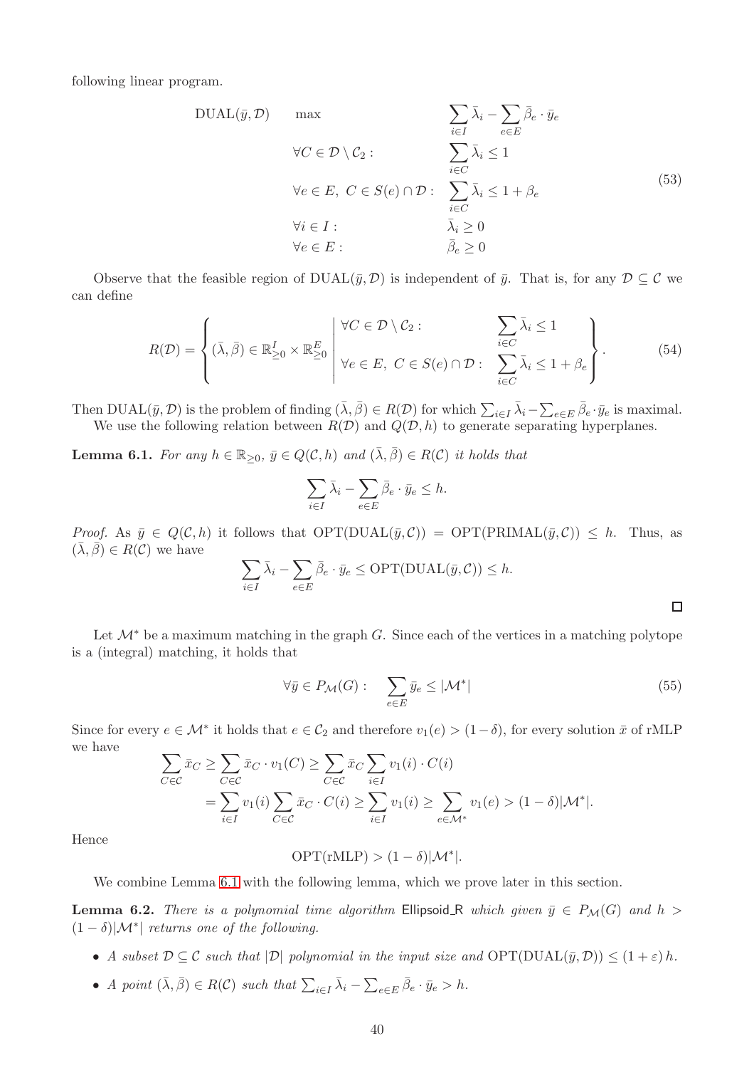following linear program.

$$
\begin{array}{lll}
\text{DUAL}(\bar{y},\mathcal{D}) & \max & \sum_{i\in I} \bar{\lambda}_i - \sum_{e\in E} \bar{\beta}_e \cdot \bar{y}_e \\
& \forall C \in \mathcal{D}\setminus \mathcal{C}_2 : & \sum_{i \in C} \bar{\lambda}_i \leq 1 \\
& \forall e \in E,\ C \in S(e) \cap \mathcal{D} : & \sum_{i\in C} \bar{\lambda}_i \leq 1 + \beta_e \\
& \forall i \in I : & \bar{\lambda}_i \geq 0 \\
& \forall e \in E : & \bar{\beta}_e \geq 0
\end{array}
\tag{53}
$$

Observe that the feasible region of $\text{DUAL}(\bar{y},\mathcal{D})$ is independent of $\bar{y}$. That is, for any $\mathcal{D} \subseteq \mathcal{C}$ we can define

$$
R(\mathcal{D}) = \left\{ (\bar{\lambda},\bar{\beta}) \in \mathbb{R}^I_{\geq 0} \times \mathbb{R}^E_{\geq 0} \;\middle|\; \begin{array}{ll} \forall C \in \mathcal{D}\setminus\mathcal{C}_2 : & \sum_{i\in C} \bar{\lambda}_i \leq 1 \\ \forall e \in E,\ C \in S(e)\cap \mathcal{D} : & \sum_{i \in C} \bar{\lambda}_i \leq 1 + \beta_e \end{array} \right\}. \tag{54}
$$

Then $\text{DUAL}(\bar{y},\mathcal{D})$ is the problem of finding $(\bar{\lambda},\bar{\beta}) \in R(\mathcal{D})$ for which $\sum_{i\in I}\bar{\lambda}_i - \sum_{e\in E}\bar{\beta}_e\cdot \bar{y}_e$ is maximal.

We use the following relation between $R(\mathcal{D})$ and $Q(\mathcal{D}, h)$ to generate separating hyperplanes.

**Lemma 6.1.** *For any $h \in \mathbb{R}_{\geq 0}$, $\bar{y} \in Q(\mathcal{C}, h)$ and $(\bar{\lambda},\bar{\beta}) \in R(\mathcal{C})$ it holds that*

$$
\sum_{i\in I}\bar{\lambda}_i - \sum_{e\in E}\bar{\beta}_e \cdot \bar{y}_e \leq h.
$$

*Proof.* As $\bar{y} \in Q(\mathcal{C},h)$ it follows that $\text{OPT}(\text{DUAL}(\bar{y},\mathcal{C})) = \text{OPT}(\text{PRIMAL}(\bar{y},\mathcal{C})) \leq h$. Thus, as $(\bar{\lambda},\bar{\beta}) \in R(\mathcal{C})$ we have

$$
\sum_{i\in I}\bar{\lambda}_i - \sum_{e\in E}\bar{\beta}_e \cdot \bar{y}_e \leq \text{OPT}(\text{DUAL}(\bar{y},\mathcal{C})) \leq h.
$$

□

Let $\mathcal{M}^*$ be a maximum matching in the graph $G$. Since each of the vertices in a matching polytope is a (integral) matching, it holds that

$$
\forall \bar{y} \in P_{\mathcal{M}}(G) : \quad \sum_{e\in E} \bar{y}_e \leq |\mathcal{M}^*| \tag{55}
$$

Since for every $e \in \mathcal{M}^*$ it holds that $e \in \mathcal{C}_2$ and therefore $v_1(e) > (1-\delta)$, for every solution $\bar{x}$ of rMLP we have

$$
\begin{aligned}
\sum_{C\in\mathcal{C}} \bar{x}_C &\geq \sum_{C\in\mathcal{C}} \bar{x}_C \cdot v_1(C) \geq \sum_{C\in\mathcal{C}} \bar{x}_C \sum_{i\in I} v_1(i)\cdot C(i) \\
&= \sum_{i \in I} v_1(i) \sum_{C\in\mathcal{C}} \bar{x}_C \cdot C(i) \geq \sum_{i\in I} v_1(i) \geq \sum_{e\in\mathcal{M}^*} v_1(e) > (1-\delta)|\mathcal{M}^*|.
\end{aligned}
$$

Hence

$$
\text{OPT(rMLP)} > (1-\delta)|\mathcal{M}^*|.
$$

We combine Lemma 6.1 with the following lemma, which we prove later in this section.

**Lemma 6.2.** *There is a polynomial time algorithm* Ellipsoid_R *which given $\bar{y} \in P_{\mathcal{M}}(G)$ and $h > (1-\delta)|\mathcal{M}^*|$ returns one of the following.*

- *A subset $\mathcal{D} \subseteq \mathcal{C}$ such that $|\mathcal{D}|$ polynomial in the input size and $\text{OPT}(\text{DUAL}(\bar{y},\mathcal{D})) \leq (1+\varepsilon)\, h$.*
- *A point $(\bar{\lambda},\bar{\beta}) \in R(\mathcal{C})$ such that $\sum_{i\in I}\bar{\lambda}_i - \sum_{e\in E}\bar{\beta}_e \cdot \bar{y}_e > h$.*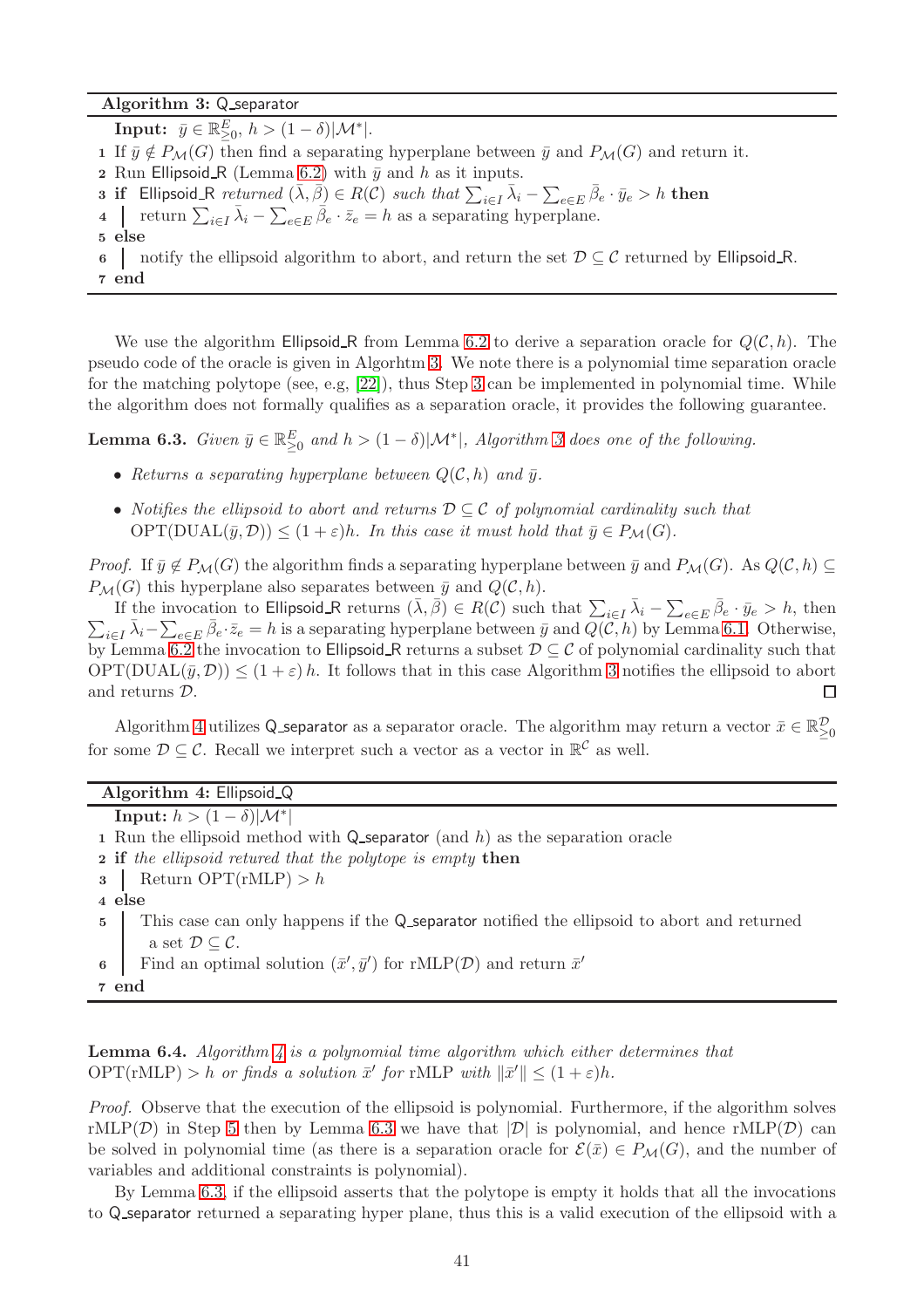**Algorithm 3:** Q_separator

**Input:** $\bar{y} \in \mathbb{R}^E_{\geq 0}$, $h > (1-\delta)|\mathcal{M}^*|$.

1 If $\bar{y} \notin P_{\mathcal{M}}(G)$ then find a separating hyperplane between $\bar{y}$ and $P_{\mathcal{M}}(G)$ and return it.
2 Run Ellipsoid_R (Lemma 6.2) with $\bar{y}$ and $h$ as it inputs.
3 **if** *Ellipsoid_R returned* $(\bar{\lambda}, \bar{\beta}) \in R(\mathcal{C})$ *such that* $\sum_{i \in I} \bar{\lambda}_i - \sum_{e \in E} \bar{\beta}_e \cdot \bar{y}_e > h$ **then**
4 | return $\sum_{i \in I} \bar{\lambda}_i - \sum_{e \in E} \bar{\beta}_e \cdot \bar{z}_e = h$ as a separating hyperplane.
5 **else**
6 | notify the ellipsoid algorithm to abort, and return the set $\mathcal{D} \subseteq \mathcal{C}$ returned by Ellipsoid_R.
7 **end**

We use the algorithm Ellipsoid_R from Lemma 6.2 to derive a separation oracle for $Q(\mathcal{C}, h)$. The pseudo code of the oracle is given in Algorhtm 3. We note there is a polynomial time separation oracle for the matching polytope (see, e.g, [22]), thus Step 3 can be implemented in polynomial time. While the algorithm does not formally qualifies as a separation oracle, it provides the following guarantee.

**Lemma 6.3.** *Given $\bar{y} \in \mathbb{R}^E_{\geq 0}$ and $h > (1-\delta)|\mathcal{M}^*|$, Algorithm 3 does one of the following.*

- *Returns a separating hyperplane between $Q(\mathcal{C}, h)$ and $\bar{y}$.*
- *Notifies the ellipsoid to abort and returns $\mathcal{D} \subseteq \mathcal{C}$ of polynomial cardinality such that $\text{OPT}(\text{DUAL}(\bar{y}, \mathcal{D})) \leq (1+\varepsilon)h$. In this case it must hold that $\bar{y} \in P_{\mathcal{M}}(G)$.*

*Proof.* If $\bar{y} \notin P_{\mathcal{M}}(G)$ the algorithm finds a separating hyperplane between $\bar{y}$ and $P_{\mathcal{M}}(G)$. As $Q(\mathcal{C}, h) \subseteq P_{\mathcal{M}}(G)$ this hyperplane also separates between $\bar{y}$ and $Q(\mathcal{C}, h)$.

If the invocation to Ellipsoid_R returns $(\bar{\lambda}, \bar{\beta}) \in R(\mathcal{C})$ such that $\sum_{i \in I} \bar{\lambda}_i - \sum_{e \in E} \bar{\beta}_e \cdot \bar{y}_e > h$, then $\sum_{i \in I} \bar{\lambda}_i - \sum_{e \in E} \bar{\beta}_e \cdot \bar{z}_e = h$ is a separating hyperplane between $\bar{y}$ and $Q(\mathcal{C}, h)$ by Lemma 6.1. Otherwise, by Lemma 6.2 the invocation to Ellipsoid_R returns a subset $\mathcal{D} \subseteq \mathcal{C}$ of polynomial cardinality such that $\text{OPT}(\text{DUAL}(\bar{y}, \mathcal{D})) \leq (1+\varepsilon)\, h$. It follows that in this case Algorithm 3 notifies the ellipsoid to abort and returns $\mathcal{D}$. ◻

Algorithm 4 utilizes Q_separator as a separator oracle. The algorithm may return a vector $\bar{x} \in \mathbb{R}^{\mathcal{D}}_{\geq 0}$ for some $\mathcal{D} \subseteq \mathcal{C}$. Recall we interpret such a vector as a vector in $\mathbb{R}^{\mathcal{C}}$ as well.

**Algorithm 4:** Ellipsoid_Q

**Input:** $h > (1-\delta)|\mathcal{M}^*|$

1 Run the ellipsoid method with Q_separator (and $h$) as the separation oracle
2 **if** *the ellipsoid retured that the polytope is empty* **then**
3 | Return $\text{OPT}(\text{rMLP}) > h$
4 **else**
5 | This case can only happens if the Q_separator notified the ellipsoid to abort and returned a set $\mathcal{D} \subseteq \mathcal{C}$.
6 | Find an optimal solution $(\bar{x}', \bar{y}')$ for $\text{rMLP}(\mathcal{D})$ and return $\bar{x}'$
7 **end**

**Lemma 6.4.** *Algorithm 4 is a polynomial time algorithm which either determines that $\text{OPT}(\text{rMLP}) > h$ or finds a solution $\bar{x}'$ for rMLP with $\|\bar{x}'\| \leq (1+\varepsilon)h$.*

*Proof.* Observe that the execution of the ellipsoid is polynomial. Furthermore, if the algorithm solves $\text{rMLP}(\mathcal{D})$ in Step 5 then by Lemma 6.3 we have that $|\mathcal{D}|$ is polynomial, and hence $\text{rMLP}(\mathcal{D})$ can be solved in polynomial time (as there is a separation oracle for $\mathcal{E}(\bar{x}) \in P_{\mathcal{M}}(G)$, and the number of variables and additional constraints is polynomial).

By Lemma 6.3, if the ellipsoid asserts that the polytope is empty it holds that all the invocations to Q_separator returned a separating hyper plane, thus this is a valid execution of the ellipsoid with a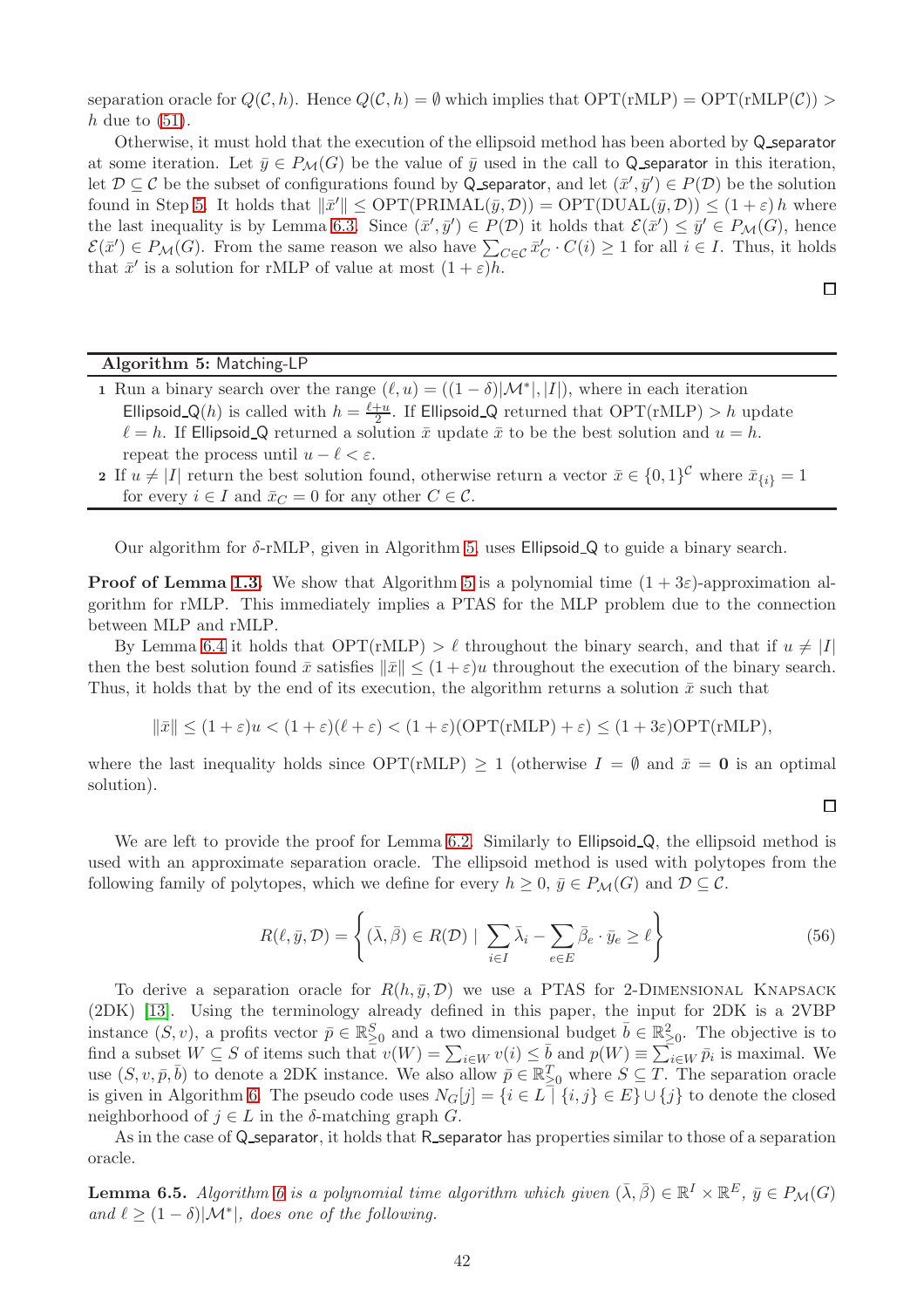separation oracle for $Q(\mathcal{C}, h)$. Hence $Q(\mathcal{C}, h) = \emptyset$ which implies that $\text{OPT}(\text{rMLP}) = \text{OPT}(\text{rMLP}(\mathcal{C})) > h$ due to (51).

Otherwise, it must hold that the execution of the ellipsoid method has been aborted by Q_separator at some iteration. Let $\bar{y} \in P_{\mathcal{M}}(G)$ be the value of $\bar{y}$ used in the call to Q_separator in this iteration, let $\mathcal{D} \subseteq \mathcal{C}$ be the subset of configurations found by Q_separator, and let $(\bar{x}', \bar{y}') \in P(\mathcal{D})$ be the solution found in Step 5. It holds that $\|\bar{x}'\| \leq \text{OPT}(\text{PRIMAL}(\bar{y}, \mathcal{D})) = \text{OPT}(\text{DUAL}(\bar{y}, \mathcal{D})) \leq (1+\varepsilon)\, h$ where the last inequality is by Lemma 6.3. Since $(\bar{x}', \bar{y}') \in P(\mathcal{D})$ it holds that $\mathcal{E}(\bar{x}') \leq \bar{y}' \in P_{\mathcal{M}}(G)$, hence $\mathcal{E}(\bar{x}') \in P_{\mathcal{M}}(G)$. From the same reason we also have $\sum_{C \in \mathcal{C}} \bar{x}'_C \cdot C(i) \geq 1$ for all $i \in I$. Thus, it holds that $\bar{x}'$ is a solution for rMLP of value at most $(1+\varepsilon)h$.

□

---

**Algorithm 5:** Matching-LP

1. Run a binary search over the range $(\ell, u) = ((1-\delta)|\mathcal{M}^*|, |I|)$, where in each iteration Ellipsoid_Q$(h)$ is called with $h = \frac{\ell+u}{2}$. If Ellipsoid_Q returned that $\text{OPT}(\text{rMLP}) > h$ update $\ell = h$. If Ellipsoid_Q returned a solution $\bar{x}$ update $\bar{x}$ to be the best solution and $u = h$. repeat the process until $u - \ell < \varepsilon$.
2. If $u \neq |I|$ return the best solution found, otherwise return a vector $\bar{x} \in \{0,1\}^{\mathcal{C}}$ where $\bar{x}_{\{i\}} = 1$ for every $i \in I$ and $\bar{x}_C = 0$ for any other $C \in \mathcal{C}$.

---

Our algorithm for $\delta$-rMLP, given in Algorithm 5, uses Ellipsoid_Q to guide a binary search.

**Proof of Lemma 1.3.** We show that Algorithm 5 is a polynomial time $(1+3\varepsilon)$-approximation algorithm for rMLP. This immediately implies a PTAS for the MLP problem due to the connection between MLP and rMLP.

By Lemma 6.4 it holds that $\text{OPT}(\text{rMLP}) > \ell$ throughout the binary search, and that if $u \neq |I|$ then the best solution found $\bar{x}$ satisfies $\|\bar{x}\| \leq (1+\varepsilon)u$ throughout the execution of the binary search. Thus, it holds that by the end of its execution, the algorithm returns a solution $\bar{x}$ such that

$$\|\bar{x}\| \leq (1+\varepsilon)u < (1+\varepsilon)(\ell+\varepsilon) < (1+\varepsilon)(\text{OPT}(\text{rMLP})+\varepsilon) \leq (1+3\varepsilon)\text{OPT}(\text{rMLP}),$$

where the last inequality holds since $\text{OPT}(\text{rMLP}) \geq 1$ (otherwise $I = \emptyset$ and $\bar{x} = \mathbf{0}$ is an optimal solution).

□

We are left to provide the proof for Lemma 6.2. Similarly to Ellipsoid_Q, the ellipsoid method is used with an approximate separation oracle. The ellipsoid method is used with polytopes from the following family of polytopes, which we define for every $h \geq 0$, $\bar{y} \in P_{\mathcal{M}}(G)$ and $\mathcal{D} \subseteq \mathcal{C}$.

$$R(\ell, \bar{y}, \mathcal{D}) = \left\{ (\bar{\lambda}, \bar{\beta}) \in R(\mathcal{D}) \;\middle|\; \sum_{i \in I} \bar{\lambda}_i - \sum_{e \in E} \bar{\beta}_e \cdot \bar{y}_e \geq \ell \right\} \tag{56}$$

To derive a separation oracle for $R(h, \bar{y}, \mathcal{D})$ we use a PTAS for 2-Dimensional Knapsack (2DK) [13]. Using the terminology already defined in this paper, the input for 2DK is a 2VBP instance $(S, v)$, a profits vector $\bar{p} \in \mathbb{R}^S_{\geq 0}$ and a two dimensional budget $\bar{b} \in \mathbb{R}^2_{\geq 0}$. The objective is to find a subset $W \subseteq S$ of items such that $v(W) = \sum_{i \in W} v(i) \leq \bar{b}$ and $p(W) \equiv \sum_{i \in W} \bar{p}_i$ is maximal. We use $(S, v, \bar{p}, \bar{b})$ to denote a 2DK instance. We also allow $\bar{p} \in \mathbb{R}^T_{\geq 0}$ where $S \subseteq T$. The separation oracle is given in Algorithm 6. The pseudo code uses $N_G[j] = \{i \in L \mid \{i, j\} \in E\} \cup \{j\}$ to denote the closed neighborhood of $j \in L$ in the $\delta$-matching graph $G$.

As in the case of Q_separator, it holds that R_separator has properties similar to those of a separation oracle.

**Lemma 6.5.** *Algorithm 6 is a polynomial time algorithm which given $(\bar{\lambda}, \bar{\beta}) \in \mathbb{R}^I \times \mathbb{R}^E$, $\bar{y} \in P_{\mathcal{M}}(G)$ and $\ell \geq (1-\delta)|\mathcal{M}^*|$, does one of the following.*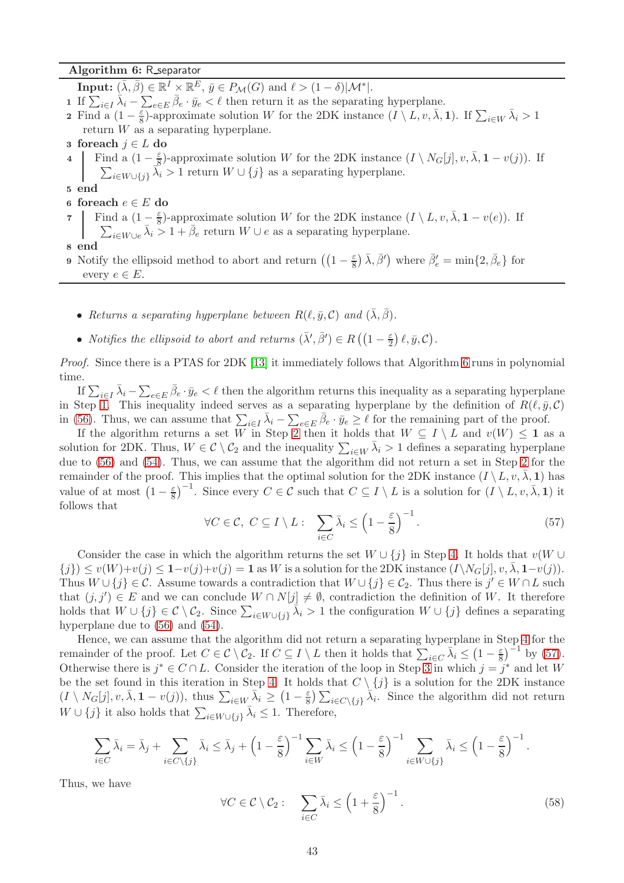**Algorithm 6:** R_separator

**Input:** $(\bar{\lambda}, \bar{\beta}) \in \mathbb{R}^I \times \mathbb{R}^E$, $\bar{y} \in P_{\mathcal{M}}(G)$ and $\ell > (1-\delta)|\mathcal{M}^*|$.

1. If $\sum_{i \in I} \bar{\lambda}_i - \sum_{e \in E} \bar{\beta}_e \cdot \bar{y}_e < \ell$ then return it as the separating hyperplane.
2. Find a $(1-\frac{\varepsilon}{8})$-approximate solution $W$ for the 2DK instance $(I \setminus L, v, \bar{\lambda}, \mathbf{1})$. If $\sum_{i \in W} \bar{\lambda}_i > 1$ return $W$ as a separating hyperplane.
3. **foreach** $j \in L$ **do**
4. Find a $(1-\frac{\varepsilon}{8})$-approximate solution $W$ for the 2DK instance $(I \setminus N_G[j], v, \bar{\lambda}, \mathbf{1} - v(j))$. If $\sum_{i \in W \cup \{j\}} \bar{\lambda}_i > 1$ return $W \cup \{j\}$ as a separating hyperplane.
5. **end**
6. **foreach** $e \in E$ **do**
7. Find a $(1-\frac{\varepsilon}{8})$-approximate solution $W$ for the 2DK instance $(I \setminus L, v, \bar{\lambda}, \mathbf{1} - v(e))$. If $\sum_{i \in W \cup e} \bar{\lambda}_i > 1 + \bar{\beta}_e$ return $W \cup e$ as a separating hyperplane.
8. **end**
9. Notify the ellipsoid method to abort and return $\left(\left(1-\frac{\varepsilon}{8}\right)\bar{\lambda}, \bar{\beta}'\right)$ where $\bar{\beta}'_e = \min\{2, \bar{\beta}_e\}$ for every $e \in E$.

- *Returns a separating hyperplane between $R(\ell, \bar{y}, \mathcal{C})$ and $(\bar{\lambda}, \bar{\beta})$.*
- *Notifies the ellipsoid to abort and returns $(\bar{\lambda}', \bar{\beta}') \in R\left(\left(1-\frac{\varepsilon}{2}\right)\ell, \bar{y}, \mathcal{C}\right)$.*

*Proof.* Since there is a PTAS for 2DK [13] it immediately follows that Algorithm 6 runs in polynomial time.

If $\sum_{i \in I} \bar{\lambda}_i - \sum_{e \in E} \bar{\beta}_e \cdot \bar{y}_e < \ell$ then the algorithm returns this inequality as a separating hyperplane in Step 1. This inequality indeed serves as a separating hyperplane by the definition of $R(\ell, \bar{y}, \mathcal{C})$ in (56). Thus, we can assume that $\sum_{i \in I} \bar{\lambda}_i - \sum_{e \in E} \bar{\beta}_e \cdot \bar{y}_e \geq \ell$ for the remaining part of the proof.

If the algorithm returns a set $W$ in Step 2 then it holds that $W \subseteq I \setminus L$ and $v(W) \leq \mathbf{1}$ as a solution for 2DK. Thus, $W \in \mathcal{C} \setminus \mathcal{C}_2$ and the inequality $\sum_{i \in W} \bar{\lambda}_i > 1$ defines a separating hyperplane due to (56) and (54). Thus, we can assume that the algorithm did not return a set in Step 2 for the remainder of the proof. This implies that the optimal solution for the 2DK instance $(I \setminus L, v, \bar{\lambda}, \mathbf{1})$ has value of at most $\left(1-\frac{\varepsilon}{8}\right)^{-1}$. Since every $C \in \mathcal{C}$ such that $C \subseteq I \setminus L$ is a solution for $(I \setminus L, v, \bar{\lambda}, \mathbf{1})$ it follows that

$$\forall C \in \mathcal{C},\ C \subseteq I \setminus L: \quad \sum_{i \in C} \bar{\lambda}_i \leq \left(1-\frac{\varepsilon}{8}\right)^{-1}. \tag{57}$$

Consider the case in which the algorithm returns the set $W \cup \{j\}$ in Step 4. It holds that $v(W \cup \{j\}) \leq v(W) + v(j) \leq \mathbf{1} - v(j) + v(j) = \mathbf{1}$ as $W$ is a solution for the 2DK instance $(I \setminus N_G[j], v, \bar{\lambda}, \mathbf{1} - v(j))$. Thus $W \cup \{j\} \in \mathcal{C}$. Assume towards a contradiction that $W \cup \{j\} \in \mathcal{C}_2$. Thus there is $j' \in W \cap L$ such that $(j, j') \in E$ and we can conclude $W \cap N[j] \neq \emptyset$, contradiction the definition of $W$. It therefore holds that $W \cup \{j\} \in \mathcal{C} \setminus \mathcal{C}_2$. Since $\sum_{i \in W \cup \{j\}} \bar{\lambda}_i > 1$ the configuration $W \cup \{j\}$ defines a separating hyperplane due to (56) and (54).

Hence, we can assume that the algorithm did not return a separating hyperplane in Step 4 for the remainder of the proof. Let $C \in \mathcal{C} \setminus \mathcal{C}_2$. If $C \subseteq I \setminus L$ then it holds that $\sum_{i \in C} \bar{\lambda}_i \leq \left(1-\frac{\varepsilon}{8}\right)^{-1}$ by (57). Otherwise there is $j^* \in C \cap L$. Consider the iteration of the loop in Step 3 in which $j = j^*$ and let $W$ be the set found in this iteration in Step 4. It holds that $C \setminus \{j\}$ is a solution for the 2DK instance $(I \setminus N_G[j], v, \bar{\lambda}, \mathbf{1} - v(j))$, thus $\sum_{i \in W} \bar{\lambda}_i \geq \left(1-\frac{\varepsilon}{8}\right) \sum_{i \in C \setminus \{j\}} \bar{\lambda}_i$. Since the algorithm did not return $W \cup \{j\}$ it also holds that $\sum_{i \in W \cup \{j\}} \bar{\lambda}_i \leq 1$. Therefore,

$$\sum_{i \in C} \bar{\lambda}_i = \bar{\lambda}_j + \sum_{i \in C \setminus \{j\}} \bar{\lambda}_i \leq \bar{\lambda}_j + \left(1-\frac{\varepsilon}{8}\right)^{-1} \sum_{i \in W} \bar{\lambda}_i \leq \left(1-\frac{\varepsilon}{8}\right)^{-1} \sum_{i \in W \cup \{j\}} \bar{\lambda}_i \leq \left(1-\frac{\varepsilon}{8}\right)^{-1}.$$

Thus, we have

$$\forall C \in \mathcal{C} \setminus \mathcal{C}_2: \quad \sum_{i \in C} \bar{\lambda}_i \leq \left(1+\frac{\varepsilon}{8}\right)^{-1}. \tag{58}$$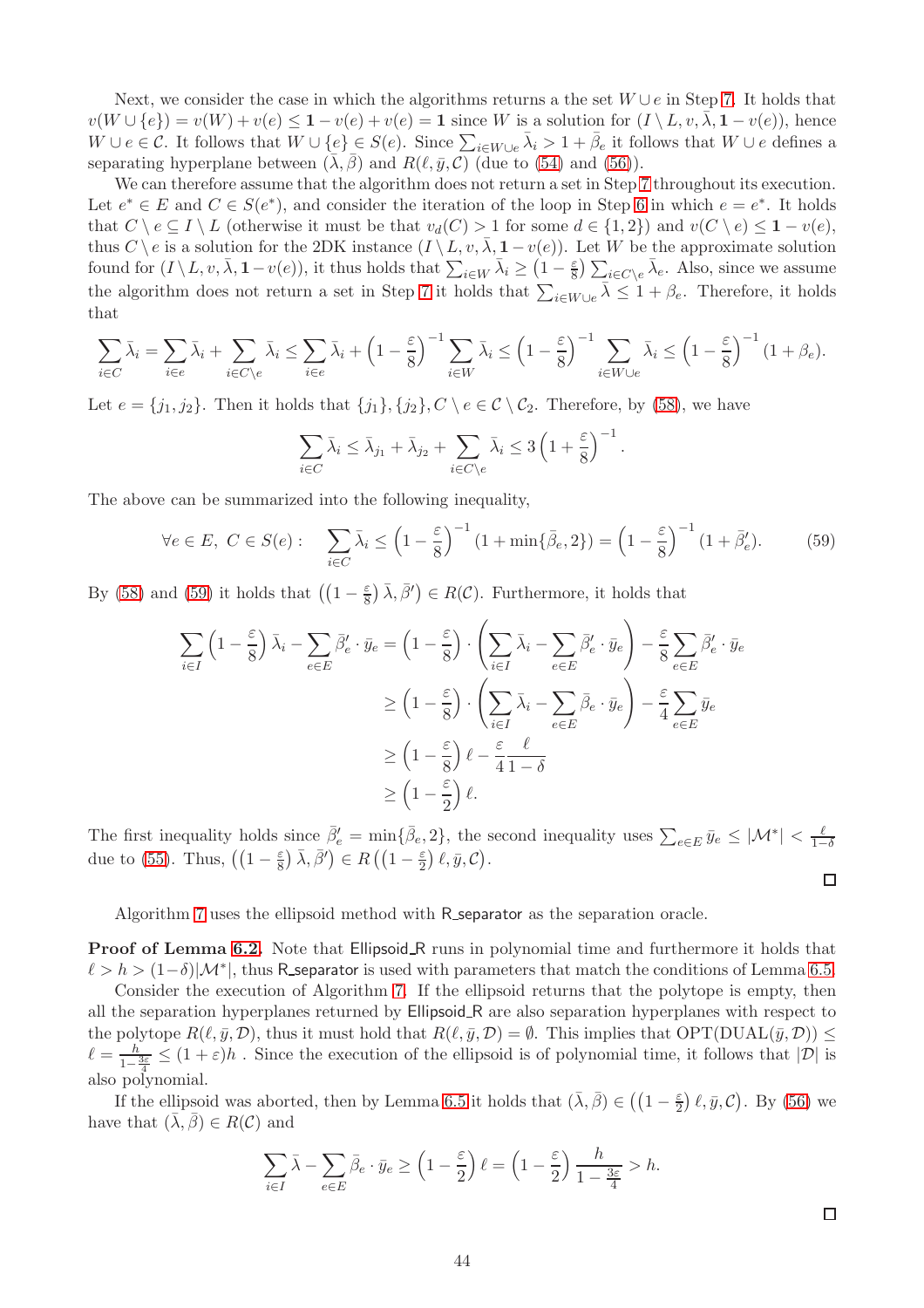Next, we consider the case in which the algorithms returns a the set $W \cup e$ in Step 7. It holds that $v(W \cup \{e\}) = v(W) + v(e) \leq \mathbf{1} - v(e) + v(e) = \mathbf{1}$ since $W$ is a solution for $(I \setminus L, v, \bar{\lambda}, \mathbf{1} - v(e))$, hence $W \cup e \in \mathcal{C}$. It follows that $W \cup \{e\} \in S(e)$. Since $\sum_{i \in W \cup e} \bar{\lambda}_i > 1 + \bar{\beta}_e$ it follows that $W \cup e$ defines a separating hyperplane between $(\bar{\lambda}, \bar{\beta})$ and $R(\ell, \bar{y}, \mathcal{C})$ (due to (54) and (56)).

We can therefore assume that the algorithm does not return a set in Step 7 throughout its execution. Let $e^* \in E$ and $C \in S(e^*)$, and consider the iteration of the loop in Step 6 in which $e = e^*$. It holds that $C \setminus e \subseteq I \setminus L$ (otherwise it must be that $v_d(C) > 1$ for some $d \in \{1, 2\}$) and $v(C \setminus e) \leq \mathbf{1} - v(e)$, thus $C \setminus e$ is a solution for the 2DK instance $(I \setminus L, v, \bar{\lambda}, \mathbf{1} - v(e))$. Let $W$ be the approximate solution found for $(I \setminus L, v, \bar{\lambda}, \mathbf{1} - v(e))$, it thus holds that $\sum_{i \in W} \bar{\lambda}_i \geq \left(1 - \frac{\varepsilon}{8}\right) \sum_{i \in C \setminus e} \bar{\lambda}_e$. Also, since we assume the algorithm does not return a set in Step 7 it holds that $\sum_{i \in W \cup e} \bar{\lambda} \leq 1 + \beta_e$. Therefore, it holds that

$$\sum_{i \in C} \bar{\lambda}_i = \sum_{i \in e} \bar{\lambda}_i + \sum_{i \in C \setminus e} \bar{\lambda}_i \leq \sum_{i \in e} \bar{\lambda}_i + \left(1 - \frac{\varepsilon}{8}\right)^{-1} \sum_{i \in W} \bar{\lambda}_i \leq \left(1 - \frac{\varepsilon}{8}\right)^{-1} \sum_{i \in W \cup e} \bar{\lambda}_i \leq \left(1 - \frac{\varepsilon}{8}\right)^{-1} (1 + \beta_e).$$

Let $e = \{j_1, j_2\}$. Then it holds that $\{j_1\}, \{j_2\}, C \setminus e \in \mathcal{C} \setminus \mathcal{C}_2$. Therefore, by (58), we have

$$\sum_{i \in C} \bar{\lambda}_i \leq \bar{\lambda}_{j_1} + \bar{\lambda}_{j_2} + \sum_{i \in C \setminus e} \bar{\lambda}_i \leq 3 \left(1 + \frac{\varepsilon}{8}\right)^{-1}.$$

The above can be summarized into the following inequality,

$$\forall e \in E, \; C \in S(e): \quad \sum_{i \in C} \bar{\lambda}_i \leq \left(1 - \frac{\varepsilon}{8}\right)^{-1} (1 + \min\{\bar{\beta}_e, 2\}) = \left(1 - \frac{\varepsilon}{8}\right)^{-1} (1 + \bar{\beta}'_e). \tag{59}$$

By (58) and (59) it holds that $\left(\left(1 - \frac{\varepsilon}{8}\right) \bar{\lambda}, \bar{\beta}'\right) \in R(\mathcal{C})$. Furthermore, it holds that

$$\begin{aligned}
\sum_{i \in I} \left(1 - \frac{\varepsilon}{8}\right) \bar{\lambda}_i - \sum_{e \in E} \bar{\beta}'_e \cdot \bar{y}_e &= \left(1 - \frac{\varepsilon}{8}\right) \cdot \left(\sum_{i \in I} \bar{\lambda}_i - \sum_{e \in E} \bar{\beta}'_e \cdot \bar{y}_e\right) - \frac{\varepsilon}{8} \sum_{e \in E} \bar{\beta}'_e \cdot \bar{y}_e \\
&\geq \left(1 - \frac{\varepsilon}{8}\right) \cdot \left(\sum_{i \in I} \bar{\lambda}_i - \sum_{e \in E} \bar{\beta}_e \cdot \bar{y}_e\right) - \frac{\varepsilon}{4} \sum_{e \in E} \bar{y}_e \\
&\geq \left(1 - \frac{\varepsilon}{8}\right) \ell - \frac{\varepsilon}{4} \frac{\ell}{1 - \delta} \\
&\geq \left(1 - \frac{\varepsilon}{2}\right) \ell.
\end{aligned}$$

The first inequality holds since $\bar{\beta}'_e = \min\{\bar{\beta}_e, 2\}$, the second inequality uses $\sum_{e \in E} \bar{y}_e \leq |\mathcal{M}^*| < \frac{\ell}{1 - \delta}$ due to (55). Thus, $\left(\left(1 - \frac{\varepsilon}{8}\right) \bar{\lambda}, \bar{\beta}'\right) \in R\left(\left(1 - \frac{\varepsilon}{2}\right) \ell, \bar{y}, \mathcal{C}\right)$.

□

Algorithm 7 uses the ellipsoid method with R_separator as the separation oracle.

**Proof of Lemma 6.2.** Note that Ellipsoid_R runs in polynomial time and furthermore it holds that $\ell > h > (1 - \delta)|\mathcal{M}^*|$, thus R_separator is used with parameters that match the conditions of Lemma 6.5.

Consider the execution of Algorithm 7. If the ellipsoid returns that the polytope is empty, then all the separation hyperplanes returned by Ellipsoid_R are also separation hyperplanes with respect to the polytope $R(\ell, \bar{y}, \mathcal{D})$, thus it must hold that $R(\ell, \bar{y}, \mathcal{D}) = \emptyset$. This implies that $\text{OPT}(\text{DUAL}(\bar{y}, \mathcal{D})) \leq \ell = \frac{h}{1 - \frac{3\varepsilon}{4}} \leq (1 + \varepsilon) h$ . Since the execution of the ellipsoid is of polynomial time, it follows that $|\mathcal{D}|$ is also polynomial.

If the ellipsoid was aborted, then by Lemma 6.5 it holds that $(\bar{\lambda}, \bar{\beta}) \in \left(\left(1 - \frac{\varepsilon}{2}\right) \ell, \bar{y}, \mathcal{C}\right)$. By (56) we have that $(\bar{\lambda}, \bar{\beta}) \in R(\mathcal{C})$ and

$$\sum_{i \in I} \bar{\lambda} - \sum_{e \in E} \bar{\beta}_e \cdot \bar{y}_e \geq \left(1 - \frac{\varepsilon}{2}\right) \ell = \left(1 - \frac{\varepsilon}{2}\right) \frac{h}{1 - \frac{3\varepsilon}{4}} > h.$$

□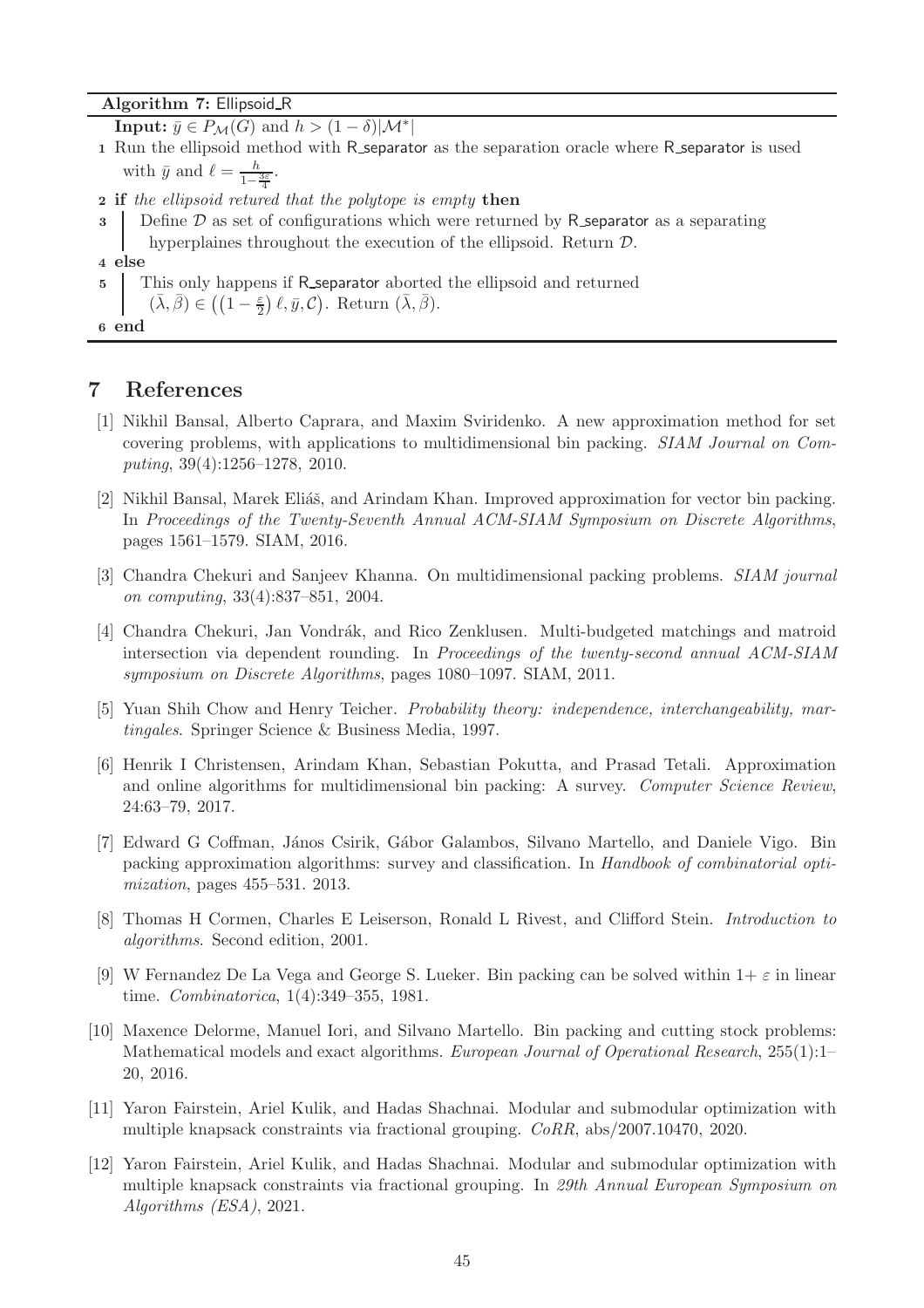**Algorithm 7:** Ellipsoid_R

**Input:** $\bar{y} \in P_{\mathcal{M}}(G)$ and $h > (1-\delta)|\mathcal{M}^*|$

1 Run the ellipsoid method with R_separator as the separation oracle where R_separator is used with $\bar{y}$ and $\ell = \frac{h}{1-\frac{3\varepsilon}{4}}$.

2 **if** *the ellipsoid retured that the polytope is empty* **then**

3 Define $\mathcal{D}$ as set of configurations which were returned by R_separator as a separating hyperplaines throughout the execution of the ellipsoid. Return $\mathcal{D}$.

4 **else**

5 This only happens if R_separator aborted the ellipsoid and returned $(\bar{\lambda}, \bar{\beta}) \in \left(\left(1 - \frac{\varepsilon}{2}\right)\ell, \bar{y}, \mathcal{C}\right)$. Return $(\bar{\lambda}, \bar{\beta})$.

6 **end**

# 7 References

[1] Nikhil Bansal, Alberto Caprara, and Maxim Sviridenko. A new approximation method for set covering problems, with applications to multidimensional bin packing. *SIAM Journal on Computing*, 39(4):1256–1278, 2010.

[2] Nikhil Bansal, Marek Eliáš, and Arindam Khan. Improved approximation for vector bin packing. In *Proceedings of the Twenty-Seventh Annual ACM-SIAM Symposium on Discrete Algorithms*, pages 1561–1579. SIAM, 2016.

[3] Chandra Chekuri and Sanjeev Khanna. On multidimensional packing problems. *SIAM journal on computing*, 33(4):837–851, 2004.

[4] Chandra Chekuri, Jan Vondrák, and Rico Zenklusen. Multi-budgeted matchings and matroid intersection via dependent rounding. In *Proceedings of the twenty-second annual ACM-SIAM symposium on Discrete Algorithms*, pages 1080–1097. SIAM, 2011.

[5] Yuan Shih Chow and Henry Teicher. *Probability theory: independence, interchangeability, martingales.* Springer Science & Business Media, 1997.

[6] Henrik I Christensen, Arindam Khan, Sebastian Pokutta, and Prasad Tetali. Approximation and online algorithms for multidimensional bin packing: A survey. *Computer Science Review*, 24:63–79, 2017.

[7] Edward G Coffman, János Csirik, Gábor Galambos, Silvano Martello, and Daniele Vigo. Bin packing approximation algorithms: survey and classification. In *Handbook of combinatorial optimization*, pages 455–531. 2013.

[8] Thomas H Cormen, Charles E Leiserson, Ronald L Rivest, and Clifford Stein. *Introduction to algorithms*. Second edition, 2001.

[9] W Fernandez De La Vega and George S. Lueker. Bin packing can be solved within 1+ $\varepsilon$ in linear time. *Combinatorica*, 1(4):349–355, 1981.

[10] Maxence Delorme, Manuel Iori, and Silvano Martello. Bin packing and cutting stock problems: Mathematical models and exact algorithms. *European Journal of Operational Research*, 255(1):1–20, 2016.

[11] Yaron Fairstein, Ariel Kulik, and Hadas Shachnai. Modular and submodular optimization with multiple knapsack constraints via fractional grouping. *CoRR*, abs/2007.10470, 2020.

[12] Yaron Fairstein, Ariel Kulik, and Hadas Shachnai. Modular and submodular optimization with multiple knapsack constraints via fractional grouping. In *29th Annual European Symposium on Algorithms (ESA)*, 2021.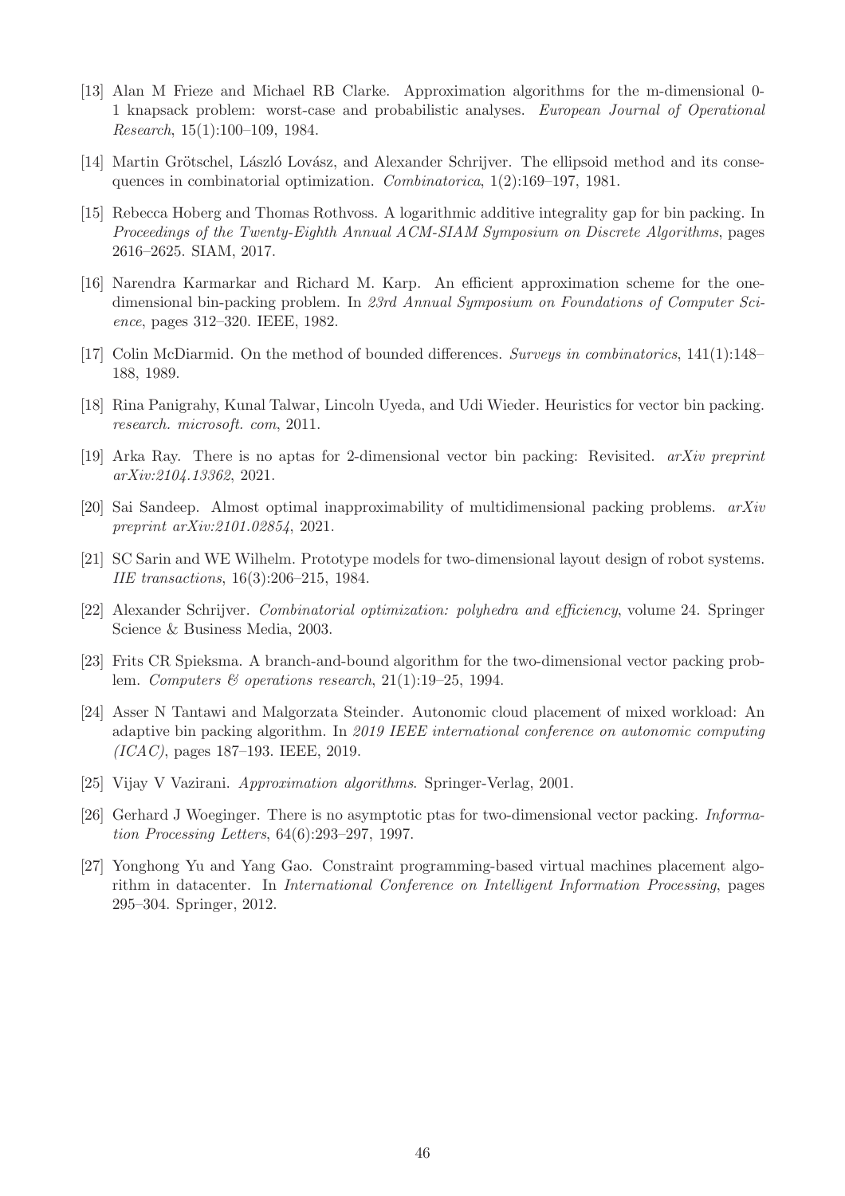[13] Alan M Frieze and Michael RB Clarke. Approximation algorithms for the m-dimensional 0-1 knapsack problem: worst-case and probabilistic analyses. *European Journal of Operational Research*, 15(1):100–109, 1984.

[14] Martin Grötschel, László Lovász, and Alexander Schrijver. The ellipsoid method and its consequences in combinatorial optimization. *Combinatorica*, 1(2):169–197, 1981.

[15] Rebecca Hoberg and Thomas Rothvoss. A logarithmic additive integrality gap for bin packing. In *Proceedings of the Twenty-Eighth Annual ACM-SIAM Symposium on Discrete Algorithms*, pages 2616–2625. SIAM, 2017.

[16] Narendra Karmarkar and Richard M. Karp. An efficient approximation scheme for the one-dimensional bin-packing problem. In *23rd Annual Symposium on Foundations of Computer Science*, pages 312–320. IEEE, 1982.

[17] Colin McDiarmid. On the method of bounded differences. *Surveys in combinatorics*, 141(1):148–188, 1989.

[18] Rina Panigrahy, Kunal Talwar, Lincoln Uyeda, and Udi Wieder. Heuristics for vector bin packing. *research. microsoft. com*, 2011.

[19] Arka Ray. There is no aptas for 2-dimensional vector bin packing: Revisited. *arXiv preprint arXiv:2104.13362*, 2021.

[20] Sai Sandeep. Almost optimal inapproximability of multidimensional packing problems. *arXiv preprint arXiv:2101.02854*, 2021.

[21] SC Sarin and WE Wilhelm. Prototype models for two-dimensional layout design of robot systems. *IIE transactions*, 16(3):206–215, 1984.

[22] Alexander Schrijver. *Combinatorial optimization: polyhedra and efficiency*, volume 24. Springer Science & Business Media, 2003.

[23] Frits CR Spieksma. A branch-and-bound algorithm for the two-dimensional vector packing problem. *Computers & operations research*, 21(1):19–25, 1994.

[24] Asser N Tantawi and Malgorzata Steinder. Autonomic cloud placement of mixed workload: An adaptive bin packing algorithm. In *2019 IEEE international conference on autonomic computing (ICAC)*, pages 187–193. IEEE, 2019.

[25] Vijay V Vazirani. *Approximation algorithms*. Springer-Verlag, 2001.

[26] Gerhard J Woeginger. There is no asymptotic ptas for two-dimensional vector packing. *Information Processing Letters*, 64(6):293–297, 1997.

[27] Yonghong Yu and Yang Gao. Constraint programming-based virtual machines placement algorithm in datacenter. In *International Conference on Intelligent Information Processing*, pages 295–304. Springer, 2012.